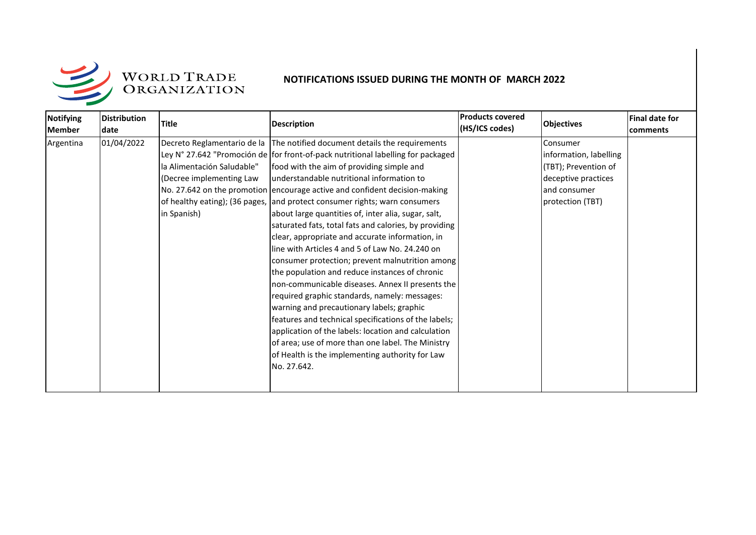WORLD TRADE ORGANIZATION

# NOTIFICATIONS ISSUED DURING THE MONTH OF MARCH 2022

| Notifying Member | Distribution date | Title | Description | Products covered (HS/ICS codes) | Objectives | Final date for comments |
|---|---|---|---|---|---|---|
| Argentina | 01/04/2022 | Decreto Reglamentario de la Ley N° 27.642 "Promoción de la Alimentación Saludable" (Decree implementing Law No. 27.642 on the promotion of healthy eating); (36 pages, in Spanish) | The notified document details the requirements for front-of-pack nutritional labelling for packaged food with the aim of providing simple and understandable nutritional information to encourage active and confident decision-making and protect consumer rights; warn consumers about large quantities of, inter alia, sugar, salt, saturated fats, total fats and calories, by providing clear, appropriate and accurate information, in line with Articles 4 and 5 of Law No. 24.240 on consumer protection; prevent malnutrition among the population and reduce instances of chronic non-communicable diseases. Annex II presents the required graphic standards, namely: messages: warning and precautionary labels; graphic features and technical specifications of the labels; application of the labels: location and calculation of area; use of more than one label. The Ministry of Health is the implementing authority for Law No. 27.642. | | Consumer information, labelling (TBT); Prevention of deceptive practices and consumer protection (TBT) | |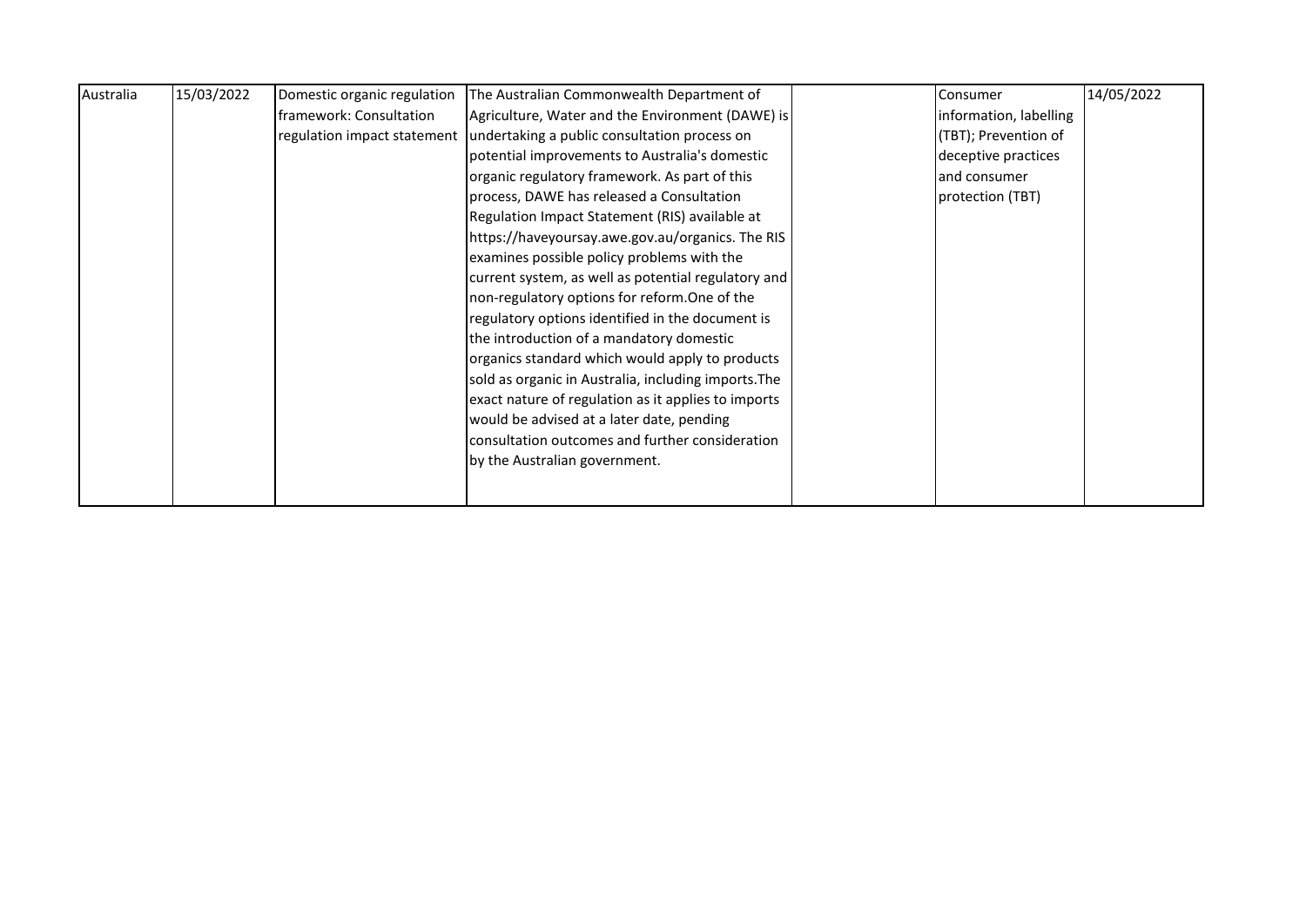| Australia | 15/03/2022 | Domestic organic regulation framework: Consultation regulation impact statement | The Australian Commonwealth Department of Agriculture, Water and the Environment (DAWE) is undertaking a public consultation process on potential improvements to Australia's domestic organic regulatory framework. As part of this process, DAWE has released a Consultation Regulation Impact Statement (RIS) available at https://haveyoursay.awe.gov.au/organics. The RIS examines possible policy problems with the current system, as well as potential regulatory and non-regulatory options for reform.One of the regulatory options identified in the document is the introduction of a mandatory domestic organics standard which would apply to products sold as organic in Australia, including imports.The exact nature of regulation as it applies to imports would be advised at a later date, pending consultation outcomes and further consideration by the Australian government. | | Consumer information, labelling (TBT); Prevention of deceptive practices and consumer protection (TBT) | 14/05/2022 |
|---|---|---|---|---|---|---|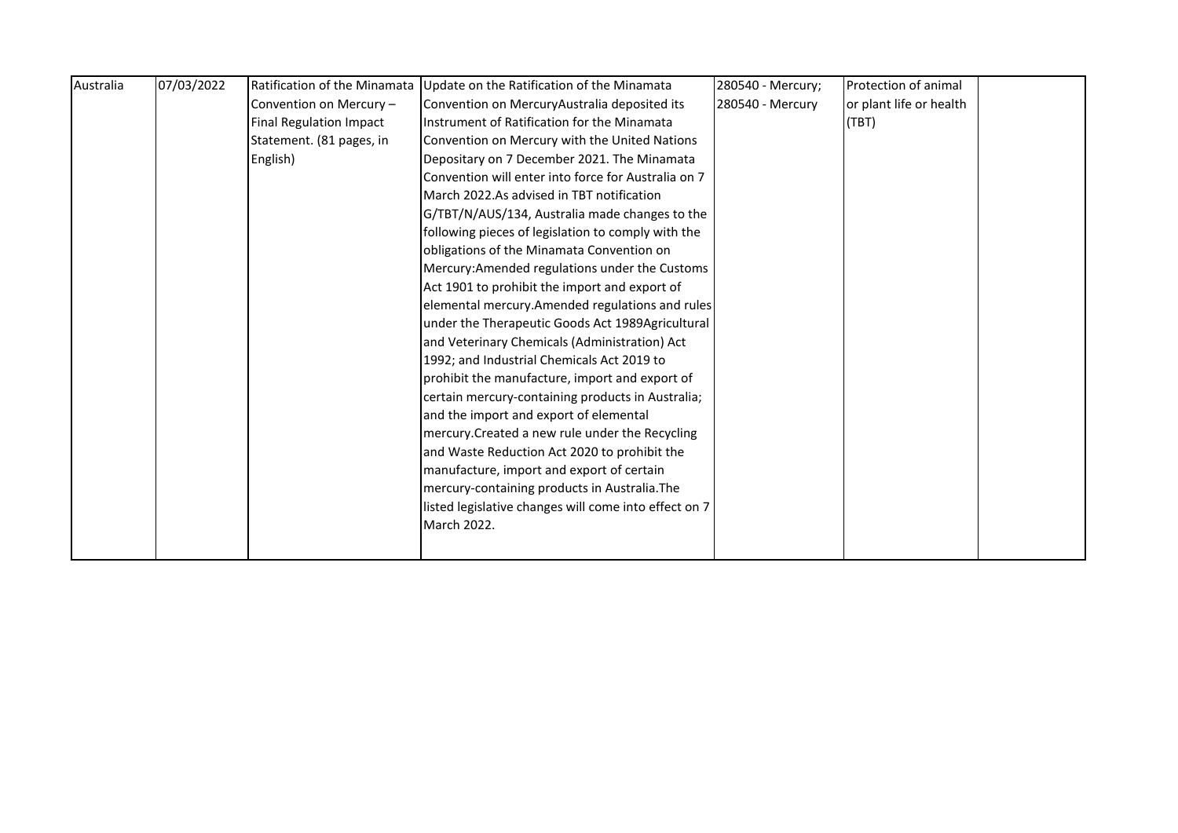| Australia | 07/03/2022 | Ratification of the Minamata Convention on Mercury – Final Regulation Impact Statement. (81 pages, in English) | Update on the Ratification of the Minamata Convention on MercuryAustralia deposited its Instrument of Ratification for the Minamata Convention on Mercury with the United Nations Depositary on 7 December 2021. The Minamata Convention will enter into force for Australia on 7 March 2022.As advised in TBT notification G/TBT/N/AUS/134, Australia made changes to the following pieces of legislation to comply with the obligations of the Minamata Convention on Mercury:Amended regulations under the Customs Act 1901 to prohibit the import and export of elemental mercury.Amended regulations and rules under the Therapeutic Goods Act 1989Agricultural and Veterinary Chemicals (Administration) Act 1992; and Industrial Chemicals Act 2019 to prohibit the manufacture, import and export of certain mercury-containing products in Australia; and the import and export of elemental mercury.Created a new rule under the Recycling and Waste Reduction Act 2020 to prohibit the manufacture, import and export of certain mercury-containing products in Australia.The listed legislative changes will come into effect on 7 March 2022. | 280540 - Mercury; 280540 - Mercury | Protection of animal or plant life or health (TBT) | |
|---|---|---|---|---|---|---|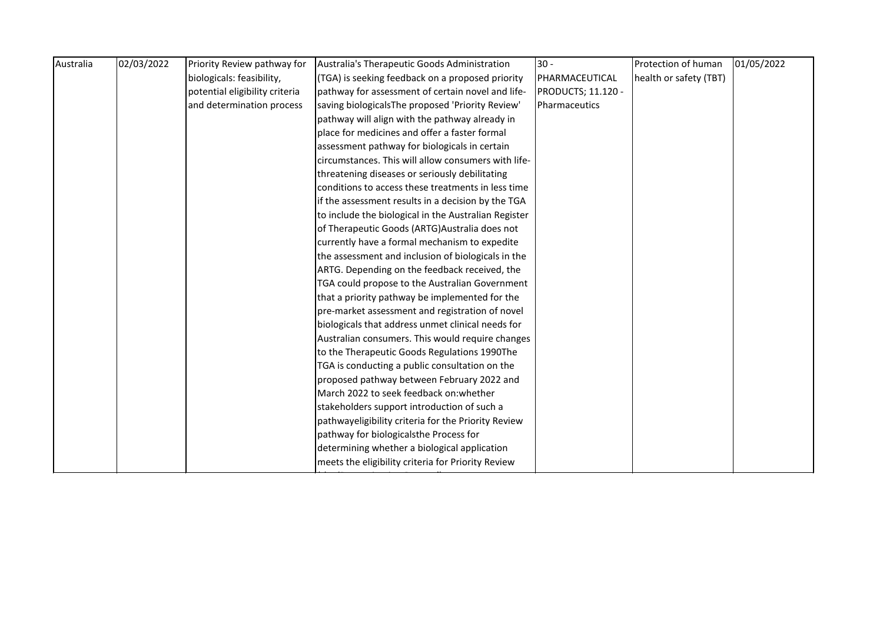| Australia | 02/03/2022 | Priority Review pathway for biologicals: feasibility, potential eligibility criteria and determination process | Australia's Therapeutic Goods Administration (TGA) is seeking feedback on a proposed priority pathway for assessment of certain novel and life-saving biologicalsThe proposed 'Priority Review' pathway will align with the pathway already in place for medicines and offer a faster formal assessment pathway for biologicals in certain circumstances. This will allow consumers with life-threatening diseases or seriously debilitating conditions to access these treatments in less time if the assessment results in a decision by the TGA to include the biological in the Australian Register of Therapeutic Goods (ARTG)Australia does not currently have a formal mechanism to expedite the assessment and inclusion of biologicals in the ARTG. Depending on the feedback received, the TGA could propose to the Australian Government that a priority pathway be implemented for the pre-market assessment and registration of novel biologicals that address unmet clinical needs for Australian consumers. This would require changes to the Therapeutic Goods Regulations 1990The TGA is conducting a public consultation on the proposed pathway between February 2022 and March 2022 to seek feedback on:whether stakeholders support introduction of such a pathwayeligibility criteria for the Priority Review pathway for biologicalsthe Process for determining whether a biological application meets the eligibility criteria for Priority Review | 30 - PHARMACEUTICAL PRODUCTS; 11.120 - Pharmaceutics | Protection of human health or safety (TBT) | 01/05/2022 |
|---|---|---|---|---|---|---|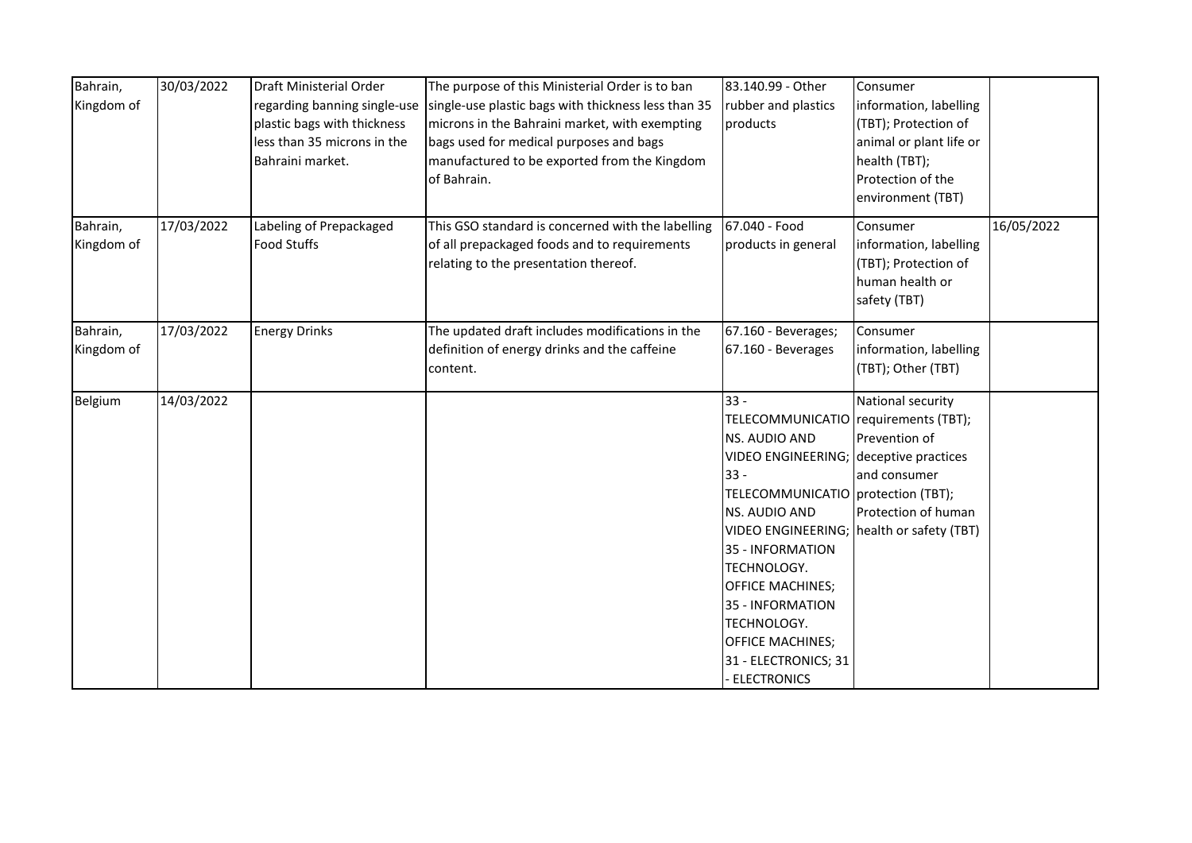| | | | | | | |
|---|---|---|---|---|---|---|
| Bahrain, Kingdom of | 30/03/2022 | Draft Ministerial Order regarding banning single-use plastic bags with thickness less than 35 microns in the Bahraini market. | The purpose of this Ministerial Order is to ban single-use plastic bags with thickness less than 35 microns in the Bahraini market, with exempting bags used for medical purposes and bags manufactured to be exported from the Kingdom of Bahrain. | 83.140.99 - Other rubber and plastics products | Consumer information, labelling (TBT); Protection of animal or plant life or health (TBT); Protection of the environment (TBT) | |
| Bahrain, Kingdom of | 17/03/2022 | Labeling of Prepackaged Food Stuffs | This GSO standard is concerned with the labelling of all prepackaged foods and to requirements relating to the presentation thereof. | 67.040 - Food products in general | Consumer information, labelling (TBT); Protection of human health or safety (TBT) | 16/05/2022 |
| Bahrain, Kingdom of | 17/03/2022 | Energy Drinks | The updated draft includes modifications in the definition of energy drinks and the caffeine content. | 67.160 - Beverages; 67.160 - Beverages | Consumer information, labelling (TBT); Other (TBT) | |
| Belgium | 14/03/2022 | | | 33 - TELECOMMUNICATIONS. AUDIO AND VIDEO ENGINEERING; 33 - TELECOMMUNICATIONS. AUDIO AND VIDEO ENGINEERING; 35 - INFORMATION TECHNOLOGY. OFFICE MACHINES; 35 - INFORMATION TECHNOLOGY. OFFICE MACHINES; 31 - ELECTRONICS; 31 - ELECTRONICS | National security requirements (TBT); Prevention of deceptive practices and consumer protection (TBT); Protection of human health or safety (TBT) | |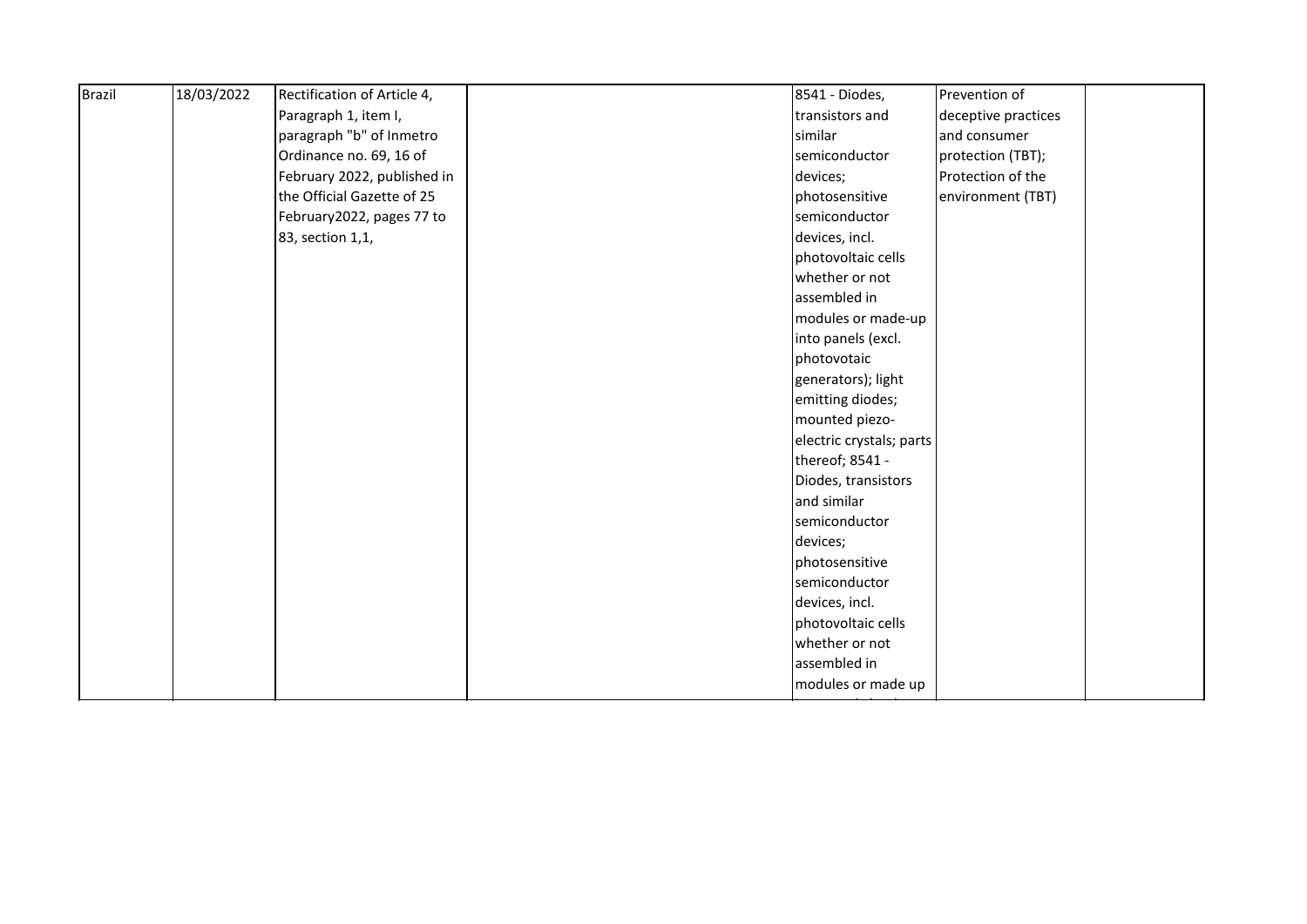| Brazil | 18/03/2022 | Rectification of Article 4, Paragraph 1, item I, paragraph "b" of Inmetro Ordinance no. 69, 16 of February 2022, published in the Official Gazette of 25 February2022, pages 77 to 83, section 1,1, | | 8541 - Diodes, transistors and similar semiconductor devices; photosensitive semiconductor devices, incl. photovoltaic cells whether or not assembled in modules or made-up into panels (excl. photovotaic generators); light emitting diodes; mounted piezo-electric crystals; parts thereof; 8541 - Diodes, transistors and similar semiconductor devices; photosensitive semiconductor devices, incl. photovoltaic cells whether or not assembled in modules or made up | Prevention of deceptive practices and consumer protection (TBT); Protection of the environment (TBT) | |
|---|---|---|---|---|---|---|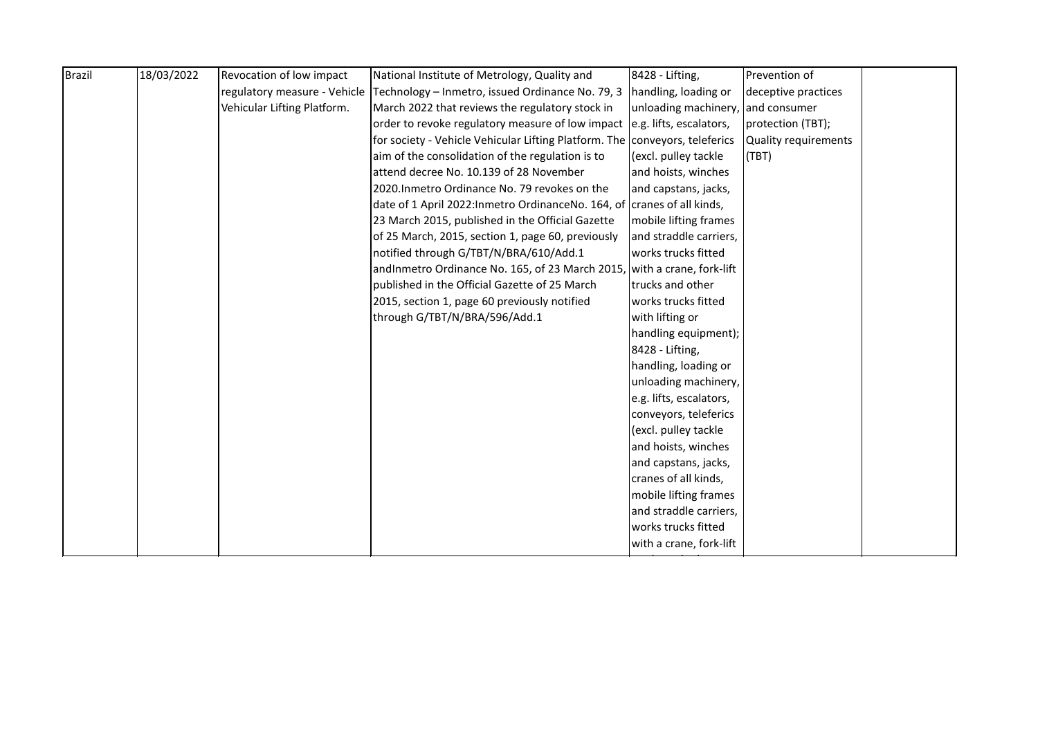| Brazil | 18/03/2022 | Revocation of low impact regulatory measure - Vehicle Vehicular Lifting Platform. | National Institute of Metrology, Quality and Technology – Inmetro, issued Ordinance No. 79, 3 March 2022 that reviews the regulatory stock in order to revoke regulatory measure of low impact for society - Vehicle Vehicular Lifting Platform. The aim of the consolidation of the regulation is to attend decree No. 10.139 of 28 November 2020.Inmetro Ordinance No. 79 revokes on the date of 1 April 2022:Inmetro OrdinanceNo. 164, of 23 March 2015, published in the Official Gazette of 25 March, 2015, section 1, page 60, previously notified through G/TBT/N/BRA/610/Add.1 andInmetro Ordinance No. 165, of 23 March 2015, published in the Official Gazette of 25 March 2015, section 1, page 60 previously notified through G/TBT/N/BRA/596/Add.1 | 8428 - Lifting, handling, loading or unloading machinery, e.g. lifts, escalators, conveyors, teleferics (excl. pulley tackle and hoists, winches and capstans, jacks, cranes of all kinds, mobile lifting frames and straddle carriers, works trucks fitted with a crane, fork-lift trucks and other works trucks fitted with lifting or handling equipment); 8428 - Lifting, handling, loading or unloading machinery, e.g. lifts, escalators, conveyors, teleferics (excl. pulley tackle and hoists, winches and capstans, jacks, cranes of all kinds, mobile lifting frames and straddle carriers, works trucks fitted with a crane, fork-lift | Prevention of deceptive practices and consumer protection (TBT); Quality requirements (TBT) | |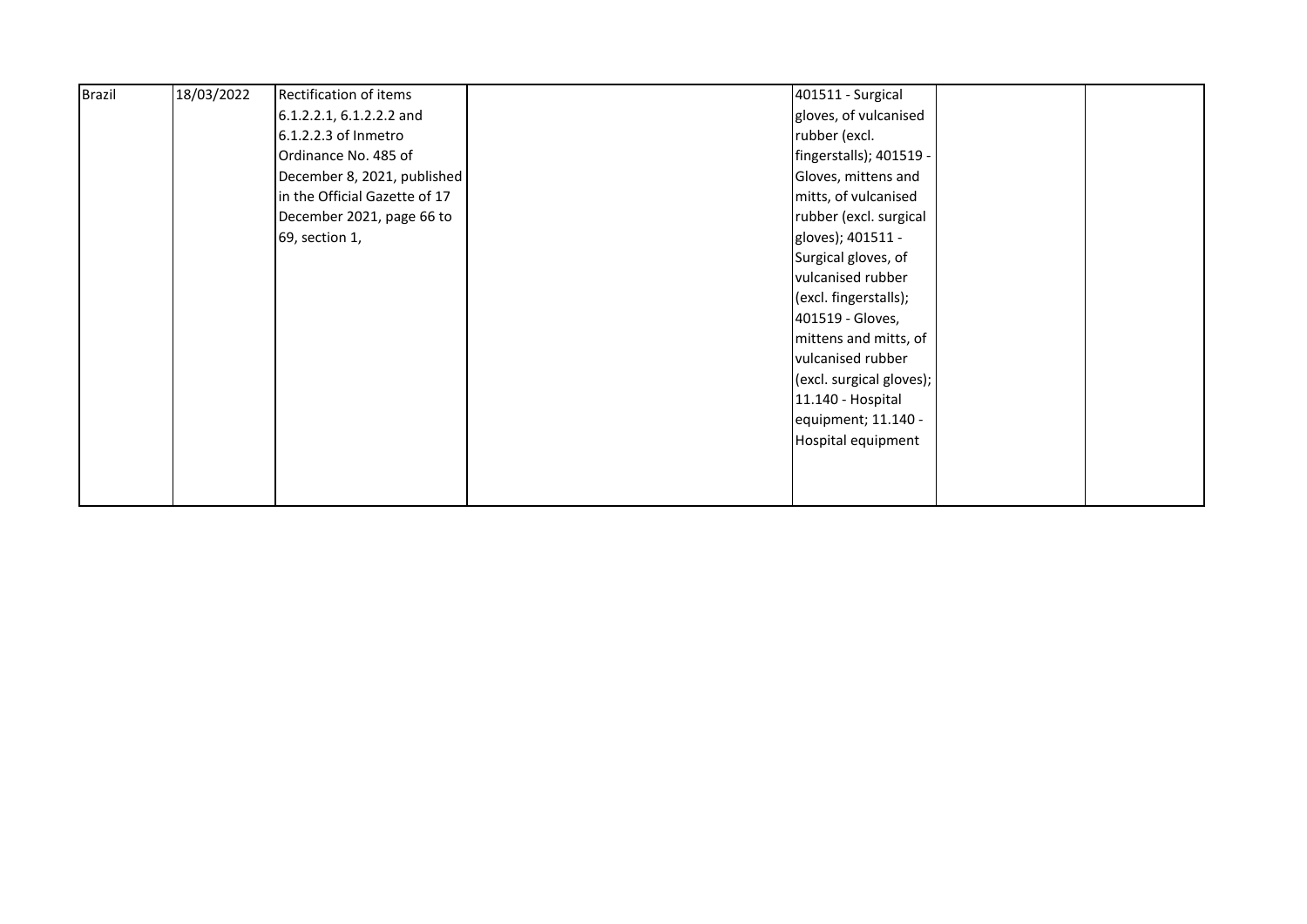| Brazil | 18/03/2022 | Rectification of items 6.1.2.2.1, 6.1.2.2.2 and 6.1.2.2.3 of Inmetro Ordinance No. 485 of December 8, 2021, published in the Official Gazette of 17 December 2021, page 66 to 69, section 1, | | 401511 - Surgical gloves, of vulcanised rubber (excl. fingerstalls); 401519 - Gloves, mittens and mitts, of vulcanised rubber (excl. surgical gloves); 401511 - Surgical gloves, of vulcanised rubber (excl. fingerstalls); 401519 - Gloves, mittens and mitts, of vulcanised rubber (excl. surgical gloves); 11.140 - Hospital equipment; 11.140 - Hospital equipment | | |
|---|---|---|---|---|---|---|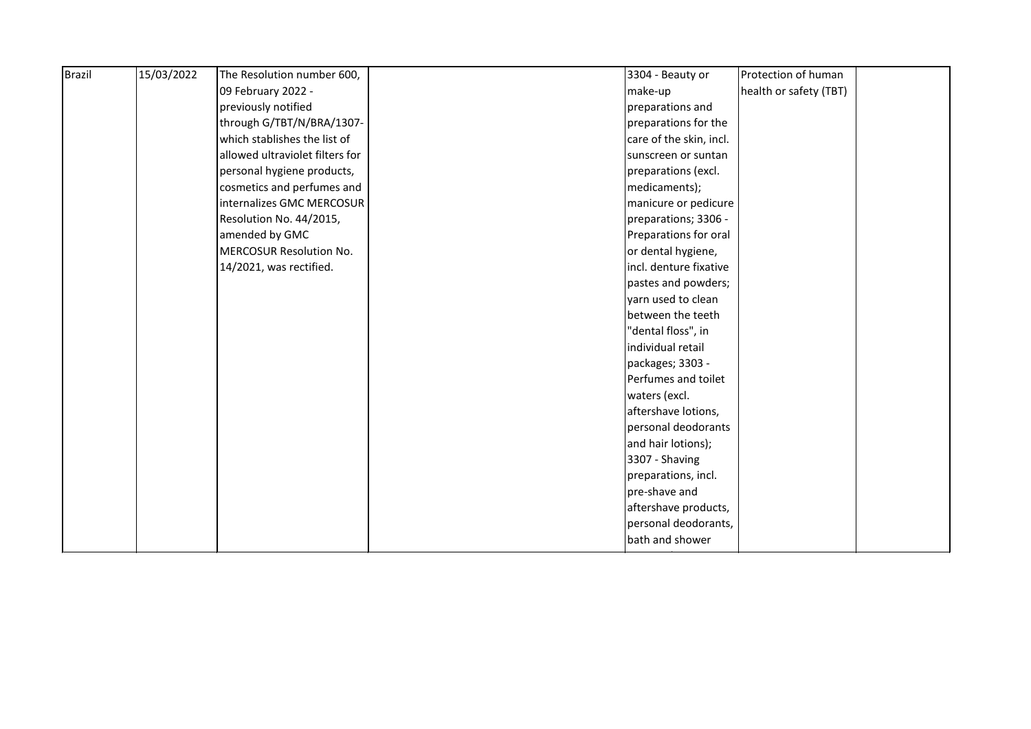| Brazil | 15/03/2022 | The Resolution number 600, 09 February 2022 - previously notified through G/TBT/N/BRA/1307- which stablishes the list of allowed ultraviolet filters for personal hygiene products, cosmetics and perfumes and internalizes GMC MERCOSUR Resolution No. 44/2015, amended by GMC MERCOSUR Resolution No. 14/2021, was rectified. | | 3304 - Beauty or make-up preparations and preparations for the care of the skin, incl. sunscreen or suntan preparations (excl. medicaments); manicure or pedicure preparations; 3306 - Preparations for oral or dental hygiene, incl. denture fixative pastes and powders; yarn used to clean between the teeth "dental floss", in individual retail packages; 3303 - Perfumes and toilet waters (excl. aftershave lotions, personal deodorants and hair lotions); 3307 - Shaving preparations, incl. pre-shave and aftershave products, personal deodorants, bath and shower | Protection of human health or safety (TBT) | |
|---|---|---|---|---|---|---|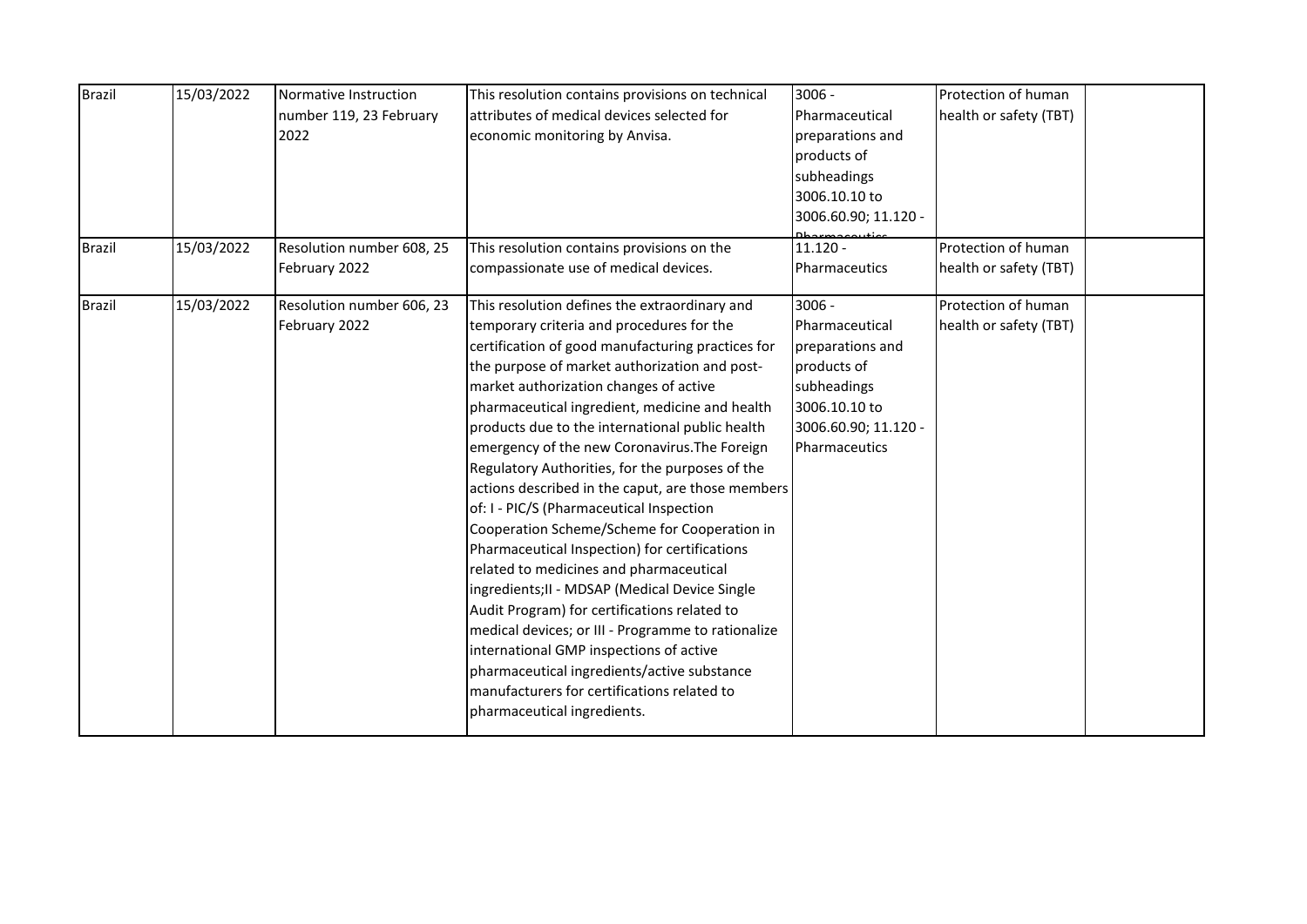| Brazil | 15/03/2022 | Normative Instruction number 119, 23 February 2022 | This resolution contains provisions on technical attributes of medical devices selected for economic monitoring by Anvisa. | 3006 - Pharmaceutical preparations and products of subheadings 3006.10.10 to 3006.60.90; 11.120 - Pharmaceutics | Protection of human health or safety (TBT) | |
|---|---|---|---|---|---|---|
| Brazil | 15/03/2022 | Resolution number 608, 25 February 2022 | This resolution contains provisions on the compassionate use of medical devices. | 11.120 - Pharmaceutics | Protection of human health or safety (TBT) | |
| Brazil | 15/03/2022 | Resolution number 606, 23 February 2022 | This resolution defines the extraordinary and temporary criteria and procedures for the certification of good manufacturing practices for the purpose of market authorization and post-market authorization changes of active pharmaceutical ingredient, medicine and health products due to the international public health emergency of the new Coronavirus.The Foreign Regulatory Authorities, for the purposes of the actions described in the caput, are those members of: I - PIC/S (Pharmaceutical Inspection Cooperation Scheme/Scheme for Cooperation in Pharmaceutical Inspection) for certifications related to medicines and pharmaceutical ingredients;II - MDSAP (Medical Device Single Audit Program) for certifications related to medical devices; or III - Programme to rationalize international GMP inspections of active pharmaceutical ingredients/active substance manufacturers for certifications related to pharmaceutical ingredients. | 3006 - Pharmaceutical preparations and products of subheadings 3006.10.10 to 3006.60.90; 11.120 - Pharmaceutics | Protection of human health or safety (TBT) | |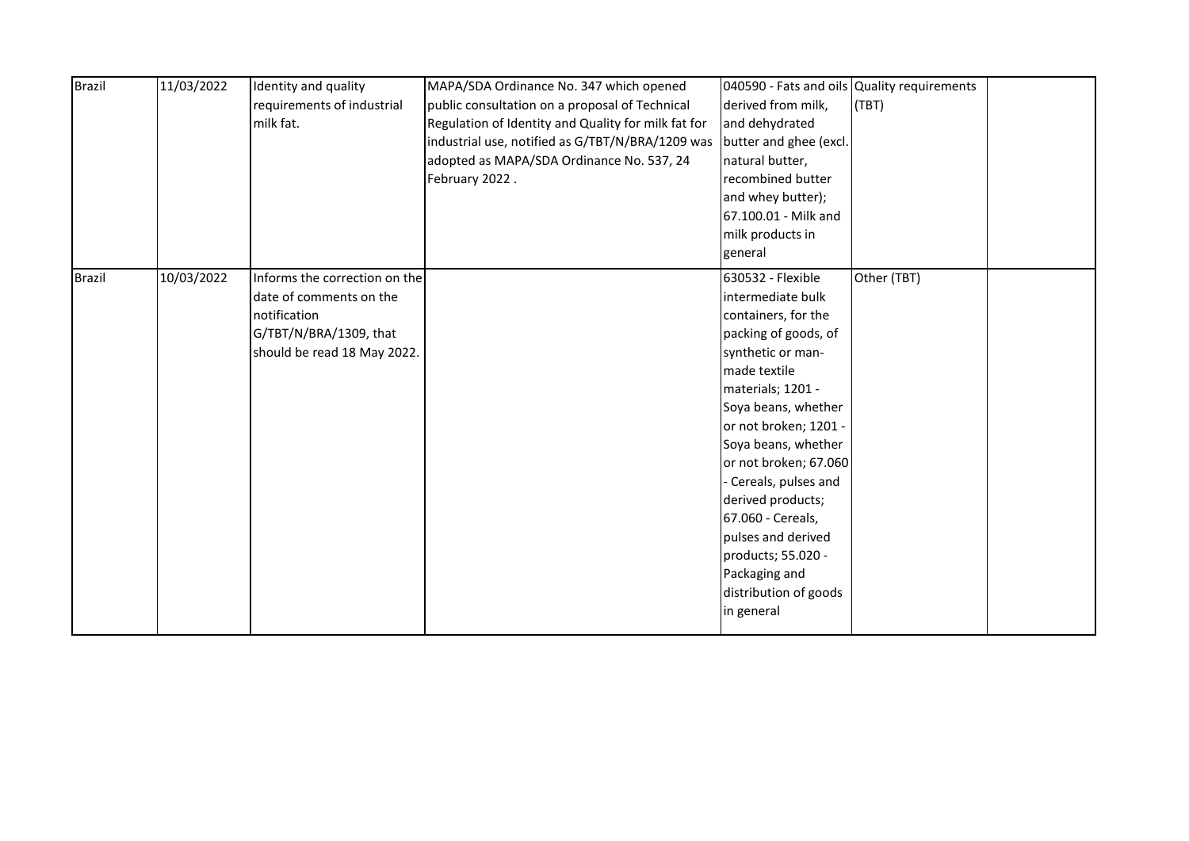| Brazil | 11/03/2022 | Identity and quality requirements of industrial milk fat. | MAPA/SDA Ordinance No. 347 which opened public consultation on a proposal of Technical Regulation of Identity and Quality for milk fat for industrial use, notified as G/TBT/N/BRA/1209 was adopted as MAPA/SDA Ordinance No. 537, 24 February 2022 . | 040590 - Fats and oils derived from milk, and dehydrated butter and ghee (excl. natural butter, recombined butter and whey butter); 67.100.01 - Milk and milk products in general | Quality requirements (TBT) | |
|---|---|---|---|---|---|---|
| Brazil | 10/03/2022 | Informs the correction on the date of comments on the notification G/TBT/N/BRA/1309, that should be read 18 May 2022. | | 630532 - Flexible intermediate bulk containers, for the packing of goods, of synthetic or man-made textile materials; 1201 - Soya beans, whether or not broken; 1201 - Soya beans, whether or not broken; 67.060 - Cereals, pulses and derived products; 67.060 - Cereals, pulses and derived products; 55.020 - Packaging and distribution of goods in general | Other (TBT) | |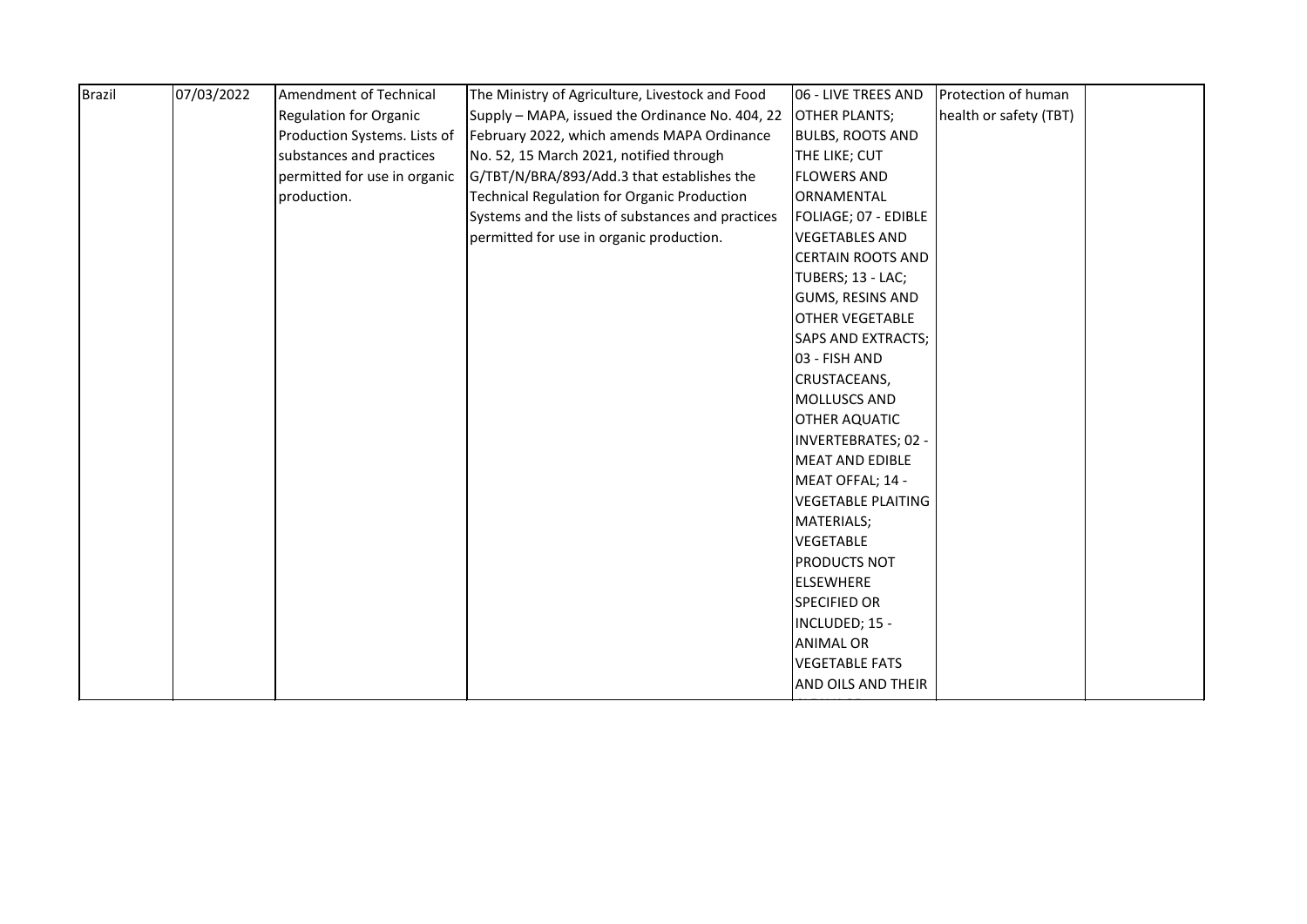| Brazil | 07/03/2022 | Amendment of Technical Regulation for Organic Production Systems. Lists of substances and practices permitted for use in organic production. | The Ministry of Agriculture, Livestock and Food Supply – MAPA, issued the Ordinance No. 404, 22 February 2022, which amends MAPA Ordinance No. 52, 15 March 2021, notified through G/TBT/N/BRA/893/Add.3 that establishes the Technical Regulation for Organic Production Systems and the lists of substances and practices permitted for use in organic production. | 06 - LIVE TREES AND OTHER PLANTS; BULBS, ROOTS AND THE LIKE; CUT FLOWERS AND ORNAMENTAL FOLIAGE; 07 - EDIBLE VEGETABLES AND CERTAIN ROOTS AND TUBERS; 13 - LAC; GUMS, RESINS AND OTHER VEGETABLE SAPS AND EXTRACTS; 03 - FISH AND CRUSTACEANS, MOLLUSCS AND OTHER AQUATIC INVERTEBRATES; 02 - MEAT AND EDIBLE MEAT OFFAL; 14 - VEGETABLE PLAITING MATERIALS; VEGETABLE PRODUCTS NOT ELSEWHERE SPECIFIED OR INCLUDED; 15 - ANIMAL OR VEGETABLE FATS AND OILS AND THEIR | Protection of human health or safety (TBT) | |
|---|---|---|---|---|---|---|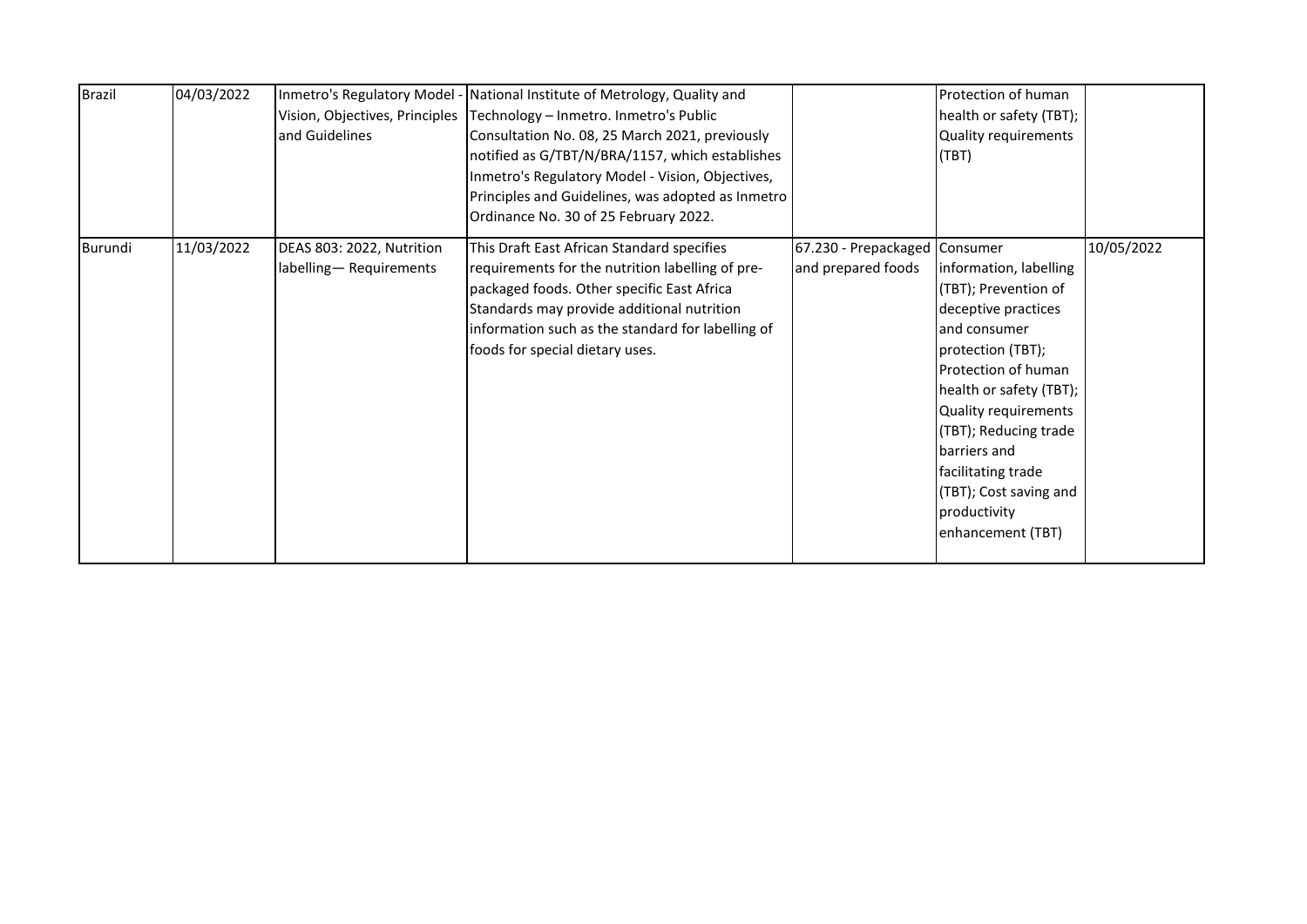| | | | | | | |
|---|---|---|---|---|---|---|
| Brazil | 04/03/2022 | Inmetro's Regulatory Model - Vision, Objectives, Principles and Guidelines | National Institute of Metrology, Quality and Technology – Inmetro. Inmetro's Public Consultation No. 08, 25 March 2021, previously notified as G/TBT/N/BRA/1157, which establishes Inmetro's Regulatory Model - Vision, Objectives, Principles and Guidelines, was adopted as Inmetro Ordinance No. 30 of 25 February 2022. | | Protection of human health or safety (TBT); Quality requirements (TBT) | |
| Burundi | 11/03/2022 | DEAS 803: 2022, Nutrition labelling— Requirements | This Draft East African Standard specifies requirements for the nutrition labelling of pre-packaged foods. Other specific East Africa Standards may provide additional nutrition information such as the standard for labelling of foods for special dietary uses. | 67.230 - Prepackaged and prepared foods | Consumer information, labelling (TBT); Prevention of deceptive practices and consumer protection (TBT); Protection of human health or safety (TBT); Quality requirements (TBT); Reducing trade barriers and facilitating trade (TBT); Cost saving and productivity enhancement (TBT) | 10/05/2022 |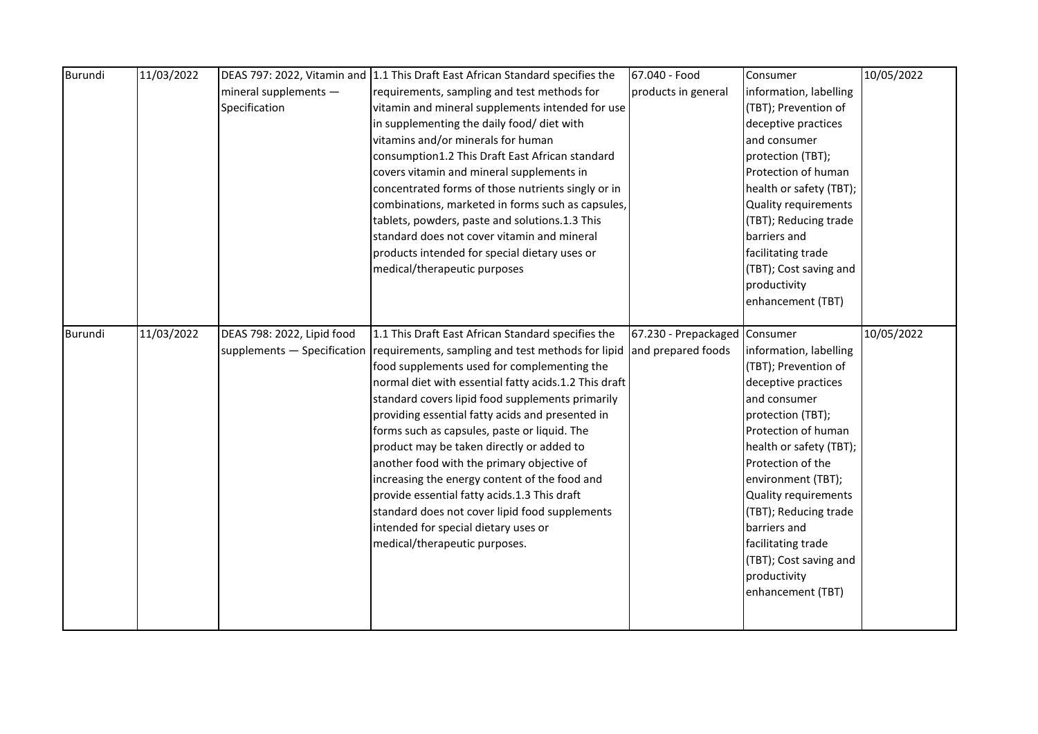| Burundi | 11/03/2022 | DEAS 797: 2022, Vitamin and mineral supplements — Specification | 1.1 This Draft East African Standard specifies the requirements, sampling and test methods for vitamin and mineral supplements intended for use in supplementing the daily food/ diet with vitamins and/or minerals for human consumption1.2 This Draft East African standard covers vitamin and mineral supplements in concentrated forms of those nutrients singly or in combinations, marketed in forms such as capsules, tablets, powders, paste and solutions.1.3 This standard does not cover vitamin and mineral products intended for special dietary uses or medical/therapeutic purposes | 67.040 - Food products in general | Consumer information, labelling (TBT); Prevention of deceptive practices and consumer protection (TBT); Protection of human health or safety (TBT); Quality requirements (TBT); Reducing trade barriers and facilitating trade (TBT); Cost saving and productivity enhancement (TBT) | 10/05/2022 |
|---|---|---|---|---|---|---|
| Burundi | 11/03/2022 | DEAS 798: 2022, Lipid food supplements — Specification | 1.1 This Draft East African Standard specifies the requirements, sampling and test methods for lipid food supplements used for complementing the normal diet with essential fatty acids.1.2 This draft standard covers lipid food supplements primarily providing essential fatty acids and presented in forms such as capsules, paste or liquid. The product may be taken directly or added to another food with the primary objective of increasing the energy content of the food and provide essential fatty acids.1.3 This draft standard does not cover lipid food supplements intended for special dietary uses or medical/therapeutic purposes. | 67.230 - Prepackaged and prepared foods | Consumer information, labelling (TBT); Prevention of deceptive practices and consumer protection (TBT); Protection of human health or safety (TBT); Protection of the environment (TBT); Quality requirements (TBT); Reducing trade barriers and facilitating trade (TBT); Cost saving and productivity enhancement (TBT) | 10/05/2022 |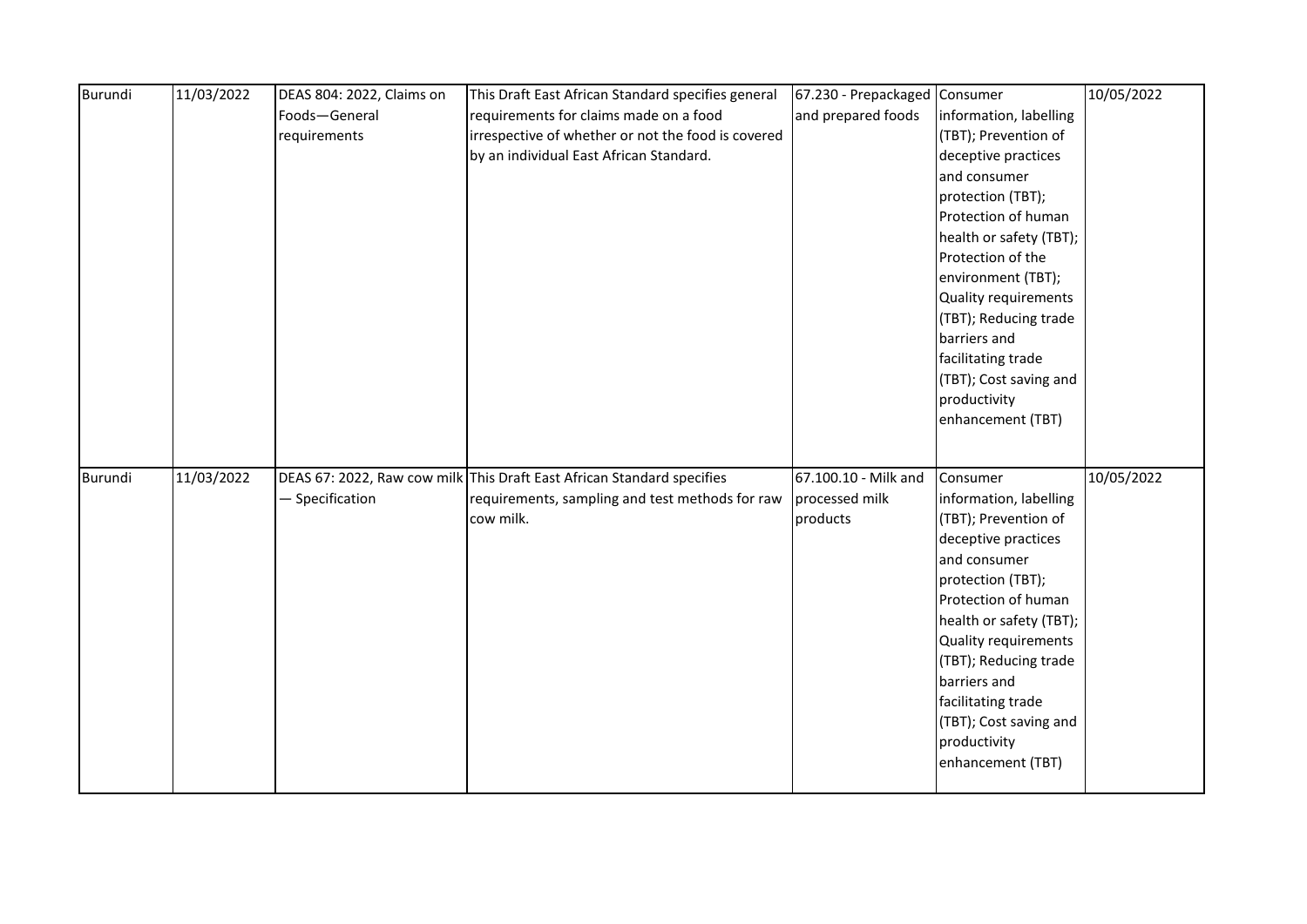| | | | | | | |
|---|---|---|---|---|---|---|
| Burundi | 11/03/2022 | DEAS 804: 2022, Claims on Foods—General requirements | This Draft East African Standard specifies general requirements for claims made on a food irrespective of whether or not the food is covered by an individual East African Standard. | 67.230 - Prepackaged and prepared foods | Consumer information, labelling (TBT); Prevention of deceptive practices and consumer protection (TBT); Protection of human health or safety (TBT); Protection of the environment (TBT); Quality requirements (TBT); Reducing trade barriers and facilitating trade (TBT); Cost saving and productivity enhancement (TBT) | 10/05/2022 |
| Burundi | 11/03/2022 | DEAS 67: 2022, Raw cow milk — Specification | This Draft East African Standard specifies requirements, sampling and test methods for raw cow milk. | 67.100.10 - Milk and processed milk products | Consumer information, labelling (TBT); Prevention of deceptive practices and consumer protection (TBT); Protection of human health or safety (TBT); Quality requirements (TBT); Reducing trade barriers and facilitating trade (TBT); Cost saving and productivity enhancement (TBT) | 10/05/2022 |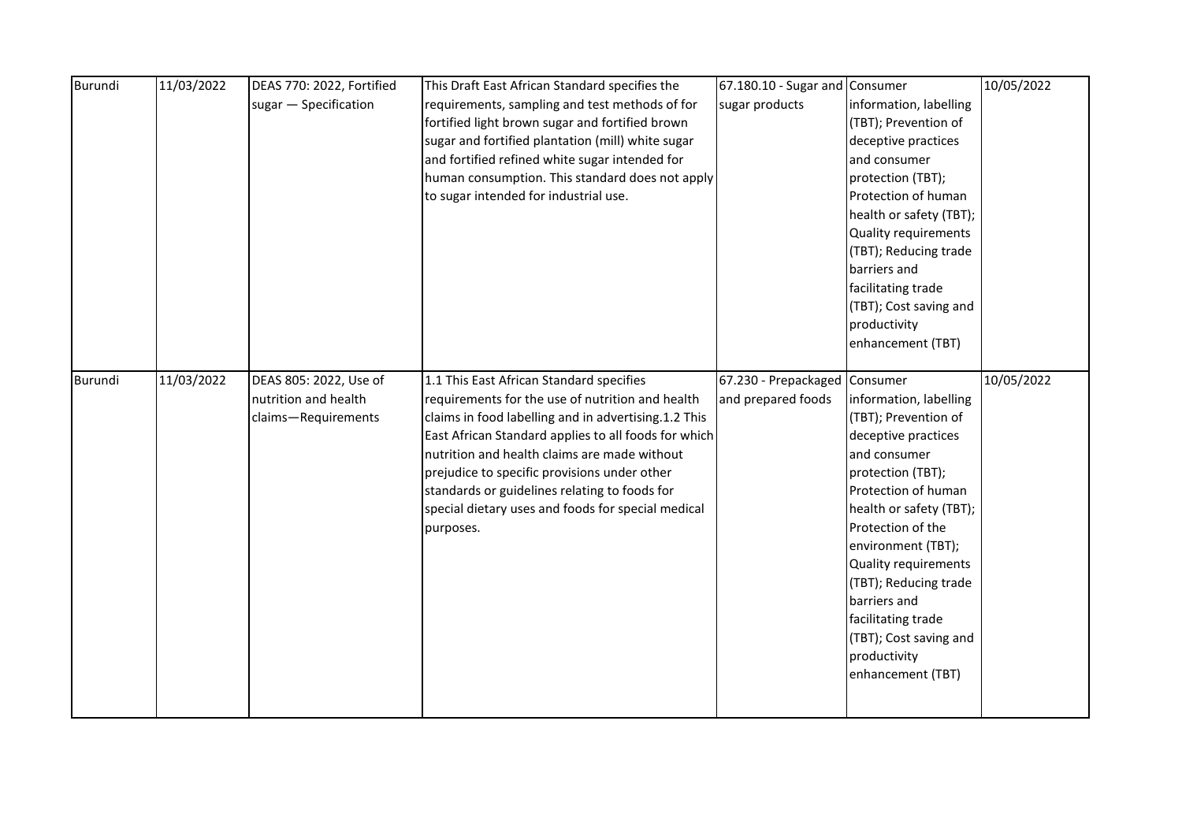| Burundi | 11/03/2022 | DEAS 770: 2022, Fortified sugar — Specification | This Draft East African Standard specifies the requirements, sampling and test methods of for fortified light brown sugar and fortified brown sugar and fortified plantation (mill) white sugar and fortified refined white sugar intended for human consumption. This standard does not apply to sugar intended for industrial use. | 67.180.10 - Sugar and sugar products | Consumer information, labelling (TBT); Prevention of deceptive practices and consumer protection (TBT); Protection of human health or safety (TBT); Quality requirements (TBT); Reducing trade barriers and facilitating trade (TBT); Cost saving and productivity enhancement (TBT) | 10/05/2022 |
|---|---|---|---|---|---|---|
| Burundi | 11/03/2022 | DEAS 805: 2022, Use of nutrition and health claims—Requirements | 1.1 This East African Standard specifies requirements for the use of nutrition and health claims in food labelling and in advertising.1.2 This East African Standard applies to all foods for which nutrition and health claims are made without prejudice to specific provisions under other standards or guidelines relating to foods for special dietary uses and foods for special medical purposes. | 67.230 - Prepackaged and prepared foods | Consumer information, labelling (TBT); Prevention of deceptive practices and consumer protection (TBT); Protection of human health or safety (TBT); Protection of the environment (TBT); Quality requirements (TBT); Reducing trade barriers and facilitating trade (TBT); Cost saving and productivity enhancement (TBT) | 10/05/2022 |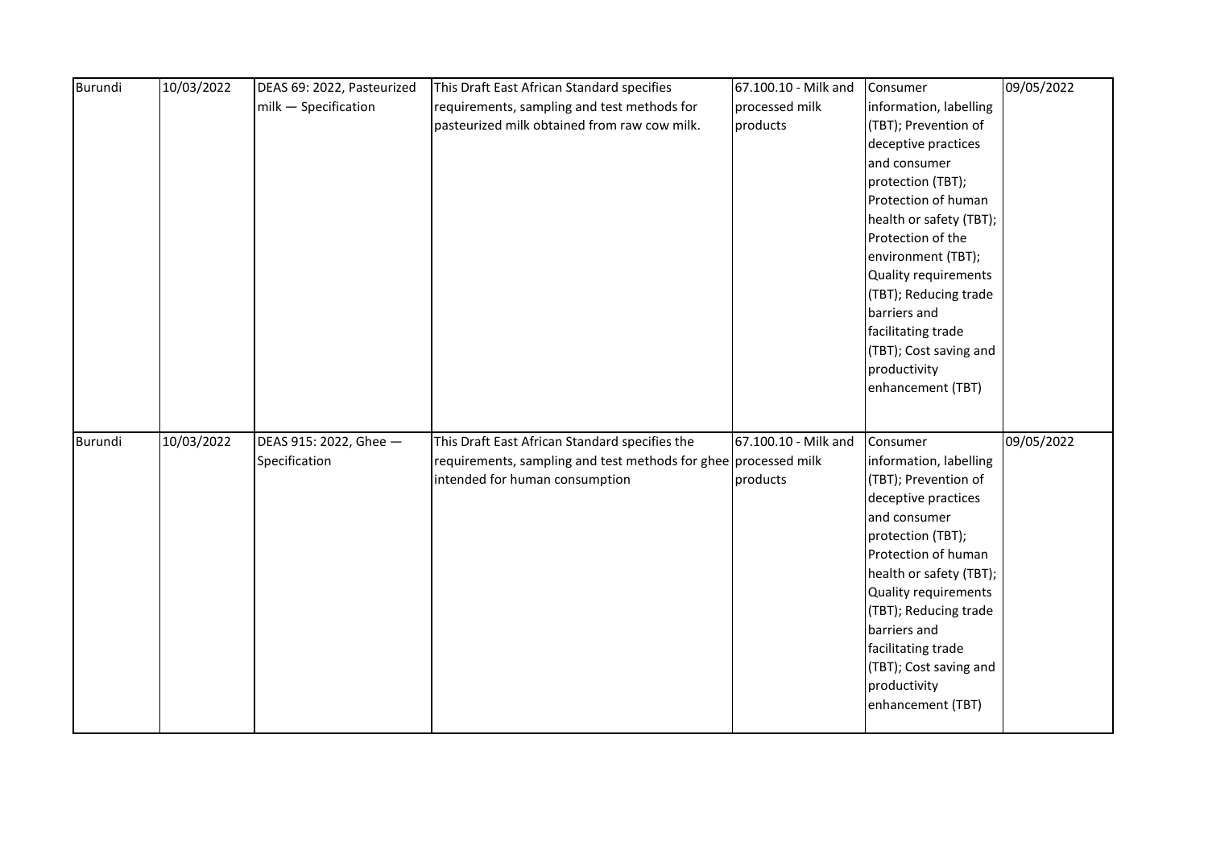| Burundi | 10/03/2022 | DEAS 69: 2022, Pasteurized milk — Specification | This Draft East African Standard specifies requirements, sampling and test methods for pasteurized milk obtained from raw cow milk. | 67.100.10 - Milk and processed milk products | Consumer information, labelling (TBT); Prevention of deceptive practices and consumer protection (TBT); Protection of human health or safety (TBT); Protection of the environment (TBT); Quality requirements (TBT); Reducing trade barriers and facilitating trade (TBT); Cost saving and productivity enhancement (TBT) | 09/05/2022 |
|---|---|---|---|---|---|---|
| Burundi | 10/03/2022 | DEAS 915: 2022, Ghee — Specification | This Draft East African Standard specifies the requirements, sampling and test methods for ghee intended for human consumption | 67.100.10 - Milk and processed milk products | Consumer information, labelling (TBT); Prevention of deceptive practices and consumer protection (TBT); Protection of human health or safety (TBT); Quality requirements (TBT); Reducing trade barriers and facilitating trade (TBT); Cost saving and productivity enhancement (TBT) | 09/05/2022 |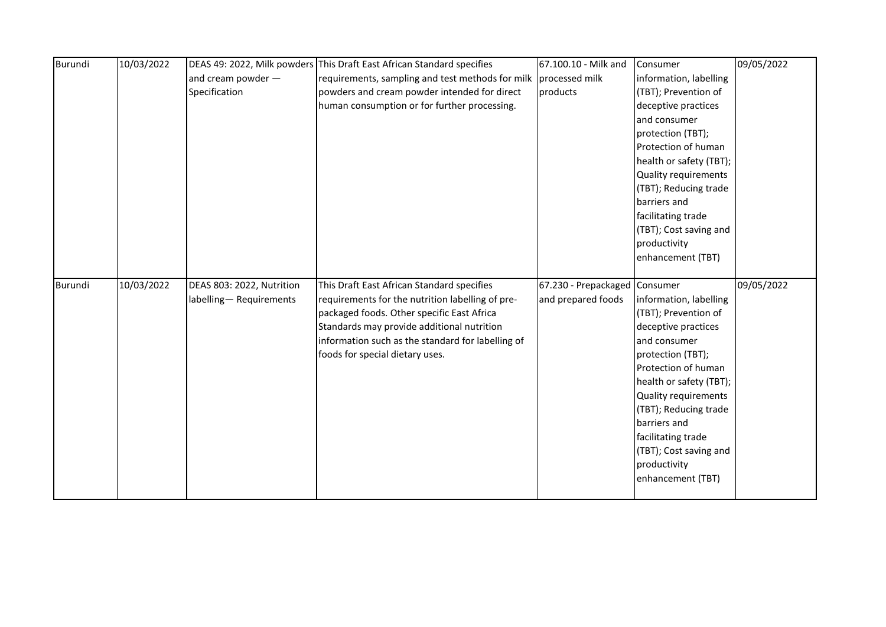| Burundi | 10/03/2022 | DEAS 49: 2022, Milk powders and cream powder — Specification | This Draft East African Standard specifies requirements, sampling and test methods for milk powders and cream powder intended for direct human consumption or for further processing. | 67.100.10 - Milk and processed milk products | Consumer information, labelling (TBT); Prevention of deceptive practices and consumer protection (TBT); Protection of human health or safety (TBT); Quality requirements (TBT); Reducing trade barriers and facilitating trade (TBT); Cost saving and productivity enhancement (TBT) | 09/05/2022 |
|---|---|---|---|---|---|---|
| Burundi | 10/03/2022 | DEAS 803: 2022, Nutrition labelling— Requirements | This Draft East African Standard specifies requirements for the nutrition labelling of pre-packaged foods. Other specific East Africa Standards may provide additional nutrition information such as the standard for labelling of foods for special dietary uses. | 67.230 - Prepackaged and prepared foods | Consumer information, labelling (TBT); Prevention of deceptive practices and consumer protection (TBT); Protection of human health or safety (TBT); Quality requirements (TBT); Reducing trade barriers and facilitating trade (TBT); Cost saving and productivity enhancement (TBT) | 09/05/2022 |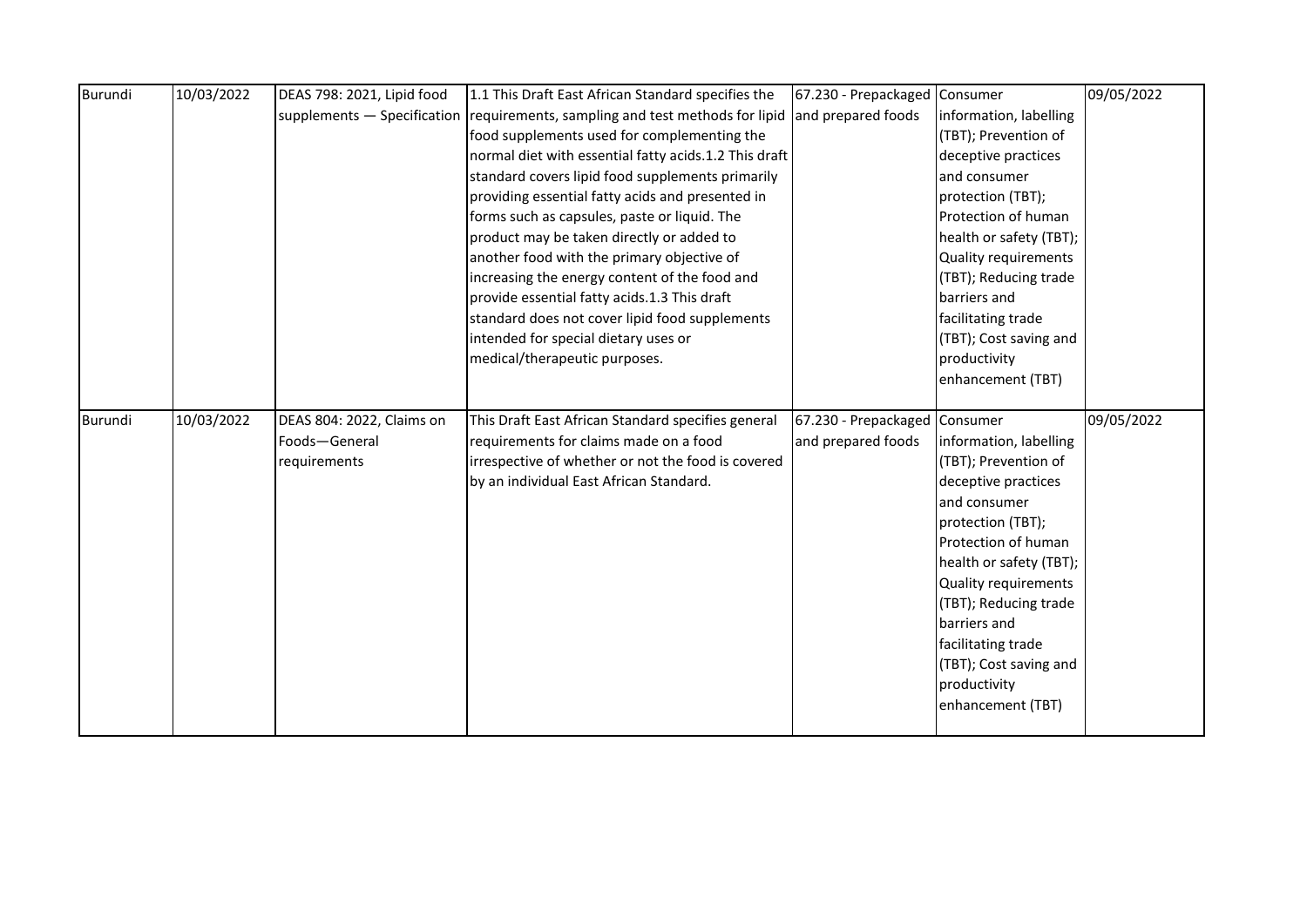| Burundi | 10/03/2022 | DEAS 798: 2021, Lipid food supplements — Specification | 1.1 This Draft East African Standard specifies the requirements, sampling and test methods for lipid food supplements used for complementing the normal diet with essential fatty acids.1.2 This draft standard covers lipid food supplements primarily providing essential fatty acids and presented in forms such as capsules, paste or liquid. The product may be taken directly or added to another food with the primary objective of increasing the energy content of the food and provide essential fatty acids.1.3 This draft standard does not cover lipid food supplements intended for special dietary uses or medical/therapeutic purposes. | 67.230 - Prepackaged and prepared foods | Consumer information, labelling (TBT); Prevention of deceptive practices and consumer protection (TBT); Protection of human health or safety (TBT); Quality requirements (TBT); Reducing trade barriers and facilitating trade (TBT); Cost saving and productivity enhancement (TBT) | 09/05/2022 |
|---|---|---|---|---|---|---|
| Burundi | 10/03/2022 | DEAS 804: 2022, Claims on Foods—General requirements | This Draft East African Standard specifies general requirements for claims made on a food irrespective of whether or not the food is covered by an individual East African Standard. | 67.230 - Prepackaged and prepared foods | Consumer information, labelling (TBT); Prevention of deceptive practices and consumer protection (TBT); Protection of human health or safety (TBT); Quality requirements (TBT); Reducing trade barriers and facilitating trade (TBT); Cost saving and productivity enhancement (TBT) | 09/05/2022 |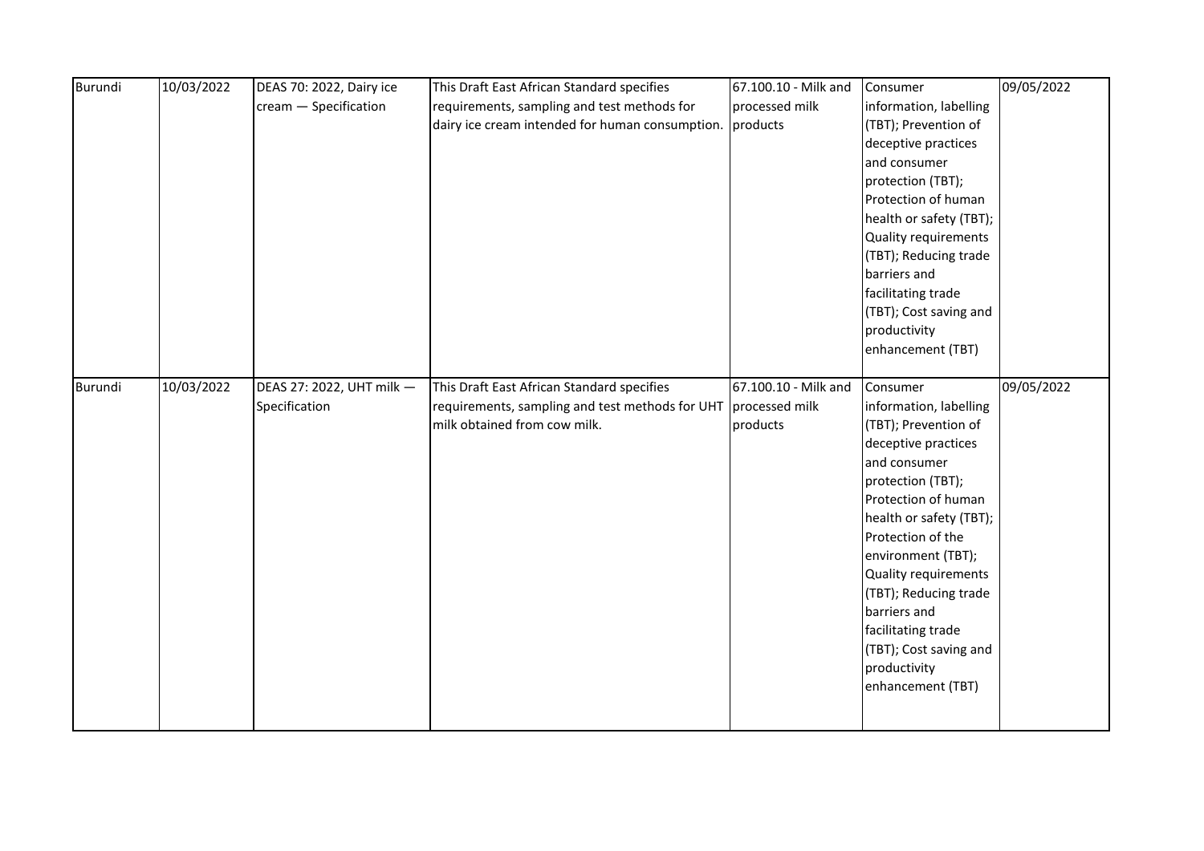| Burundi | 10/03/2022 | DEAS 70: 2022, Dairy ice cream — Specification | This Draft East African Standard specifies requirements, sampling and test methods for dairy ice cream intended for human consumption. | 67.100.10 - Milk and processed milk products | Consumer information, labelling (TBT); Prevention of deceptive practices and consumer protection (TBT); Protection of human health or safety (TBT); Quality requirements (TBT); Reducing trade barriers and facilitating trade (TBT); Cost saving and productivity enhancement (TBT) | 09/05/2022 |
|---|---|---|---|---|---|---|
| Burundi | 10/03/2022 | DEAS 27: 2022, UHT milk — Specification | This Draft East African Standard specifies requirements, sampling and test methods for UHT milk obtained from cow milk. | 67.100.10 - Milk and processed milk products | Consumer information, labelling (TBT); Prevention of deceptive practices and consumer protection (TBT); Protection of human health or safety (TBT); Protection of the environment (TBT); Quality requirements (TBT); Reducing trade barriers and facilitating trade (TBT); Cost saving and productivity enhancement (TBT) | 09/05/2022 |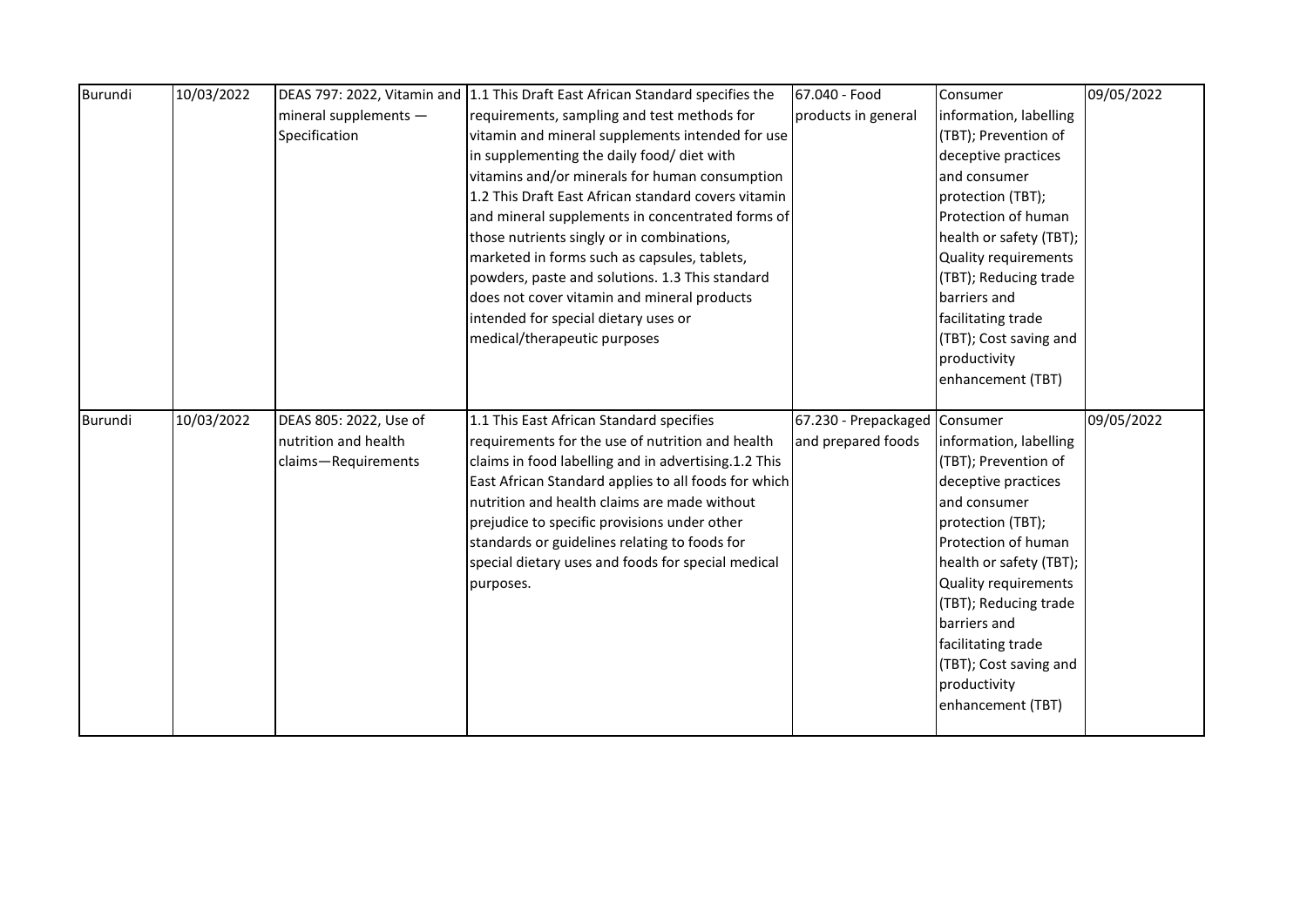| | | | | | | |
|---|---|---|---|---|---|---|
| Burundi | 10/03/2022 | DEAS 797: 2022, Vitamin and mineral supplements — Specification | 1.1 This Draft East African Standard specifies the requirements, sampling and test methods for vitamin and mineral supplements intended for use in supplementing the daily food/ diet with vitamins and/or minerals for human consumption 1.2 This Draft East African standard covers vitamin and mineral supplements in concentrated forms of those nutrients singly or in combinations, marketed in forms such as capsules, tablets, powders, paste and solutions. 1.3 This standard does not cover vitamin and mineral products intended for special dietary uses or medical/therapeutic purposes | 67.040 - Food products in general | Consumer information, labelling (TBT); Prevention of deceptive practices and consumer protection (TBT); Protection of human health or safety (TBT); Quality requirements (TBT); Reducing trade barriers and facilitating trade (TBT); Cost saving and productivity enhancement (TBT) | 09/05/2022 |
| Burundi | 10/03/2022 | DEAS 805: 2022, Use of nutrition and health claims—Requirements | 1.1 This East African Standard specifies requirements for the use of nutrition and health claims in food labelling and in advertising.1.2 This East African Standard applies to all foods for which nutrition and health claims are made without prejudice to specific provisions under other standards or guidelines relating to foods for special dietary uses and foods for special medical purposes. | 67.230 - Prepackaged and prepared foods | Consumer information, labelling (TBT); Prevention of deceptive practices and consumer protection (TBT); Protection of human health or safety (TBT); Quality requirements (TBT); Reducing trade barriers and facilitating trade (TBT); Cost saving and productivity enhancement (TBT) | 09/05/2022 |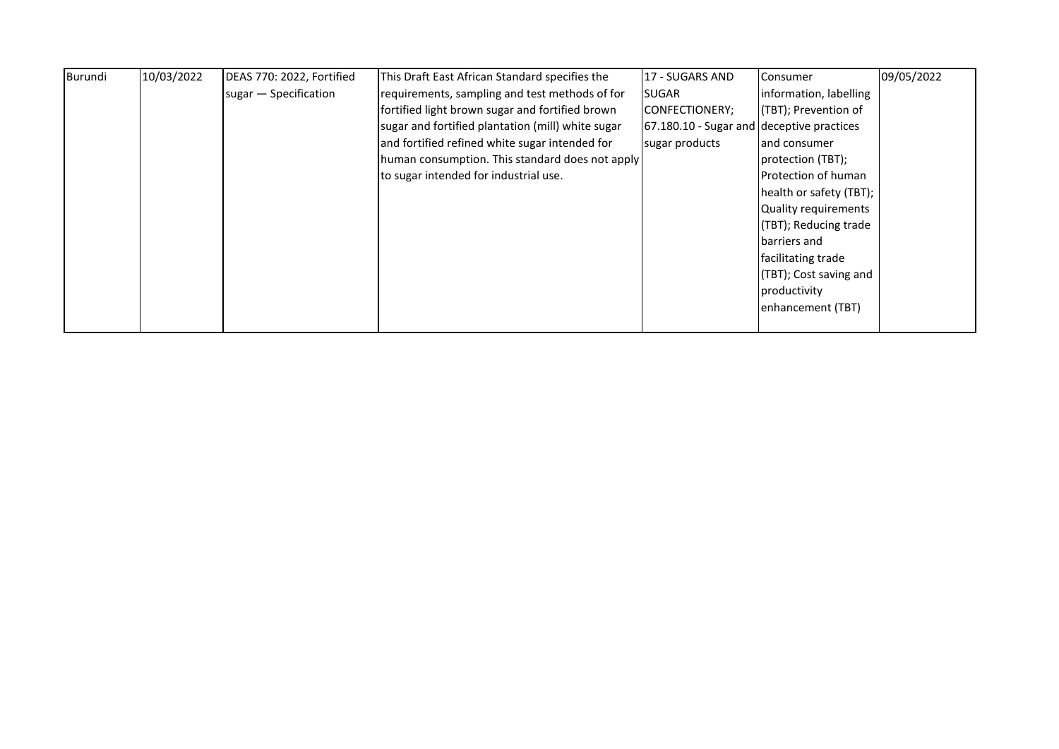| Burundi | 10/03/2022 | DEAS 770: 2022, Fortified sugar — Specification | This Draft East African Standard specifies the requirements, sampling and test methods of for fortified light brown sugar and fortified brown sugar and fortified plantation (mill) white sugar and fortified refined white sugar intended for human consumption. This standard does not apply to sugar intended for industrial use. | 17 - SUGARS AND SUGAR CONFECTIONERY; 67.180.10 - Sugar and sugar products | Consumer information, labelling (TBT); Prevention of deceptive practices and consumer protection (TBT); Protection of human health or safety (TBT); Quality requirements (TBT); Reducing trade barriers and facilitating trade (TBT); Cost saving and productivity enhancement (TBT) | 09/05/2022 |
|---|---|---|---|---|---|---|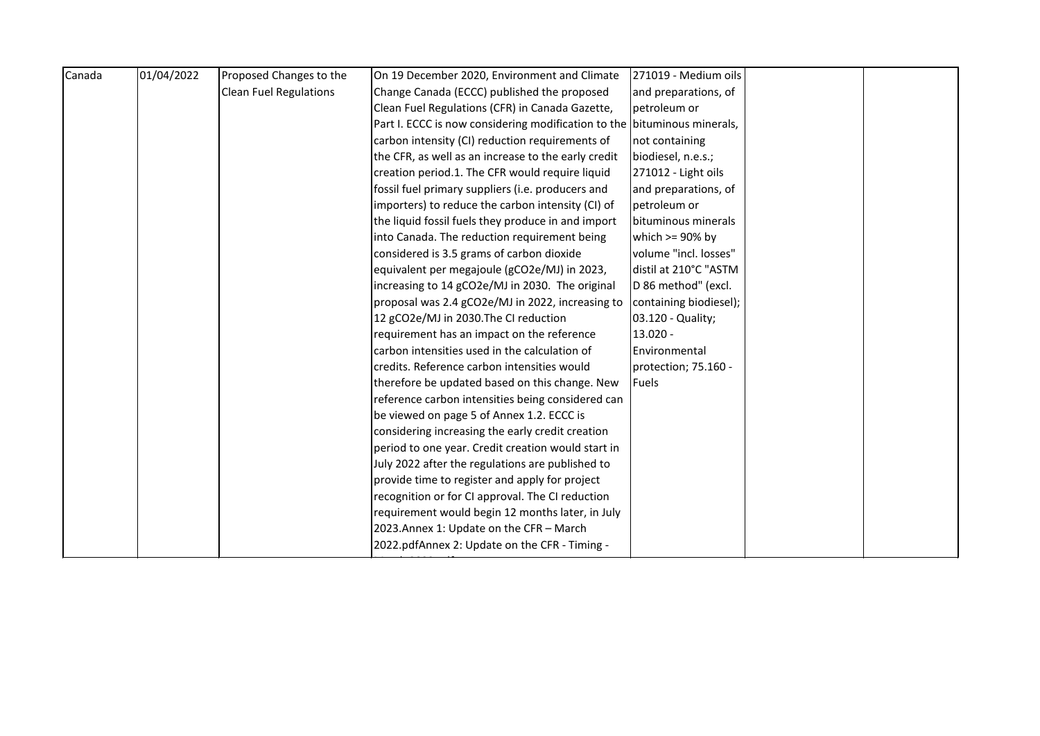| Canada | 01/04/2022 | Proposed Changes to the Clean Fuel Regulations | On 19 December 2020, Environment and Climate Change Canada (ECCC) published the proposed Clean Fuel Regulations (CFR) in Canada Gazette, Part I. ECCC is now considering modification to the carbon intensity (CI) reduction requirements of the CFR, as well as an increase to the early credit creation period.1. The CFR would require liquid fossil fuel primary suppliers (i.e. producers and importers) to reduce the carbon intensity (CI) of the liquid fossil fuels they produce in and import into Canada. The reduction requirement being considered is 3.5 grams of carbon dioxide equivalent per megajoule (gCO2e/MJ) in 2023, increasing to 14 gCO2e/MJ in 2030. The original proposal was 2.4 gCO2e/MJ in 2022, increasing to 12 gCO2e/MJ in 2030.The CI reduction requirement has an impact on the reference carbon intensities used in the calculation of credits. Reference carbon intensities would therefore be updated based on this change. New reference carbon intensities being considered can be viewed on page 5 of Annex 1.2. ECCC is considering increasing the early credit creation period to one year. Credit creation would start in July 2022 after the regulations are published to provide time to register and apply for project recognition or for CI approval. The CI reduction requirement would begin 12 months later, in July 2023.Annex 1: Update on the CFR – March 2022.pdfAnnex 2: Update on the CFR - Timing - | 271019 - Medium oils and preparations, of petroleum or bituminous minerals, not containing biodiesel, n.e.s.; 271012 - Light oils and preparations, of petroleum or bituminous minerals which >= 90% by volume "incl. losses" distil at 210°C "ASTM D 86 method" (excl. containing biodiesel); 03.120 - Quality; 13.020 - Environmental protection; 75.160 - Fuels | | |
|---|---|---|---|---|---|---|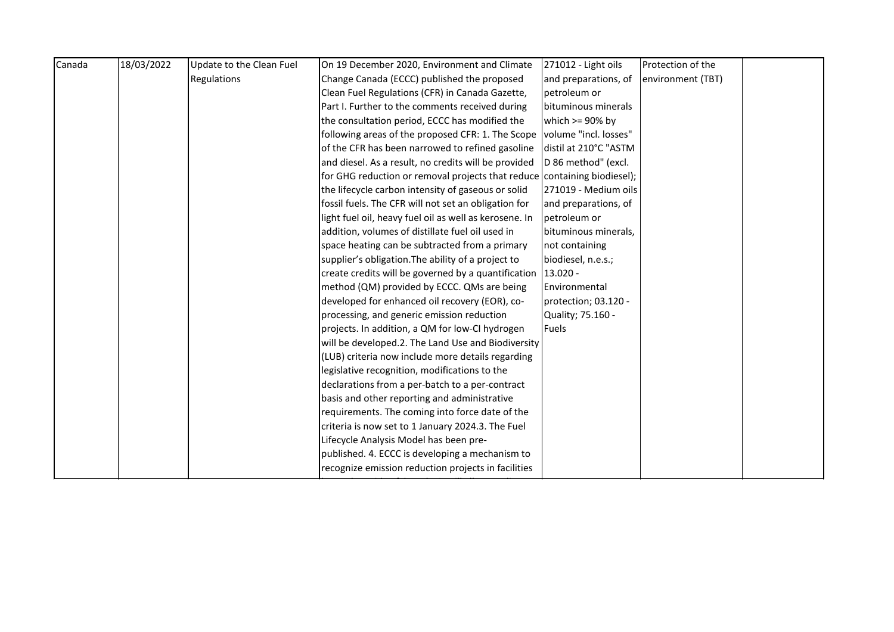| Canada | 18/03/2022 | Update to the Clean Fuel Regulations | On 19 December 2020, Environment and Climate Change Canada (ECCC) published the proposed Clean Fuel Regulations (CFR) in Canada Gazette, Part I. Further to the comments received during the consultation period, ECCC has modified the following areas of the proposed CFR: 1. The Scope of the CFR has been narrowed to refined gasoline and diesel. As a result, no credits will be provided for GHG reduction or removal projects that reduce the lifecycle carbon intensity of gaseous or solid fossil fuels. The CFR will not set an obligation for light fuel oil, heavy fuel oil as well as kerosene. In addition, volumes of distillate fuel oil used in space heating can be subtracted from a primary supplier's obligation.The ability of a project to create credits will be governed by a quantification method (QM) provided by ECCC. QMs are being developed for enhanced oil recovery (EOR), co-processing, and generic emission reduction projects. In addition, a QM for low-CI hydrogen will be developed.2. The Land Use and Biodiversity (LUB) criteria now include more details regarding legislative recognition, modifications to the declarations from a per-batch to a per-contract basis and other reporting and administrative requirements. The coming into force date of the criteria is now set to 1 January 2024.3. The Fuel Lifecycle Analysis Model has been pre-published. 4. ECCC is developing a mechanism to recognize emission reduction projects in facilities | 271012 - Light oils and preparations, of petroleum or bituminous minerals which >= 90% by volume "incl. losses" distil at 210°C "ASTM D 86 method" (excl. containing biodiesel); 271019 - Medium oils and preparations, of petroleum or bituminous minerals, not containing biodiesel, n.e.s.; 13.020 - Environmental protection; 03.120 - Quality; 75.160 - Fuels | Protection of the environment (TBT) | |
|---|---|---|---|---|---|---|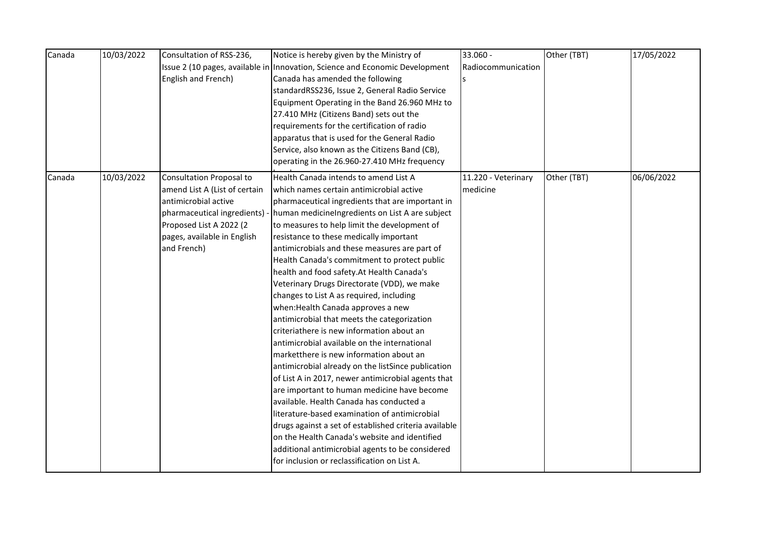| Canada | 10/03/2022 | Consultation of RSS-236, Issue 2 (10 pages, available in English and French) | Notice is hereby given by the Ministry of Innovation, Science and Economic Development Canada has amended the following standardRSS236, Issue 2, General Radio Service Equipment Operating in the Band 26.960 MHz to 27.410 MHz (Citizens Band) sets out the requirements for the certification of radio apparatus that is used for the General Radio Service, also known as the Citizens Band (CB), operating in the 26.960-27.410 MHz frequency | 33.060 - Radiocommunications | Other (TBT) | 17/05/2022 |
|---|---|---|---|---|---|---|
| Canada | 10/03/2022 | Consultation Proposal to amend List A (List of certain antimicrobial active pharmaceutical ingredients) - Proposed List A 2022 (2 pages, available in English and French) | Health Canada intends to amend List A which names certain antimicrobial active pharmaceutical ingredients that are important in human medicineIngredients on List A are subject to measures to help limit the development of resistance to these medically important antimicrobials and these measures are part of Health Canada's commitment to protect public health and food safety.At Health Canada's Veterinary Drugs Directorate (VDD), we make changes to List A as required, including when:Health Canada approves a new antimicrobial that meets the categorization criteriathere is new information about an antimicrobial available on the international marketthere is new information about an antimicrobial already on the listSince publication of List A in 2017, newer antimicrobial agents that are important to human medicine have become available. Health Canada has conducted a literature-based examination of antimicrobial drugs against a set of established criteria available on the Health Canada's website and identified additional antimicrobial agents to be considered for inclusion or reclassification on List A. | 11.220 - Veterinary medicine | Other (TBT) | 06/06/2022 |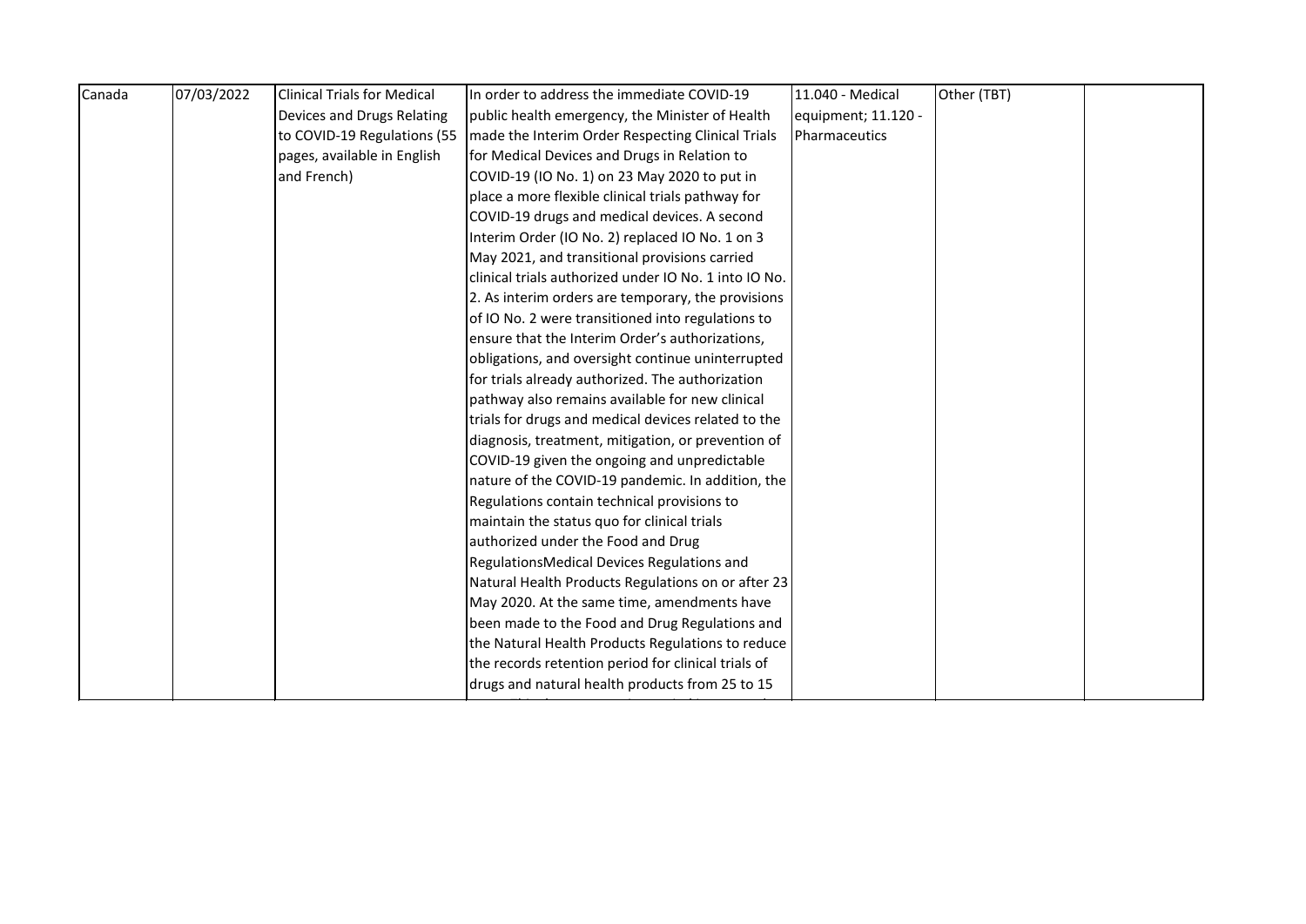| Canada | 07/03/2022 | Clinical Trials for Medical Devices and Drugs Relating to COVID-19 Regulations (55 pages, available in English and French) | In order to address the immediate COVID-19 public health emergency, the Minister of Health made the Interim Order Respecting Clinical Trials for Medical Devices and Drugs in Relation to COVID-19 (IO No. 1) on 23 May 2020 to put in place a more flexible clinical trials pathway for COVID-19 drugs and medical devices. A second Interim Order (IO No. 2) replaced IO No. 1 on 3 May 2021, and transitional provisions carried clinical trials authorized under IO No. 1 into IO No. 2. As interim orders are temporary, the provisions of IO No. 2 were transitioned into regulations to ensure that the Interim Order's authorizations, obligations, and oversight continue uninterrupted for trials already authorized. The authorization pathway also remains available for new clinical trials for drugs and medical devices related to the diagnosis, treatment, mitigation, or prevention of COVID-19 given the ongoing and unpredictable nature of the COVID-19 pandemic. In addition, the Regulations contain technical provisions to maintain the status quo for clinical trials authorized under the Food and Drug RegulationsMedical Devices Regulations and Natural Health Products Regulations on or after 23 May 2020. At the same time, amendments have been made to the Food and Drug Regulations and the Natural Health Products Regulations to reduce the records retention period for clinical trials of drugs and natural health products from 25 to 15 | 11.040 - Medical equipment; 11.120 - Pharmaceutics | Other (TBT) | |
|---|---|---|---|---|---|---|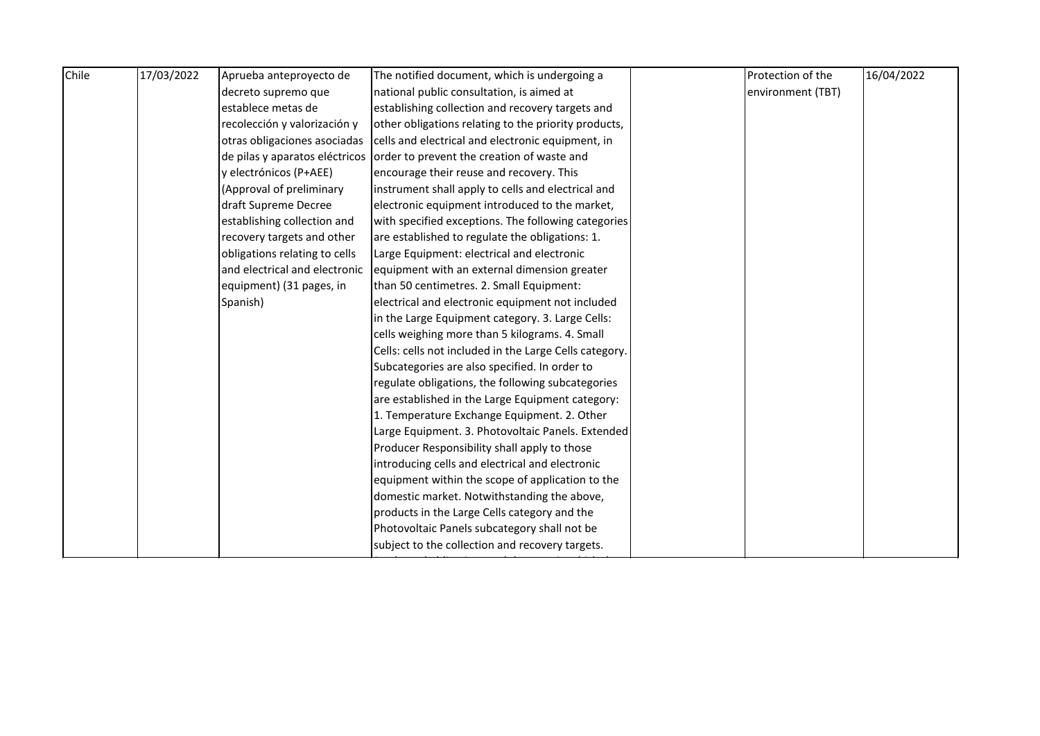| Chile | 17/03/2022 | Aprueba anteproyecto de decreto supremo que establece metas de recolección y valorización y otras obligaciones asociadas de pilas y aparatos eléctricos y electrónicos (P+AEE) (Approval of preliminary draft Supreme Decree establishing collection and recovery targets and other obligations relating to cells and electrical and electronic equipment) (31 pages, in Spanish) | The notified document, which is undergoing a national public consultation, is aimed at establishing collection and recovery targets and other obligations relating to the priority products, cells and electrical and electronic equipment, in order to prevent the creation of waste and encourage their reuse and recovery. This instrument shall apply to cells and electrical and electronic equipment introduced to the market, with specified exceptions. The following categories are established to regulate the obligations: 1. Large Equipment: electrical and electronic equipment with an external dimension greater than 50 centimetres. 2. Small Equipment: electrical and electronic equipment not included in the Large Equipment category. 3. Large Cells: cells weighing more than 5 kilograms. 4. Small Cells: cells not included in the Large Cells category. Subcategories are also specified. In order to regulate obligations, the following subcategories are established in the Large Equipment category: 1. Temperature Exchange Equipment. 2. Other Large Equipment. 3. Photovoltaic Panels. Extended Producer Responsibility shall apply to those introducing cells and electrical and electronic equipment within the scope of application to the domestic market. Notwithstanding the above, products in the Large Cells category and the Photovoltaic Panels subcategory shall not be subject to the collection and recovery targets. | | Protection of the environment (TBT) | 16/04/2022 |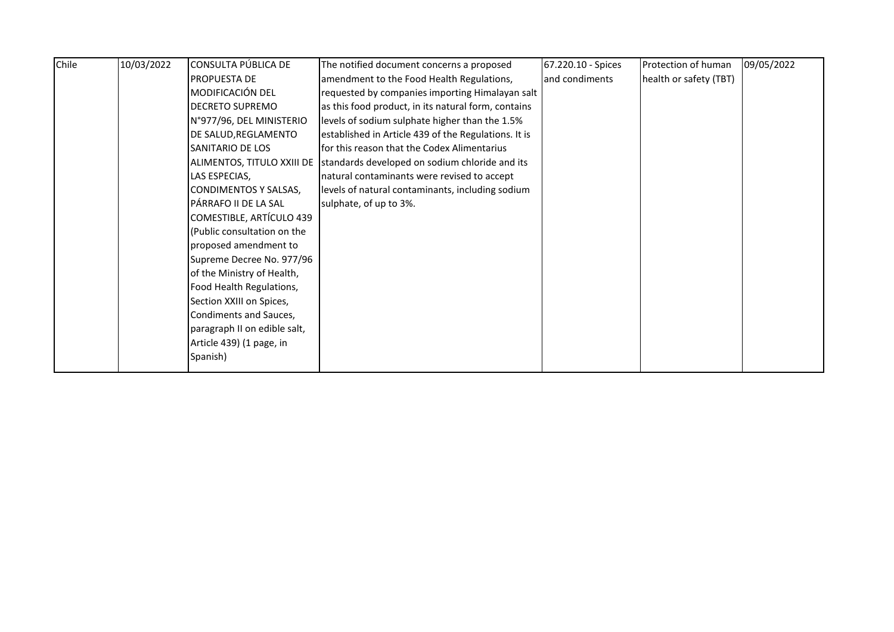| Chile | 10/03/2022 | CONSULTA PÚBLICA DE PROPUESTA DE MODIFICACIÓN DEL DECRETO SUPREMO N°977/96, DEL MINISTERIO DE SALUD,REGLAMENTO SANITARIO DE LOS ALIMENTOS, TITULO XXIII DE LAS ESPECIAS, CONDIMENTOS Y SALSAS, PÁRRAFO II DE LA SAL COMESTIBLE, ARTÍCULO 439 (Public consultation on the proposed amendment to Supreme Decree No. 977/96 of the Ministry of Health, Food Health Regulations, Section XXIII on Spices, Condiments and Sauces, paragraph II on edible salt, Article 439) (1 page, in Spanish) | The notified document concerns a proposed amendment to the Food Health Regulations, requested by companies importing Himalayan salt as this food product, in its natural form, contains levels of sodium sulphate higher than the 1.5% established in Article 439 of the Regulations. It is for this reason that the Codex Alimentarius standards developed on sodium chloride and its natural contaminants were revised to accept levels of natural contaminants, including sodium sulphate, of up to 3%. | 67.220.10 - Spices and condiments | Protection of human health or safety (TBT) | 09/05/2022 |
|---|---|---|---|---|---|---|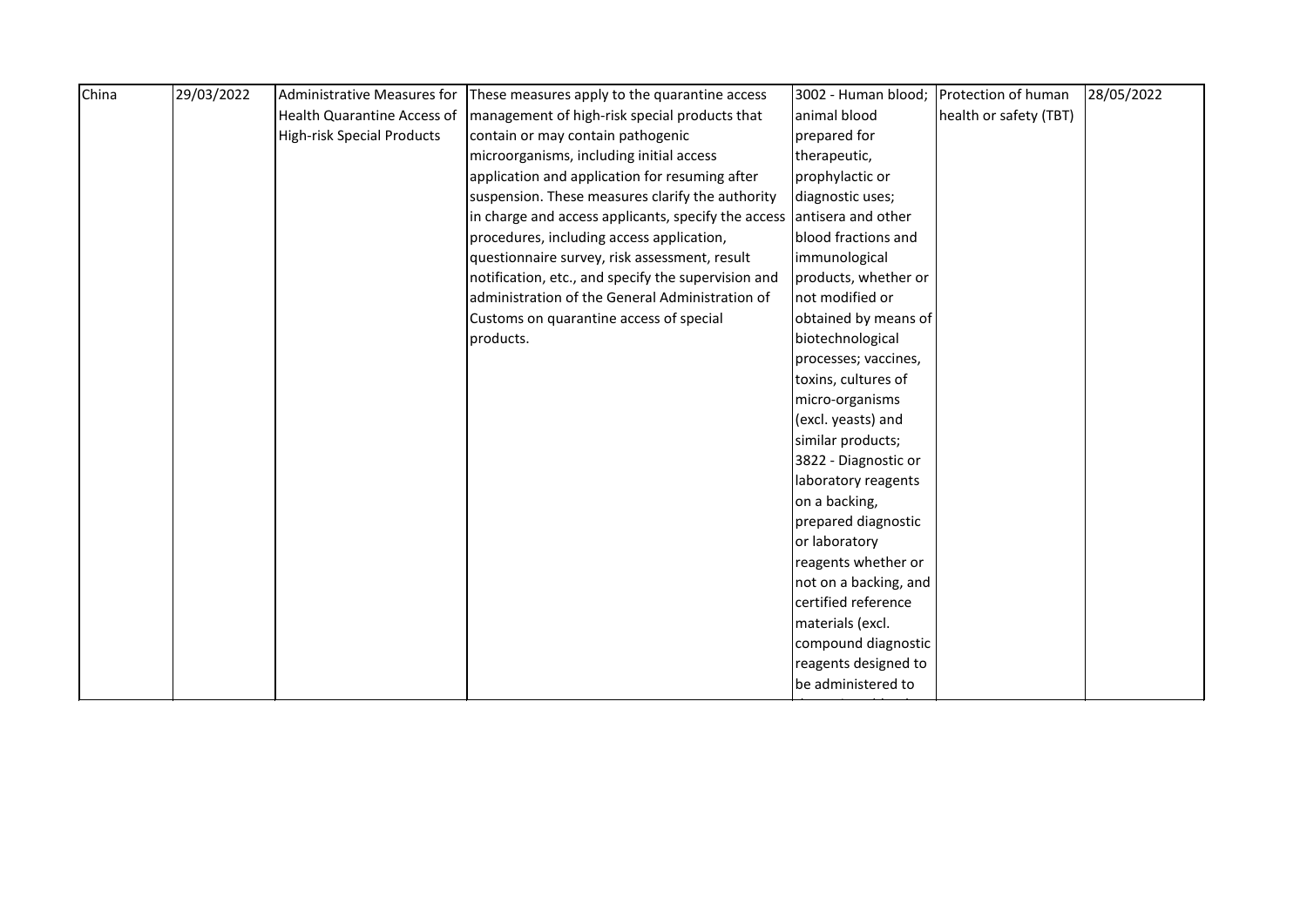| China | 29/03/2022 | Administrative Measures for Health Quarantine Access of High-risk Special Products | These measures apply to the quarantine access management of high-risk special products that contain or may contain pathogenic microorganisms, including initial access application and application for resuming after suspension. These measures clarify the authority in charge and access applicants, specify the access procedures, including access application, questionnaire survey, risk assessment, result notification, etc., and specify the supervision and administration of the General Administration of Customs on quarantine access of special products. | 3002 - Human blood; animal blood prepared for therapeutic, prophylactic or diagnostic uses; antisera and other blood fractions and immunological products, whether or not modified or obtained by means of biotechnological processes; vaccines, toxins, cultures of micro-organisms (excl. yeasts) and similar products; 3822 - Diagnostic or laboratory reagents on a backing, prepared diagnostic or laboratory reagents whether or not on a backing, and certified reference materials (excl. compound diagnostic reagents designed to be administered to | Protection of human health or safety (TBT) | 28/05/2022 |
|---|---|---|---|---|---|---|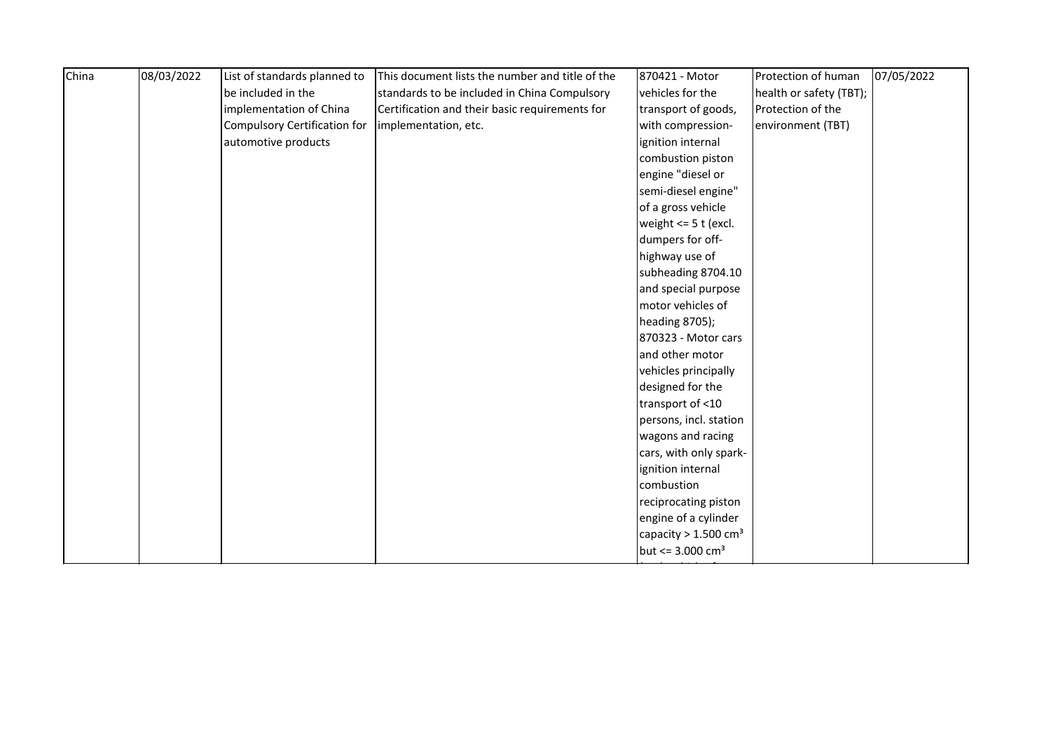| China | 08/03/2022 | List of standards planned to be included in the implementation of China Compulsory Certification for automotive products | This document lists the number and title of the standards to be included in China Compulsory Certification and their basic requirements for implementation, etc. | 870421 - Motor vehicles for the transport of goods, with compression-ignition internal combustion piston engine "diesel or semi-diesel engine" of a gross vehicle weight <= 5 t (excl. dumpers for off-highway use of subheading 8704.10 and special purpose motor vehicles of heading 8705); 870323 - Motor cars and other motor vehicles principally designed for the transport of <10 persons, incl. station wagons and racing cars, with only spark-ignition internal combustion reciprocating piston engine of a cylinder capacity > 1.500 $cm^3$ but <= 3.000 $cm^3$ | Protection of human health or safety (TBT); Protection of the environment (TBT) | 07/05/2022 |
|---|---|---|---|---|---|---|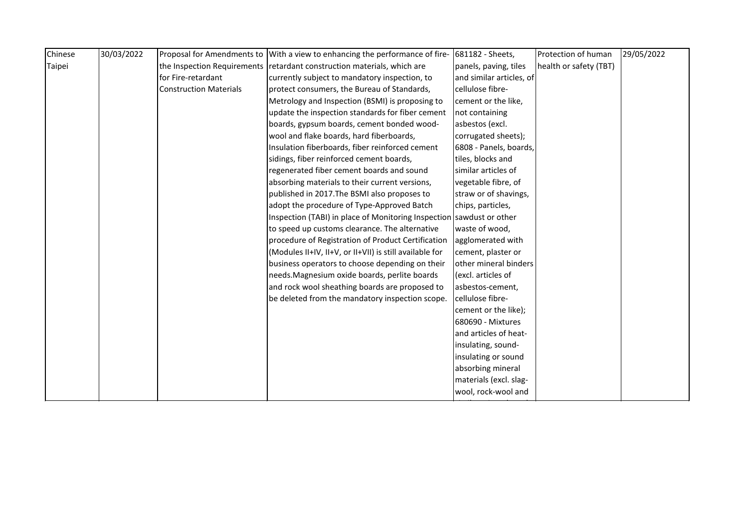| Chinese Taipei | 30/03/2022 | Proposal for Amendments to the Inspection Requirements for Fire-retardant Construction Materials | With a view to enhancing the performance of fire-retardant construction materials, which are currently subject to mandatory inspection, to protect consumers, the Bureau of Standards, Metrology and Inspection (BSMI) is proposing to update the inspection standards for fiber cement boards, gypsum boards, cement bonded wood-wool and flake boards, hard fiberboards, Insulation fiberboards, fiber reinforced cement sidings, fiber reinforced cement boards, regenerated fiber cement boards and sound absorbing materials to their current versions, published in 2017.The BSMI also proposes to adopt the procedure of Type-Approved Batch Inspection (TABI) in place of Monitoring Inspection to speed up customs clearance. The alternative procedure of Registration of Product Certification (Modules II+IV, II+V, or II+VII) is still available for business operators to choose depending on their needs.Magnesium oxide boards, perlite boards and rock wool sheathing boards are proposed to be deleted from the mandatory inspection scope. | 681182 - Sheets, panels, paving, tiles and similar articles, of cellulose fibre-cement or the like, not containing asbestos (excl. corrugated sheets); 6808 - Panels, boards, tiles, blocks and similar articles of vegetable fibre, of straw or of shavings, chips, particles, sawdust or other waste of wood, agglomerated with cement, plaster or other mineral binders (excl. articles of asbestos-cement, cellulose fibre-cement or the like); 680690 - Mixtures and articles of heat-insulating, sound-insulating or sound absorbing mineral materials (excl. slag-wool, rock-wool and | Protection of human health or safety (TBT) | 29/05/2022 |
|---|---|---|---|---|---|---|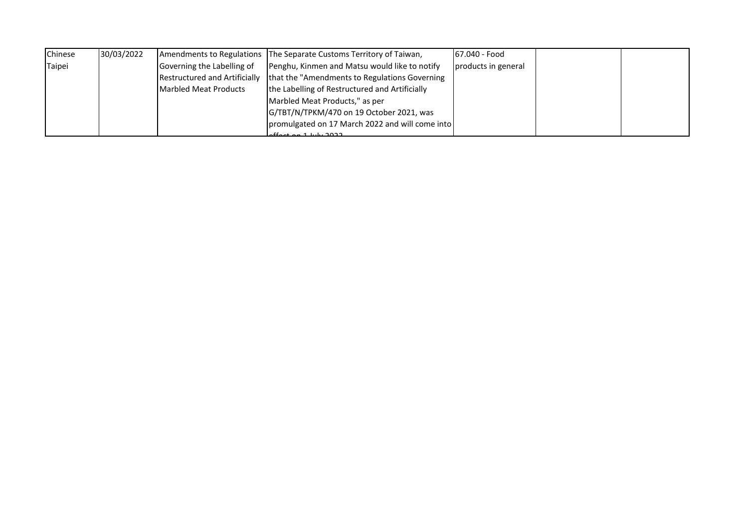| Chinese Taipei | 30/03/2022 | Amendments to Regulations Governing the Labelling of Restructured and Artificially Marbled Meat Products | The Separate Customs Territory of Taiwan, Penghu, Kinmen and Matsu would like to notify that the "Amendments to Regulations Governing the Labelling of Restructured and Artificially Marbled Meat Products," as per G/TBT/N/TPKM/470 on 19 October 2021, was promulgated on 17 March 2022 and will come into effect on 1 July 2022 | 67.040 - Food products in general | | |
|---|---|---|---|---|---|---|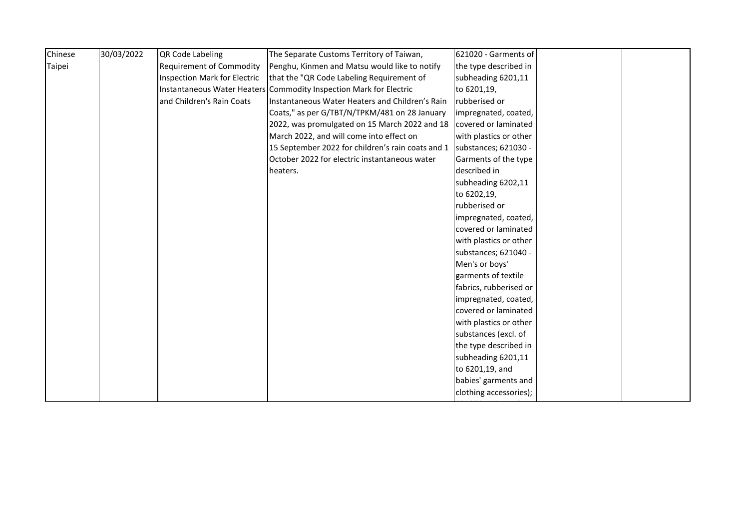| | | | | | | |
|---|---|---|---|---|---|---|
| Chinese Taipei | 30/03/2022 | QR Code Labeling Requirement of Commodity Inspection Mark for Electric Instantaneous Water Heaters and Children's Rain Coats | The Separate Customs Territory of Taiwan, Penghu, Kinmen and Matsu would like to notify that the "QR Code Labeling Requirement of Commodity Inspection Mark for Electric Instantaneous Water Heaters and Children's Rain Coats," as per G/TBT/N/TPKM/481 on 28 January 2022, was promulgated on 15 March 2022 and 18 March 2022, and will come into effect on 15 September 2022 for children's rain coats and 1 October 2022 for electric instantaneous water heaters. | 621020 - Garments of the type described in subheading 6201,11 to 6201,19, rubberised or impregnated, coated, covered or laminated with plastics or other substances; 621030 - Garments of the type described in subheading 6202,11 to 6202,19, rubberised or impregnated, coated, covered or laminated with plastics or other substances; 621040 - Men's or boys' garments of textile fabrics, rubberised or impregnated, coated, covered or laminated with plastics or other substances (excl. of the type described in subheading 6201,11 to 6201,19, and babies' garments and clothing accessories); | | |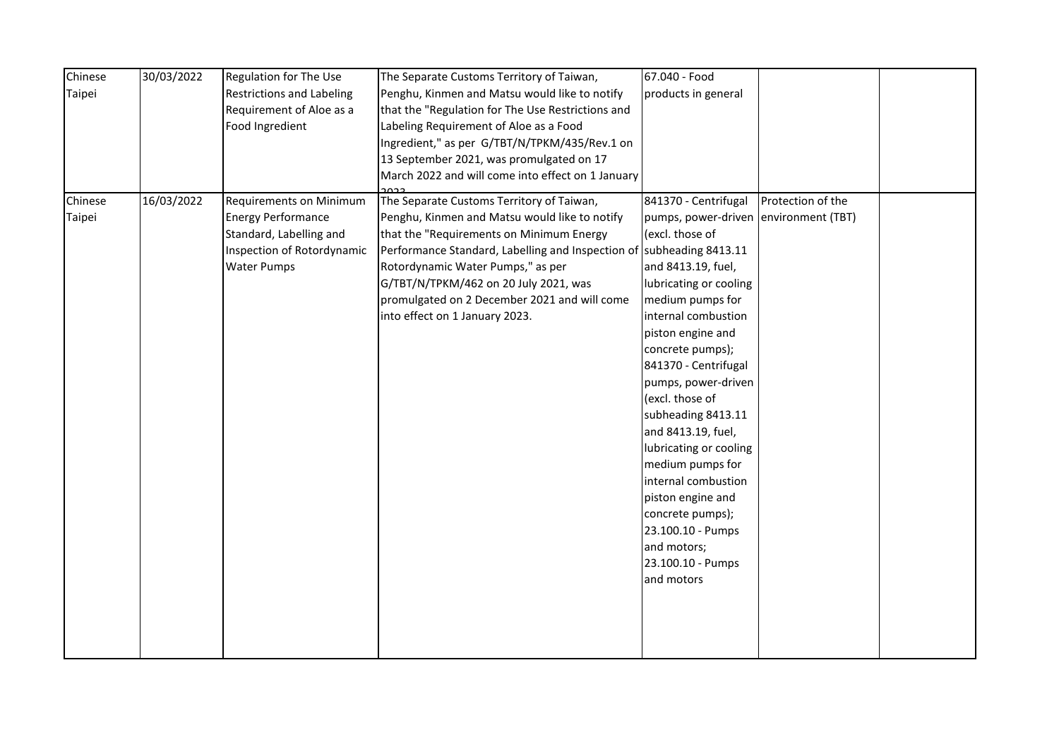| Chinese Taipei | 30/03/2022 | Regulation for The Use Restrictions and Labeling Requirement of Aloe as a Food Ingredient | The Separate Customs Territory of Taiwan, Penghu, Kinmen and Matsu would like to notify that the "Regulation for The Use Restrictions and Labeling Requirement of Aloe as a Food Ingredient," as per G/TBT/N/TPKM/435/Rev.1 on 13 September 2021, was promulgated on 17 March 2022 and will come into effect on 1 January 2023 | 67.040 - Food products in general | | |
|---|---|---|---|---|---|---|
| Chinese Taipei | 16/03/2022 | Requirements on Minimum Energy Performance Standard, Labelling and Inspection of Rotordynamic Water Pumps | The Separate Customs Territory of Taiwan, Penghu, Kinmen and Matsu would like to notify that the "Requirements on Minimum Energy Performance Standard, Labelling and Inspection of Rotordynamic Water Pumps," as per G/TBT/N/TPKM/462 on 20 July 2021, was promulgated on 2 December 2021 and will come into effect on 1 January 2023. | 841370 - Centrifugal pumps, power-driven (excl. those of subheading 8413.11 and 8413.19, fuel, lubricating or cooling medium pumps for internal combustion piston engine and concrete pumps); 841370 - Centrifugal pumps, power-driven (excl. those of subheading 8413.11 and 8413.19, fuel, lubricating or cooling medium pumps for internal combustion piston engine and concrete pumps); 23.100.10 - Pumps and motors; 23.100.10 - Pumps and motors | Protection of the environment (TBT) | |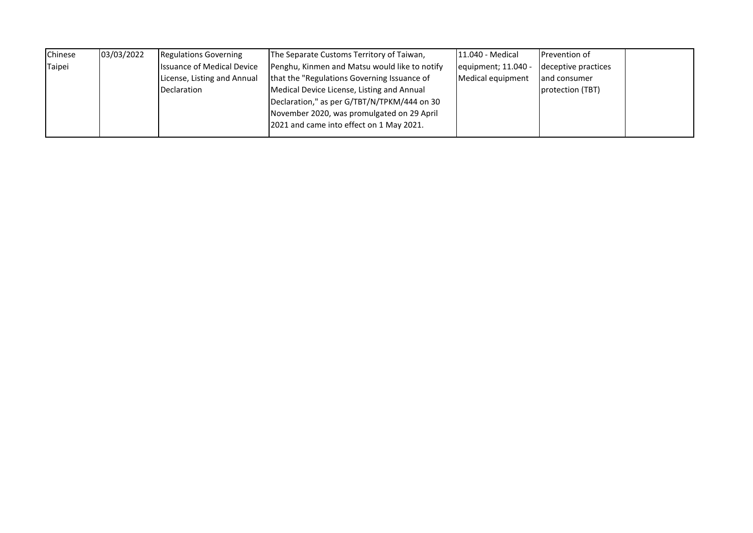| Chinese Taipei | 03/03/2022 | Regulations Governing Issuance of Medical Device License, Listing and Annual Declaration | The Separate Customs Territory of Taiwan, Penghu, Kinmen and Matsu would like to notify that the "Regulations Governing Issuance of Medical Device License, Listing and Annual Declaration," as per G/TBT/N/TPKM/444 on 30 November 2020, was promulgated on 29 April 2021 and came into effect on 1 May 2021. | 11.040 - Medical equipment; 11.040 - Medical equipment | Prevention of deceptive practices and consumer protection (TBT) | |
|---|---|---|---|---|---|---|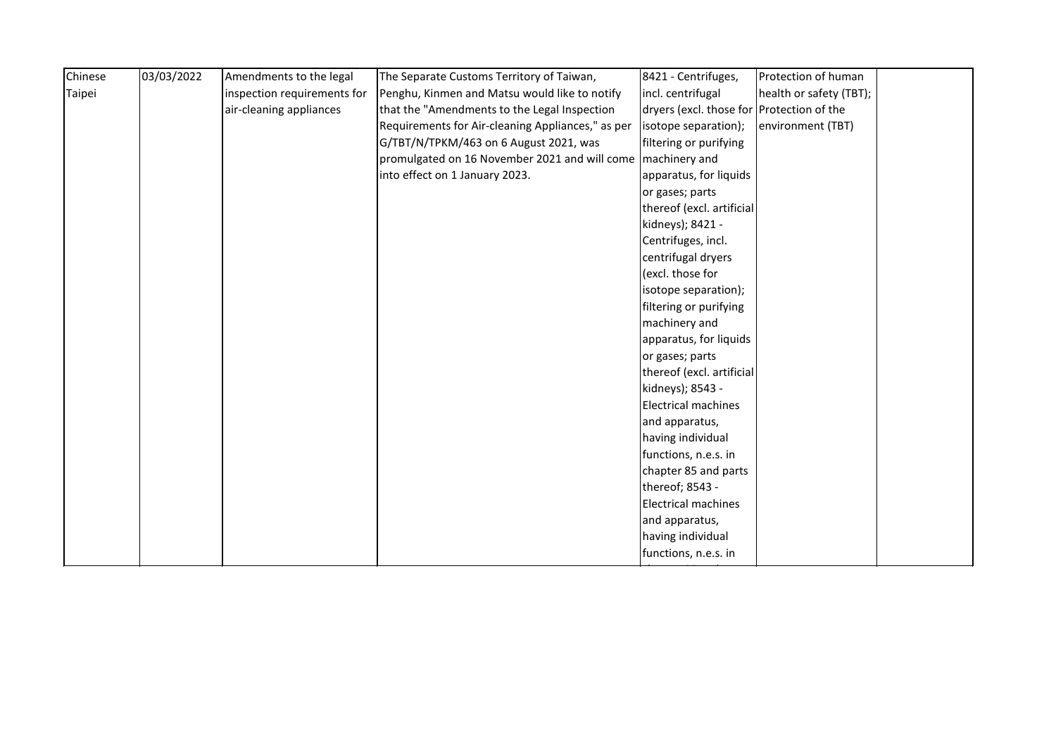| Chinese Taipei | 03/03/2022 | Amendments to the legal inspection requirements for air-cleaning appliances | The Separate Customs Territory of Taiwan, Penghu, Kinmen and Matsu would like to notify that the "Amendments to the Legal Inspection Requirements for Air-cleaning Appliances," as per G/TBT/N/TPKM/463 on 6 August 2021, was promulgated on 16 November 2021 and will come into effect on 1 January 2023. | 8421 - Centrifuges, incl. centrifugal dryers (excl. those for isotope separation); filtering or purifying machinery and apparatus, for liquids or gases; parts thereof (excl. artificial kidneys); 8421 - Centrifuges, incl. centrifugal dryers (excl. those for isotope separation); filtering or purifying machinery and apparatus, for liquids or gases; parts thereof (excl. artificial kidneys); 8543 - Electrical machines and apparatus, having individual functions, n.e.s. in chapter 85 and parts thereof; 8543 - Electrical machines and apparatus, having individual functions, n.e.s. in | Protection of human health or safety (TBT); Protection of the environment (TBT) | |
|---|---|---|---|---|---|---|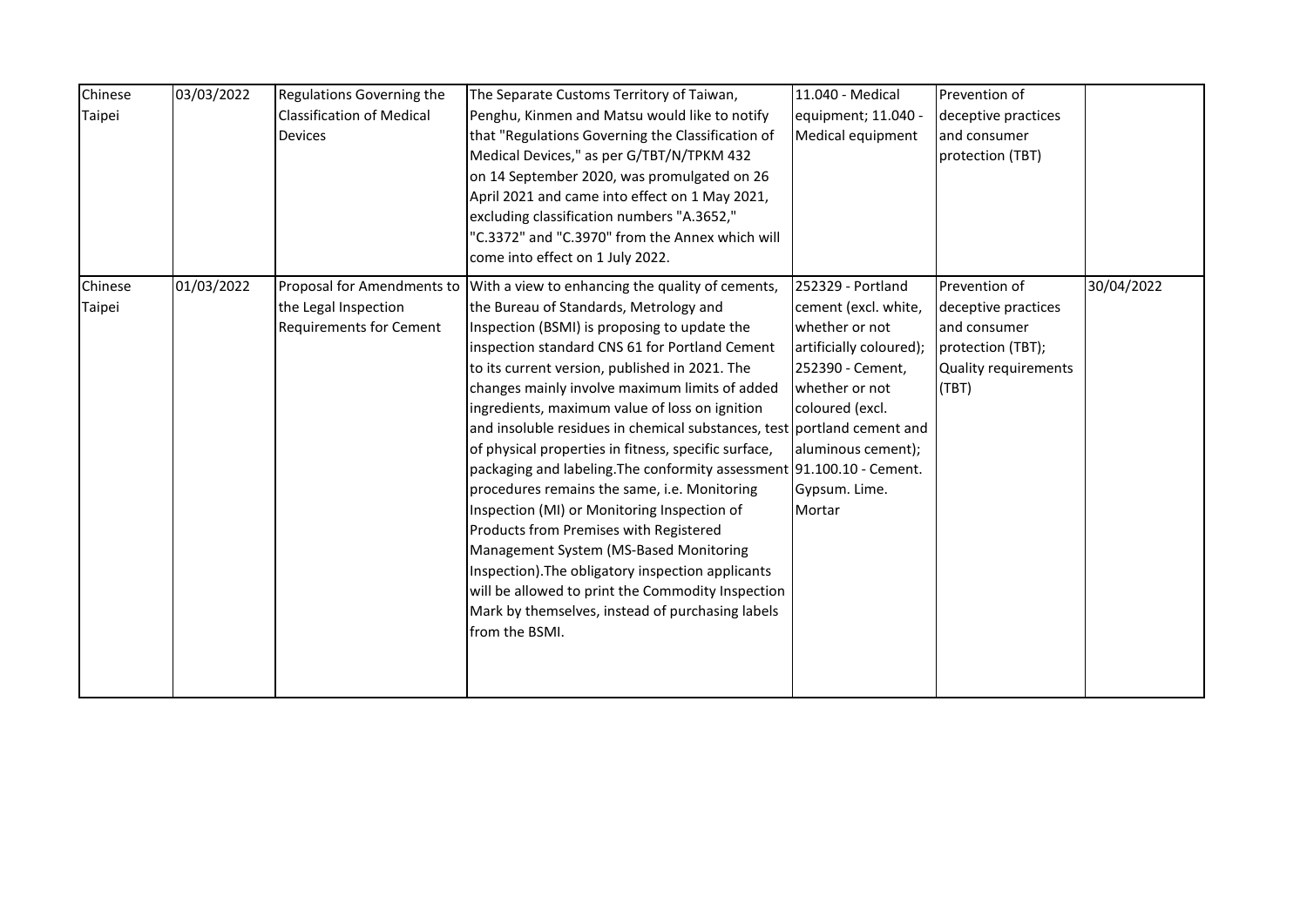| | | | | | | |
|---|---|---|---|---|---|---|
| Chinese Taipei | 03/03/2022 | Regulations Governing the Classification of Medical Devices | The Separate Customs Territory of Taiwan, Penghu, Kinmen and Matsu would like to notify that "Regulations Governing the Classification of Medical Devices," as per G/TBT/N/TPKM 432 on 14 September 2020, was promulgated on 26 April 2021 and came into effect on 1 May 2021, excluding classification numbers "A.3652," "C.3372" and "C.3970" from the Annex which will come into effect on 1 July 2022. | 11.040 - Medical equipment; 11.040 - Medical equipment | Prevention of deceptive practices and consumer protection (TBT) | |
| Chinese Taipei | 01/03/2022 | Proposal for Amendments to the Legal Inspection Requirements for Cement | With a view to enhancing the quality of cements, the Bureau of Standards, Metrology and Inspection (BSMI) is proposing to update the inspection standard CNS 61 for Portland Cement to its current version, published in 2021. The changes mainly involve maximum limits of added ingredients, maximum value of loss on ignition and insoluble residues in chemical substances, test of physical properties in fitness, specific surface, packaging and labeling.The conformity assessment procedures remains the same, i.e. Monitoring Inspection (MI) or Monitoring Inspection of Products from Premises with Registered Management System (MS-Based Monitoring Inspection).The obligatory inspection applicants will be allowed to print the Commodity Inspection Mark by themselves, instead of purchasing labels from the BSMI. | 252329 - Portland cement (excl. white, whether or not artificially coloured); 252390 - Cement, whether or not coloured (excl. portland cement and aluminous cement); 91.100.10 - Cement. Gypsum. Lime. Mortar | Prevention of deceptive practices and consumer protection (TBT); Quality requirements (TBT) | 30/04/2022 |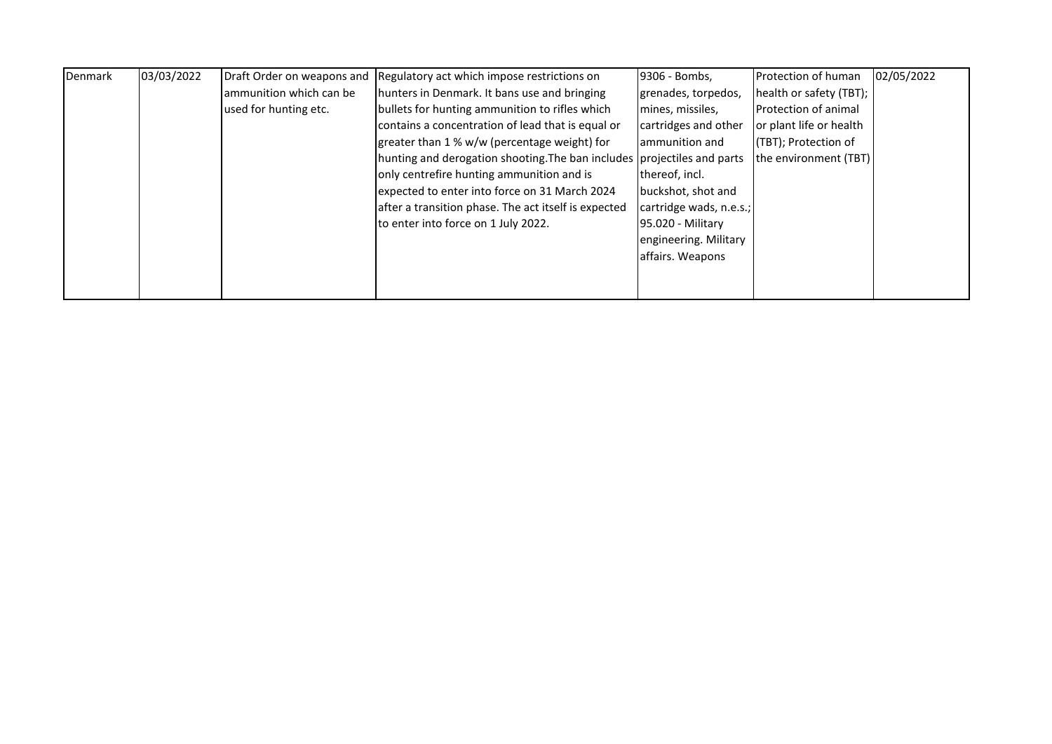| | | | | | | |
|---|---|---|---|---|---|---|
| Denmark | 03/03/2022 | Draft Order on weapons and ammunition which can be used for hunting etc. | Regulatory act which impose restrictions on hunters in Denmark. It bans use and bringing bullets for hunting ammunition to rifles which contains a concentration of lead that is equal or greater than 1 % w/w (percentage weight) for hunting and derogation shooting.The ban includes only centrefire hunting ammunition and is expected to enter into force on 31 March 2024 after a transition phase. The act itself is expected to enter into force on 1 July 2022. | 9306 - Bombs, grenades, torpedos, mines, missiles, cartridges and other ammunition and projectiles and parts thereof, incl. buckshot, shot and cartridge wads, n.e.s.; 95.020 - Military engineering. Military affairs. Weapons | Protection of human health or safety (TBT); Protection of animal or plant life or health (TBT); Protection of the environment (TBT) | 02/05/2022 |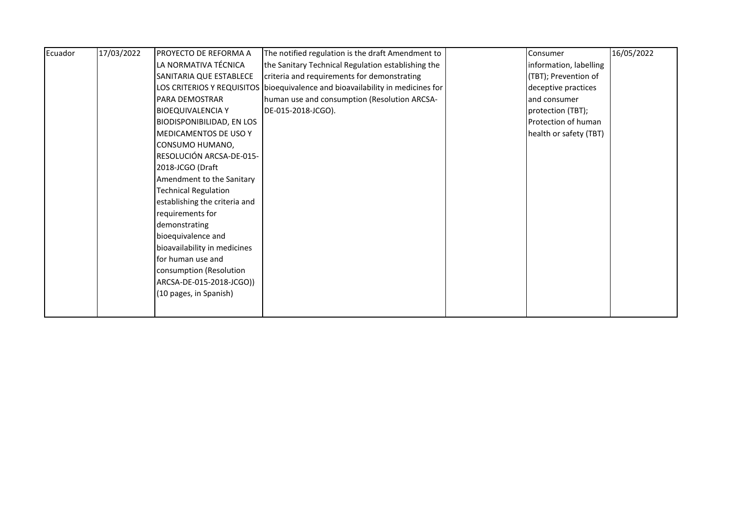| | | | | | | |
|---|---|---|---|---|---|---|
| Ecuador | 17/03/2022 | PROYECTO DE REFORMA A LA NORMATIVA TÉCNICA SANITARIA QUE ESTABLECE LOS CRITERIOS Y REQUISITOS PARA DEMOSTRAR BIOEQUIVALENCIA Y BIODISPONIBILIDAD, EN LOS MEDICAMENTOS DE USO Y CONSUMO HUMANO, RESOLUCIÓN ARCSA-DE-015-2018-JCGO (Draft Amendment to the Sanitary Technical Regulation establishing the criteria and requirements for demonstrating bioequivalence and bioavailability in medicines for human use and consumption (Resolution ARCSA-DE-015-2018-JCGO)) (10 pages, in Spanish) | The notified regulation is the draft Amendment to the Sanitary Technical Regulation establishing the criteria and requirements for demonstrating bioequivalence and bioavailability in medicines for human use and consumption (Resolution ARCSA-DE-015-2018-JCGO). | | Consumer information, labelling (TBT); Prevention of deceptive practices and consumer protection (TBT); Protection of human health or safety (TBT) | 16/05/2022 |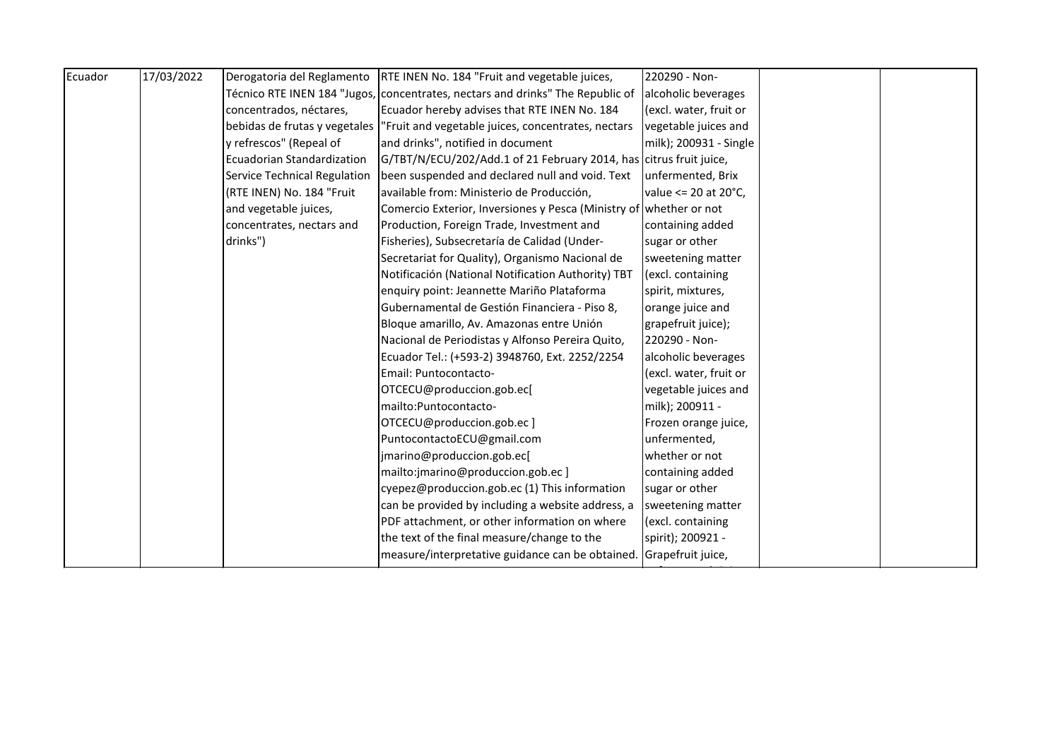| Ecuador | 17/03/2022 | Derogatoria del Reglamento Técnico RTE INEN 184 "Jugos, concentrados, néctares, bebidas de frutas y vegetales y refrescos" (Repeal of Ecuadorian Standardization Service Technical Regulation (RTE INEN) No. 184 "Fruit and vegetable juices, concentrates, nectars and drinks") | RTE INEN No. 184 "Fruit and vegetable juices, concentrates, nectars and drinks" The Republic of Ecuador hereby advises that RTE INEN No. 184 "Fruit and vegetable juices, concentrates, nectars and drinks", notified in document G/TBT/N/ECU/202/Add.1 of 21 February 2014, has been suspended and declared null and void. Text available from: Ministerio de Producción, Comercio Exterior, Inversiones y Pesca (Ministry of Production, Foreign Trade, Investment and Fisheries), Subsecretaría de Calidad (Under-Secretariat for Quality), Organismo Nacional de Notificación (National Notification Authority) TBT enquiry point: Jeannette Mariño Plataforma Gubernamental de Gestión Financiera - Piso 8, Bloque amarillo, Av. Amazonas entre Unión Nacional de Periodistas y Alfonso Pereira Quito, Ecuador Tel.: (+593-2) 3948760, Ext. 2252/2254 Email: Puntocontacto-OTCECU@produccion.gob.ec[ mailto:Puntocontacto-OTCECU@produccion.gob.ec ] PuntocontactoECU@gmail.com jmarino@produccion.gob.ec[ mailto:jmarino@produccion.gob.ec ] cyepez@produccion.gob.ec (1) This information can be provided by including a website address, a PDF attachment, or other information on where the text of the final measure/change to the measure/interpretative guidance can be obtained. | 220290 - Non-alcoholic beverages (excl. water, fruit or vegetable juices and milk); 200931 - Single citrus fruit juice, unfermented, Brix value <= 20 at 20°C, whether or not containing added sugar or other sweetening matter (excl. containing spirit, mixtures, orange juice and grapefruit juice); 220290 - Non-alcoholic beverages (excl. water, fruit or vegetable juices and milk); 200911 - Frozen orange juice, unfermented, whether or not containing added sugar or other sweetening matter (excl. containing spirit); 200921 - Grapefruit juice, | | |
|---|---|---|---|---|---|---|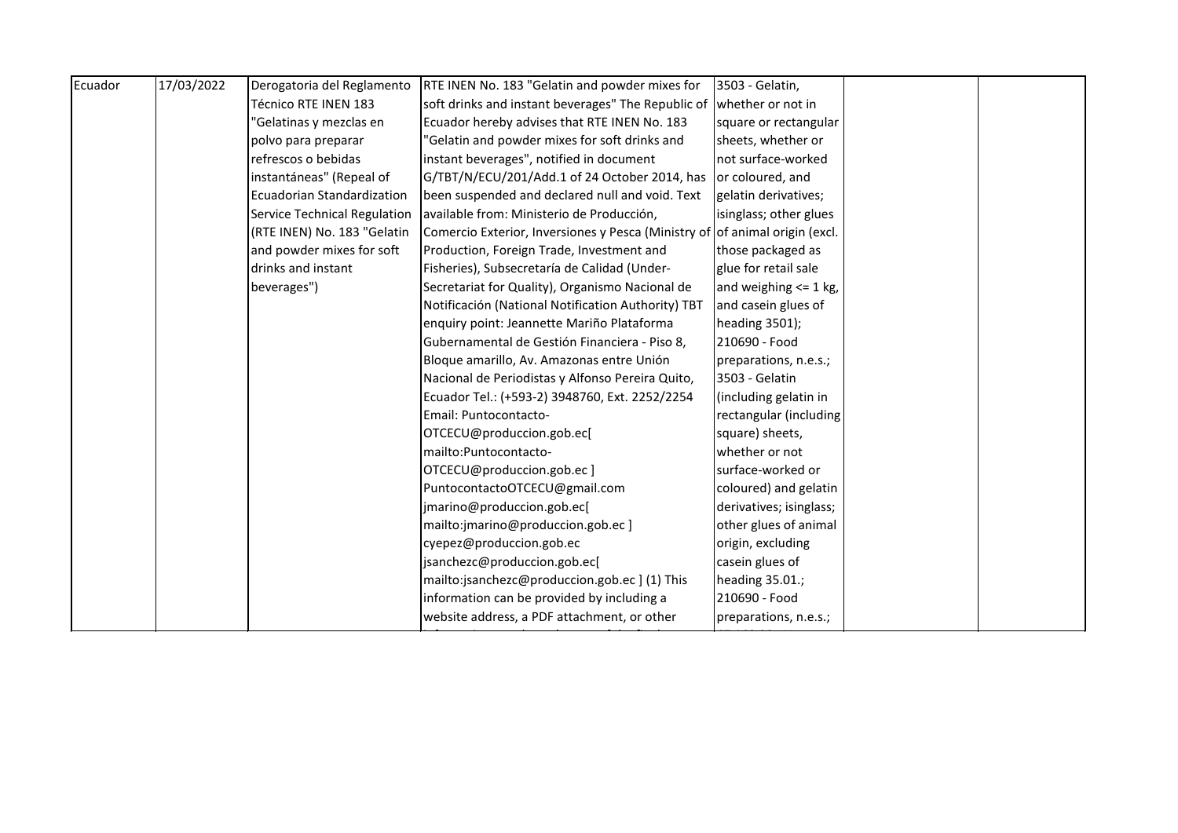| Ecuador | 17/03/2022 | Derogatoria del Reglamento Técnico RTE INEN 183 "Gelatinas y mezclas en polvo para preparar refrescos o bebidas instantáneas" (Repeal of Ecuadorian Standardization Service Technical Regulation (RTE INEN) No. 183 "Gelatin and powder mixes for soft drinks and instant beverages") | RTE INEN No. 183 "Gelatin and powder mixes for soft drinks and instant beverages" The Republic of Ecuador hereby advises that RTE INEN No. 183 "Gelatin and powder mixes for soft drinks and instant beverages", notified in document G/TBT/N/ECU/201/Add.1 of 24 October 2014, has been suspended and declared null and void. Text available from: Ministerio de Producción, Comercio Exterior, Inversiones y Pesca (Ministry of Production, Foreign Trade, Investment and Fisheries), Subsecretaría de Calidad (Under-Secretariat for Quality), Organismo Nacional de Notificación (National Notification Authority) TBT enquiry point: Jeannette Mariño Plataforma Gubernamental de Gestión Financiera - Piso 8, Bloque amarillo, Av. Amazonas entre Unión Nacional de Periodistas y Alfonso Pereira Quito, Ecuador Tel.: (+593-2) 3948760, Ext. 2252/2254 Email: Puntocontacto-OTCECU@produccion.gob.ec[ mailto:Puntocontacto-OTCECU@produccion.gob.ec ] PuntocontactoOTCECU@gmail.com jmarino@produccion.gob.ec[ mailto:jmarino@produccion.gob.ec ] cyepez@produccion.gob.ec jsanchezc@produccion.gob.ec[ mailto:jsanchezc@produccion.gob.ec ] (1) This information can be provided by including a website address, a PDF attachment, or other | 3503 - Gelatin, whether or not in square or rectangular sheets, whether or not surface-worked or coloured, and gelatin derivatives; isinglass; other glues of animal origin (excl. those packaged as glue for retail sale and weighing <= 1 kg, and casein glues of heading 3501); 210690 - Food preparations, n.e.s.; 3503 - Gelatin (including gelatin in rectangular (including square) sheets, whether or not surface-worked or coloured) and gelatin derivatives; isinglass; other glues of animal origin, excluding casein glues of heading 35.01.; 210690 - Food preparations, n.e.s.; | | |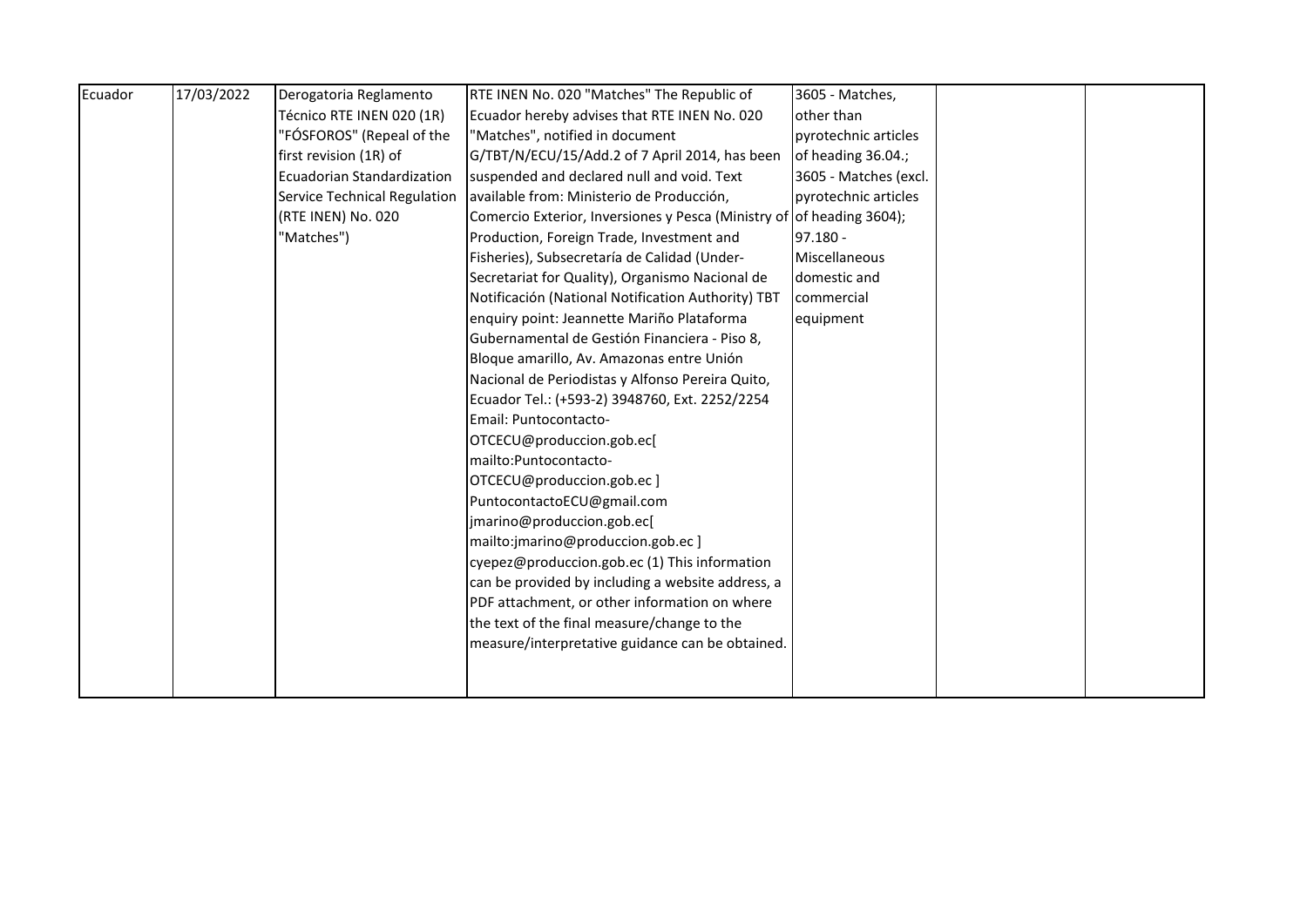| Ecuador | 17/03/2022 | Derogatoria Reglamento Técnico RTE INEN 020 (1R) "FÓSFOROS" (Repeal of the first revision (1R) of Ecuadorian Standardization Service Technical Regulation (RTE INEN) No. 020 "Matches") | RTE INEN No. 020 "Matches" The Republic of Ecuador hereby advises that RTE INEN No. 020 "Matches", notified in document G/TBT/N/ECU/15/Add.2 of 7 April 2014, has been suspended and declared null and void. Text available from: Ministerio de Producción, Comercio Exterior, Inversiones y Pesca (Ministry of Production, Foreign Trade, Investment and Fisheries), Subsecretaría de Calidad (Under-Secretariat for Quality), Organismo Nacional de Notificación (National Notification Authority) TBT enquiry point: Jeannette Mariño Plataforma Gubernamental de Gestión Financiera - Piso 8, Bloque amarillo, Av. Amazonas entre Unión Nacional de Periodistas y Alfonso Pereira Quito, Ecuador Tel.: (+593-2) 3948760, Ext. 2252/2254 Email: Puntocontacto-OTCECU@produccion.gob.ec[ mailto:Puntocontacto-OTCECU@produccion.gob.ec ] PuntocontactoECU@gmail.com jmarino@produccion.gob.ec[ mailto:jmarino@produccion.gob.ec ] cyepez@produccion.gob.ec (1) This information can be provided by including a website address, a PDF attachment, or other information on where the text of the final measure/change to the measure/interpretative guidance can be obtained. | 3605 - Matches, other than pyrotechnic articles of heading 36.04.; 3605 - Matches (excl. pyrotechnic articles of heading 3604); 97.180 - Miscellaneous domestic and commercial equipment | | |
|---|---|---|---|---|---|---|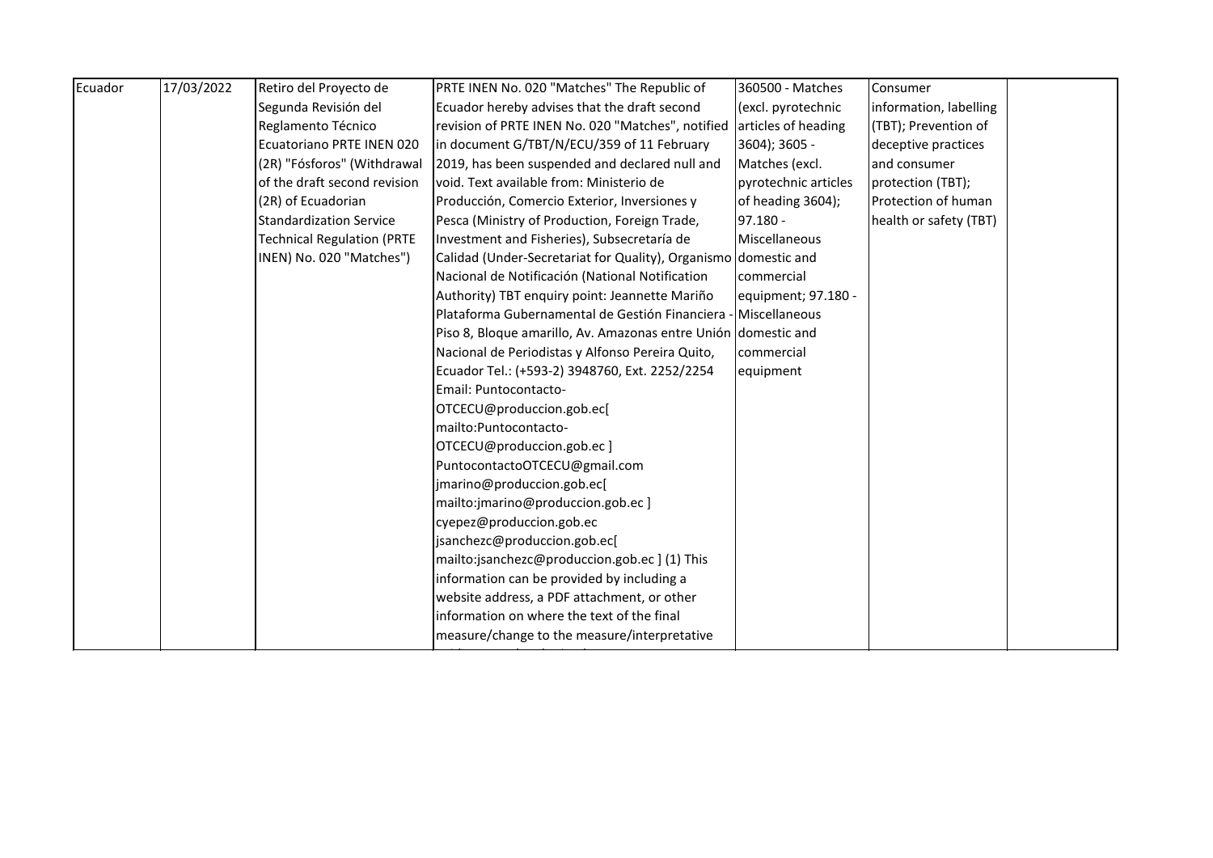| | | | | | | |
|---|---|---|---|---|---|---|
| Ecuador | 17/03/2022 | Retiro del Proyecto de Segunda Revisión del Reglamento Técnico Ecuatoriano PRTE INEN 020 (2R) "Fósforos" (Withdrawal of the draft second revision (2R) of Ecuadorian Standardization Service Technical Regulation (PRTE INEN) No. 020 "Matches") | PRTE INEN No. 020 "Matches" The Republic of Ecuador hereby advises that the draft second revision of PRTE INEN No. 020 "Matches", notified in document G/TBT/N/ECU/359 of 11 February 2019, has been suspended and declared null and void. Text available from: Ministerio de Producción, Comercio Exterior, Inversiones y Pesca (Ministry of Production, Foreign Trade, Investment and Fisheries), Subsecretaría de Calidad (Under-Secretariat for Quality), Organismo Nacional de Notificación (National Notification Authority) TBT enquiry point: Jeannette Mariño Plataforma Gubernamental de Gestión Financiera - Piso 8, Bloque amarillo, Av. Amazonas entre Unión Nacional de Periodistas y Alfonso Pereira Quito, Ecuador Tel.: (+593-2) 3948760, Ext. 2252/2254 Email: Puntocontacto-OTCECU@produccion.gob.ec[ mailto:Puntocontacto-OTCECU@produccion.gob.ec ] PuntocontactoOTCECU@gmail.com jmarino@produccion.gob.ec[ mailto:jmarino@produccion.gob.ec ] cyepez@produccion.gob.ec jsanchezc@produccion.gob.ec[ mailto:jsanchezc@produccion.gob.ec ] (1) This information can be provided by including a website address, a PDF attachment, or other information on where the text of the final measure/change to the measure/interpretative | 360500 - Matches (excl. pyrotechnic articles of heading 3604); 3605 - Matches (excl. pyrotechnic articles of heading 3604); 97.180 - Miscellaneous domestic and commercial equipment; 97.180 - Miscellaneous domestic and commercial equipment | Consumer information, labelling (TBT); Prevention of deceptive practices and consumer protection (TBT); Protection of human health or safety (TBT) | |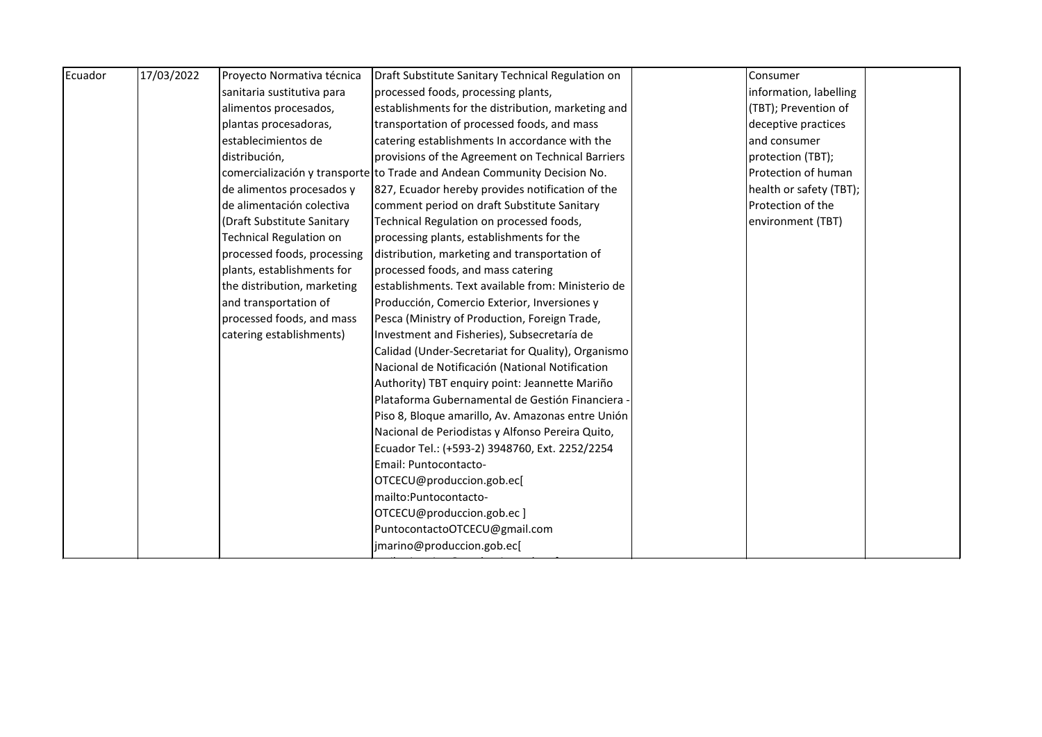| Ecuador | 17/03/2022 | Proyecto Normativa técnica sanitaria sustitutiva para alimentos procesados, plantas procesadoras, establecimientos de distribución, comercialización y transporte de alimentos procesados y de alimentación colectiva (Draft Substitute Sanitary Technical Regulation on processed foods, processing plants, establishments for the distribution, marketing and transportation of processed foods, and mass catering establishments) | Draft Substitute Sanitary Technical Regulation on processed foods, processing plants, establishments for the distribution, marketing and transportation of processed foods, and mass catering establishments In accordance with the provisions of the Agreement on Technical Barriers to Trade and Andean Community Decision No. 827, Ecuador hereby provides notification of the comment period on draft Substitute Sanitary Technical Regulation on processed foods, processing plants, establishments for the distribution, marketing and transportation of processed foods, and mass catering establishments. Text available from: Ministerio de Producción, Comercio Exterior, Inversiones y Pesca (Ministry of Production, Foreign Trade, Investment and Fisheries), Subsecretaría de Calidad (Under-Secretariat for Quality), Organismo Nacional de Notificación (National Notification Authority) TBT enquiry point: Jeannette Mariño Plataforma Gubernamental de Gestión Financiera - Piso 8, Bloque amarillo, Av. Amazonas entre Unión Nacional de Periodistas y Alfonso Pereira Quito, Ecuador Tel.: (+593-2) 3948760, Ext. 2252/2254 Email: Puntocontacto-OTCECU@produccion.gob.ec[ mailto:Puntocontacto-OTCECU@produccion.gob.ec ] PuntocontactoOTCECU@gmail.com jmarino@produccion.gob.ec[ | | Consumer information, labelling (TBT); Prevention of deceptive practices and consumer protection (TBT); Protection of human health or safety (TBT); Protection of the environment (TBT) | |
|---|---|---|---|---|---|---|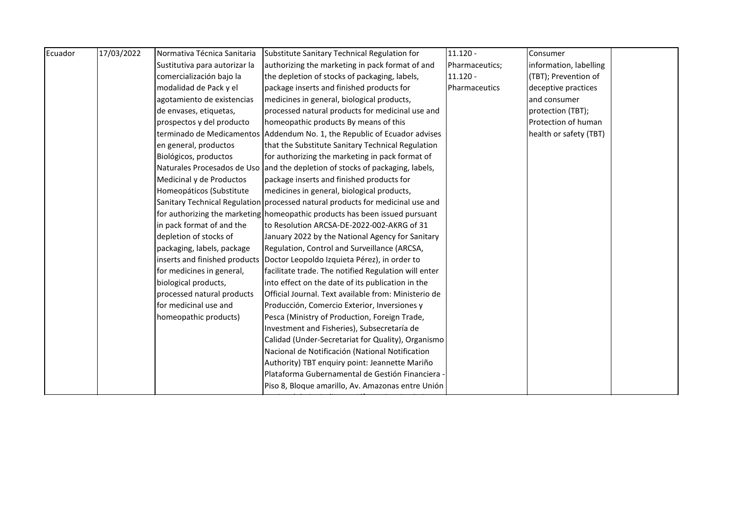| Ecuador | 17/03/2022 | Normativa Técnica Sanitaria Sustitutiva para autorizar la comercialización bajo la modalidad de Pack y el agotamiento de existencias de envases, etiquetas, prospectos y del producto terminado de Medicamentos en general, productos Biológicos, productos Naturales Procesados de Uso Medicinal y de Productos Homeopáticos (Substitute Sanitary Technical Regulation for authorizing the marketing in pack format of and the depletion of stocks of packaging, labels, package inserts and finished products for medicines in general, biological products, processed natural products for medicinal use and homeopathic products) | Substitute Sanitary Technical Regulation for authorizing the marketing in pack format of and the depletion of stocks of packaging, labels, package inserts and finished products for medicines in general, biological products, processed natural products for medicinal use and homeopathic products By means of this Addendum No. 1, the Republic of Ecuador advises that the Substitute Sanitary Technical Regulation for authorizing the marketing in pack format of and the depletion of stocks of packaging, labels, package inserts and finished products for medicines in general, biological products, processed natural products for medicinal use and homeopathic products has been issued pursuant to Resolution ARCSA-DE-2022-002-AKRG of 31 January 2022 by the National Agency for Sanitary Regulation, Control and Surveillance (ARCSA, Doctor Leopoldo Izquieta Pérez), in order to facilitate trade. The notified Regulation will enter into effect on the date of its publication in the Official Journal. Text available from: Ministerio de Producción, Comercio Exterior, Inversiones y Pesca (Ministry of Production, Foreign Trade, Investment and Fisheries), Subsecretaría de Calidad (Under-Secretariat for Quality), Organismo Nacional de Notificación (National Notification Authority) TBT enquiry point: Jeannette Mariño Plataforma Gubernamental de Gestión Financiera - Piso 8, Bloque amarillo, Av. Amazonas entre Unión | 11.120 - Pharmaceutics; 11.120 - Pharmaceutics | Consumer information, labelling (TBT); Prevention of deceptive practices and consumer protection (TBT); Protection of human health or safety (TBT) | |
|---|---|---|---|---|---|---|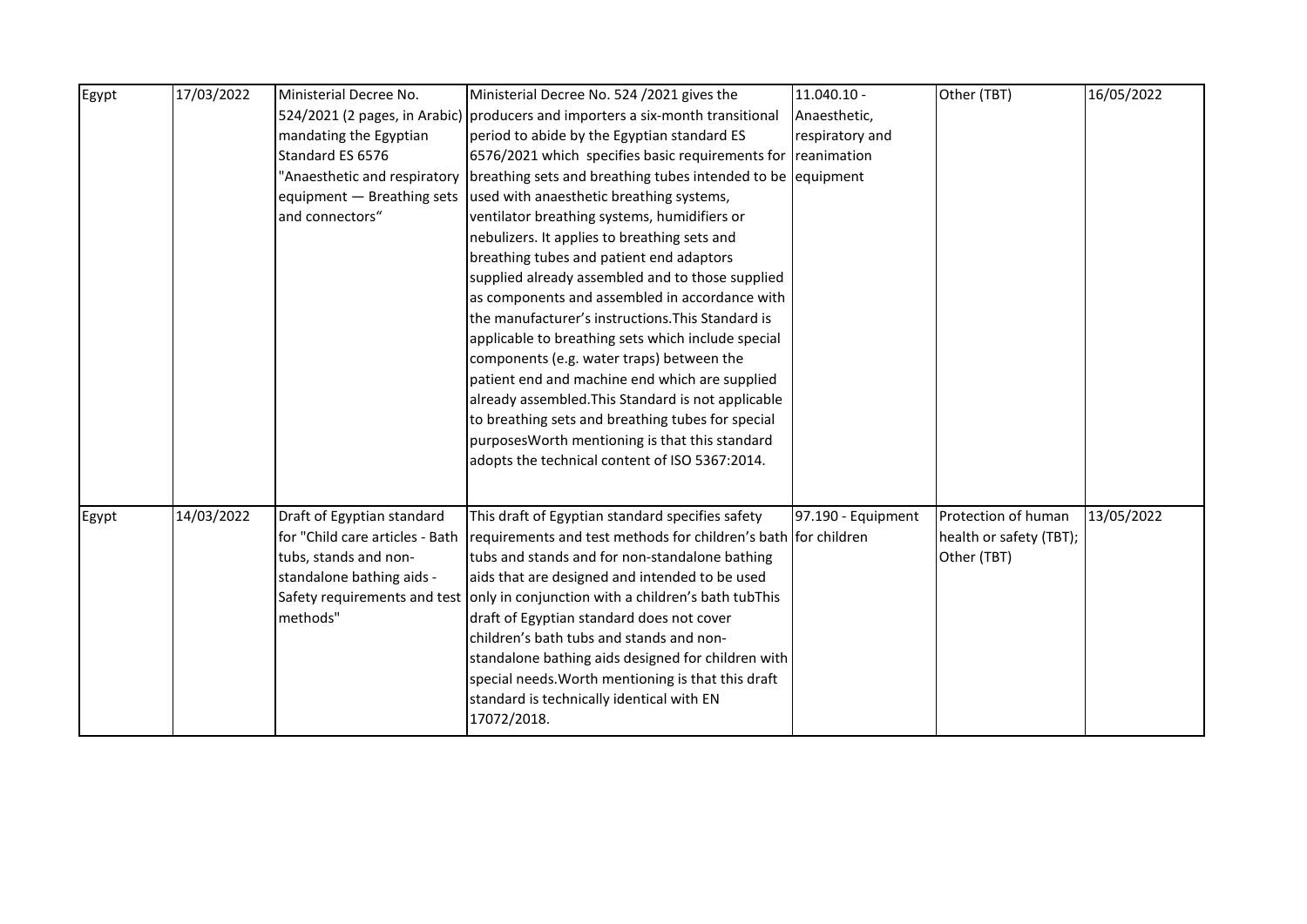| Egypt | 17/03/2022 | Ministerial Decree No. 524/2021 (2 pages, in Arabic) mandating the Egyptian Standard ES 6576 "Anaesthetic and respiratory equipment — Breathing sets and connectors" | Ministerial Decree No. 524 /2021 gives the producers and importers a six-month transitional period to abide by the Egyptian standard ES 6576/2021 which specifies basic requirements for breathing sets and breathing tubes intended to be used with anaesthetic breathing systems, ventilator breathing systems, humidifiers or nebulizers. It applies to breathing sets and breathing tubes and patient end adaptors supplied already assembled and to those supplied as components and assembled in accordance with the manufacturer's instructions.This Standard is applicable to breathing sets which include special components (e.g. water traps) between the patient end and machine end which are supplied already assembled.This Standard is not applicable to breathing sets and breathing tubes for special purposesWorth mentioning is that this standard adopts the technical content of ISO 5367:2014. | 11.040.10 - Anaesthetic, respiratory and reanimation equipment | Other (TBT) | 16/05/2022 |
|---|---|---|---|---|---|---|
| Egypt | 14/03/2022 | Draft of Egyptian standard for "Child care articles - Bath tubs, stands and non-standalone bathing aids - Safety requirements and test methods" | This draft of Egyptian standard specifies safety requirements and test methods for children's bath tubs and stands and for non-standalone bathing aids that are designed and intended to be used only in conjunction with a children's bath tubThis draft of Egyptian standard does not cover children's bath tubs and stands and non-standalone bathing aids designed for children with special needs.Worth mentioning is that this draft standard is technically identical with EN 17072/2018. | 97.190 - Equipment for children | Protection of human health or safety (TBT); Other (TBT) | 13/05/2022 |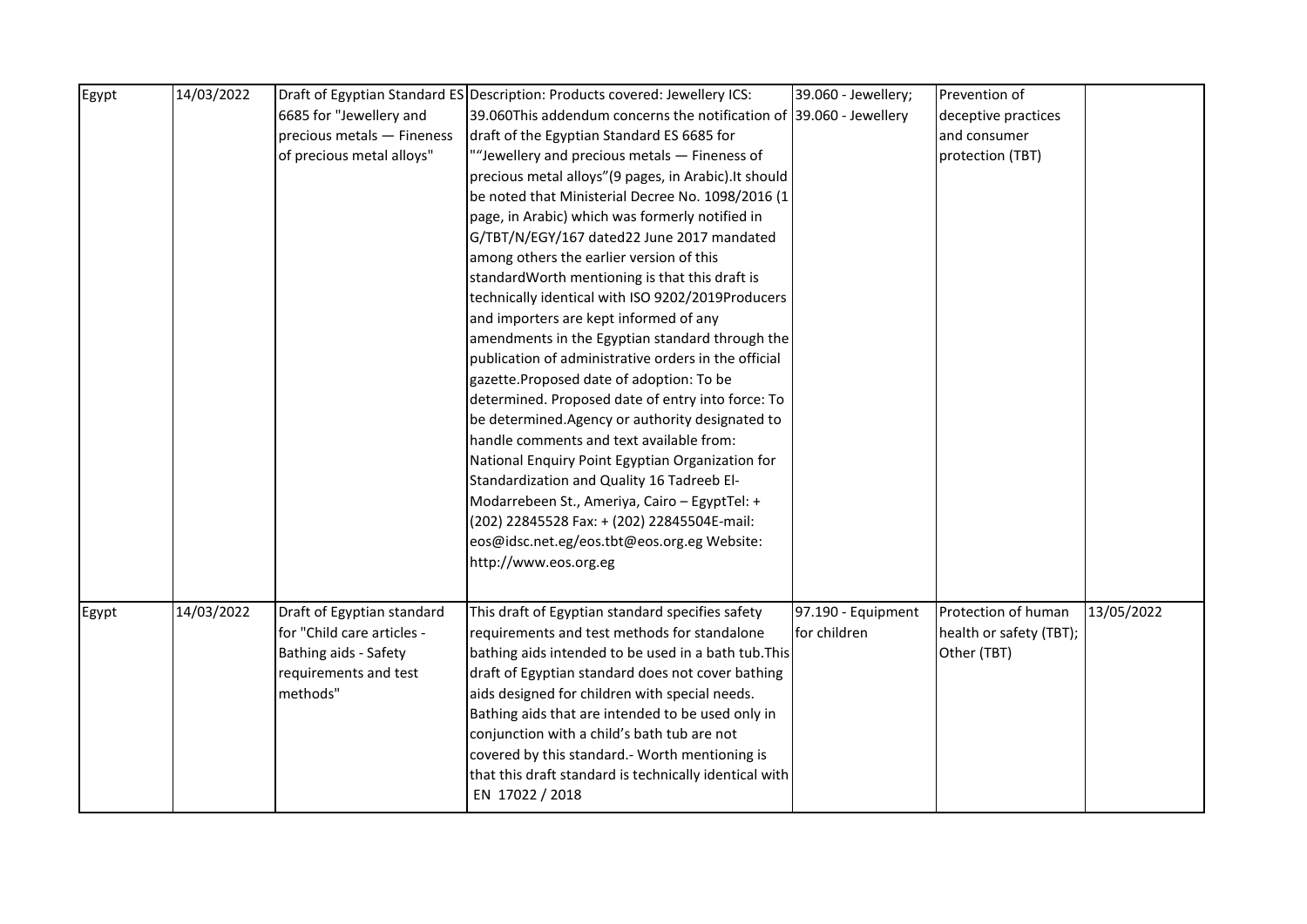| Egypt | 14/03/2022 | Draft of Egyptian Standard ES 6685 for "Jewellery and precious metals — Fineness of precious metal alloys" | Description: Products covered: Jewellery ICS: 39.060This addendum concerns the notification of draft of the Egyptian Standard ES 6685 for ""Jewellery and precious metals — Fineness of precious metal alloys"(9 pages, in Arabic).It should be noted that Ministerial Decree No. 1098/2016 (1 page, in Arabic) which was formerly notified in G/TBT/N/EGY/167 dated22 June 2017 mandated among others the earlier version of this standardWorth mentioning is that this draft is technically identical with ISO 9202/2019Producers and importers are kept informed of any amendments in the Egyptian standard through the publication of administrative orders in the official gazette.Proposed date of adoption: To be determined. Proposed date of entry into force: To be determined.Agency or authority designated to handle comments and text available from: National Enquiry Point Egyptian Organization for Standardization and Quality 16 Tadreeb El-Modarrebeen St., Ameriya, Cairo – EgyptTel: + (202) 22845528 Fax: + (202) 22845504E-mail: eos@idsc.net.eg/eos.tbt@eos.org.eg Website: http://www.eos.org.eg | 39.060 - Jewellery; 39.060 - Jewellery | Prevention of deceptive practices and consumer protection (TBT) | |
|---|---|---|---|---|---|---|
| Egypt | 14/03/2022 | Draft of Egyptian standard for "Child care articles - Bathing aids - Safety requirements and test methods" | This draft of Egyptian standard specifies safety requirements and test methods for standalone bathing aids intended to be used in a bath tub.This draft of Egyptian standard does not cover bathing aids designed for children with special needs. Bathing aids that are intended to be used only in conjunction with a child's bath tub are not covered by this standard.- Worth mentioning is that this draft standard is technically identical with EN 17022 / 2018 | 97.190 - Equipment for children | Protection of human health or safety (TBT); Other (TBT) | 13/05/2022 |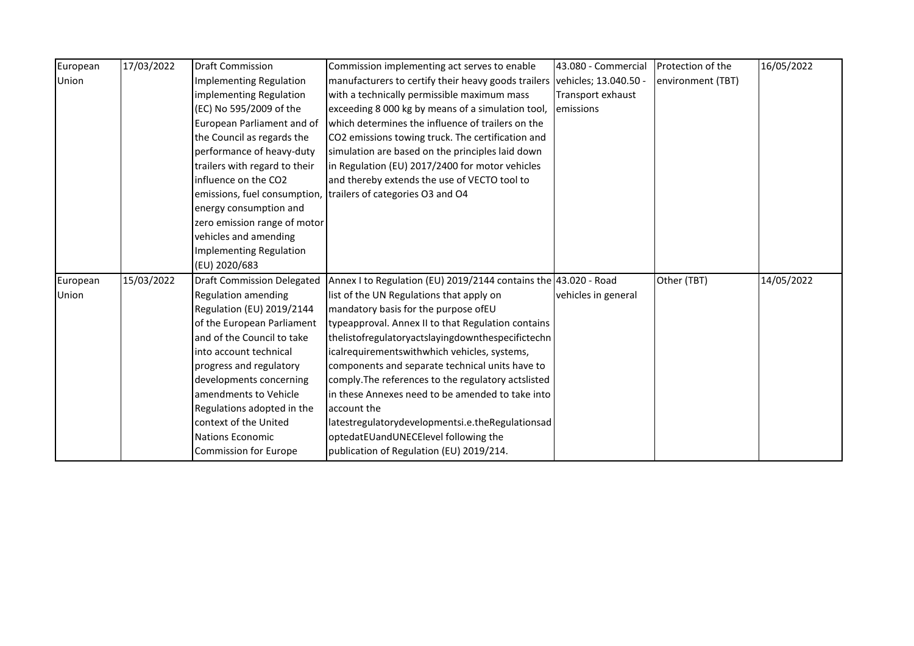| | | | | | | |
|---|---|---|---|---|---|---|
| European Union | 17/03/2022 | Draft Commission Implementing Regulation implementing Regulation (EC) No 595/2009 of the European Parliament and of the Council as regards the performance of heavy-duty trailers with regard to their influence on the $CO_2$ emissions, fuel consumption, energy consumption and zero emission range of motor vehicles and amending Implementing Regulation (EU) 2020/683 | Commission implementing act serves to enable manufacturers to certify their heavy goods trailers with a technically permissible maximum mass exceeding 8 000 kg by means of a simulation tool, which determines the influence of trailers on the $CO_2$ emissions towing truck. The certification and simulation are based on the principles laid down in Regulation (EU) 2017/2400 for motor vehicles and thereby extends the use of VECTO tool to trailers of categories O3 and O4 | 43.080 - Commercial vehicles; 13.040.50 - Transport exhaust emissions | Protection of the environment (TBT) | 16/05/2022 |
| European Union | 15/03/2022 | Draft Commission Delegated Regulation amending Regulation (EU) 2019/2144 of the European Parliament and of the Council to take into account technical progress and regulatory developments concerning amendments to Vehicle Regulations adopted in the context of the United Nations Economic Commission for Europe | Annex I to Regulation (EU) 2019/2144 contains the list of the UN Regulations that apply on mandatory basis for the purpose ofEU typeapproval. Annex II to that Regulation contains thelistofregulatoryactslayingdownthespecifictechnicalrequirementswithwhich vehicles, systems, components and separate technical units have to comply.The references to the regulatory actslisted in these Annexes need to be amended to take into account the latestregulatorydevelopmentsi.e.theRegulationsadoptedatEUandUNECElevel following the publication of Regulation (EU) 2019/214. | 43.020 - Road vehicles in general | Other (TBT) | 14/05/2022 |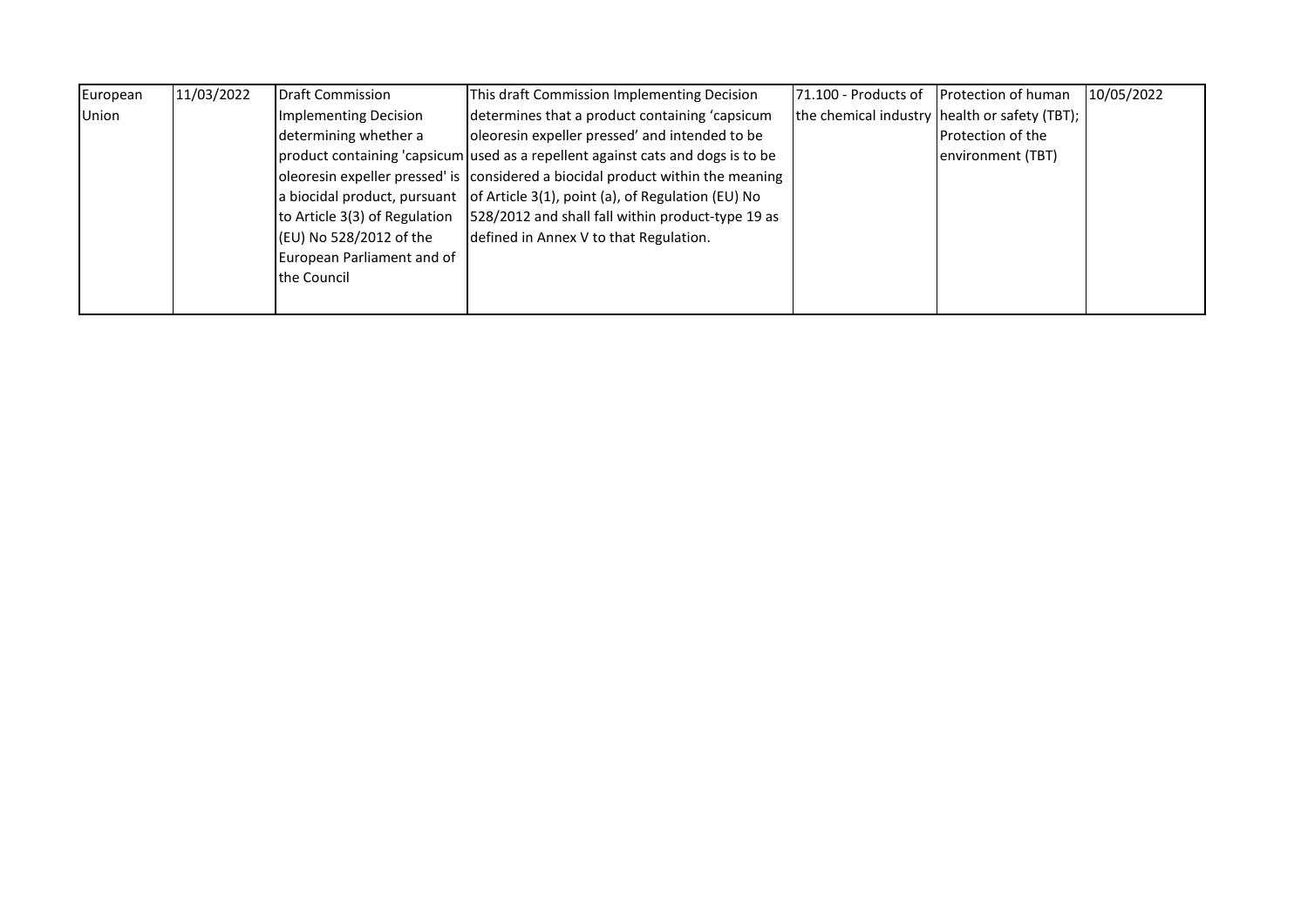| European Union | 11/03/2022 | Draft Commission Implementing Decision determining whether a product containing 'capsicum oleoresin expeller pressed' is a biocidal product, pursuant to Article 3(3) of Regulation (EU) No 528/2012 of the European Parliament and of the Council | This draft Commission Implementing Decision determines that a product containing 'capsicum oleoresin expeller pressed' and intended to be used as a repellent against cats and dogs is to be considered a biocidal product within the meaning of Article 3(1), point (a), of Regulation (EU) No 528/2012 and shall fall within product-type 19 as defined in Annex V to that Regulation. | 71.100 - Products of the chemical industry | Protection of human health or safety (TBT); Protection of the environment (TBT) | 10/05/2022 |
|---|---|---|---|---|---|---|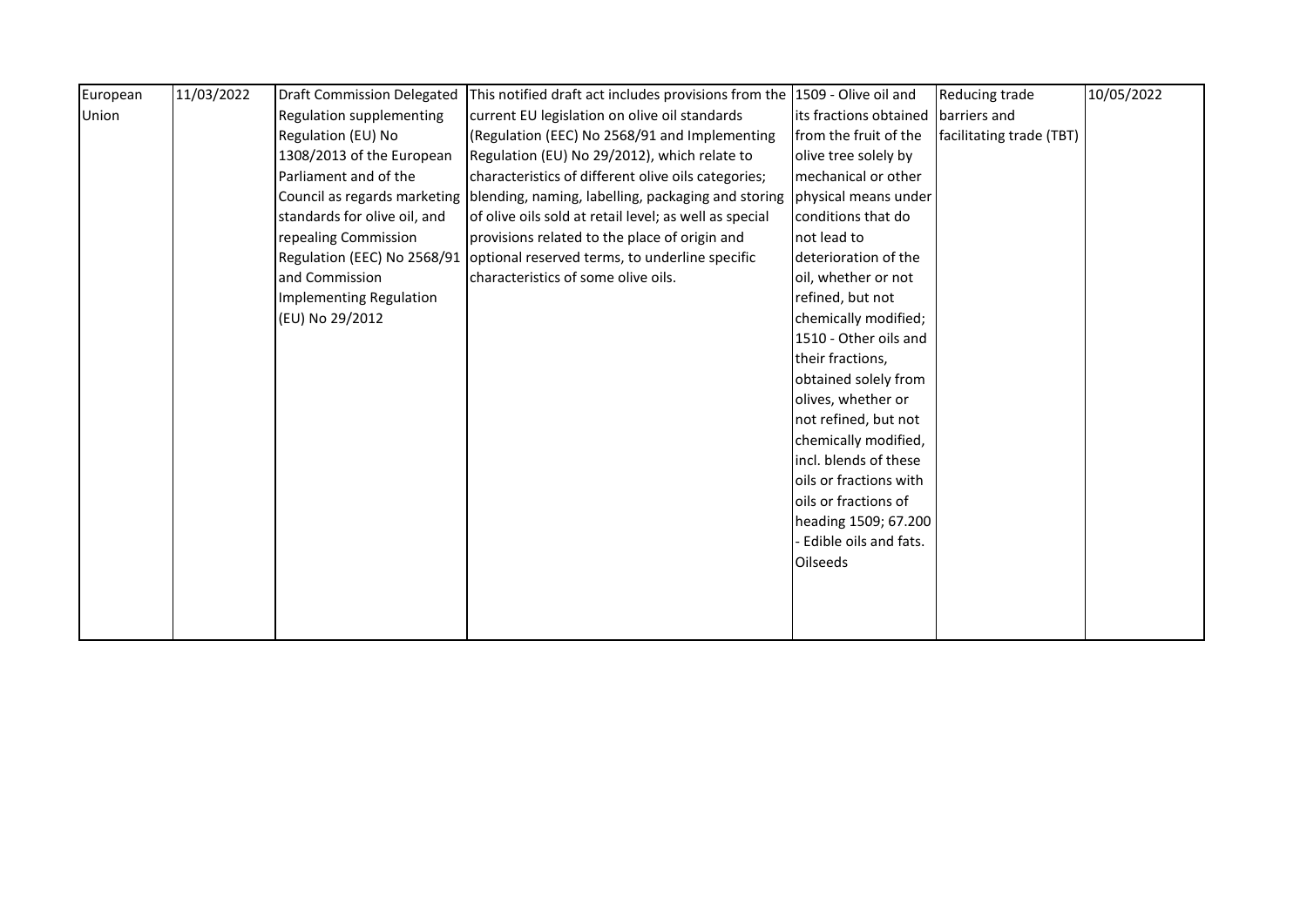| European Union | 11/03/2022 | Draft Commission Delegated Regulation supplementing Regulation (EU) No 1308/2013 of the European Parliament and of the Council as regards marketing standards for olive oil, and repealing Commission Regulation (EEC) No 2568/91 and Commission Implementing Regulation (EU) No 29/2012 | This notified draft act includes provisions from the current EU legislation on olive oil standards (Regulation (EEC) No 2568/91 and Implementing Regulation (EU) No 29/2012), which relate to characteristics of different olive oils categories; blending, naming, labelling, packaging and storing of olive oils sold at retail level; as well as special provisions related to the place of origin and optional reserved terms, to underline specific characteristics of some olive oils. | 1509 - Olive oil and its fractions obtained from the fruit of the olive tree solely by mechanical or other physical means under conditions that do not lead to deterioration of the oil, whether or not refined, but not chemically modified; 1510 - Other oils and their fractions, obtained solely from olives, whether or not refined, but not chemically modified, incl. blends of these oils or fractions with oils or fractions of heading 1509; 67.200 - Edible oils and fats. Oilseeds | Reducing trade barriers and facilitating trade (TBT) | 10/05/2022 |
|---|---|---|---|---|---|---|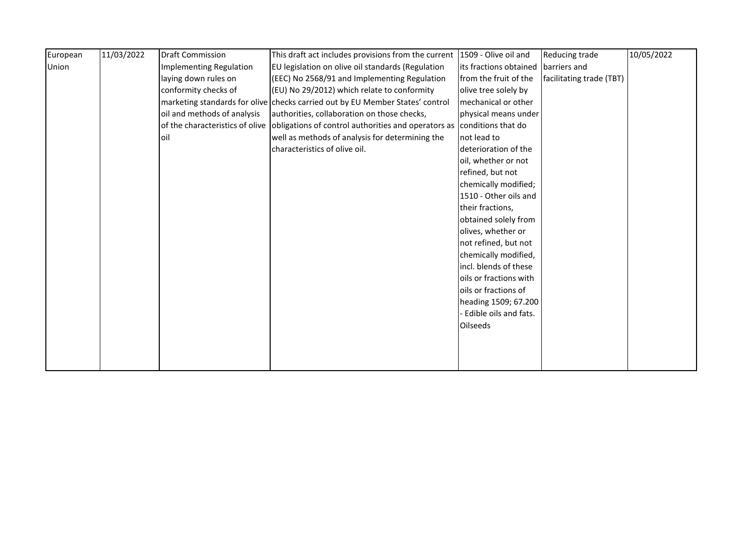| European Union | 11/03/2022 | Draft Commission Implementing Regulation laying down rules on conformity checks of marketing standards for olive oil and methods of analysis of the characteristics of olive oil | This draft act includes provisions from the current EU legislation on olive oil standards (Regulation (EEC) No 2568/91 and Implementing Regulation (EU) No 29/2012) which relate to conformity checks carried out by EU Member States' control authorities, collaboration on those checks, obligations of control authorities and operators as well as methods of analysis for determining the characteristics of olive oil. | 1509 - Olive oil and its fractions obtained from the fruit of the olive tree solely by mechanical or other physical means under conditions that do not lead to deterioration of the oil, whether or not refined, but not chemically modified; 1510 - Other oils and their fractions, obtained solely from olives, whether or not refined, but not chemically modified, incl. blends of these oils or fractions with oils or fractions of heading 1509; 67.200 - Edible oils and fats. Oilseeds | Reducing trade barriers and facilitating trade (TBT) | 10/05/2022 |
|---|---|---|---|---|---|---|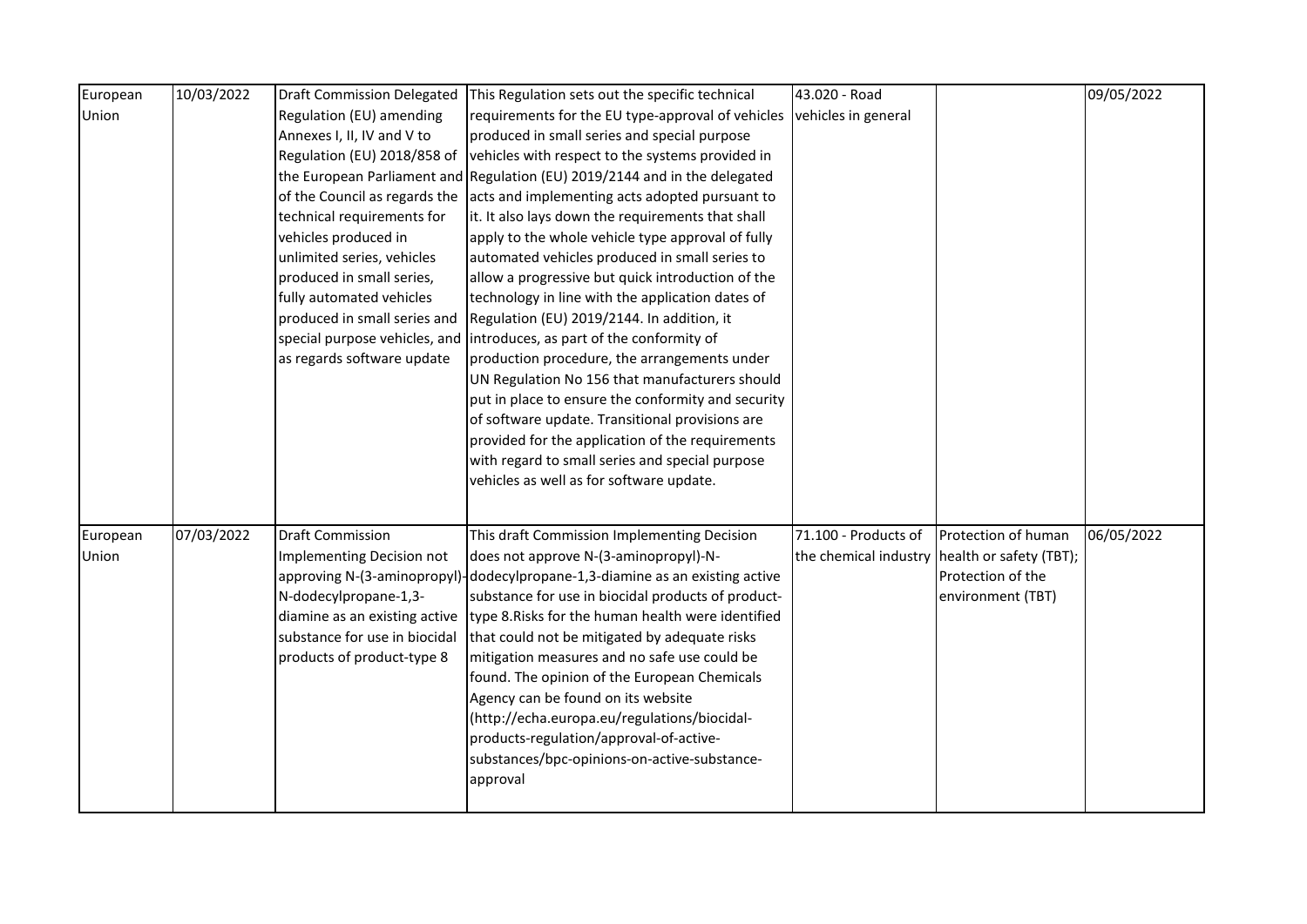| | | | | | | |
|---|---|---|---|---|---|---|
| European Union | 10/03/2022 | Draft Commission Delegated Regulation (EU) amending Annexes I, II, IV and V to Regulation (EU) 2018/858 of the European Parliament and of the Council as regards the technical requirements for vehicles produced in unlimited series, vehicles produced in small series, fully automated vehicles produced in small series and special purpose vehicles, and as regards software update | This Regulation sets out the specific technical requirements for the EU type-approval of vehicles produced in small series and special purpose vehicles with respect to the systems provided in Regulation (EU) 2019/2144 and in the delegated acts and implementing acts adopted pursuant to it. It also lays down the requirements that shall apply to the whole vehicle type approval of fully automated vehicles produced in small series to allow a progressive but quick introduction of the technology in line with the application dates of Regulation (EU) 2019/2144. In addition, it introduces, as part of the conformity of production procedure, the arrangements under UN Regulation No 156 that manufacturers should put in place to ensure the conformity and security of software update. Transitional provisions are provided for the application of the requirements with regard to small series and special purpose vehicles as well as for software update. | 43.020 - Road vehicles in general | | 09/05/2022 |
| European Union | 07/03/2022 | Draft Commission Implementing Decision not approving N-(3-aminopropyl)-N-dodecylpropane-1,3-diamine as an existing active substance for use in biocidal products of product-type 8 | This draft Commission Implementing Decision does not approve N-(3-aminopropyl)-N-dodecylpropane-1,3-diamine as an existing active substance for use in biocidal products of product-type 8.Risks for the human health were identified that could not be mitigated by adequate risks mitigation measures and no safe use could be found. The opinion of the European Chemicals Agency can be found on its website (http://echa.europa.eu/regulations/biocidal-products-regulation/approval-of-active-substances/bpc-opinions-on-active-substance-approval | 71.100 - Products of the chemical industry | Protection of human health or safety (TBT); Protection of the environment (TBT) | 06/05/2022 |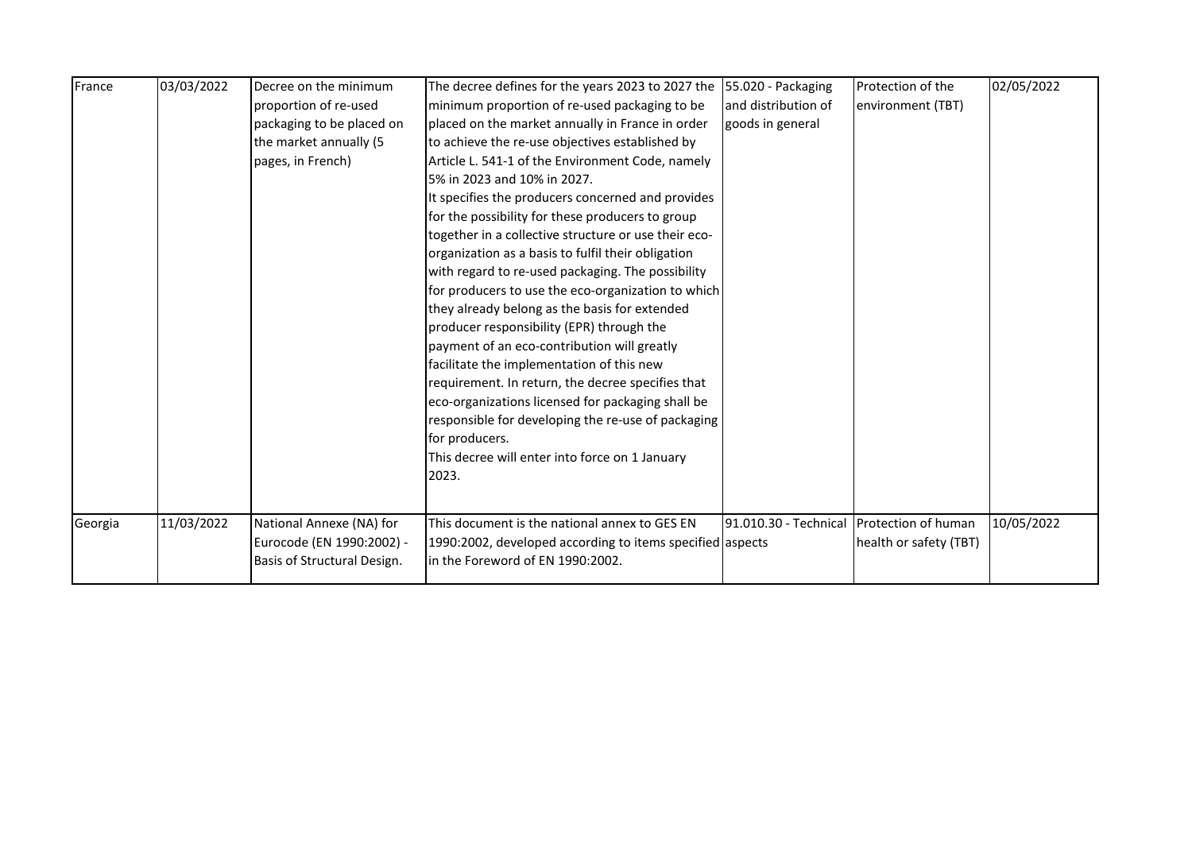| France | 03/03/2022 | Decree on the minimum proportion of re-used packaging to be placed on the market annually (5 pages, in French) | The decree defines for the years 2023 to 2027 the minimum proportion of re-used packaging to be placed on the market annually in France in order to achieve the re-use objectives established by Article L. 541-1 of the Environment Code, namely 5% in 2023 and 10% in 2027.<br>It specifies the producers concerned and provides for the possibility for these producers to group together in a collective structure or use their eco-organization as a basis to fulfil their obligation with regard to re-used packaging. The possibility for producers to use the eco-organization to which they already belong as the basis for extended producer responsibility (EPR) through the payment of an eco-contribution will greatly facilitate the implementation of this new requirement. In return, the decree specifies that eco-organizations licensed for packaging shall be responsible for developing the re-use of packaging for producers.<br>This decree will enter into force on 1 January 2023. | 55.020 - Packaging and distribution of goods in general | Protection of the environment (TBT) | 02/05/2022 |
|---|---|---|---|---|---|---|
| Georgia | 11/03/2022 | National Annexe (NA) for Eurocode (EN 1990:2002) - Basis of Structural Design. | This document is the national annex to GES EN 1990:2002, developed according to items specified in the Foreword of EN 1990:2002. | 91.010.30 - Technical aspects | Protection of human health or safety (TBT) | 10/05/2022 |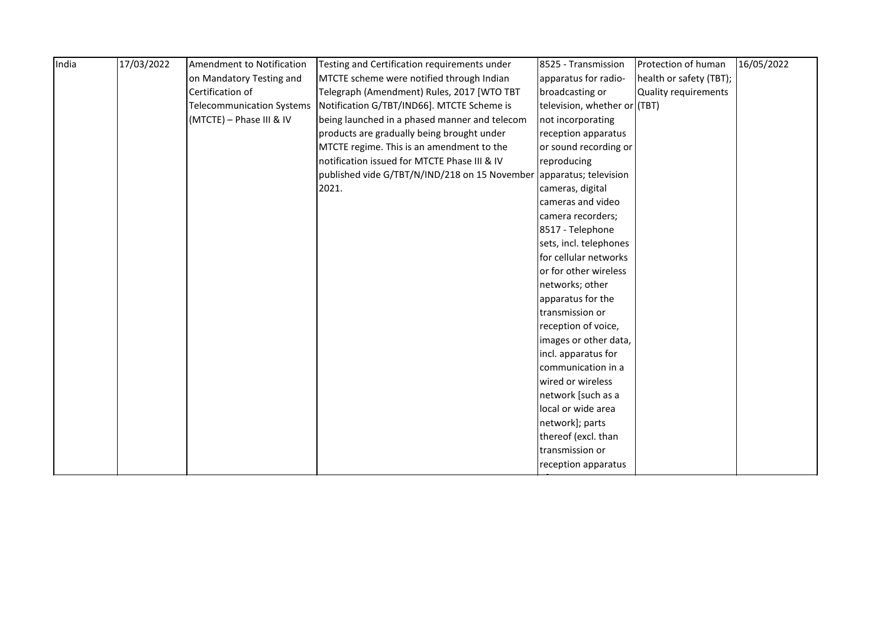| India | 17/03/2022 | Amendment to Notification on Mandatory Testing and Certification of Telecommunication Systems (MTCTE) – Phase III & IV | Testing and Certification requirements under MTCTE scheme were notified through Indian Telegraph (Amendment) Rules, 2017 [WTO TBT Notification G/TBT/IND66]. MTCTE Scheme is being launched in a phased manner and telecom products are gradually being brought under MTCTE regime. This is an amendment to the notification issued for MTCTE Phase III & IV published vide G/TBT/N/IND/218 on 15 November 2021. | 8525 - Transmission apparatus for radio-broadcasting or television, whether or not incorporating reception apparatus or sound recording or reproducing apparatus; television cameras, digital cameras and video camera recorders; 8517 - Telephone sets, incl. telephones for cellular networks or for other wireless networks; other apparatus for the transmission or reception of voice, images or other data, incl. apparatus for communication in a wired or wireless network [such as a local or wide area network]; parts thereof (excl. than transmission or reception apparatus | Protection of human health or safety (TBT); Quality requirements (TBT) | 16/05/2022 |
|---|---|---|---|---|---|---|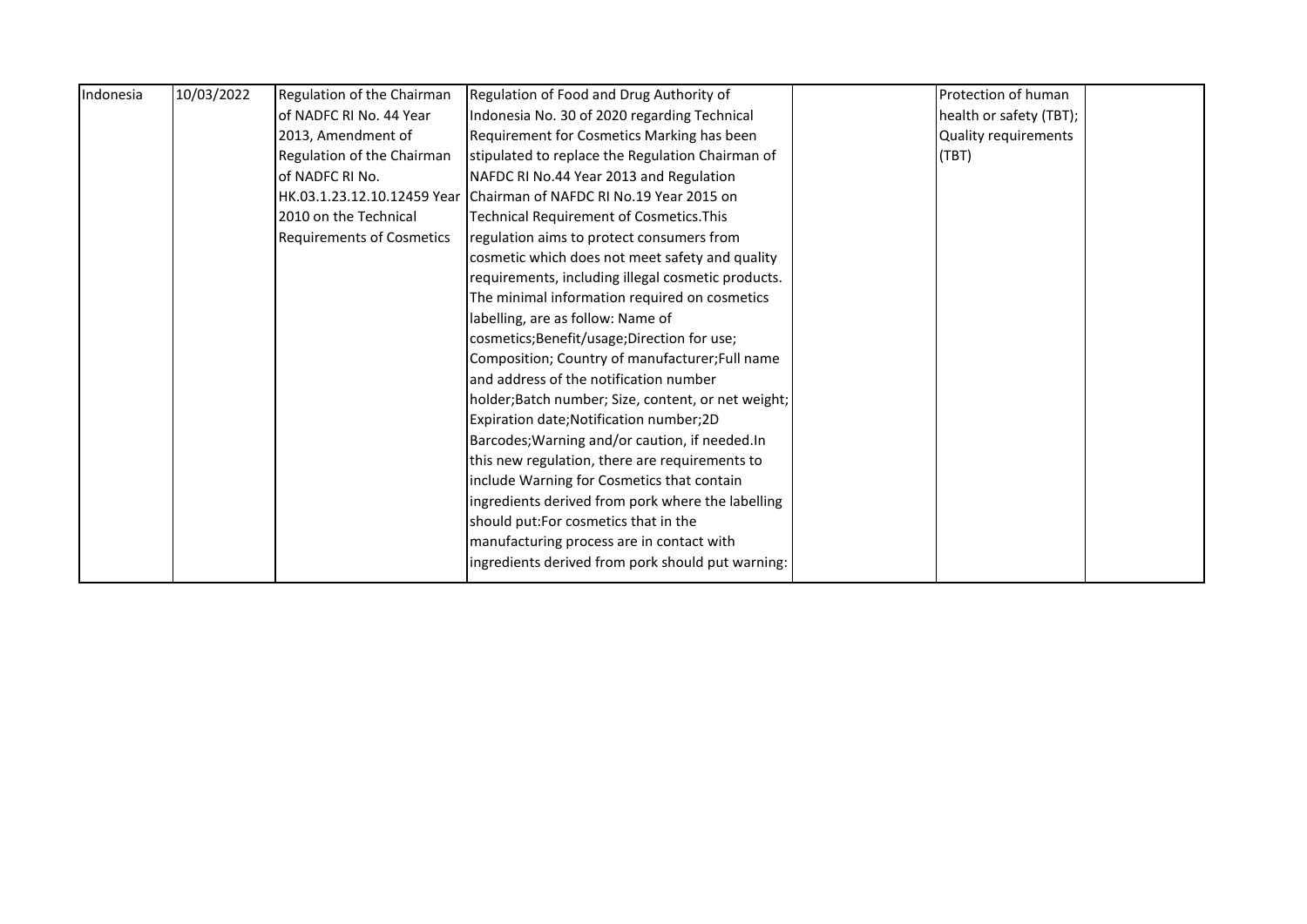| Indonesia | 10/03/2022 | Regulation of the Chairman of NADFC RI No. 44 Year 2013, Amendment of Regulation of the Chairman of NADFC RI No. HK.03.1.23.12.10.12459 Year 2010 on the Technical Requirements of Cosmetics | Regulation of Food and Drug Authority of Indonesia No. 30 of 2020 regarding Technical Requirement for Cosmetics Marking has been stipulated to replace the Regulation Chairman of NAFDC RI No.44 Year 2013 and Regulation Chairman of NAFDC RI No.19 Year 2015 on Technical Requirement of Cosmetics.This regulation aims to protect consumers from cosmetic which does not meet safety and quality requirements, including illegal cosmetic products. The minimal information required on cosmetics labelling, are as follow: Name of cosmetics;Benefit/usage;Direction for use; Composition; Country of manufacturer;Full name and address of the notification number holder;Batch number; Size, content, or net weight; Expiration date;Notification number;2D Barcodes;Warning and/or caution, if needed.In this new regulation, there are requirements to include Warning for Cosmetics that contain ingredients derived from pork where the labelling should put:For cosmetics that in the manufacturing process are in contact with ingredients derived from pork should put warning: | | Protection of human health or safety (TBT); Quality requirements (TBT) | |
|---|---|---|---|---|---|---|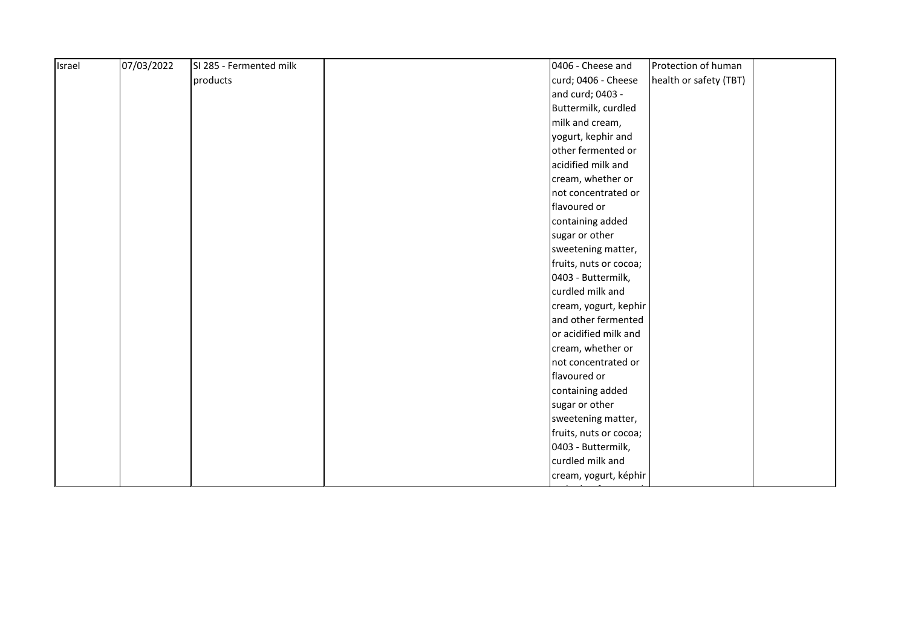| Israel | 07/03/2022 | SI 285 - Fermented milk products | | 0406 - Cheese and curd; 0406 - Cheese and curd; 0403 - Buttermilk, curdled milk and cream, yogurt, kephir and other fermented or acidified milk and cream, whether or not concentrated or flavoured or containing added sugar or other sweetening matter, fruits, nuts or cocoa; 0403 - Buttermilk, curdled milk and cream, yogurt, kephir and other fermented or acidified milk and cream, whether or not concentrated or flavoured or containing added sugar or other sweetening matter, fruits, nuts or cocoa; 0403 - Buttermilk, curdled milk and cream, yogurt, képhir | Protection of human health or safety (TBT) | |
|---|---|---|---|---|---|---|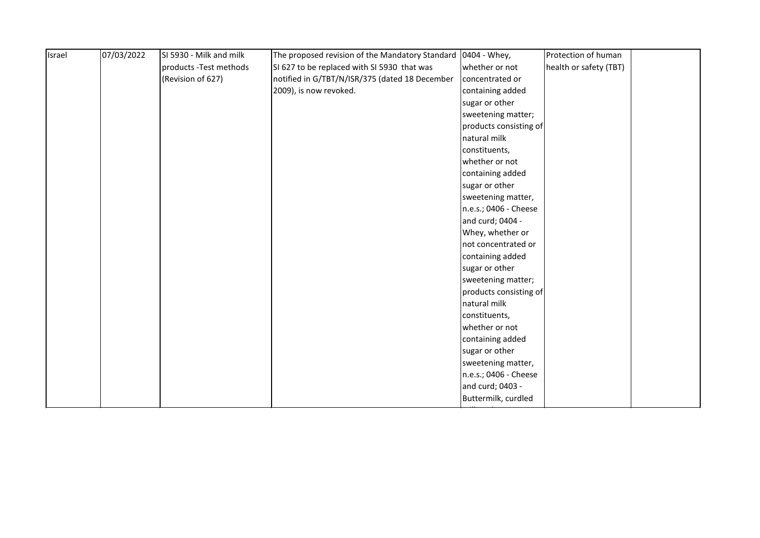| Israel | 07/03/2022 | SI 5930 - Milk and milk products -Test methods (Revision of 627) | The proposed revision of the Mandatory Standard SI 627 to be replaced with SI 5930 that was notified in G/TBT/N/ISR/375 (dated 18 December 2009), is now revoked. | 0404 - Whey, whether or not concentrated or containing added sugar or other sweetening matter; products consisting of natural milk constituents, whether or not containing added sugar or other sweetening matter, n.e.s.; 0406 - Cheese and curd; 0404 - Whey, whether or not concentrated or containing added sugar or other sweetening matter; products consisting of natural milk constituents, whether or not containing added sugar or other sweetening matter, n.e.s.; 0406 - Cheese and curd; 0403 - Buttermilk, curdled | Protection of human health or safety (TBT) | |
|---|---|---|---|---|---|---|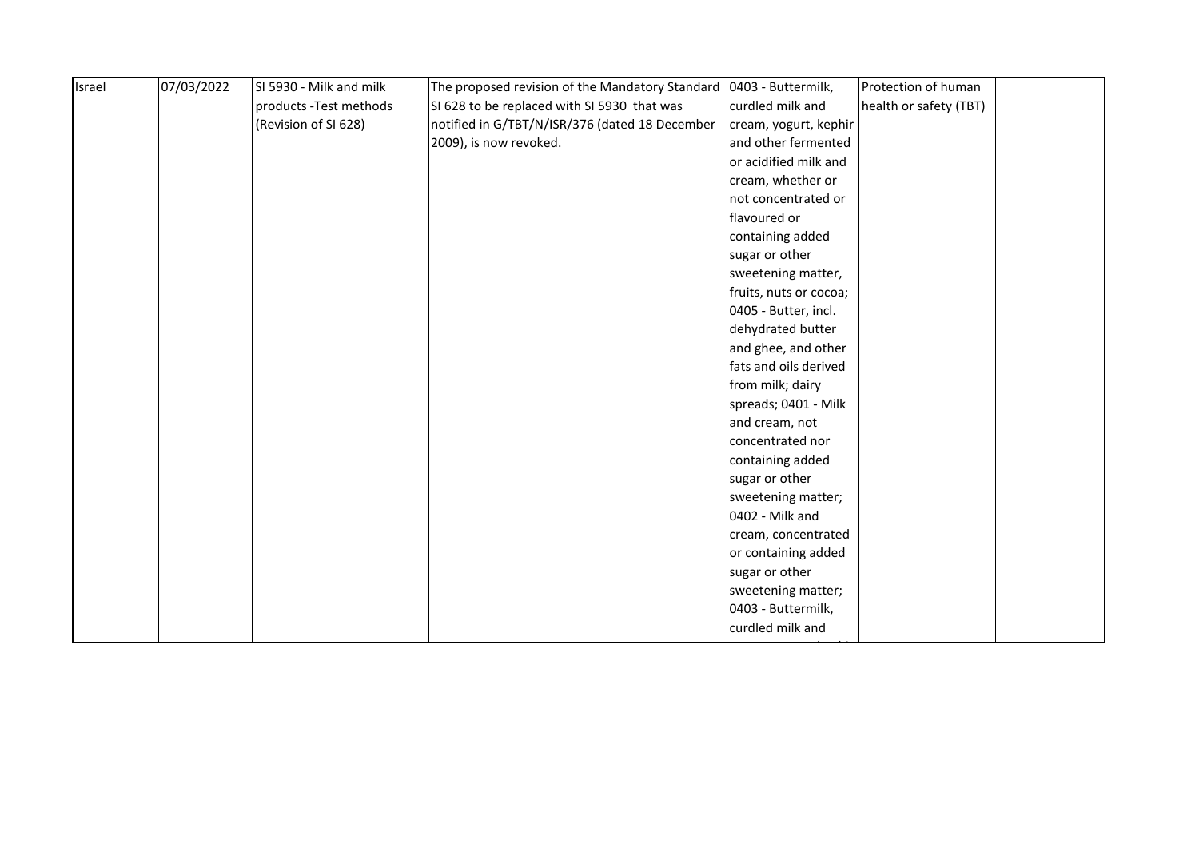| Israel | 07/03/2022 | SI 5930 - Milk and milk products -Test methods (Revision of SI 628) | The proposed revision of the Mandatory Standard SI 628 to be replaced with SI 5930 that was notified in G/TBT/N/ISR/376 (dated 18 December 2009), is now revoked. | 0403 - Buttermilk, curdled milk and cream, yogurt, kephir and other fermented or acidified milk and cream, whether or not concentrated or flavoured or containing added sugar or other sweetening matter, fruits, nuts or cocoa; 0405 - Butter, incl. dehydrated butter and ghee, and other fats and oils derived from milk; dairy spreads; 0401 - Milk and cream, not concentrated nor containing added sugar or other sweetening matter; 0402 - Milk and cream, concentrated or containing added sugar or other sweetening matter; 0403 - Buttermilk, curdled milk and | Protection of human health or safety (TBT) | |
|---|---|---|---|---|---|---|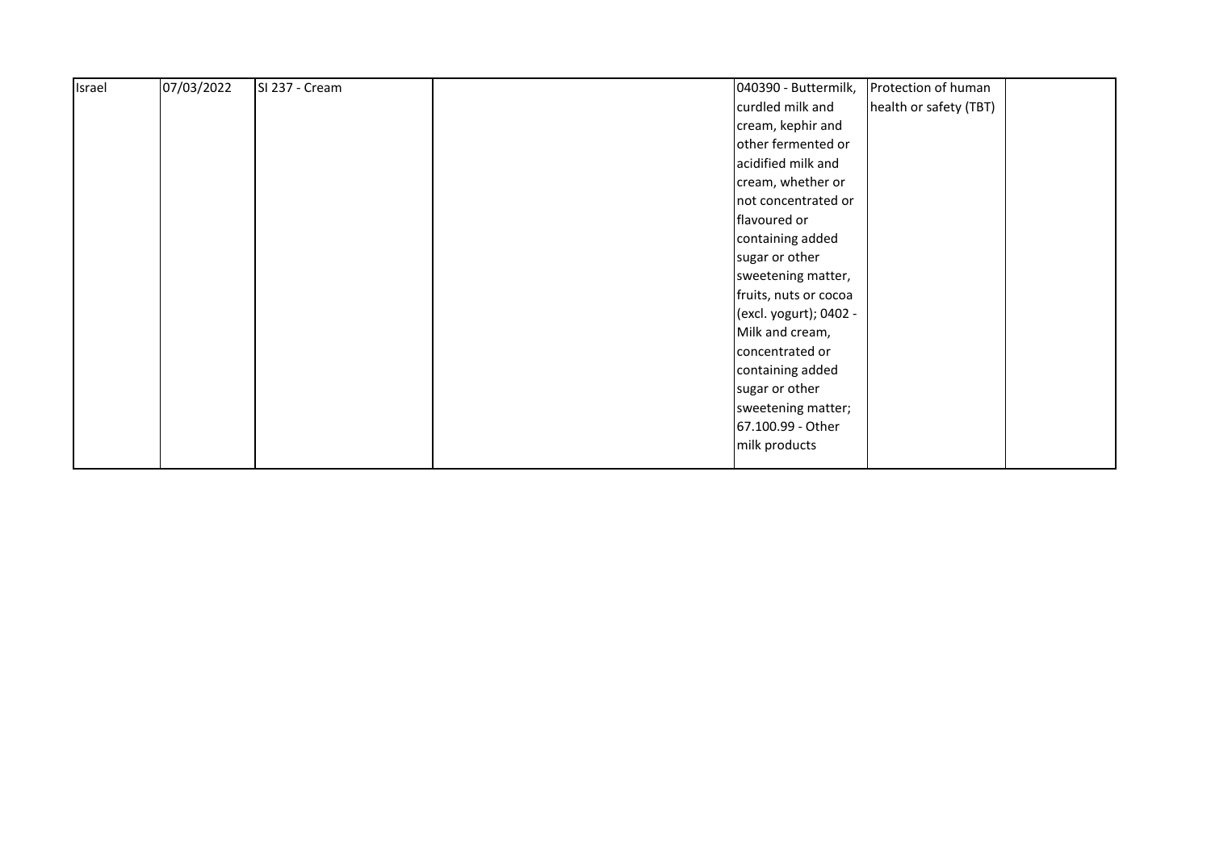| | | | | | | |
|---|---|---|---|---|---|---|
| Israel | 07/03/2022 | SI 237 - Cream | | 040390 - Buttermilk, curdled milk and cream, kephir and other fermented or acidified milk and cream, whether or not concentrated or flavoured or containing added sugar or other sweetening matter, fruits, nuts or cocoa (excl. yogurt); 0402 - Milk and cream, concentrated or containing added sugar or other sweetening matter; 67.100.99 - Other milk products | Protection of human health or safety (TBT) | |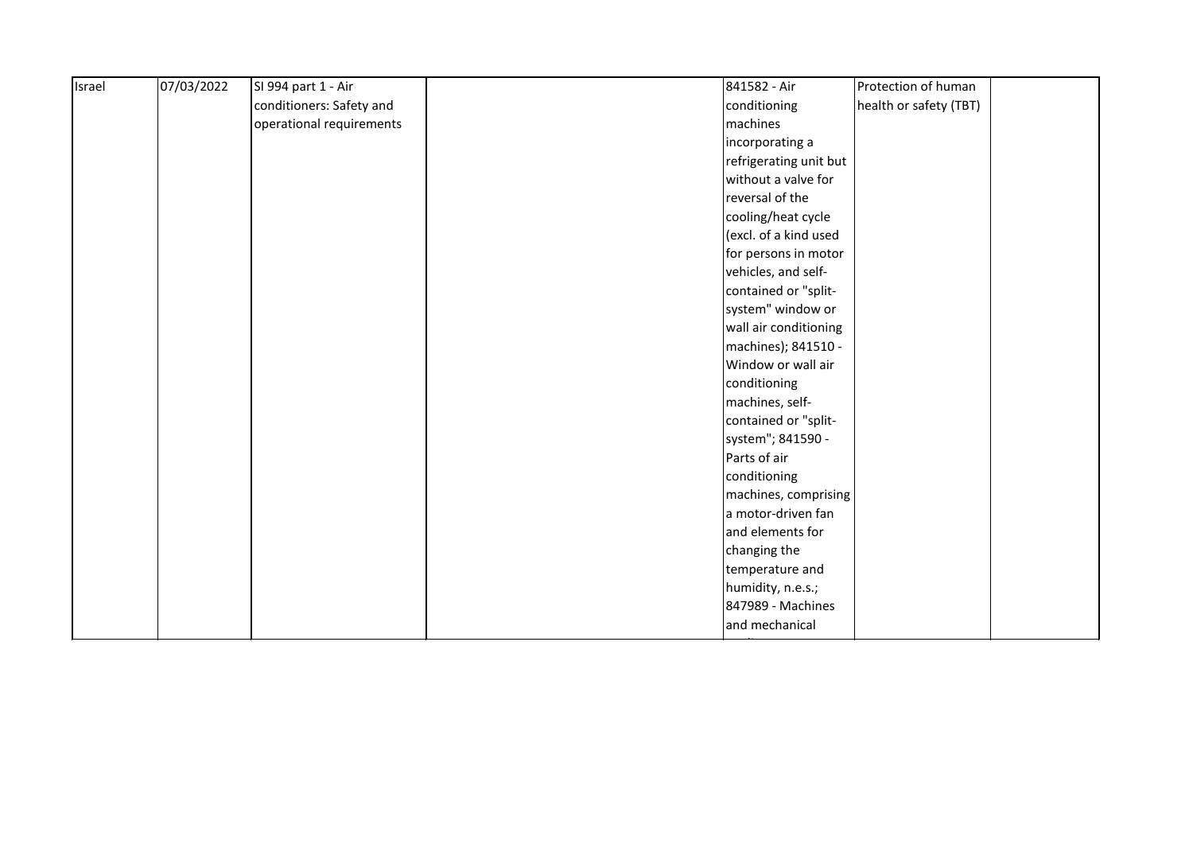| Israel | 07/03/2022 | SI 994 part 1 - Air conditioners: Safety and operational requirements | | 841582 - Air conditioning machines incorporating a refrigerating unit but without a valve for reversal of the cooling/heat cycle (excl. of a kind used for persons in motor vehicles, and self-contained or "split-system" window or wall air conditioning machines); 841510 - Window or wall air conditioning machines, self-contained or "split-system"; 841590 - Parts of air conditioning machines, comprising a motor-driven fan and elements for changing the temperature and humidity, n.e.s.; 847989 - Machines and mechanical | Protection of human health or safety (TBT) | |
|---|---|---|---|---|---|---|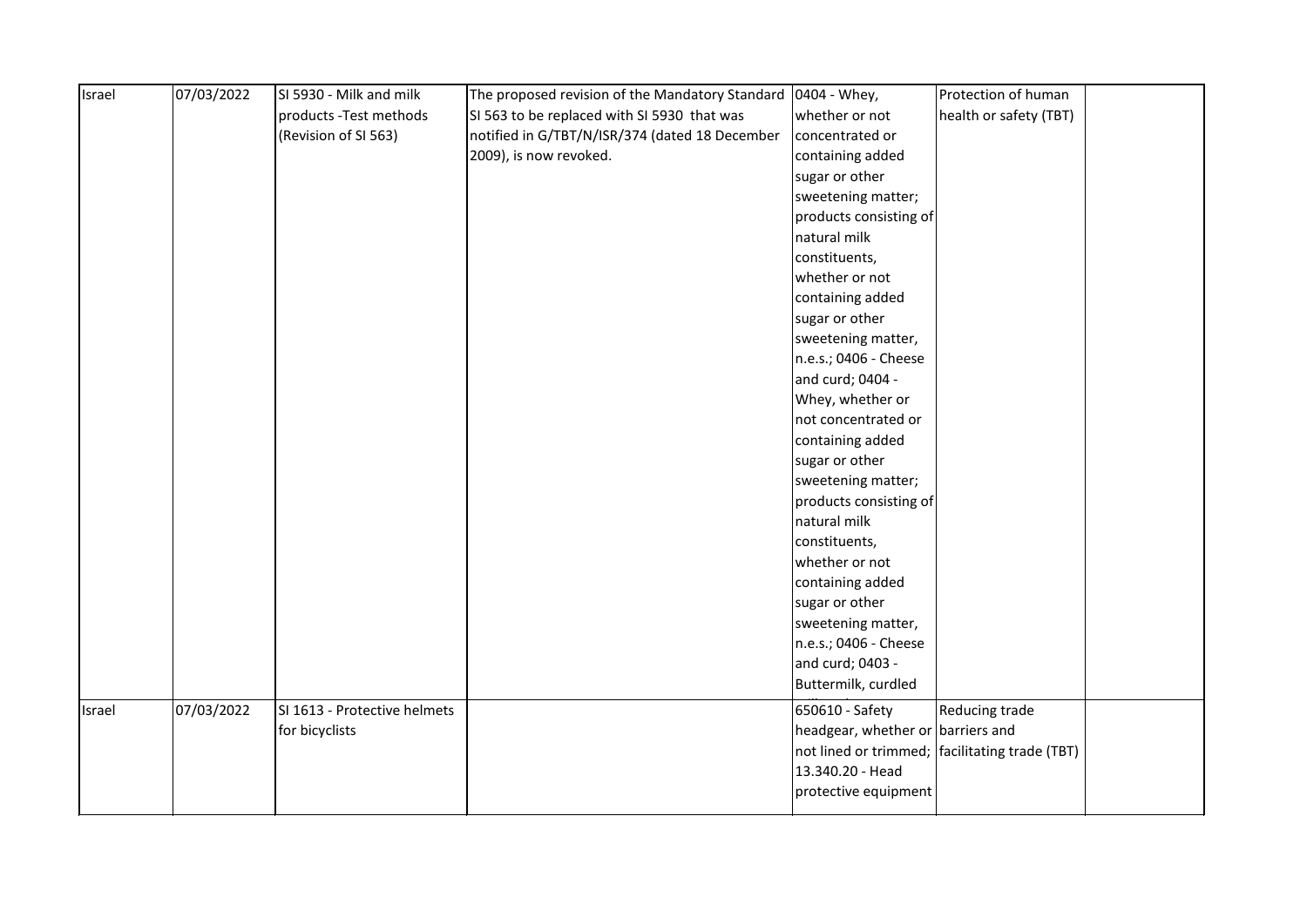| Israel | 07/03/2022 | SI 5930 - Milk and milk products -Test methods (Revision of SI 563) | The proposed revision of the Mandatory Standard SI 563 to be replaced with SI 5930 that was notified in G/TBT/N/ISR/374 (dated 18 December 2009), is now revoked. | 0404 - Whey, whether or not concentrated or containing added sugar or other sweetening matter; products consisting of natural milk constituents, whether or not containing added sugar or other sweetening matter, n.e.s.; 0406 - Cheese and curd; 0404 - Whey, whether or not concentrated or containing added sugar or other sweetening matter; products consisting of natural milk constituents, whether or not containing added sugar or other sweetening matter, n.e.s.; 0406 - Cheese and curd; 0403 - Buttermilk, curdled | Protection of human health or safety (TBT) | |
|---|---|---|---|---|---|---|
| Israel | 07/03/2022 | SI 1613 - Protective helmets for bicyclists | | 650610 - Safety headgear, whether or not lined or trimmed; 13.340.20 - Head protective equipment | Reducing trade barriers and facilitating trade (TBT) | |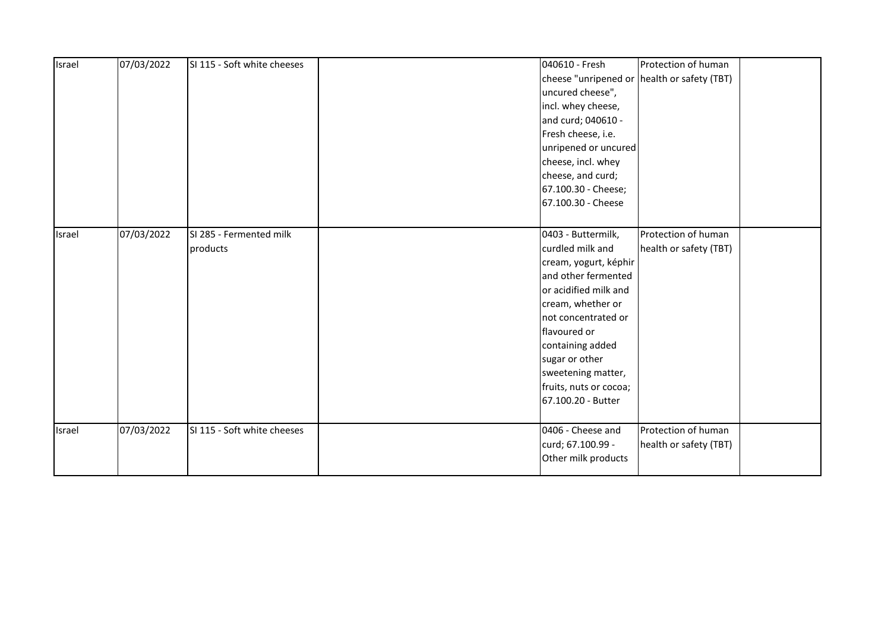| Israel | 07/03/2022 | SI 115 - Soft white cheeses | | 040610 - Fresh cheese "unripened or uncured cheese", incl. whey cheese, and curd; 040610 - Fresh cheese, i.e. unripened or uncured cheese, incl. whey cheese, and curd; 67.100.30 - Cheese; 67.100.30 - Cheese | Protection of human health or safety (TBT) | |
|---|---|---|---|---|---|---|
| Israel | 07/03/2022 | SI 285 - Fermented milk products | | 0403 - Buttermilk, curdled milk and cream, yogurt, képhir and other fermented or acidified milk and cream, whether or not concentrated or flavoured or containing added sugar or other sweetening matter, fruits, nuts or cocoa; 67.100.20 - Butter | Protection of human health or safety (TBT) | |
| Israel | 07/03/2022 | SI 115 - Soft white cheeses | | 0406 - Cheese and curd; 67.100.99 - Other milk products | Protection of human health or safety (TBT) | |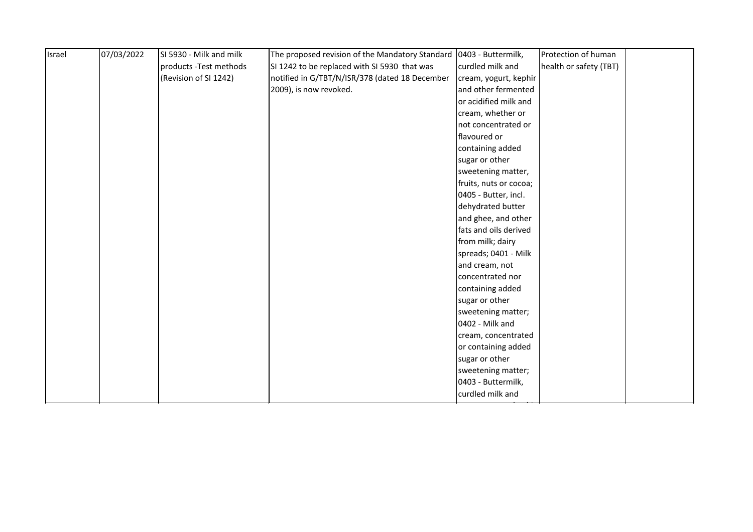| Israel | 07/03/2022 | SI 5930 - Milk and milk products -Test methods (Revision of SI 1242) | The proposed revision of the Mandatory Standard SI 1242 to be replaced with SI 5930 that was notified in G/TBT/N/ISR/378 (dated 18 December 2009), is now revoked. | 0403 - Buttermilk, curdled milk and cream, yogurt, kephir and other fermented or acidified milk and cream, whether or not concentrated or flavoured or containing added sugar or other sweetening matter, fruits, nuts or cocoa; 0405 - Butter, incl. dehydrated butter and ghee, and other fats and oils derived from milk; dairy spreads; 0401 - Milk and cream, not concentrated nor containing added sugar or other sweetening matter; 0402 - Milk and cream, concentrated or containing added sugar or other sweetening matter; 0403 - Buttermilk, curdled milk and | Protection of human health or safety (TBT) | |
|---|---|---|---|---|---|---|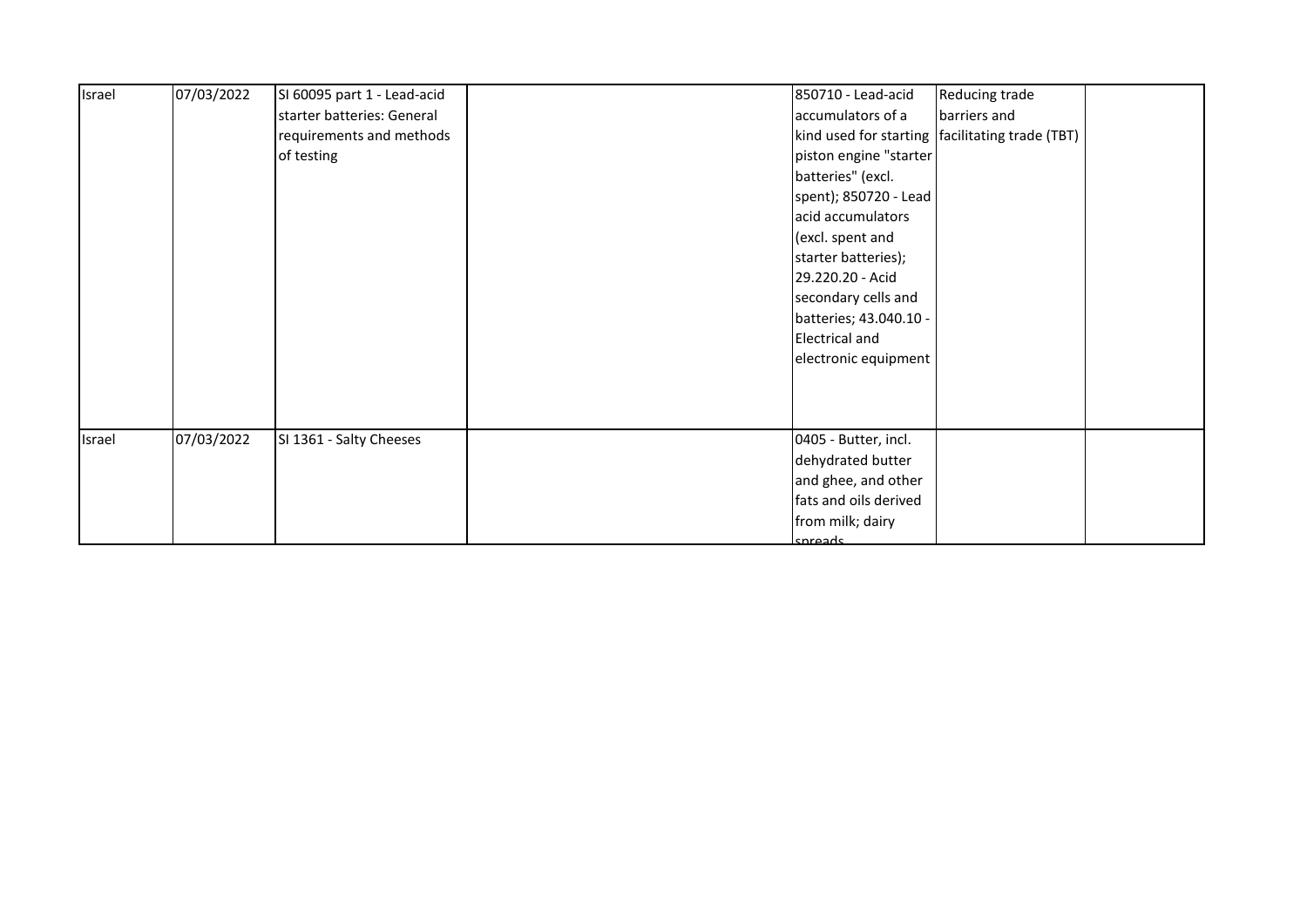| | | | | | | |
|---|---|---|---|---|---|---|
| Israel | 07/03/2022 | SI 60095 part 1 - Lead-acid starter batteries: General requirements and methods of testing | | 850710 - Lead-acid accumulators of a kind used for starting piston engine "starter batteries" (excl. spent); 850720 - Lead acid accumulators (excl. spent and starter batteries); 29.220.20 - Acid secondary cells and batteries; 43.040.10 - Electrical and electronic equipment | Reducing trade barriers and facilitating trade (TBT) | |
| Israel | 07/03/2022 | SI 1361 - Salty Cheeses | | 0405 - Butter, incl. dehydrated butter and ghee, and other fats and oils derived from milk; dairy spreads | | |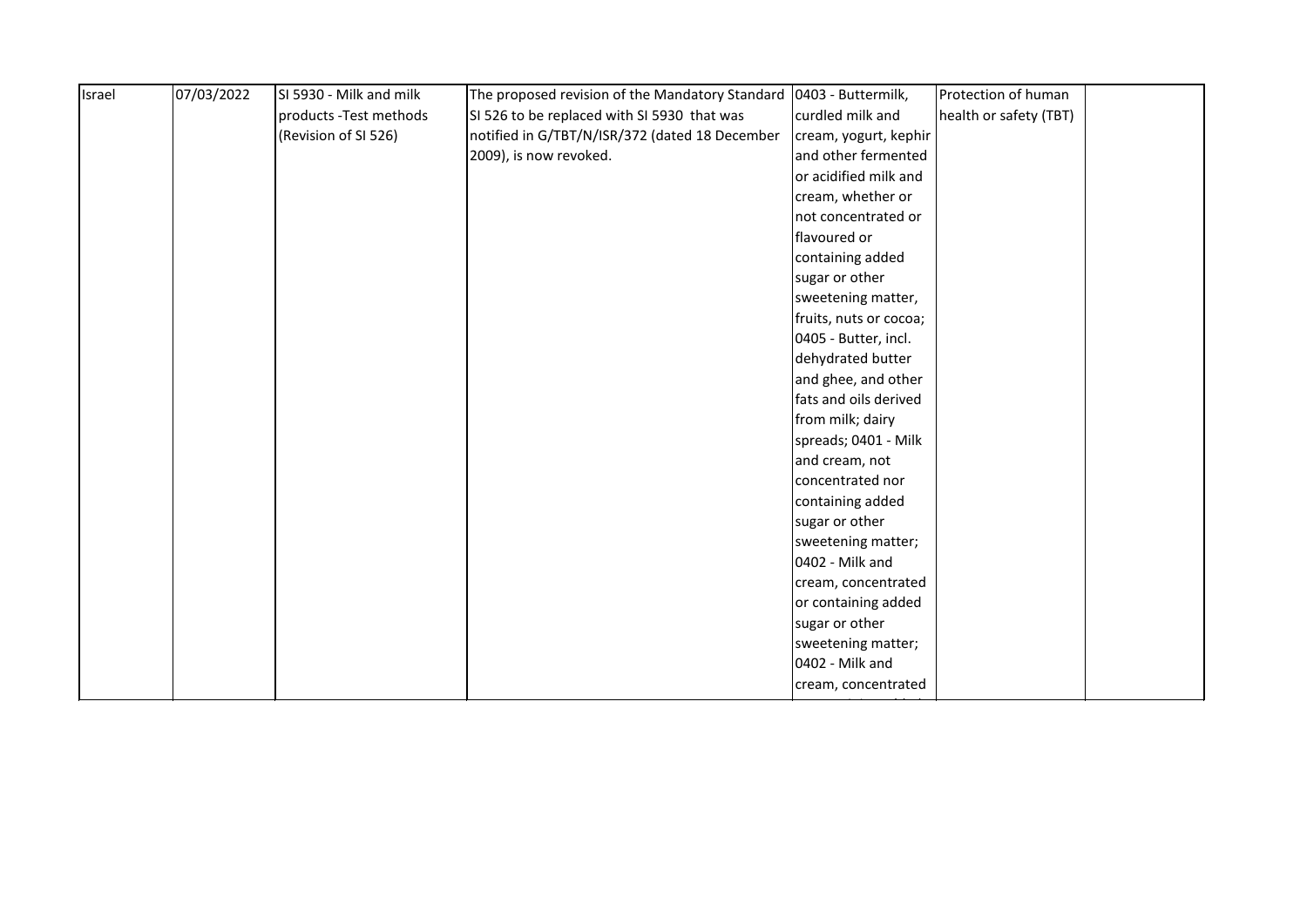| Israel | 07/03/2022 | SI 5930 - Milk and milk products -Test methods (Revision of SI 526) | The proposed revision of the Mandatory Standard SI 526 to be replaced with SI 5930 that was notified in G/TBT/N/ISR/372 (dated 18 December 2009), is now revoked. | 0403 - Buttermilk, curdled milk and cream, yogurt, kephir and other fermented or acidified milk and cream, whether or not concentrated or flavoured or containing added sugar or other sweetening matter, fruits, nuts or cocoa; 0405 - Butter, incl. dehydrated butter and ghee, and other fats and oils derived from milk; dairy spreads; 0401 - Milk and cream, not concentrated nor containing added sugar or other sweetening matter; 0402 - Milk and cream, concentrated or containing added sugar or other sweetening matter; 0402 - Milk and cream, concentrated | Protection of human health or safety (TBT) | |
|---|---|---|---|---|---|---|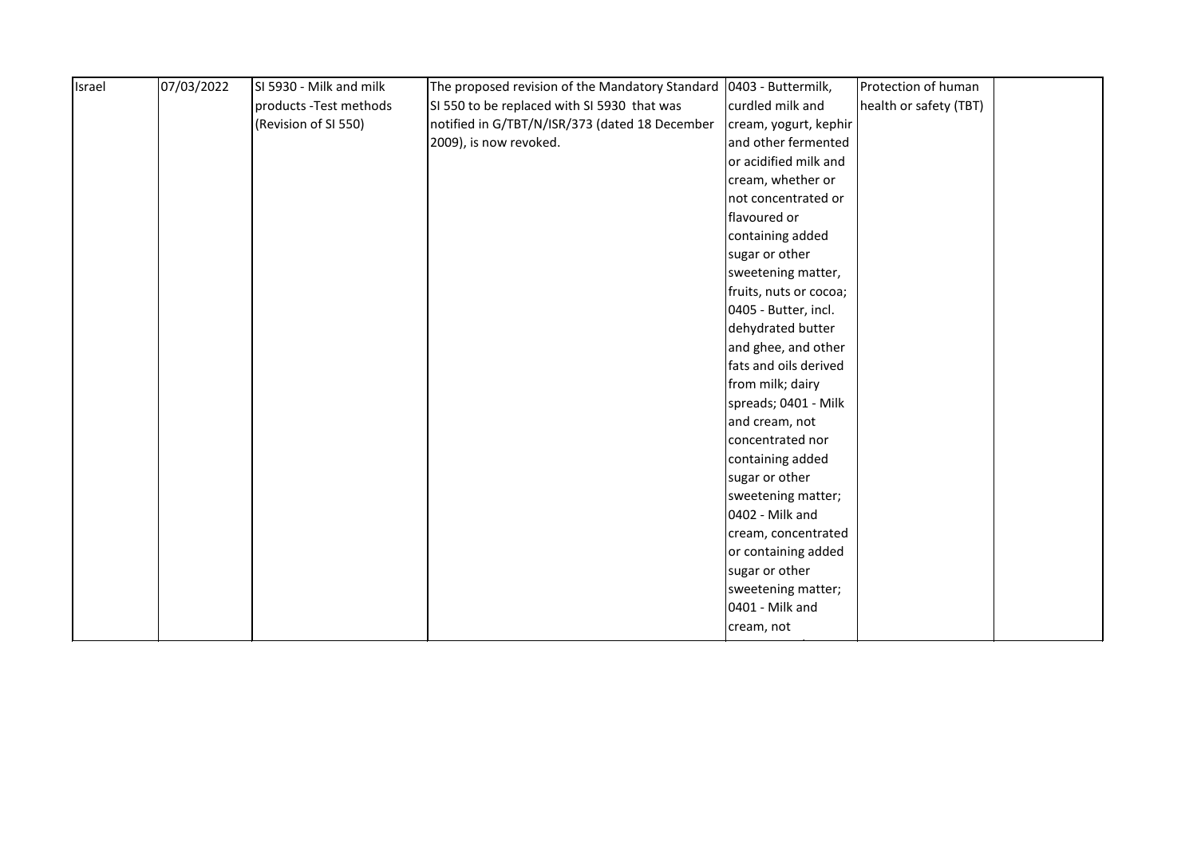| Israel | 07/03/2022 | SI 5930 - Milk and milk products -Test methods (Revision of SI 550) | The proposed revision of the Mandatory Standard SI 550 to be replaced with SI 5930 that was notified in G/TBT/N/ISR/373 (dated 18 December 2009), is now revoked. | 0403 - Buttermilk, curdled milk and cream, yogurt, kephir and other fermented or acidified milk and cream, whether or not concentrated or flavoured or containing added sugar or other sweetening matter, fruits, nuts or cocoa; 0405 - Butter, incl. dehydrated butter and ghee, and other fats and oils derived from milk; dairy spreads; 0401 - Milk and cream, not concentrated nor containing added sugar or other sweetening matter; 0402 - Milk and cream, concentrated or containing added sugar or other sweetening matter; 0401 - Milk and cream, not | Protection of human health or safety (TBT) | |
|---|---|---|---|---|---|---|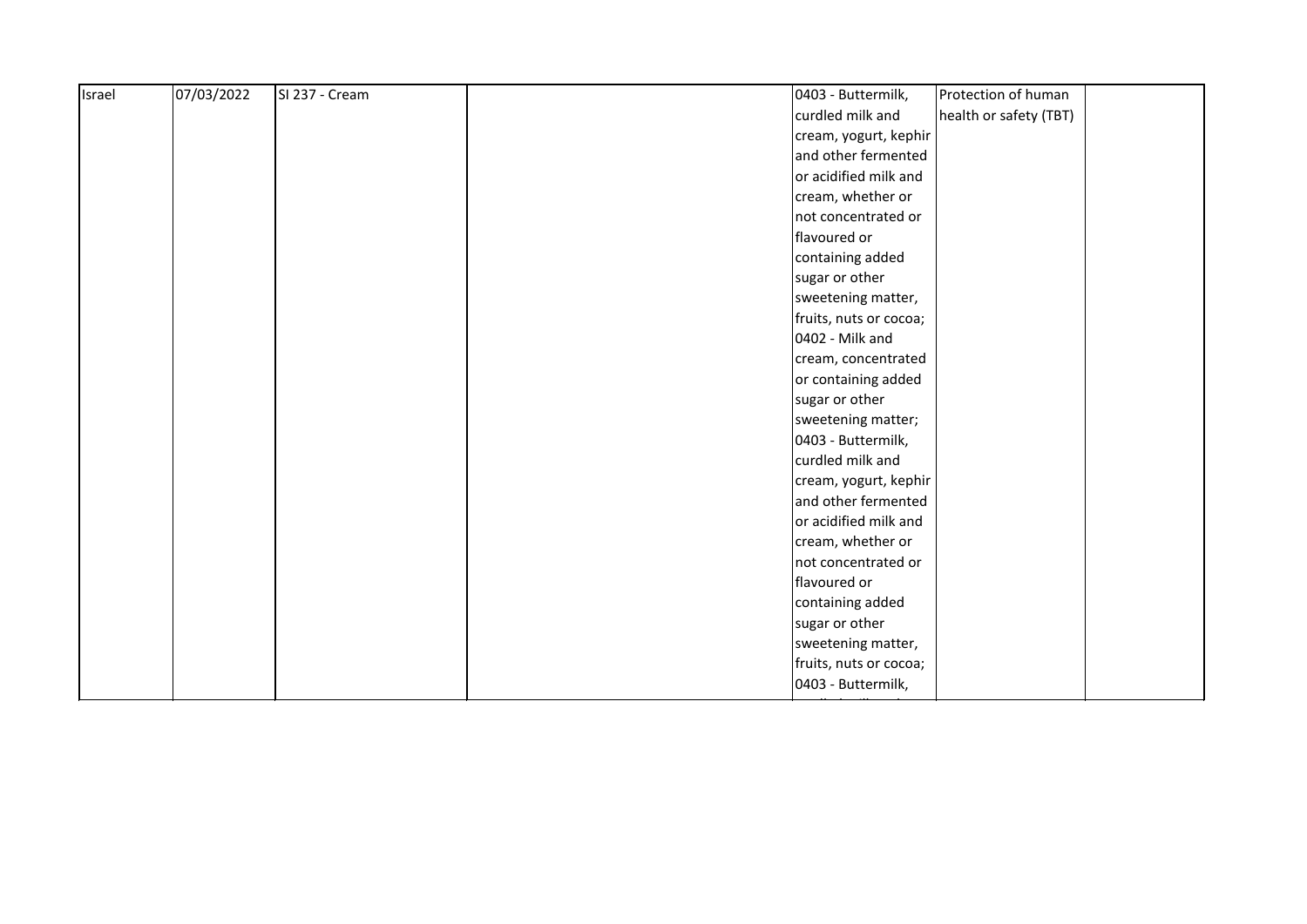| Israel | 07/03/2022 | SI 237 - Cream | | 0403 - Buttermilk, curdled milk and cream, yogurt, kephir and other fermented or acidified milk and cream, whether or not concentrated or flavoured or containing added sugar or other sweetening matter, fruits, nuts or cocoa; 0402 - Milk and cream, concentrated or containing added sugar or other sweetening matter; 0403 - Buttermilk, curdled milk and cream, yogurt, kephir and other fermented or acidified milk and cream, whether or not concentrated or flavoured or containing added sugar or other sweetening matter, fruits, nuts or cocoa; 0403 - Buttermilk, | Protection of human health or safety (TBT) | |
|---|---|---|---|---|---|---|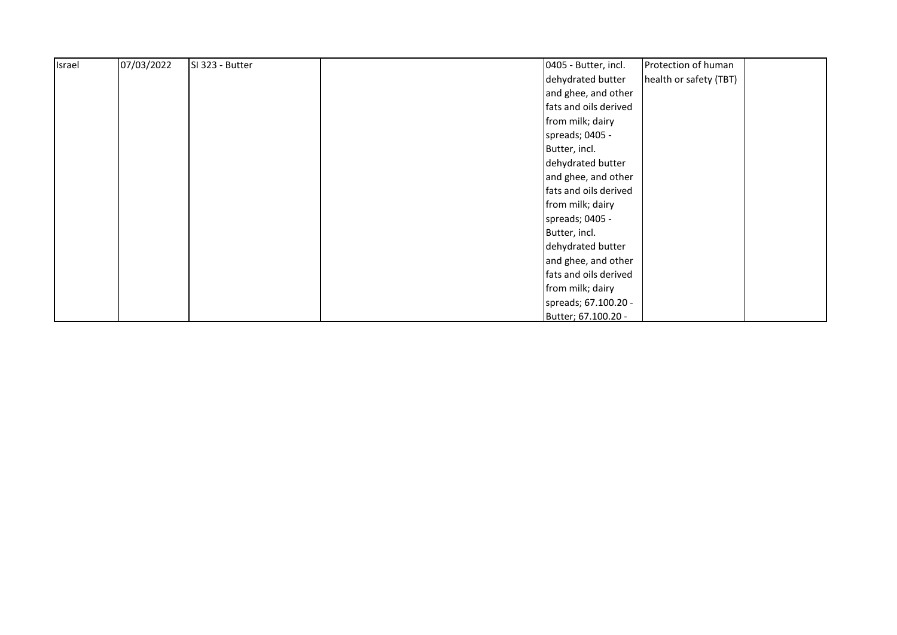| Israel | 07/03/2022 | SI 323 - Butter | | 0405 - Butter, incl. dehydrated butter and ghee, and other fats and oils derived from milk; dairy spreads; 0405 - Butter, incl. dehydrated butter and ghee, and other fats and oils derived from milk; dairy spreads; 0405 - Butter, incl. dehydrated butter and ghee, and other fats and oils derived from milk; dairy spreads; 67.100.20 - Butter; 67.100.20 - | Protection of human health or safety (TBT) | |
|---|---|---|---|---|---|---|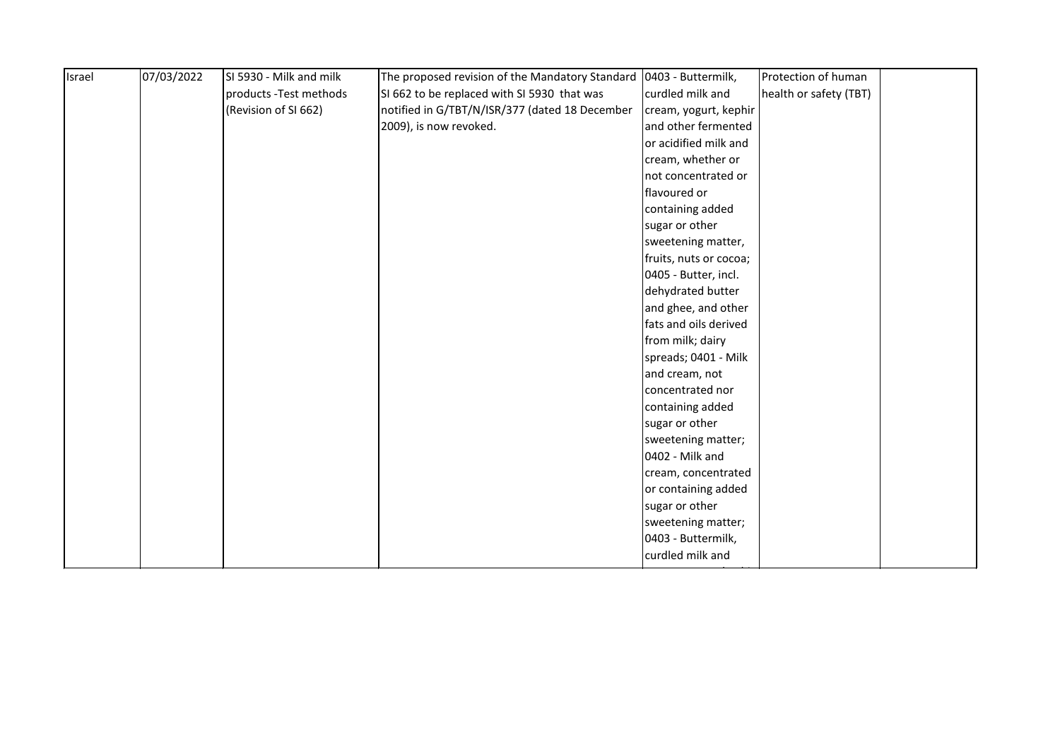| Israel | 07/03/2022 | SI 5930 - Milk and milk products -Test methods (Revision of SI 662) | The proposed revision of the Mandatory Standard SI 662 to be replaced with SI 5930 that was notified in G/TBT/N/ISR/377 (dated 18 December 2009), is now revoked. | 0403 - Buttermilk, curdled milk and cream, yogurt, kephir and other fermented or acidified milk and cream, whether or not concentrated or flavoured or containing added sugar or other sweetening matter, fruits, nuts or cocoa; 0405 - Butter, incl. dehydrated butter and ghee, and other fats and oils derived from milk; dairy spreads; 0401 - Milk and cream, not concentrated nor containing added sugar or other sweetening matter; 0402 - Milk and cream, concentrated or containing added sugar or other sweetening matter; 0403 - Buttermilk, curdled milk and | Protection of human health or safety (TBT) | |
|---|---|---|---|---|---|---|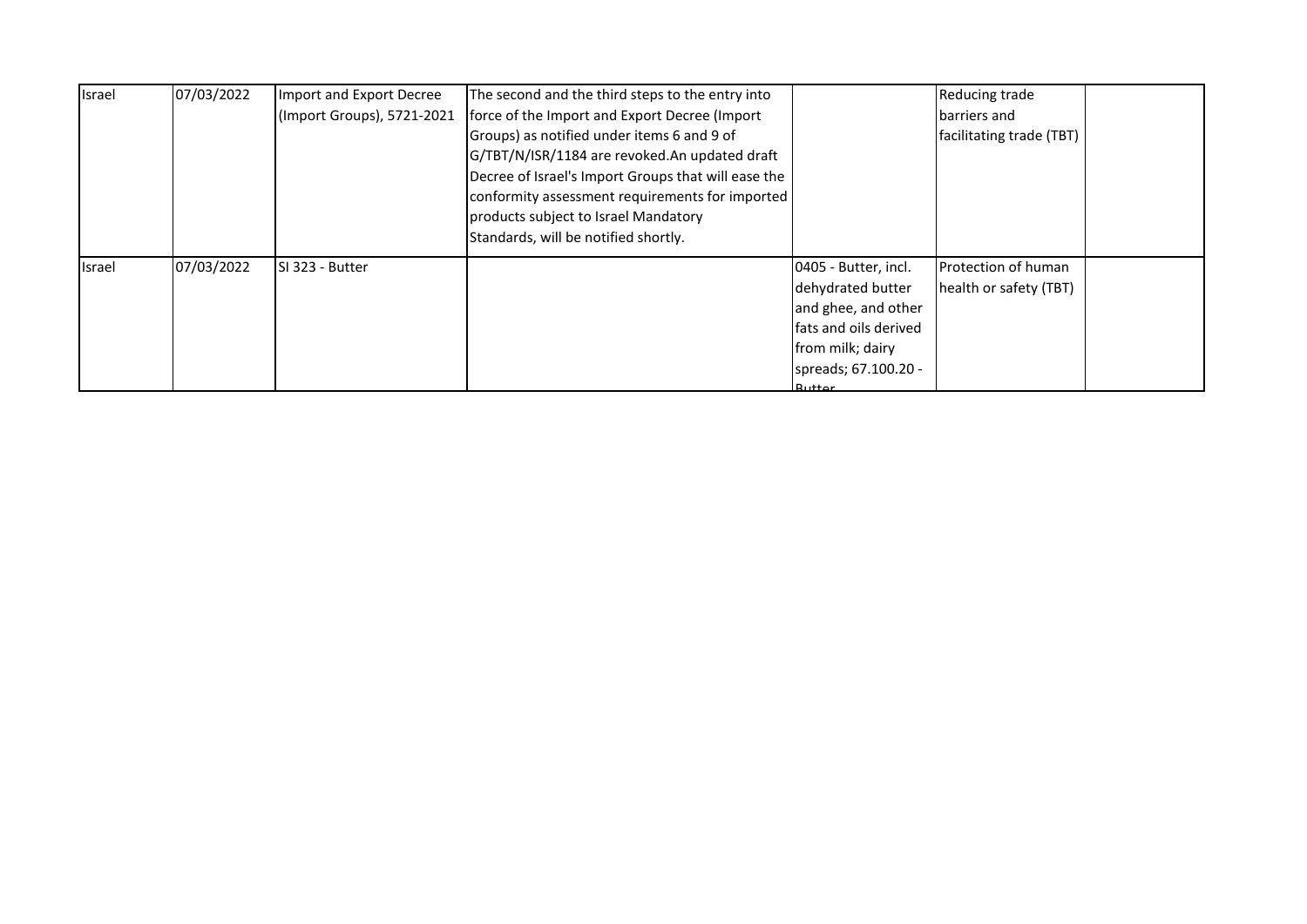| Israel | 07/03/2022 | Import and Export Decree (Import Groups), 5721-2021 | The second and the third steps to the entry into force of the Import and Export Decree (Import Groups) as notified under items 6 and 9 of G/TBT/N/ISR/1184 are revoked.An updated draft Decree of Israel's Import Groups that will ease the conformity assessment requirements for imported products subject to Israel Mandatory Standards, will be notified shortly. | | Reducing trade barriers and facilitating trade (TBT) | |
|---|---|---|---|---|---|---|
| Israel | 07/03/2022 | SI 323 - Butter | | 0405 - Butter, incl. dehydrated butter and ghee, and other fats and oils derived from milk; dairy spreads; 67.100.20 - Butter | Protection of human health or safety (TBT) | |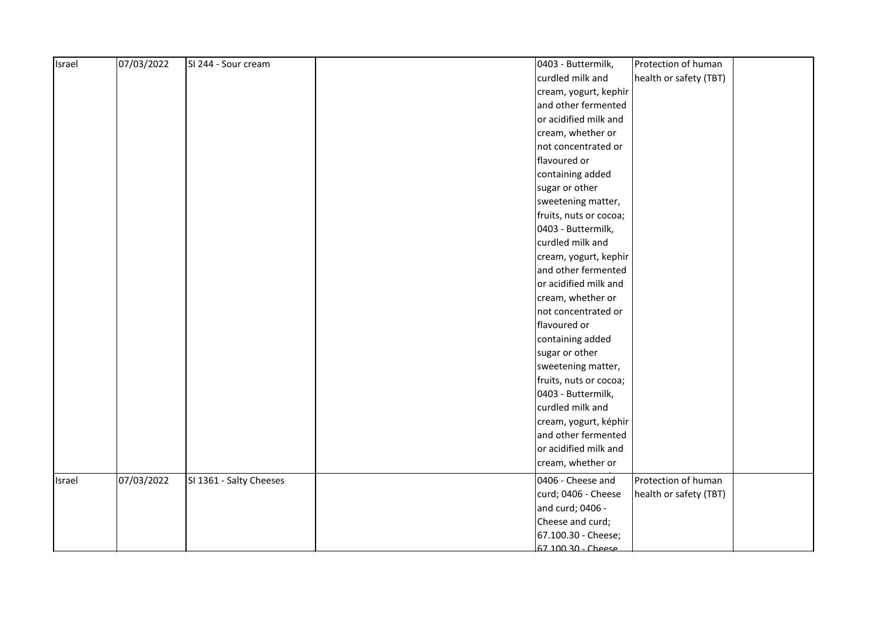| Israel | 07/03/2022 | SI 244 - Sour cream | | 0403 - Buttermilk, curdled milk and cream, yogurt, kephir and other fermented or acidified milk and cream, whether or not concentrated or flavoured or containing added sugar or other sweetening matter, fruits, nuts or cocoa; 0403 - Buttermilk, curdled milk and cream, yogurt, kephir and other fermented or acidified milk and cream, whether or not concentrated or flavoured or containing added sugar or other sweetening matter, fruits, nuts or cocoa; 0403 - Buttermilk, curdled milk and cream, yogurt, képhir and other fermented or acidified milk and cream, whether or | Protection of human health or safety (TBT) | |
|---|---|---|---|---|---|---|
| Israel | 07/03/2022 | SI 1361 - Salty Cheeses | | 0406 - Cheese and curd; 0406 - Cheese and curd; 0406 - Cheese and curd; 67.100.30 - Cheese; 67.100.30 - Cheese | Protection of human health or safety (TBT) | |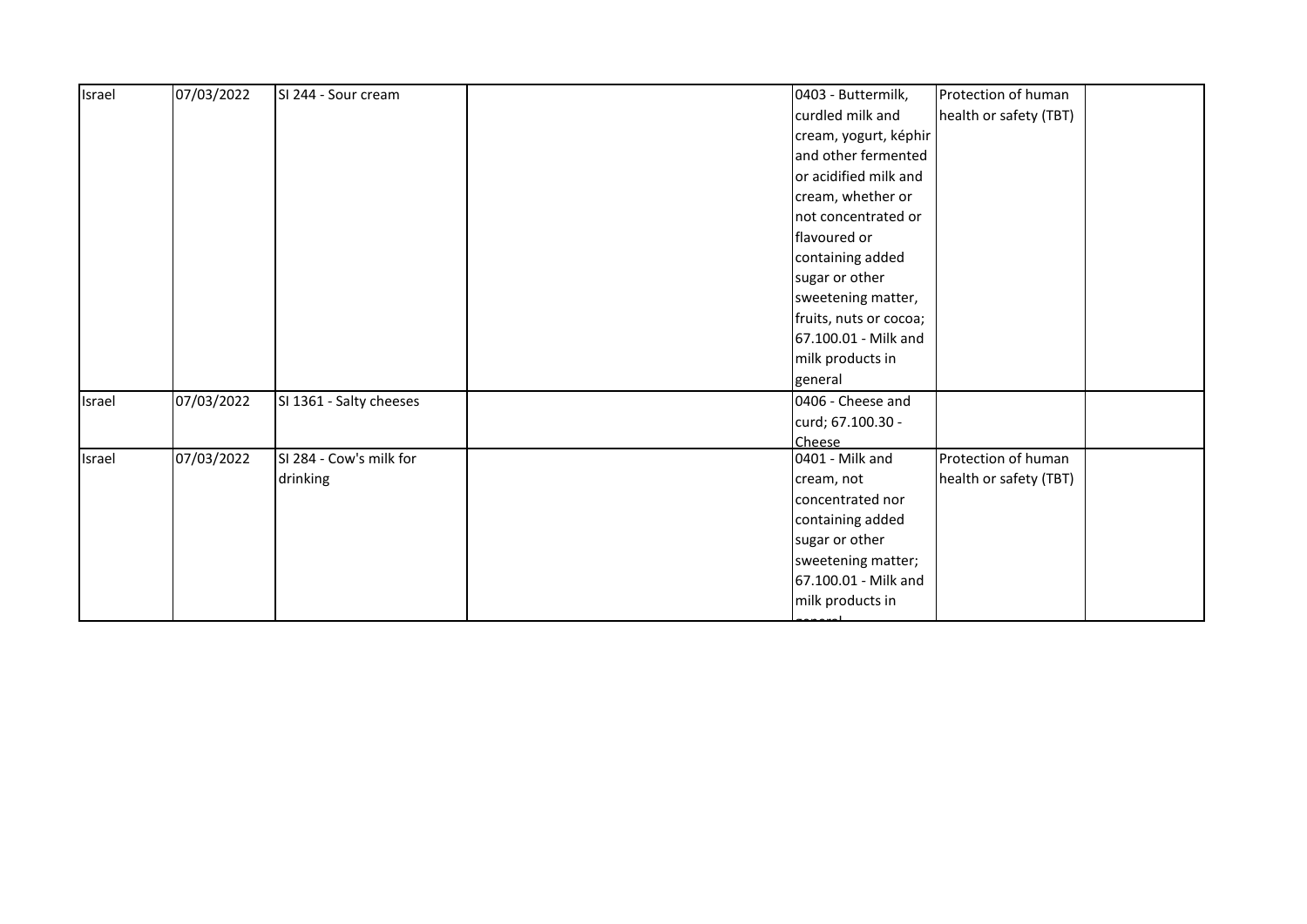| Israel | 07/03/2022 | SI 244 - Sour cream | | 0403 - Buttermilk, curdled milk and cream, yogurt, képhir and other fermented or acidified milk and cream, whether or not concentrated or flavoured or containing added sugar or other sweetening matter, fruits, nuts or cocoa; 67.100.01 - Milk and milk products in general | Protection of human health or safety (TBT) | |
|---|---|---|---|---|---|---|
| Israel | 07/03/2022 | SI 1361 - Salty cheeses | | 0406 - Cheese and curd; 67.100.30 - Cheese | | |
| Israel | 07/03/2022 | SI 284 - Cow's milk for drinking | | 0401 - Milk and cream, not concentrated nor containing added sugar or other sweetening matter; 67.100.01 - Milk and milk products in general | Protection of human health or safety (TBT) | |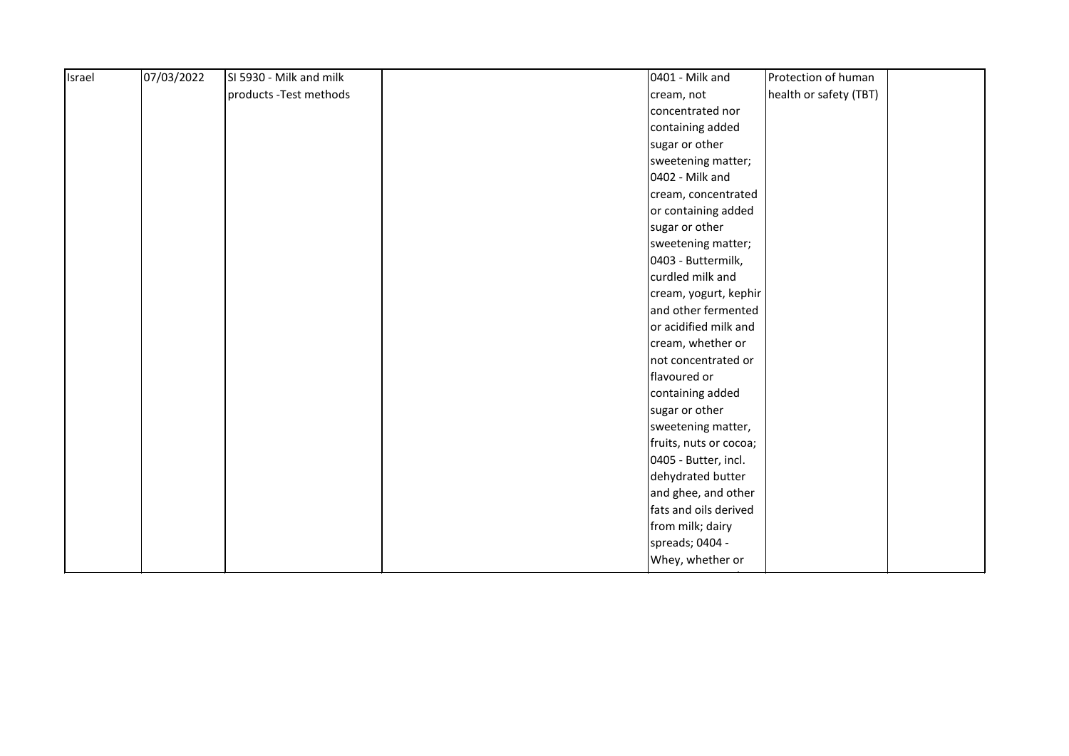| Israel | 07/03/2022 | SI 5930 - Milk and milk products -Test methods | | 0401 - Milk and cream, not concentrated nor containing added sugar or other sweetening matter; 0402 - Milk and cream, concentrated or containing added sugar or other sweetening matter; 0403 - Buttermilk, curdled milk and cream, yogurt, kephir and other fermented or acidified milk and cream, whether or not concentrated or flavoured or containing added sugar or other sweetening matter, fruits, nuts or cocoa; 0405 - Butter, incl. dehydrated butter and ghee, and other fats and oils derived from milk; dairy spreads; 0404 - Whey, whether or | Protection of human health or safety (TBT) | |
|---|---|---|---|---|---|---|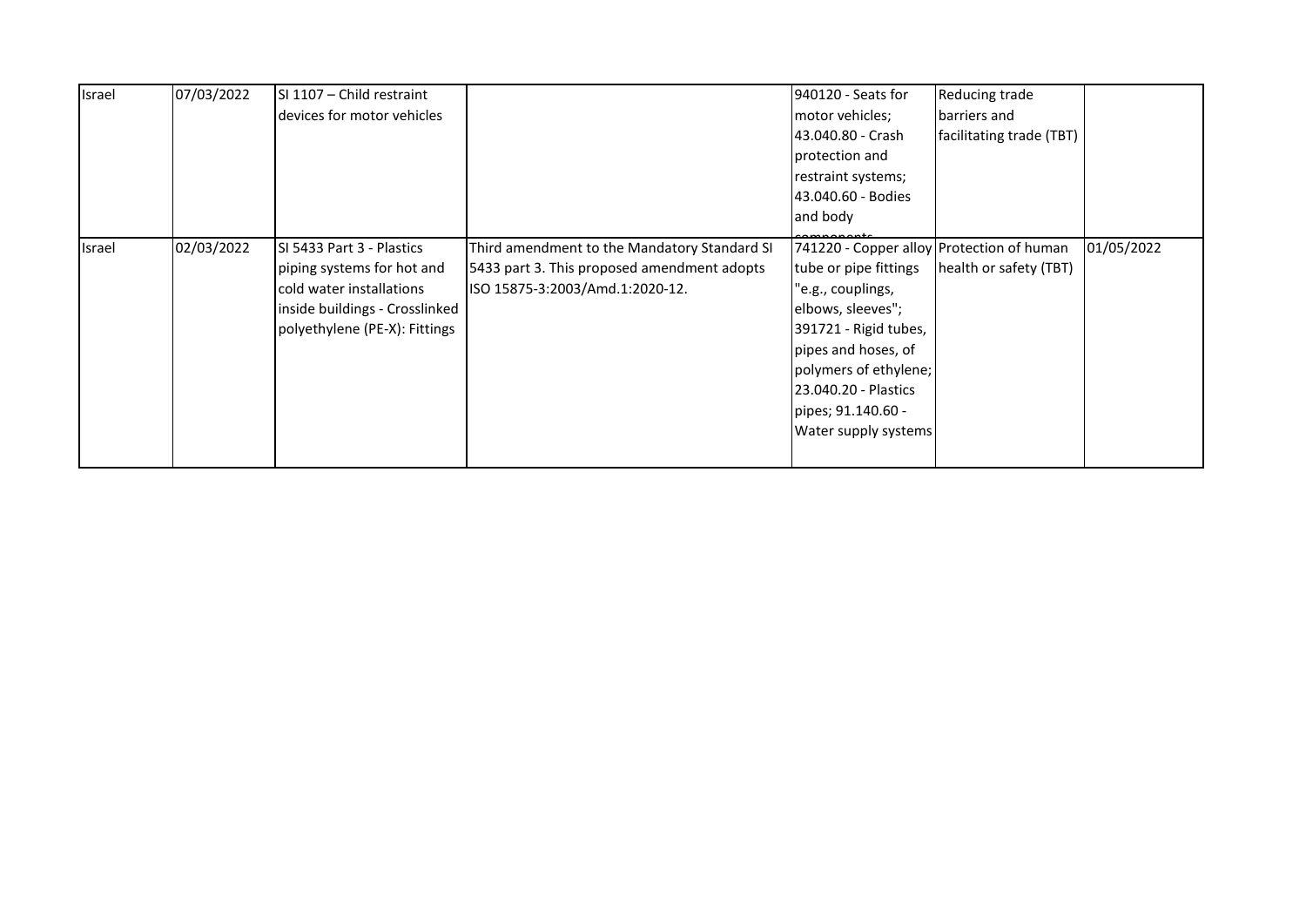| Israel | 07/03/2022 | SI 1107 – Child restraint devices for motor vehicles | | 940120 - Seats for motor vehicles; 43.040.80 - Crash protection and restraint systems; 43.040.60 - Bodies and body components | Reducing trade barriers and facilitating trade (TBT) | |
|---|---|---|---|---|---|---|
| Israel | 02/03/2022 | SI 5433 Part 3 - Plastics piping systems for hot and cold water installations inside buildings - Crosslinked polyethylene (PE-X): Fittings | Third amendment to the Mandatory Standard SI 5433 part 3. This proposed amendment adopts ISO 15875-3:2003/Amd.1:2020-12. | 741220 - Copper alloy tube or pipe fittings "e.g., couplings, elbows, sleeves"; 391721 - Rigid tubes, pipes and hoses, of polymers of ethylene; 23.040.20 - Plastics pipes; 91.140.60 - Water supply systems | Protection of human health or safety (TBT) | 01/05/2022 |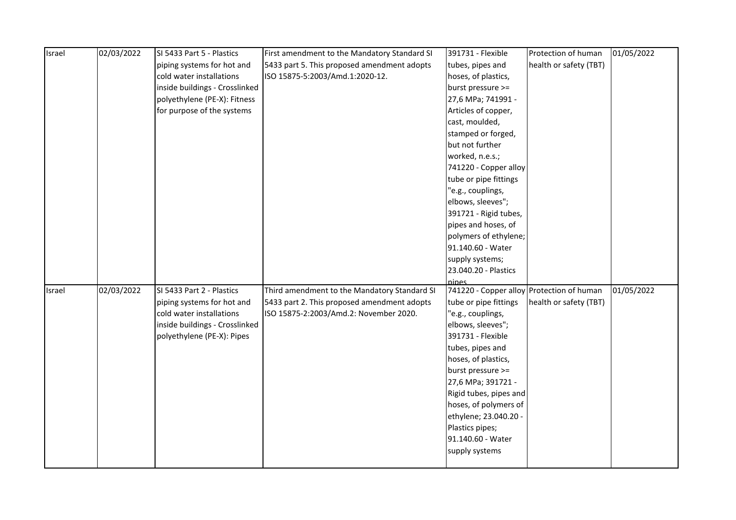| Israel | 02/03/2022 | SI 5433 Part 5 - Plastics piping systems for hot and cold water installations inside buildings - Crosslinked polyethylene (PE-X): Fitness for purpose of the systems | First amendment to the Mandatory Standard SI 5433 part 5. This proposed amendment adopts ISO 15875-5:2003/Amd.1:2020-12. | 391731 - Flexible tubes, pipes and hoses, of plastics, burst pressure >= 27,6 MPa; 741991 - Articles of copper, cast, moulded, stamped or forged, but not further worked, n.e.s.; 741220 - Copper alloy tube or pipe fittings "e.g., couplings, elbows, sleeves"; 391721 - Rigid tubes, pipes and hoses, of polymers of ethylene; 91.140.60 - Water supply systems; 23.040.20 - Plastics pipes | Protection of human health or safety (TBT) | 01/05/2022 |
|---|---|---|---|---|---|---|
| Israel | 02/03/2022 | SI 5433 Part 2 - Plastics piping systems for hot and cold water installations inside buildings - Crosslinked polyethylene (PE-X): Pipes | Third amendment to the Mandatory Standard SI 5433 part 2. This proposed amendment adopts ISO 15875-2:2003/Amd.2: November 2020. | 741220 - Copper alloy tube or pipe fittings "e.g., couplings, elbows, sleeves"; 391731 - Flexible tubes, pipes and hoses, of plastics, burst pressure >= 27,6 MPa; 391721 - Rigid tubes, pipes and hoses, of polymers of ethylene; 23.040.20 - Plastics pipes; 91.140.60 - Water supply systems | Protection of human health or safety (TBT) | 01/05/2022 |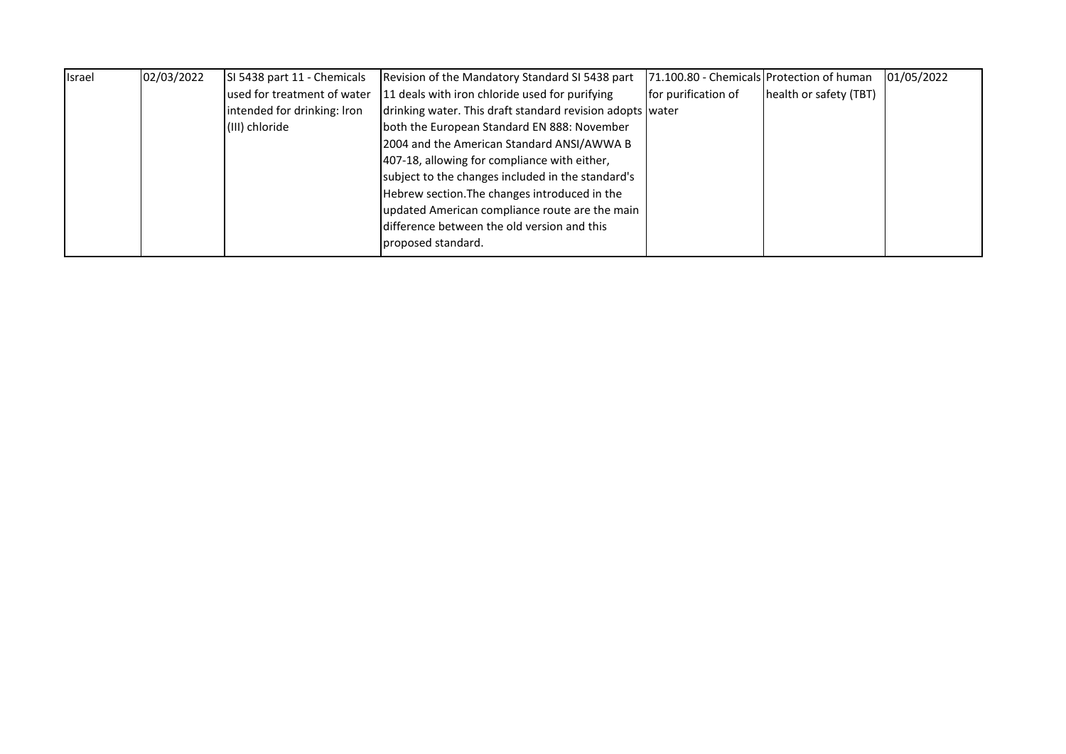| Israel | 02/03/2022 | SI 5438 part 11 - Chemicals used for treatment of water intended for drinking: Iron (III) chloride | Revision of the Mandatory Standard SI 5438 part 11 deals with iron chloride used for purifying drinking water. This draft standard revision adopts both the European Standard EN 888: November 2004 and the American Standard ANSI/AWWA B 407-18, allowing for compliance with either, subject to the changes included in the standard's Hebrew section.The changes introduced in the updated American compliance route are the main difference between the old version and this proposed standard. | 71.100.80 - Chemicals for purification of water | Protection of human health or safety (TBT) | 01/05/2022 |
|---|---|---|---|---|---|---|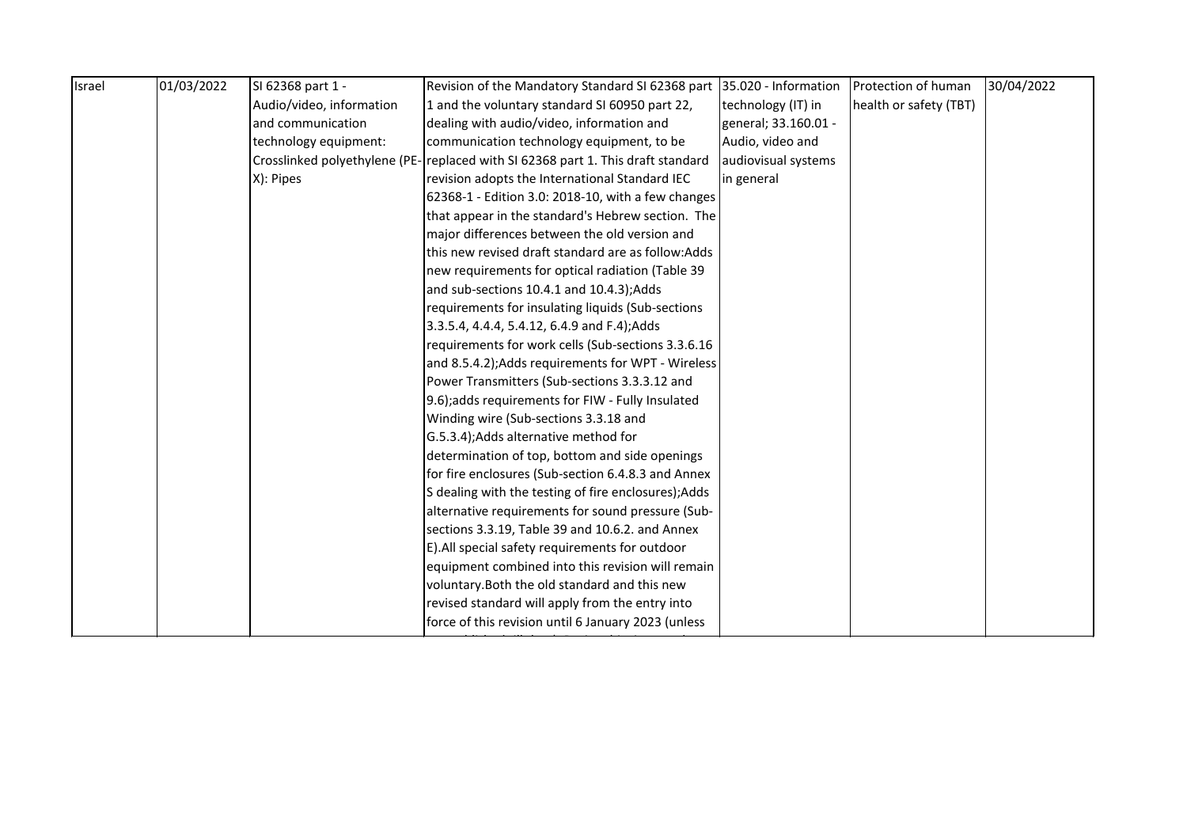| Israel | 01/03/2022 | SI 62368 part 1 - Audio/video, information and communication technology equipment: Crosslinked polyethylene (PE-X): Pipes | Revision of the Mandatory Standard SI 62368 part 1 and the voluntary standard SI 60950 part 22, dealing with audio/video, information and communication technology equipment, to be replaced with SI 62368 part 1. This draft standard revision adopts the International Standard IEC 62368-1 - Edition 3.0: 2018-10, with a few changes that appear in the standard's Hebrew section. The major differences between the old version and this new revised draft standard are as follow:Adds new requirements for optical radiation (Table 39 and sub-sections 10.4.1 and 10.4.3);Adds requirements for insulating liquids (Sub-sections 3.3.5.4, 4.4.4, 5.4.12, 6.4.9 and F.4);Adds requirements for work cells (Sub-sections 3.3.6.16 and 8.5.4.2);Adds requirements for WPT - Wireless Power Transmitters (Sub-sections 3.3.3.12 and 9.6);adds requirements for FIW - Fully Insulated Winding wire (Sub-sections 3.3.18 and G.5.3.4);Adds alternative method for determination of top, bottom and side openings for fire enclosures (Sub-section 6.4.8.3 and Annex S dealing with the testing of fire enclosures);Adds alternative requirements for sound pressure (Sub-sections 3.3.19, Table 39 and 10.6.2. and Annex E).All special safety requirements for outdoor equipment combined into this revision will remain voluntary.Both the old standard and this new revised standard will apply from the entry into force of this revision until 6 January 2023 (unless | 35.020 - Information technology (IT) in general; 33.160.01 - Audio, video and audiovisual systems in general | Protection of human health or safety (TBT) | 30/04/2022 |
|---|---|---|---|---|---|---|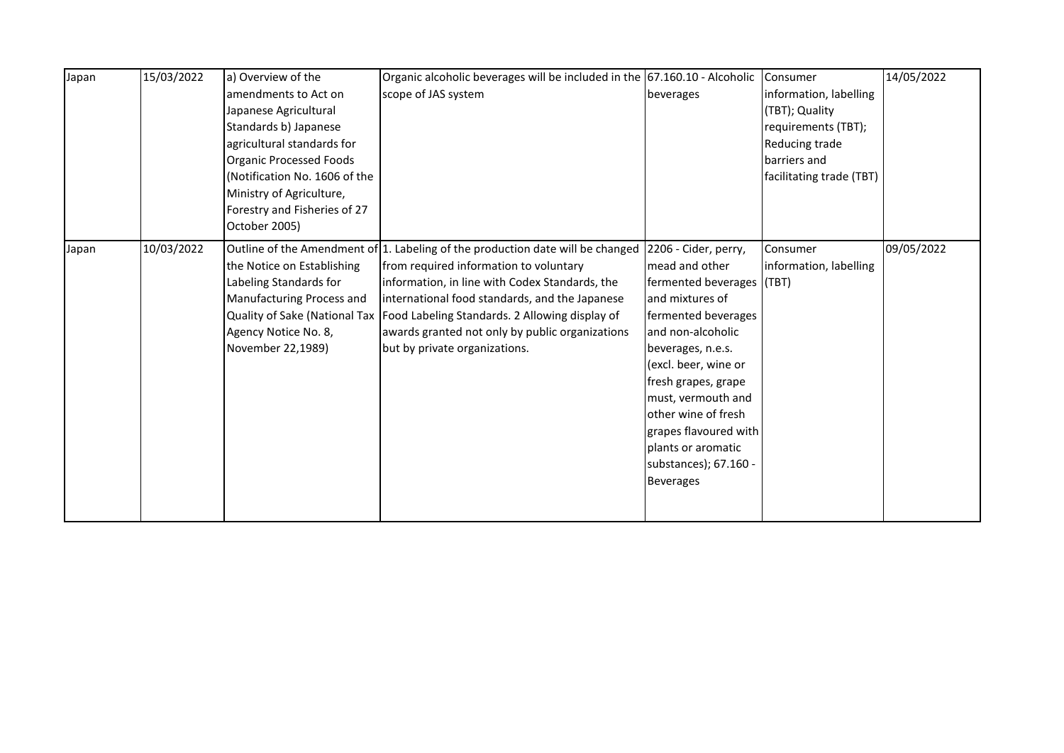| Japan | 15/03/2022 | a) Overview of the amendments to Act on Japanese Agricultural Standards b) Japanese agricultural standards for Organic Processed Foods (Notification No. 1606 of the Ministry of Agriculture, Forestry and Fisheries of 27 October 2005) | Organic alcoholic beverages will be included in the scope of JAS system | 67.160.10 - Alcoholic beverages | Consumer information, labelling (TBT); Quality requirements (TBT); Reducing trade barriers and facilitating trade (TBT) | 14/05/2022 |
|---|---|---|---|---|---|---|
| Japan | 10/03/2022 | Outline of the Amendment of the Notice on Establishing Labeling Standards for Manufacturing Process and Quality of Sake (National Tax Agency Notice No. 8, November 22,1989) | 1. Labeling of the production date will be changed from required information to voluntary information, in line with Codex Standards, the international food standards, and the Japanese Food Labeling Standards. 2 Allowing display of awards granted not only by public organizations but by private organizations. | 2206 - Cider, perry, mead and other fermented beverages and mixtures of fermented beverages and non-alcoholic beverages, n.e.s. (excl. beer, wine or fresh grapes, grape must, vermouth and other wine of fresh grapes flavoured with plants or aromatic substances); 67.160 - Beverages | Consumer information, labelling (TBT) | 09/05/2022 |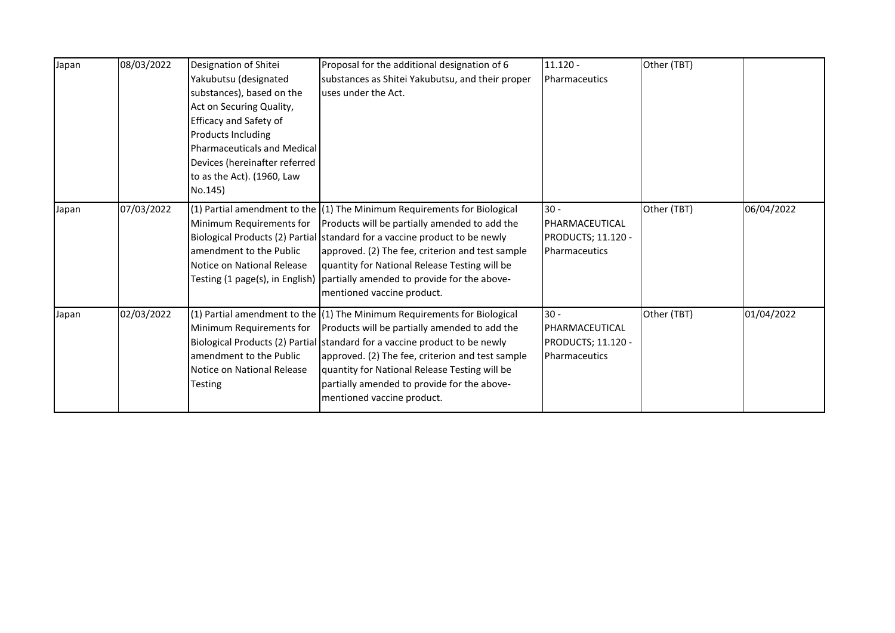| Japan | 08/03/2022 | Designation of Shitei Yakubutsu (designated substances), based on the Act on Securing Quality, Efficacy and Safety of Products Including Pharmaceuticals and Medical Devices (hereinafter referred to as the Act). (1960, Law No.145) | Proposal for the additional designation of 6 substances as Shitei Yakubutsu, and their proper uses under the Act. | 11.120 - Pharmaceutics | Other (TBT) | |
|---|---|---|---|---|---|---|
| Japan | 07/03/2022 | (1) Partial amendment to the Minimum Requirements for Biological Products (2) Partial amendment to the Public Notice on National Release Testing (1 page(s), in English) | (1) The Minimum Requirements for Biological Products will be partially amended to add the standard for a vaccine product to be newly approved. (2) The fee, criterion and test sample quantity for National Release Testing will be partially amended to provide for the above-mentioned vaccine product. | 30 - PHARMACEUTICAL PRODUCTS; 11.120 - Pharmaceutics | Other (TBT) | 06/04/2022 |
| Japan | 02/03/2022 | (1) Partial amendment to the Minimum Requirements for Biological Products (2) Partial amendment to the Public Notice on National Release Testing | (1) The Minimum Requirements for Biological Products will be partially amended to add the standard for a vaccine product to be newly approved. (2) The fee, criterion and test sample quantity for National Release Testing will be partially amended to provide for the above-mentioned vaccine product. | 30 - PHARMACEUTICAL PRODUCTS; 11.120 - Pharmaceutics | Other (TBT) | 01/04/2022 |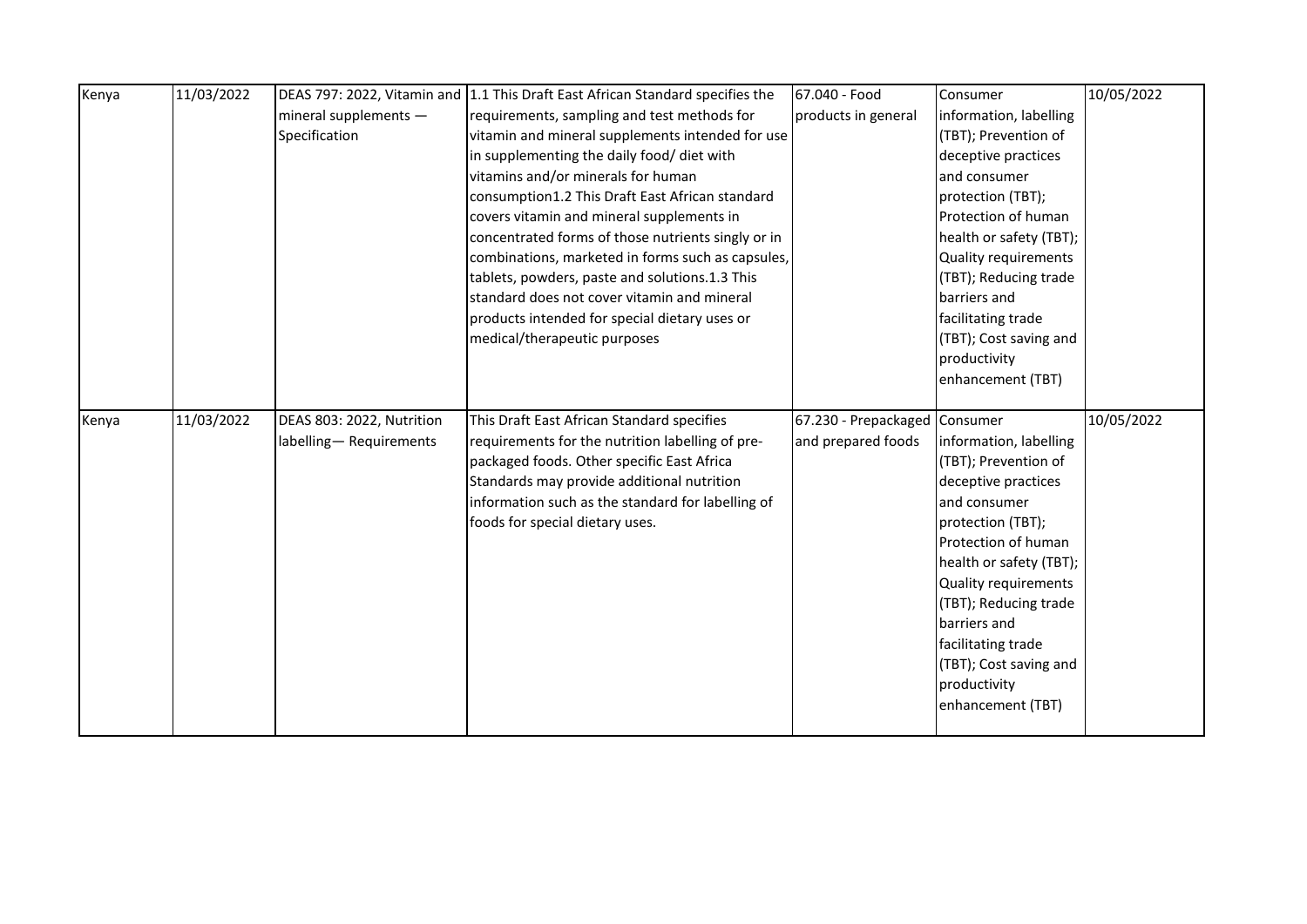| | | | | | | |
|---|---|---|---|---|---|---|
| Kenya | 11/03/2022 | DEAS 797: 2022, Vitamin and mineral supplements — Specification | 1.1 This Draft East African Standard specifies the requirements, sampling and test methods for vitamin and mineral supplements intended for use in supplementing the daily food/ diet with vitamins and/or minerals for human consumption1.2 This Draft East African standard covers vitamin and mineral supplements in concentrated forms of those nutrients singly or in combinations, marketed in forms such as capsules, tablets, powders, paste and solutions.1.3 This standard does not cover vitamin and mineral products intended for special dietary uses or medical/therapeutic purposes | 67.040 - Food products in general | Consumer information, labelling (TBT); Prevention of deceptive practices and consumer protection (TBT); Protection of human health or safety (TBT); Quality requirements (TBT); Reducing trade barriers and facilitating trade (TBT); Cost saving and productivity enhancement (TBT) | 10/05/2022 |
| Kenya | 11/03/2022 | DEAS 803: 2022, Nutrition labelling— Requirements | This Draft East African Standard specifies requirements for the nutrition labelling of pre-packaged foods. Other specific East Africa Standards may provide additional nutrition information such as the standard for labelling of foods for special dietary uses. | 67.230 - Prepackaged and prepared foods | Consumer information, labelling (TBT); Prevention of deceptive practices and consumer protection (TBT); Protection of human health or safety (TBT); Quality requirements (TBT); Reducing trade barriers and facilitating trade (TBT); Cost saving and productivity enhancement (TBT) | 10/05/2022 |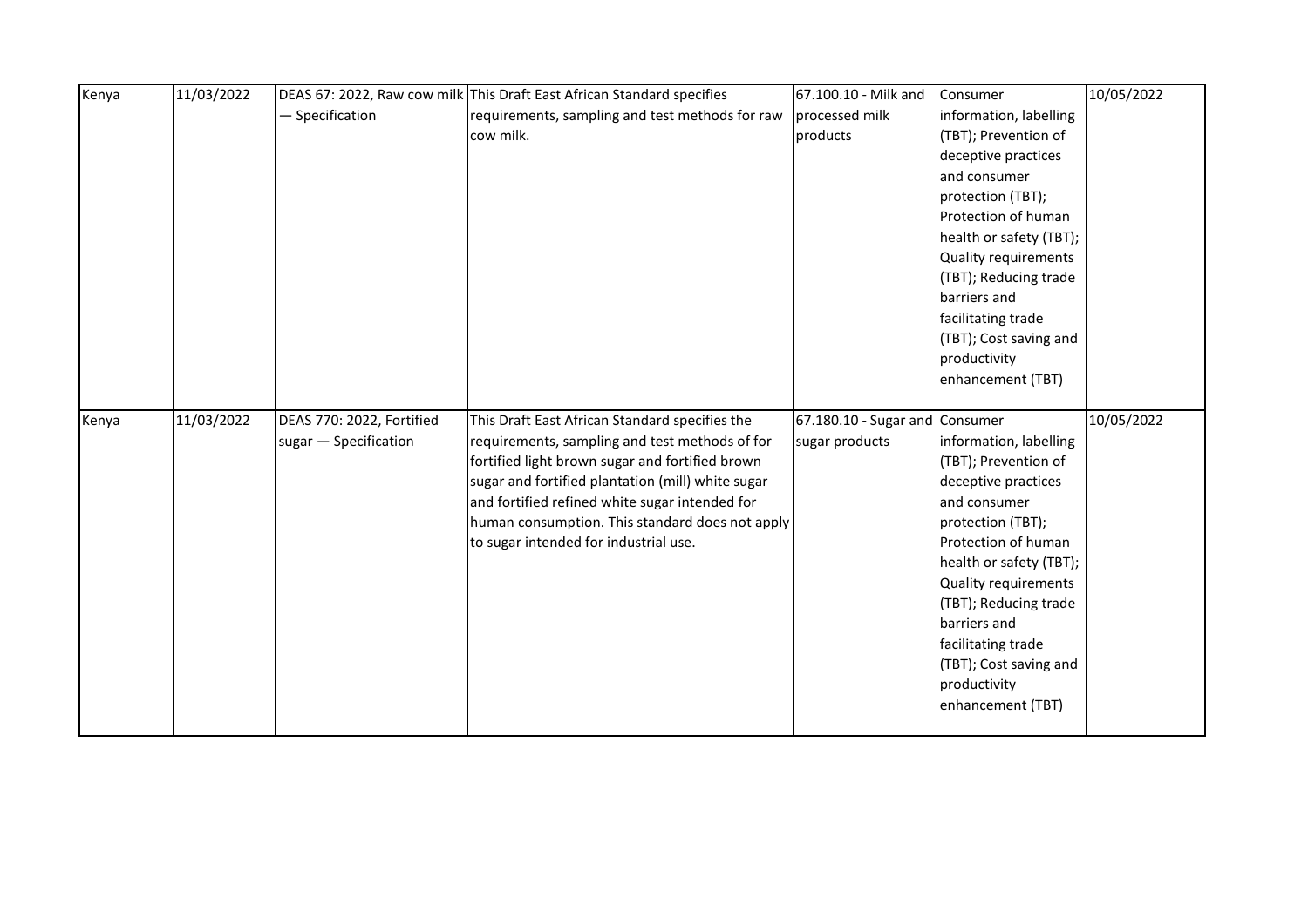| | | | | | | |
|---|---|---|---|---|---|---|
| Kenya | 11/03/2022 | DEAS 67: 2022, Raw cow milk — Specification | This Draft East African Standard specifies requirements, sampling and test methods for raw cow milk. | 67.100.10 - Milk and processed milk products | Consumer information, labelling (TBT); Prevention of deceptive practices and consumer protection (TBT); Protection of human health or safety (TBT); Quality requirements (TBT); Reducing trade barriers and facilitating trade (TBT); Cost saving and productivity enhancement (TBT) | 10/05/2022 |
| Kenya | 11/03/2022 | DEAS 770: 2022, Fortified sugar — Specification | This Draft East African Standard specifies the requirements, sampling and test methods of for fortified light brown sugar and fortified brown sugar and fortified plantation (mill) white sugar and fortified refined white sugar intended for human consumption. This standard does not apply to sugar intended for industrial use. | 67.180.10 - Sugar and sugar products | Consumer information, labelling (TBT); Prevention of deceptive practices and consumer protection (TBT); Protection of human health or safety (TBT); Quality requirements (TBT); Reducing trade barriers and facilitating trade (TBT); Cost saving and productivity enhancement (TBT) | 10/05/2022 |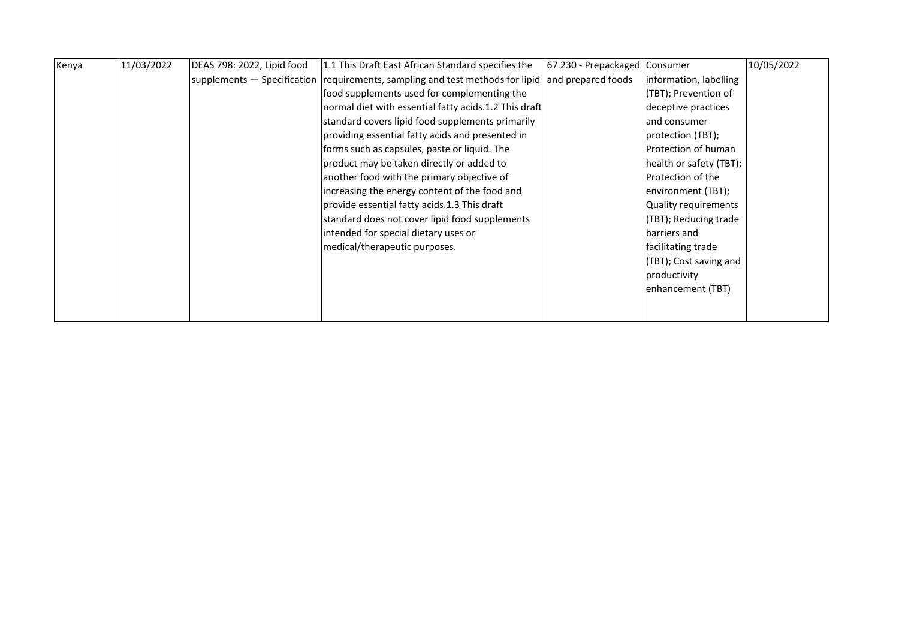| Kenya | 11/03/2022 | DEAS 798: 2022, Lipid food supplements — Specification | 1.1 This Draft East African Standard specifies the requirements, sampling and test methods for lipid food supplements used for complementing the normal diet with essential fatty acids.1.2 This draft standard covers lipid food supplements primarily providing essential fatty acids and presented in forms such as capsules, paste or liquid. The product may be taken directly or added to another food with the primary objective of increasing the energy content of the food and provide essential fatty acids.1.3 This draft standard does not cover lipid food supplements intended for special dietary uses or medical/therapeutic purposes. | 67.230 - Prepackaged and prepared foods | Consumer information, labelling (TBT); Prevention of deceptive practices and consumer protection (TBT); Protection of human health or safety (TBT); Protection of the environment (TBT); Quality requirements (TBT); Reducing trade barriers and facilitating trade (TBT); Cost saving and productivity enhancement (TBT) | 10/05/2022 |
|---|---|---|---|---|---|---|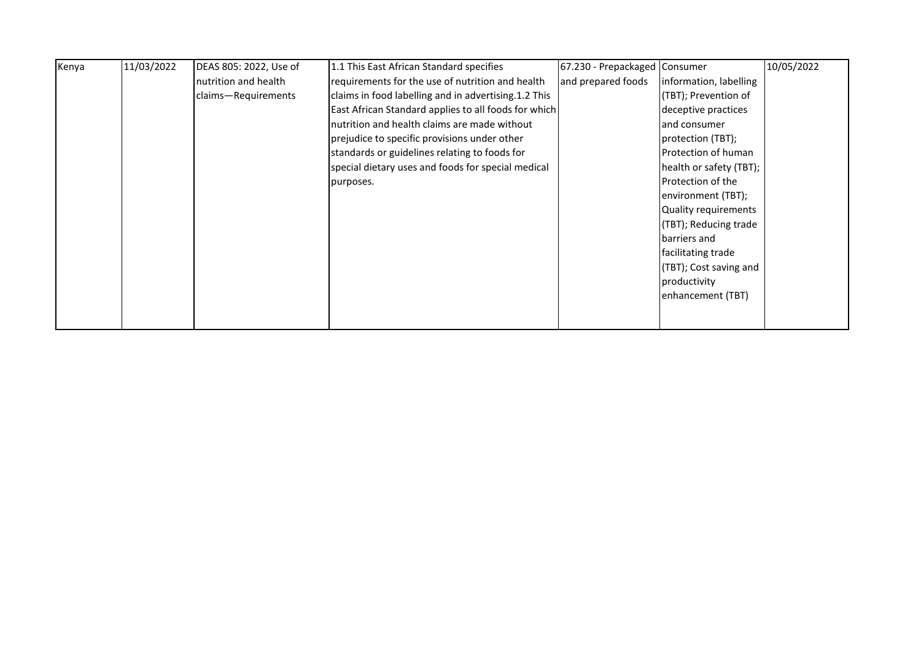| Kenya | 11/03/2022 | DEAS 805: 2022, Use of nutrition and health claims—Requirements | 1.1 This East African Standard specifies requirements for the use of nutrition and health claims in food labelling and in advertising.1.2 This East African Standard applies to all foods for which nutrition and health claims are made without prejudice to specific provisions under other standards or guidelines relating to foods for special dietary uses and foods for special medical purposes. | 67.230 - Prepackaged and prepared foods | Consumer information, labelling (TBT); Prevention of deceptive practices and consumer protection (TBT); Protection of human health or safety (TBT); Protection of the environment (TBT); Quality requirements (TBT); Reducing trade barriers and facilitating trade (TBT); Cost saving and productivity enhancement (TBT) | 10/05/2022 |
|---|---|---|---|---|---|---|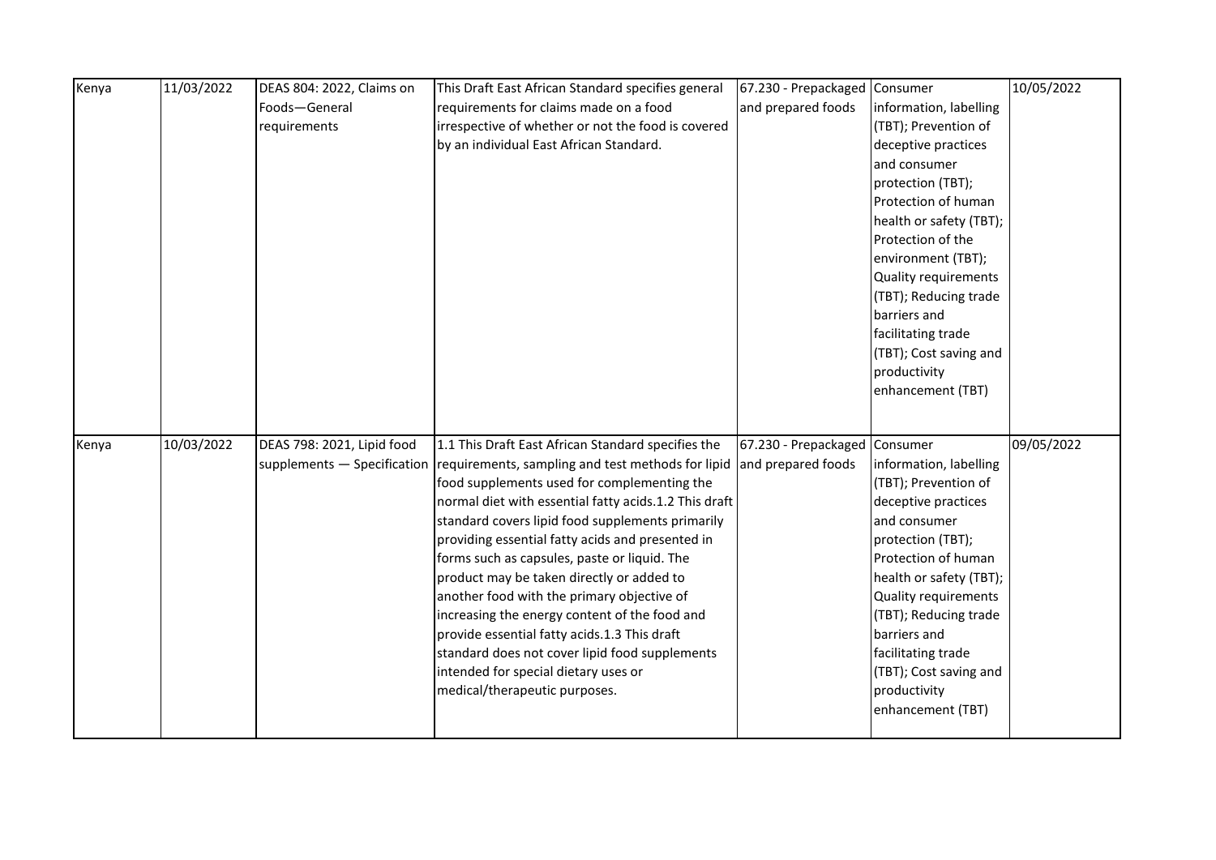| | | | | | | |
|---|---|---|---|---|---|---|
| Kenya | 11/03/2022 | DEAS 804: 2022, Claims on Foods—General requirements | This Draft East African Standard specifies general requirements for claims made on a food irrespective of whether or not the food is covered by an individual East African Standard. | 67.230 - Prepackaged and prepared foods | Consumer information, labelling (TBT); Prevention of deceptive practices and consumer protection (TBT); Protection of human health or safety (TBT); Protection of the environment (TBT); Quality requirements (TBT); Reducing trade barriers and facilitating trade (TBT); Cost saving and productivity enhancement (TBT) | 10/05/2022 |
| Kenya | 10/03/2022 | DEAS 798: 2021, Lipid food supplements — Specification | 1.1 This Draft East African Standard specifies the requirements, sampling and test methods for lipid food supplements used for complementing the normal diet with essential fatty acids.1.2 This draft standard covers lipid food supplements primarily providing essential fatty acids and presented in forms such as capsules, paste or liquid. The product may be taken directly or added to another food with the primary objective of increasing the energy content of the food and provide essential fatty acids.1.3 This draft standard does not cover lipid food supplements intended for special dietary uses or medical/therapeutic purposes. | 67.230 - Prepackaged and prepared foods | Consumer information, labelling (TBT); Prevention of deceptive practices and consumer protection (TBT); Protection of human health or safety (TBT); Quality requirements (TBT); Reducing trade barriers and facilitating trade (TBT); Cost saving and productivity enhancement (TBT) | 09/05/2022 |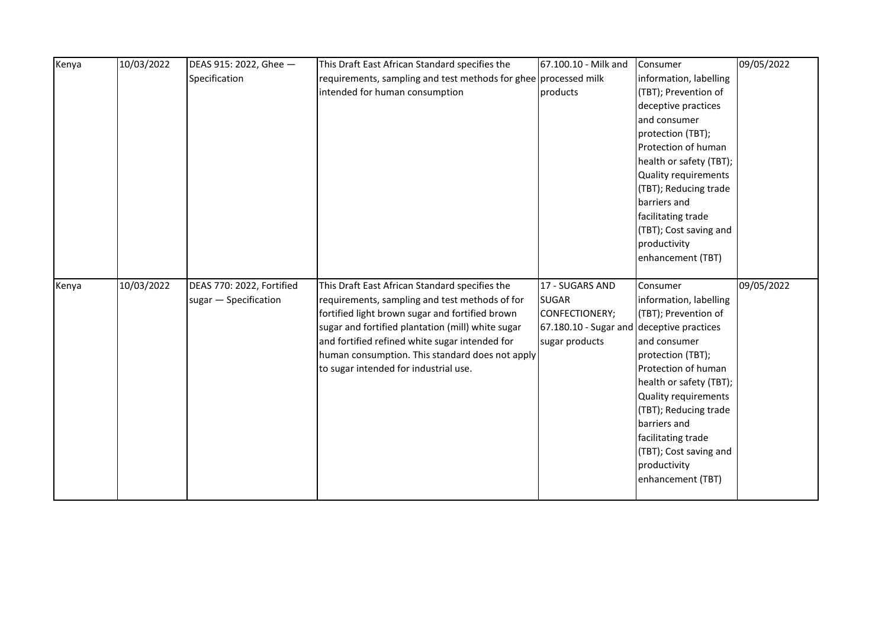| | | | | | | |
|---|---|---|---|---|---|---|
| Kenya | 10/03/2022 | DEAS 915: 2022, Ghee — Specification | This Draft East African Standard specifies the requirements, sampling and test methods for ghee intended for human consumption | 67.100.10 - Milk and processed milk products | Consumer information, labelling (TBT); Prevention of deceptive practices and consumer protection (TBT); Protection of human health or safety (TBT); Quality requirements (TBT); Reducing trade barriers and facilitating trade (TBT); Cost saving and productivity enhancement (TBT) | 09/05/2022 |
| Kenya | 10/03/2022 | DEAS 770: 2022, Fortified sugar — Specification | This Draft East African Standard specifies the requirements, sampling and test methods of for fortified light brown sugar and fortified brown sugar and fortified plantation (mill) white sugar and fortified refined white sugar intended for human consumption. This standard does not apply to sugar intended for industrial use. | 17 - SUGARS AND SUGAR CONFECTIONERY; 67.180.10 - Sugar and sugar products | Consumer information, labelling (TBT); Prevention of deceptive practices and consumer protection (TBT); Protection of human health or safety (TBT); Quality requirements (TBT); Reducing trade barriers and facilitating trade (TBT); Cost saving and productivity enhancement (TBT) | 09/05/2022 |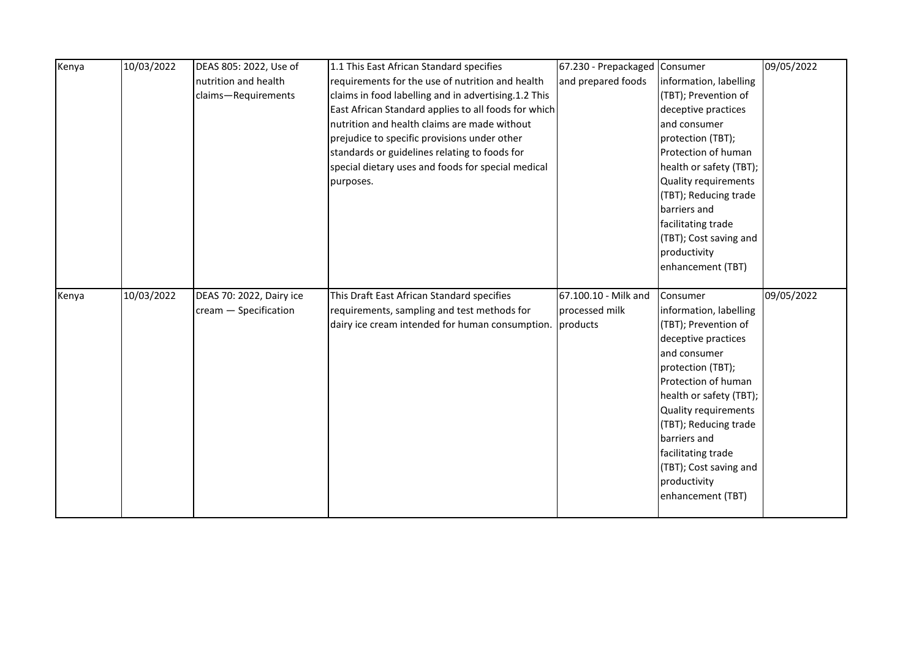| Kenya | 10/03/2022 | DEAS 805: 2022, Use of nutrition and health claims—Requirements | 1.1 This East African Standard specifies requirements for the use of nutrition and health claims in food labelling and in advertising.1.2 This East African Standard applies to all foods for which nutrition and health claims are made without prejudice to specific provisions under other standards or guidelines relating to foods for special dietary uses and foods for special medical purposes. | 67.230 - Prepackaged and prepared foods | Consumer information, labelling (TBT); Prevention of deceptive practices and consumer protection (TBT); Protection of human health or safety (TBT); Quality requirements (TBT); Reducing trade barriers and facilitating trade (TBT); Cost saving and productivity enhancement (TBT) | 09/05/2022 |
|---|---|---|---|---|---|---|
| Kenya | 10/03/2022 | DEAS 70: 2022, Dairy ice cream — Specification | This Draft East African Standard specifies requirements, sampling and test methods for dairy ice cream intended for human consumption. | 67.100.10 - Milk and processed milk products | Consumer information, labelling (TBT); Prevention of deceptive practices and consumer protection (TBT); Protection of human health or safety (TBT); Quality requirements (TBT); Reducing trade barriers and facilitating trade (TBT); Cost saving and productivity enhancement (TBT) | 09/05/2022 |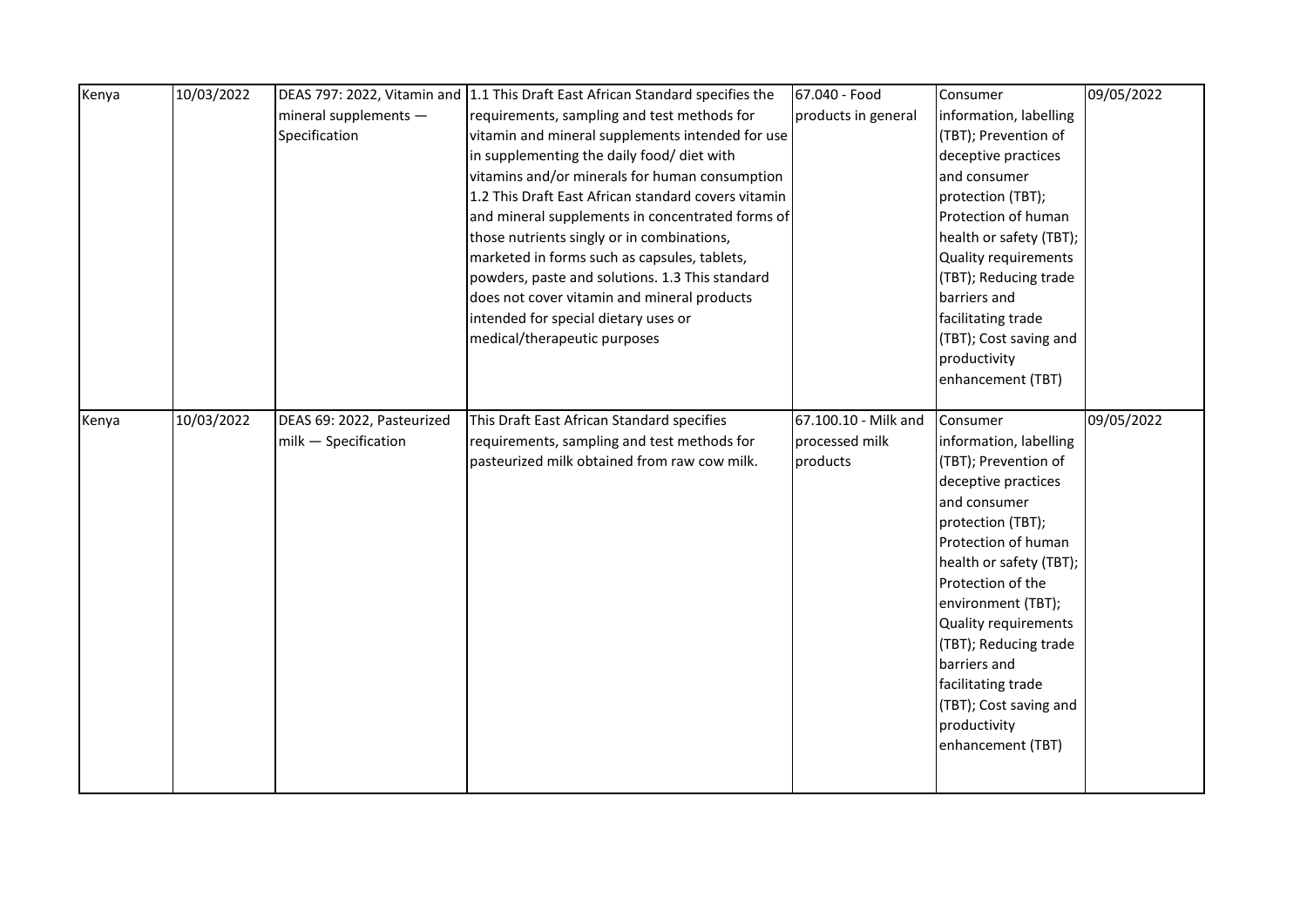| Kenya | 10/03/2022 | DEAS 797: 2022, Vitamin and mineral supplements — Specification | 1.1 This Draft East African Standard specifies the requirements, sampling and test methods for vitamin and mineral supplements intended for use in supplementing the daily food/ diet with vitamins and/or minerals for human consumption 1.2 This Draft East African standard covers vitamin and mineral supplements in concentrated forms of those nutrients singly or in combinations, marketed in forms such as capsules, tablets, powders, paste and solutions. 1.3 This standard does not cover vitamin and mineral products intended for special dietary uses or medical/therapeutic purposes | 67.040 - Food products in general | Consumer information, labelling (TBT); Prevention of deceptive practices and consumer protection (TBT); Protection of human health or safety (TBT); Quality requirements (TBT); Reducing trade barriers and facilitating trade (TBT); Cost saving and productivity enhancement (TBT) | 09/05/2022 |
|---|---|---|---|---|---|---|
| Kenya | 10/03/2022 | DEAS 69: 2022, Pasteurized milk — Specification | This Draft East African Standard specifies requirements, sampling and test methods for pasteurized milk obtained from raw cow milk. | 67.100.10 - Milk and processed milk products | Consumer information, labelling (TBT); Prevention of deceptive practices and consumer protection (TBT); Protection of human health or safety (TBT); Protection of the environment (TBT); Quality requirements (TBT); Reducing trade barriers and facilitating trade (TBT); Cost saving and productivity enhancement (TBT) | 09/05/2022 |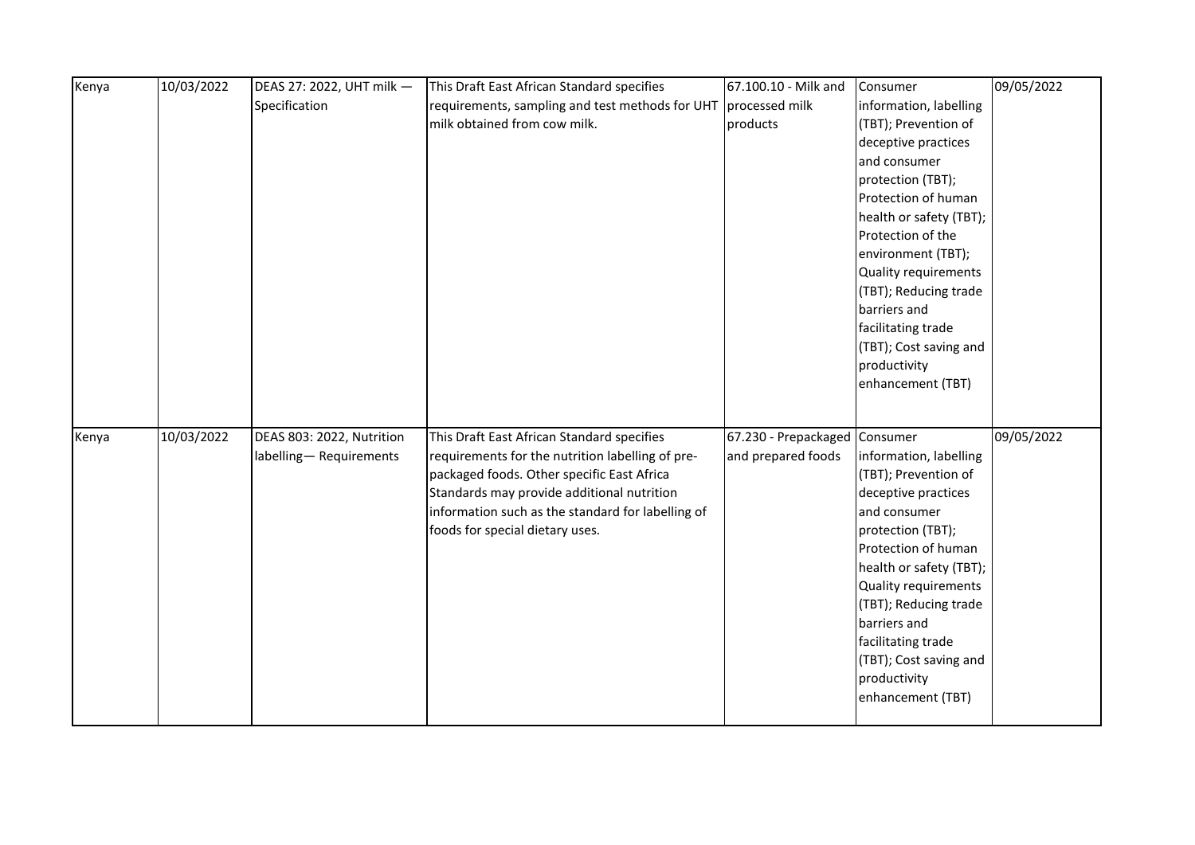| | | | | | | |
|---|---|---|---|---|---|---|
| Kenya | 10/03/2022 | DEAS 27: 2022, UHT milk — Specification | This Draft East African Standard specifies requirements, sampling and test methods for UHT milk obtained from cow milk. | 67.100.10 - Milk and processed milk products | Consumer information, labelling (TBT); Prevention of deceptive practices and consumer protection (TBT); Protection of human health or safety (TBT); Protection of the environment (TBT); Quality requirements (TBT); Reducing trade barriers and facilitating trade (TBT); Cost saving and productivity enhancement (TBT) | 09/05/2022 |
| Kenya | 10/03/2022 | DEAS 803: 2022, Nutrition labelling— Requirements | This Draft East African Standard specifies requirements for the nutrition labelling of pre-packaged foods. Other specific East Africa Standards may provide additional nutrition information such as the standard for labelling of foods for special dietary uses. | 67.230 - Prepackaged and prepared foods | Consumer information, labelling (TBT); Prevention of deceptive practices and consumer protection (TBT); Protection of human health or safety (TBT); Quality requirements (TBT); Reducing trade barriers and facilitating trade (TBT); Cost saving and productivity enhancement (TBT) | 09/05/2022 |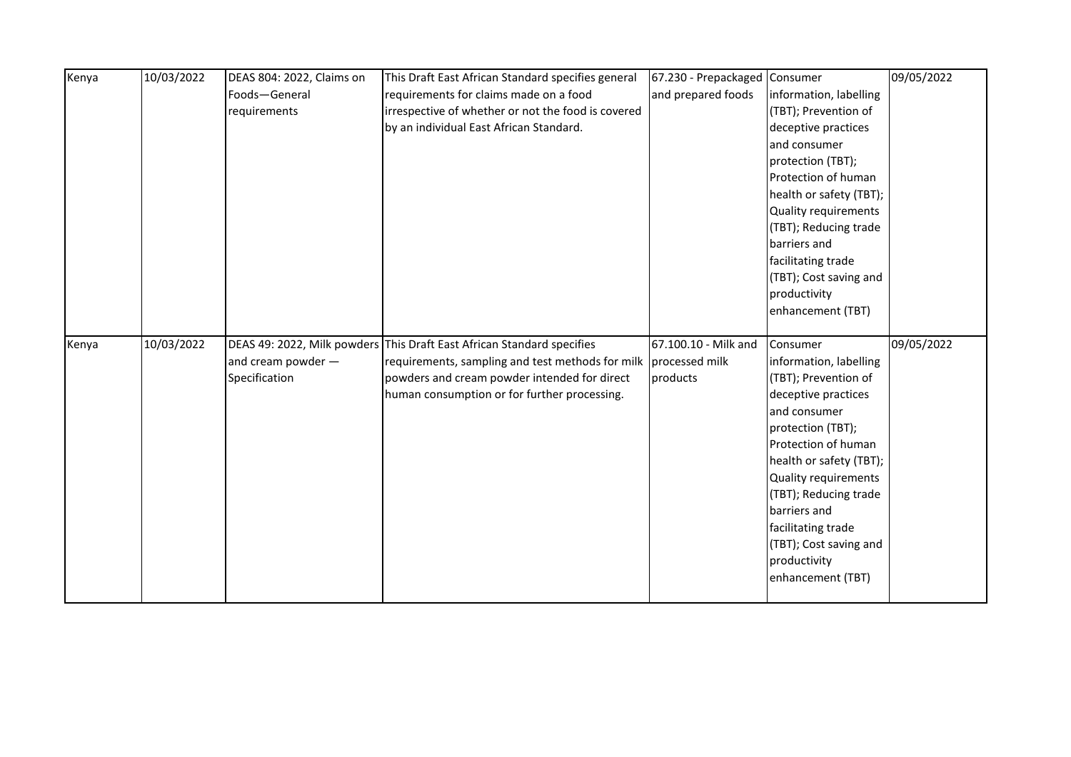| | | | | | | |
|---|---|---|---|---|---|---|
| Kenya | 10/03/2022 | DEAS 804: 2022, Claims on Foods—General requirements | This Draft East African Standard specifies general requirements for claims made on a food irrespective of whether or not the food is covered by an individual East African Standard. | 67.230 - Prepackaged and prepared foods | Consumer information, labelling (TBT); Prevention of deceptive practices and consumer protection (TBT); Protection of human health or safety (TBT); Quality requirements (TBT); Reducing trade barriers and facilitating trade (TBT); Cost saving and productivity enhancement (TBT) | 09/05/2022 |
| Kenya | 10/03/2022 | DEAS 49: 2022, Milk powders and cream powder — Specification | This Draft East African Standard specifies requirements, sampling and test methods for milk powders and cream powder intended for direct human consumption or for further processing. | 67.100.10 - Milk and processed milk products | Consumer information, labelling (TBT); Prevention of deceptive practices and consumer protection (TBT); Protection of human health or safety (TBT); Quality requirements (TBT); Reducing trade barriers and facilitating trade (TBT); Cost saving and productivity enhancement (TBT) | 09/05/2022 |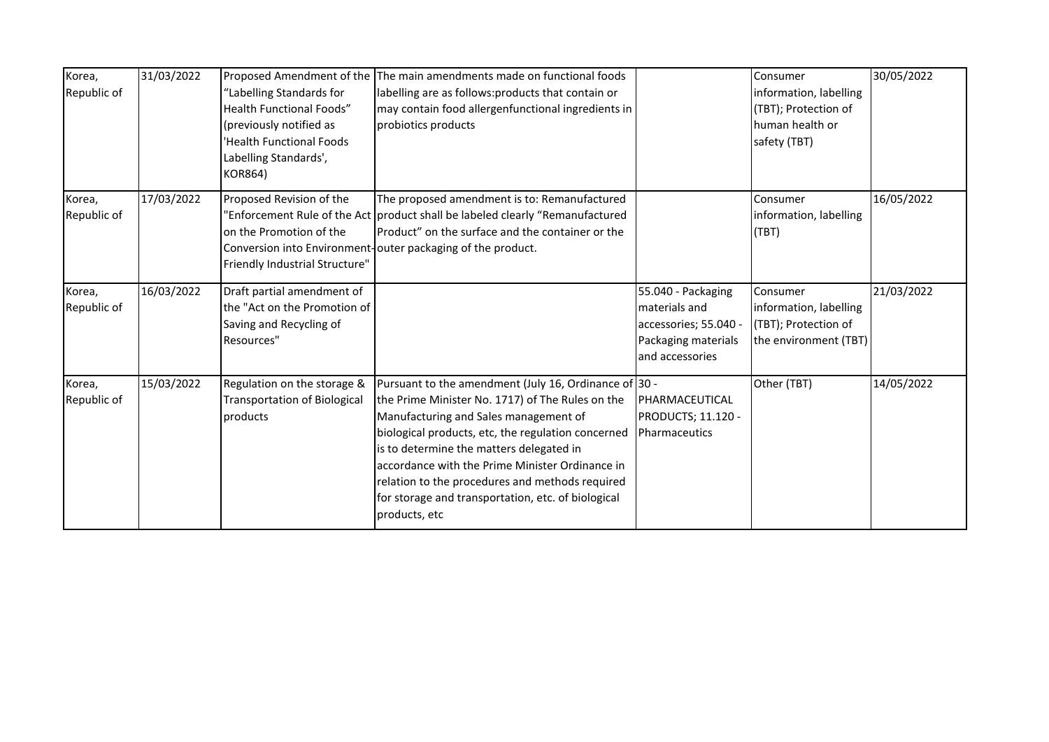| | | | | | | |
|---|---|---|---|---|---|---|
| Korea, Republic of | 31/03/2022 | Proposed Amendment of the "Labelling Standards for Health Functional Foods" (previously notified as 'Health Functional Foods Labelling Standards', KOR864) | The main amendments made on functional foods labelling are as follows:products that contain or may contain food allergenfunctional ingredients in probiotics products | | Consumer information, labelling (TBT); Protection of human health or safety (TBT) | 30/05/2022 |
| Korea, Republic of | 17/03/2022 | Proposed Revision of the "Enforcement Rule of the Act on the Promotion of the Conversion into Environment-Friendly Industrial Structure" | The proposed amendment is to: Remanufactured product shall be labeled clearly "Remanufactured Product" on the surface and the container or the outer packaging of the product. | | Consumer information, labelling (TBT) | 16/05/2022 |
| Korea, Republic of | 16/03/2022 | Draft partial amendment of the "Act on the Promotion of Saving and Recycling of Resources" | | 55.040 - Packaging materials and accessories; 55.040 - Packaging materials and accessories | Consumer information, labelling (TBT); Protection of the environment (TBT) | 21/03/2022 |
| Korea, Republic of | 15/03/2022 | Regulation on the storage & Transportation of Biological products | Pursuant to the amendment (July 16, Ordinance of the Prime Minister No. 1717) of The Rules on the Manufacturing and Sales management of biological products, etc, the regulation concerned is to determine the matters delegated in accordance with the Prime Minister Ordinance in relation to the procedures and methods required for storage and transportation, etc. of biological products, etc | 30 - PHARMACEUTICAL PRODUCTS; 11.120 - Pharmaceutics | Other (TBT) | 14/05/2022 |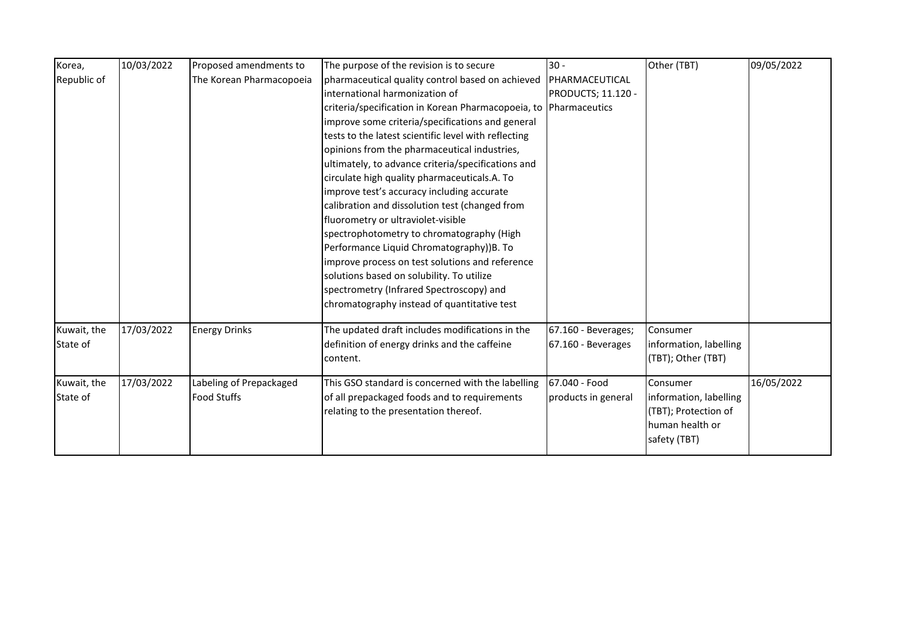| Korea, Republic of | 10/03/2022 | Proposed amendments to The Korean Pharmacopoeia | The purpose of the revision is to secure pharmaceutical quality control based on achieved international harmonization of criteria/specification in Korean Pharmacopoeia, to improve some criteria/specifications and general tests to the latest scientific level with reflecting opinions from the pharmaceutical industries, ultimately, to advance criteria/specifications and circulate high quality pharmaceuticals.A. To improve test's accuracy including accurate calibration and dissolution test (changed from fluorometry or ultraviolet-visible spectrophotometry to chromatography (High Performance Liquid Chromatography))B. To improve process on test solutions and reference solutions based on solubility. To utilize spectrometry (Infrared Spectroscopy) and chromatography instead of quantitative test | 30 - PHARMACEUTICAL PRODUCTS; 11.120 - Pharmaceutics | Other (TBT) | 09/05/2022 |
|---|---|---|---|---|---|---|
| Kuwait, the State of | 17/03/2022 | Energy Drinks | The updated draft includes modifications in the definition of energy drinks and the caffeine content. | 67.160 - Beverages; 67.160 - Beverages | Consumer information, labelling (TBT); Other (TBT) | |
| Kuwait, the State of | 17/03/2022 | Labeling of Prepackaged Food Stuffs | This GSO standard is concerned with the labelling of all prepackaged foods and to requirements relating to the presentation thereof. | 67.040 - Food products in general | Consumer information, labelling (TBT); Protection of human health or safety (TBT) | 16/05/2022 |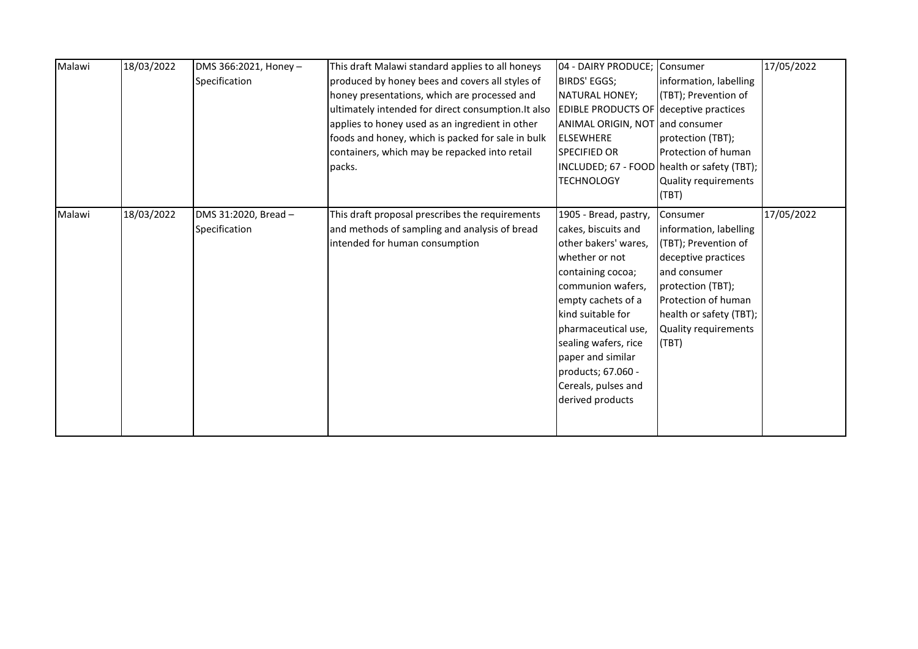| | | | | | | |
|---|---|---|---|---|---|---|
| Malawi | 18/03/2022 | DMS 366:2021, Honey – Specification | This draft Malawi standard applies to all honeys produced by honey bees and covers all styles of honey presentations, which are processed and ultimately intended for direct consumption.It also applies to honey used as an ingredient in other foods and honey, which is packed for sale in bulk containers, which may be repacked into retail packs. | 04 - DAIRY PRODUCE; BIRDS' EGGS; NATURAL HONEY; EDIBLE PRODUCTS OF ANIMAL ORIGIN, NOT ELSEWHERE SPECIFIED OR INCLUDED; 67 - FOOD TECHNOLOGY | Consumer information, labelling (TBT); Prevention of deceptive practices and consumer protection (TBT); Protection of human health or safety (TBT); Quality requirements (TBT) | 17/05/2022 |
| Malawi | 18/03/2022 | DMS 31:2020, Bread – Specification | This draft proposal prescribes the requirements and methods of sampling and analysis of bread intended for human consumption | 1905 - Bread, pastry, cakes, biscuits and other bakers' wares, whether or not containing cocoa; communion wafers, empty cachets of a kind suitable for pharmaceutical use, sealing wafers, rice paper and similar products; 67.060 - Cereals, pulses and derived products | Consumer information, labelling (TBT); Prevention of deceptive practices and consumer protection (TBT); Protection of human health or safety (TBT); Quality requirements (TBT) | 17/05/2022 |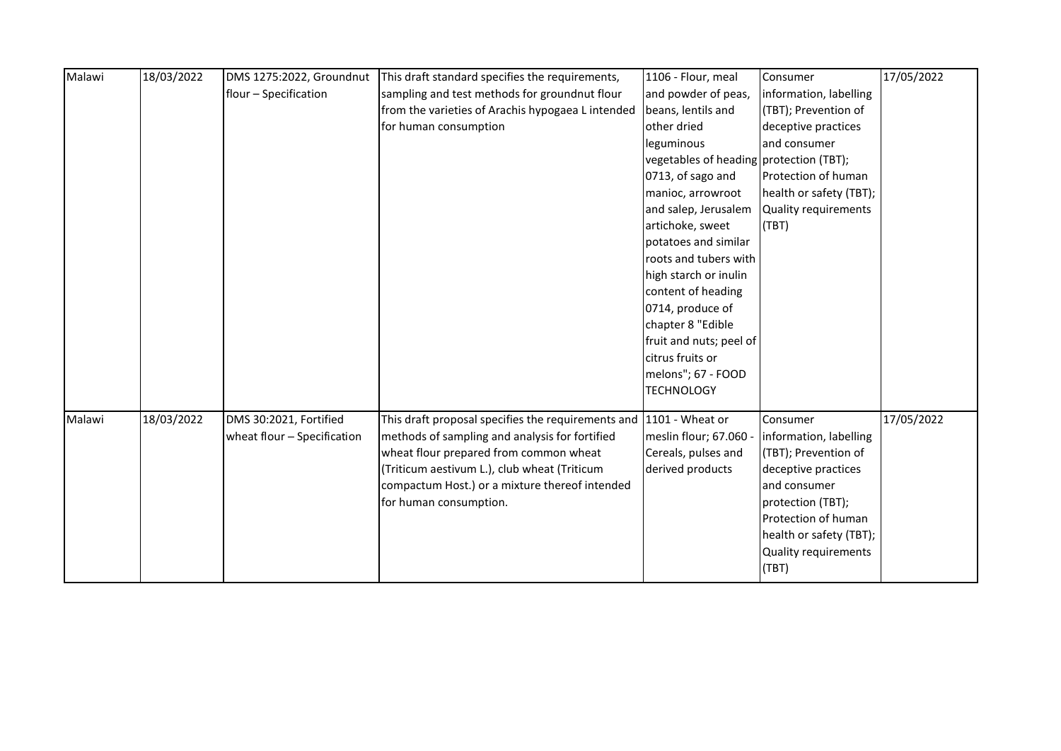| Malawi | 18/03/2022 | DMS 1275:2022, Groundnut flour – Specification | This draft standard specifies the requirements, sampling and test methods for groundnut flour from the varieties of Arachis hypogaea L intended for human consumption | 1106 - Flour, meal and powder of peas, beans, lentils and other dried leguminous vegetables of heading 0713, of sago and manioc, arrowroot and salep, Jerusalem artichoke, sweet potatoes and similar roots and tubers with high starch or inulin content of heading 0714, produce of chapter 8 "Edible fruit and nuts; peel of citrus fruits or melons"; 67 - FOOD TECHNOLOGY | Consumer information, labelling (TBT); Prevention of deceptive practices and consumer protection (TBT); Protection of human health or safety (TBT); Quality requirements (TBT) | 17/05/2022 |
|---|---|---|---|---|---|---|
| Malawi | 18/03/2022 | DMS 30:2021, Fortified wheat flour – Specification | This draft proposal specifies the requirements and methods of sampling and analysis for fortified wheat flour prepared from common wheat (Triticum aestivum L.), club wheat (Triticum compactum Host.) or a mixture thereof intended for human consumption. | 1101 - Wheat or meslin flour; 67.060 - Cereals, pulses and derived products | Consumer information, labelling (TBT); Prevention of deceptive practices and consumer protection (TBT); Protection of human health or safety (TBT); Quality requirements (TBT) | 17/05/2022 |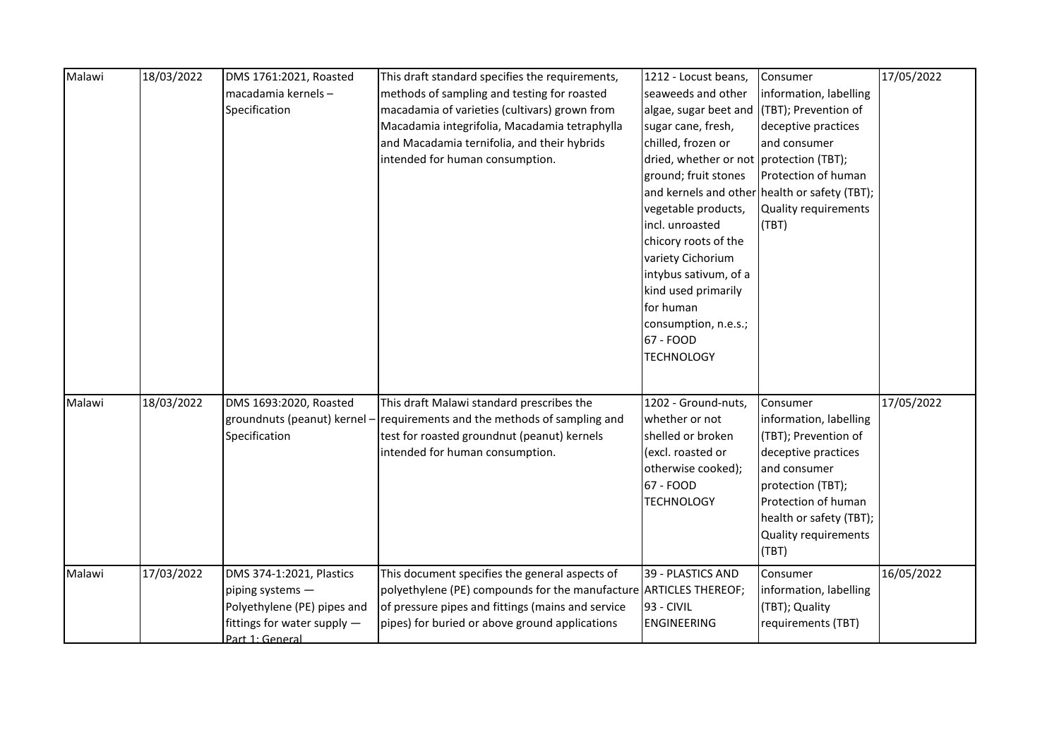| Malawi | 18/03/2022 | DMS 1761:2021, Roasted macadamia kernels – Specification | This draft standard specifies the requirements, methods of sampling and testing for roasted macadamia of varieties (cultivars) grown from Macadamia integrifolia, Macadamia tetraphylla and Macadamia ternifolia, and their hybrids intended for human consumption. | 1212 - Locust beans, seaweeds and other algae, sugar beet and sugar cane, fresh, chilled, frozen or dried, whether or not ground; fruit stones and kernels and other vegetable products, incl. unroasted chicory roots of the variety Cichorium intybus sativum, of a kind used primarily for human consumption, n.e.s.; 67 - FOOD TECHNOLOGY | Consumer information, labelling (TBT); Prevention of deceptive practices and consumer protection (TBT); Protection of human health or safety (TBT); Quality requirements (TBT) | 17/05/2022 |
|---|---|---|---|---|---|---|
| Malawi | 18/03/2022 | DMS 1693:2020, Roasted groundnuts (peanut) kernel – Specification | This draft Malawi standard prescribes the requirements and the methods of sampling and test for roasted groundnut (peanut) kernels intended for human consumption. | 1202 - Ground-nuts, whether or not shelled or broken (excl. roasted or otherwise cooked); 67 - FOOD TECHNOLOGY | Consumer information, labelling (TBT); Prevention of deceptive practices and consumer protection (TBT); Protection of human health or safety (TBT); Quality requirements (TBT) | 17/05/2022 |
| Malawi | 17/03/2022 | DMS 374-1:2021, Plastics piping systems — Polyethylene (PE) pipes and fittings for water supply — Part 1: General | This document specifies the general aspects of polyethylene (PE) compounds for the manufacture of pressure pipes and fittings (mains and service pipes) for buried or above ground applications | 39 - PLASTICS AND ARTICLES THEREOF; 93 - CIVIL ENGINEERING | Consumer information, labelling (TBT); Quality requirements (TBT) | 16/05/2022 |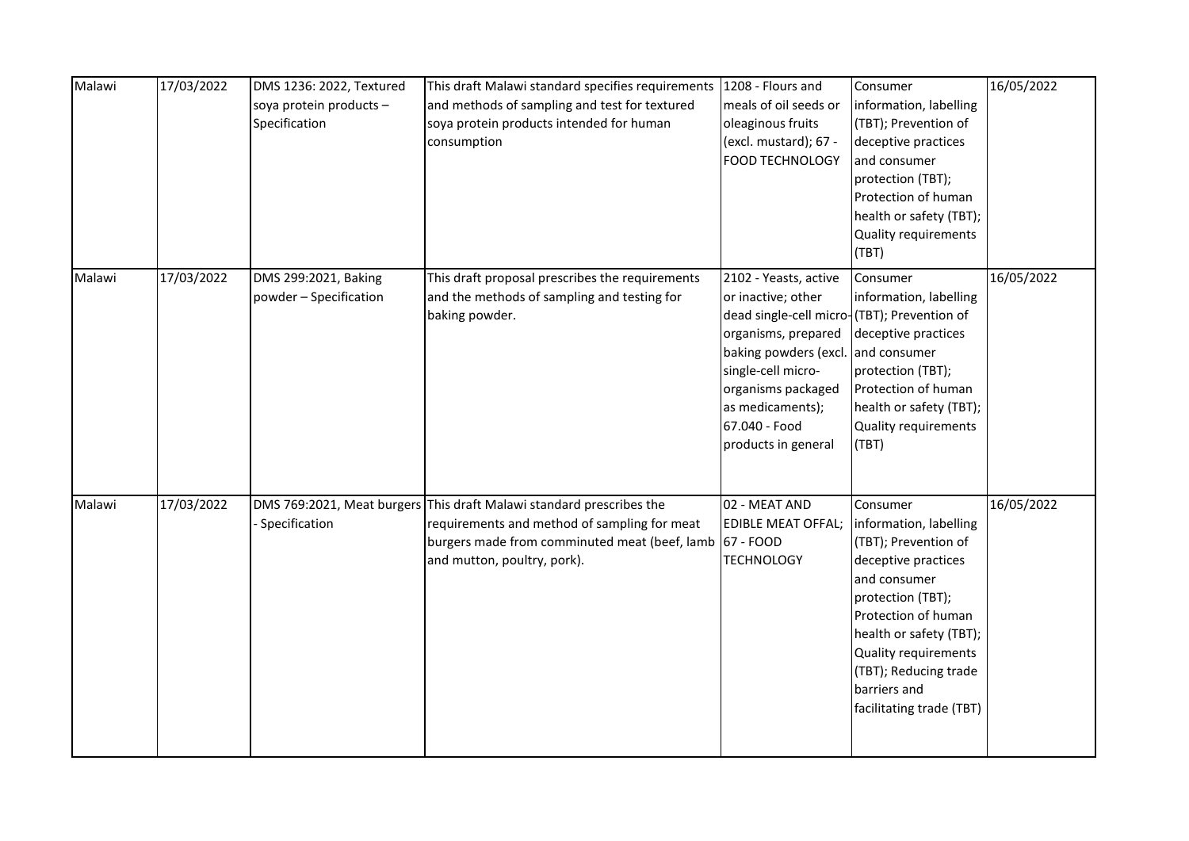| Malawi | 17/03/2022 | DMS 1236: 2022, Textured soya protein products – Specification | This draft Malawi standard specifies requirements and methods of sampling and test for textured soya protein products intended for human consumption | 1208 - Flours and meals of oil seeds or oleaginous fruits (excl. mustard); 67 - FOOD TECHNOLOGY | Consumer information, labelling (TBT); Prevention of deceptive practices and consumer protection (TBT); Protection of human health or safety (TBT); Quality requirements (TBT) | 16/05/2022 |
|---|---|---|---|---|---|---|
| Malawi | 17/03/2022 | DMS 299:2021, Baking powder – Specification | This draft proposal prescribes the requirements and the methods of sampling and testing for baking powder. | 2102 - Yeasts, active or inactive; other dead single-cell micro-organisms, prepared baking powders (excl. single-cell micro-organisms packaged as medicaments); 67.040 - Food products in general | Consumer information, labelling (TBT); Prevention of deceptive practices and consumer protection (TBT); Protection of human health or safety (TBT); Quality requirements (TBT) | 16/05/2022 |
| Malawi | 17/03/2022 | DMS 769:2021, Meat burgers - Specification | This draft Malawi standard prescribes the requirements and method of sampling for meat burgers made from comminuted meat (beef, lamb and mutton, poultry, pork). | 02 - MEAT AND EDIBLE MEAT OFFAL; 67 - FOOD TECHNOLOGY | Consumer information, labelling (TBT); Prevention of deceptive practices and consumer protection (TBT); Protection of human health or safety (TBT); Quality requirements (TBT); Reducing trade barriers and facilitating trade (TBT) | 16/05/2022 |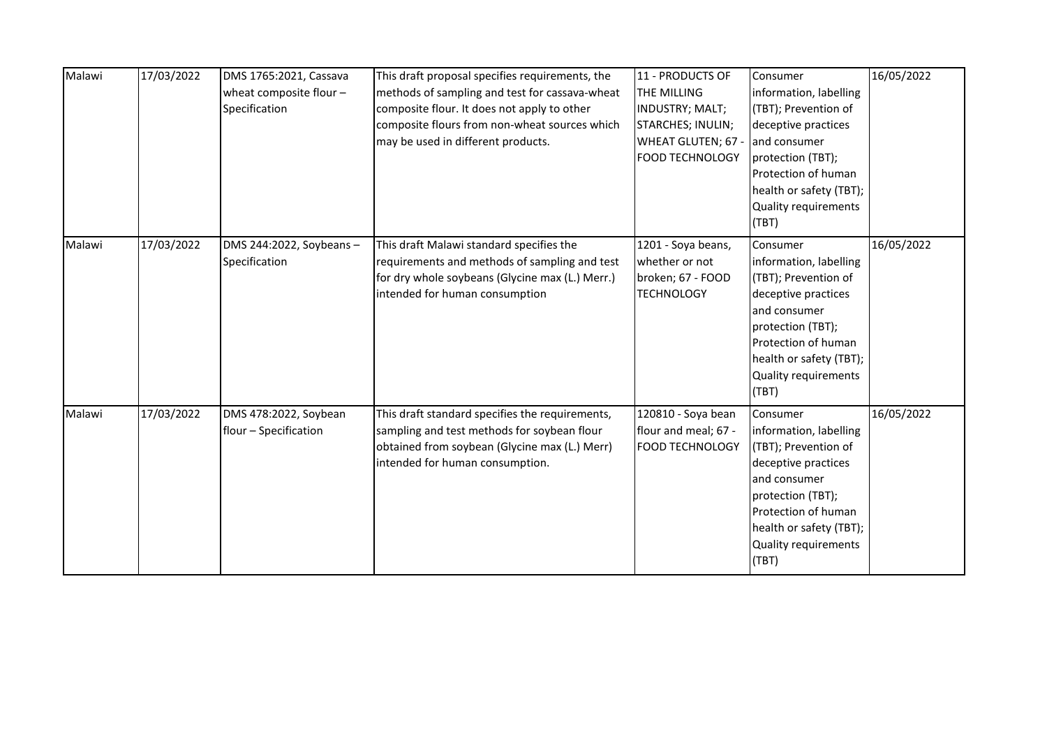| | | | | | | |
|---|---|---|---|---|---|---|
| Malawi | 17/03/2022 | DMS 1765:2021, Cassava wheat composite flour – Specification | This draft proposal specifies requirements, the methods of sampling and test for cassava-wheat composite flour. It does not apply to other composite flours from non-wheat sources which may be used in different products. | 11 - PRODUCTS OF THE MILLING INDUSTRY; MALT; STARCHES; INULIN; WHEAT GLUTEN; 67 - FOOD TECHNOLOGY | Consumer information, labelling (TBT); Prevention of deceptive practices and consumer protection (TBT); Protection of human health or safety (TBT); Quality requirements (TBT) | 16/05/2022 |
| Malawi | 17/03/2022 | DMS 244:2022, Soybeans – Specification | This draft Malawi standard specifies the requirements and methods of sampling and test for dry whole soybeans (Glycine max (L.) Merr.) intended for human consumption | 1201 - Soya beans, whether or not broken; 67 - FOOD TECHNOLOGY | Consumer information, labelling (TBT); Prevention of deceptive practices and consumer protection (TBT); Protection of human health or safety (TBT); Quality requirements (TBT) | 16/05/2022 |
| Malawi | 17/03/2022 | DMS 478:2022, Soybean flour – Specification | This draft standard specifies the requirements, sampling and test methods for soybean flour obtained from soybean (Glycine max (L.) Merr) intended for human consumption. | 120810 - Soya bean flour and meal; 67 - FOOD TECHNOLOGY | Consumer information, labelling (TBT); Prevention of deceptive practices and consumer protection (TBT); Protection of human health or safety (TBT); Quality requirements (TBT) | 16/05/2022 |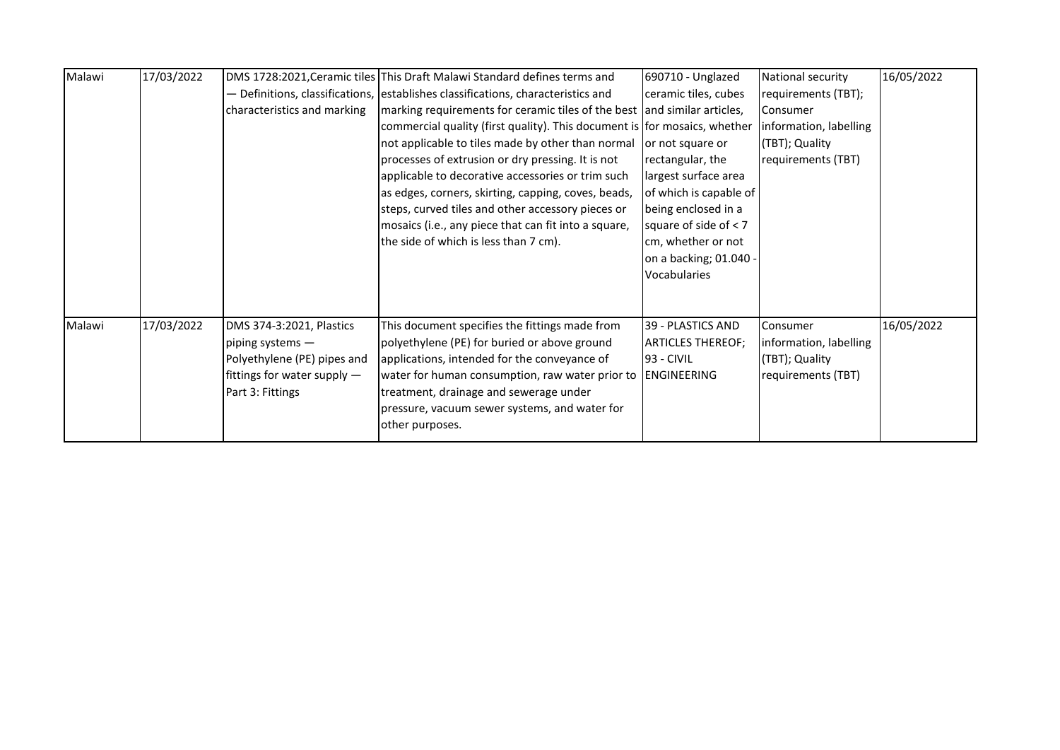| Malawi | 17/03/2022 | DMS 1728:2021,Ceramic tiles — Definitions, classifications, characteristics and marking | This Draft Malawi Standard defines terms and establishes classifications, characteristics and marking requirements for ceramic tiles of the best commercial quality (first quality). This document is not applicable to tiles made by other than normal processes of extrusion or dry pressing. It is not applicable to decorative accessories or trim such as edges, corners, skirting, capping, coves, beads, steps, curved tiles and other accessory pieces or mosaics (i.e., any piece that can fit into a square, the side of which is less than 7 cm). | 690710 - Unglazed ceramic tiles, cubes and similar articles, for mosaics, whether or not square or rectangular, the largest surface area of which is capable of being enclosed in a square of side of < 7 cm, whether or not on a backing; 01.040 - Vocabularies | National security requirements (TBT); Consumer information, labelling (TBT); Quality requirements (TBT) | 16/05/2022 |
|---|---|---|---|---|---|---|
| Malawi | 17/03/2022 | DMS 374-3:2021, Plastics piping systems — Polyethylene (PE) pipes and fittings for water supply — Part 3: Fittings | This document specifies the fittings made from polyethylene (PE) for buried or above ground applications, intended for the conveyance of water for human consumption, raw water prior to treatment, drainage and sewerage under pressure, vacuum sewer systems, and water for other purposes. | 39 - PLASTICS AND ARTICLES THEREOF; 93 - CIVIL ENGINEERING | Consumer information, labelling (TBT); Quality requirements (TBT) | 16/05/2022 |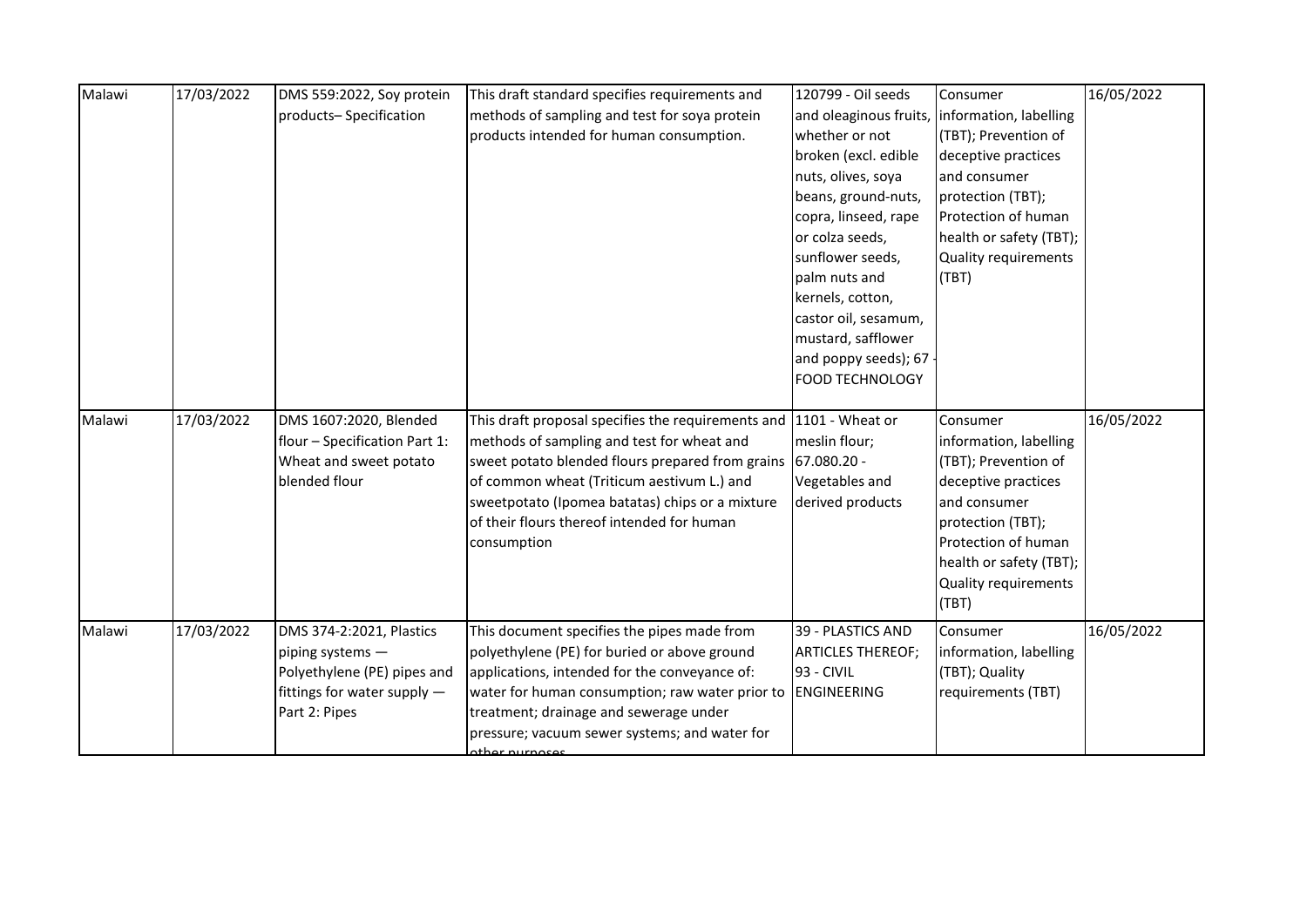| | | | | | | |
|---|---|---|---|---|---|---|
| Malawi | 17/03/2022 | DMS 559:2022, Soy protein products– Specification | This draft standard specifies requirements and methods of sampling and test for soya protein products intended for human consumption. | 120799 - Oil seeds and oleaginous fruits, whether or not broken (excl. edible nuts, olives, soya beans, ground-nuts, copra, linseed, rape or colza seeds, sunflower seeds, palm nuts and kernels, cotton, castor oil, sesamum, mustard, safflower and poppy seeds); 67 - FOOD TECHNOLOGY | Consumer information, labelling (TBT); Prevention of deceptive practices and consumer protection (TBT); Protection of human health or safety (TBT); Quality requirements (TBT) | 16/05/2022 |
| Malawi | 17/03/2022 | DMS 1607:2020, Blended flour – Specification Part 1: Wheat and sweet potato blended flour | This draft proposal specifies the requirements and methods of sampling and test for wheat and sweet potato blended flours prepared from grains of common wheat (Triticum aestivum L.) and sweetpotato (Ipomea batatas) chips or a mixture of their flours thereof intended for human consumption | 1101 - Wheat or meslin flour; 67.080.20 - Vegetables and derived products | Consumer information, labelling (TBT); Prevention of deceptive practices and consumer protection (TBT); Protection of human health or safety (TBT); Quality requirements (TBT) | 16/05/2022 |
| Malawi | 17/03/2022 | DMS 374-2:2021, Plastics piping systems — Polyethylene (PE) pipes and fittings for water supply — Part 2: Pipes | This document specifies the pipes made from polyethylene (PE) for buried or above ground applications, intended for the conveyance of: water for human consumption; raw water prior to treatment; drainage and sewerage under pressure; vacuum sewer systems; and water for other purposes | 39 - PLASTICS AND ARTICLES THEREOF; 93 - CIVIL ENGINEERING | Consumer information, labelling (TBT); Quality requirements (TBT) | 16/05/2022 |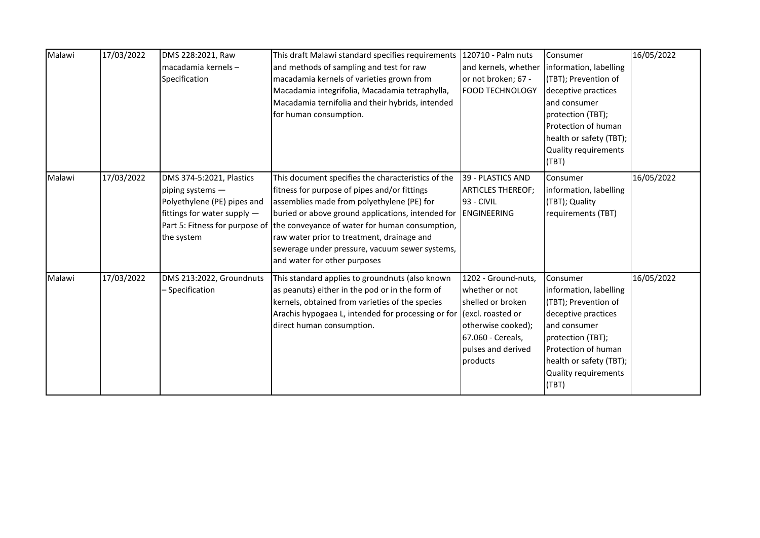| Malawi | 17/03/2022 | DMS 228:2021, Raw macadamia kernels – Specification | This draft Malawi standard specifies requirements and methods of sampling and test for raw macadamia kernels of varieties grown from Macadamia integrifolia, Macadamia tetraphylla, Macadamia ternifolia and their hybrids, intended for human consumption. | 120710 - Palm nuts and kernels, whether or not broken; 67 - FOOD TECHNOLOGY | Consumer information, labelling (TBT); Prevention of deceptive practices and consumer protection (TBT); Protection of human health or safety (TBT); Quality requirements (TBT) | 16/05/2022 |
|---|---|---|---|---|---|---|
| Malawi | 17/03/2022 | DMS 374-5:2021, Plastics piping systems — Polyethylene (PE) pipes and fittings for water supply — Part 5: Fitness for purpose of the system | This document specifies the characteristics of the fitness for purpose of pipes and/or fittings assemblies made from polyethylene (PE) for buried or above ground applications, intended for the conveyance of water for human consumption, raw water prior to treatment, drainage and sewerage under pressure, vacuum sewer systems, and water for other purposes | 39 - PLASTICS AND ARTICLES THEREOF; 93 - CIVIL ENGINEERING | Consumer information, labelling (TBT); Quality requirements (TBT) | 16/05/2022 |
| Malawi | 17/03/2022 | DMS 213:2022, Groundnuts – Specification | This standard applies to groundnuts (also known as peanuts) either in the pod or in the form of kernels, obtained from varieties of the species Arachis hypogaea L, intended for processing or for direct human consumption. | 1202 - Ground-nuts, whether or not shelled or broken (excl. roasted or otherwise cooked); 67.060 - Cereals, pulses and derived products | Consumer information, labelling (TBT); Prevention of deceptive practices and consumer protection (TBT); Protection of human health or safety (TBT); Quality requirements (TBT) | 16/05/2022 |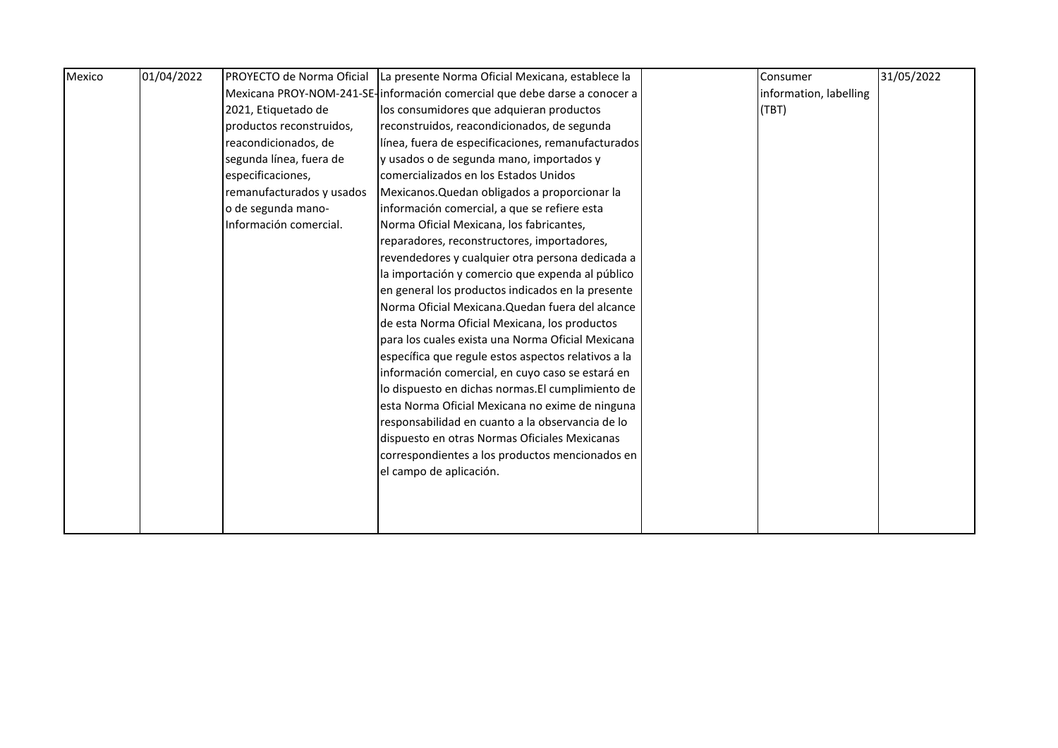| Mexico | 01/04/2022 | PROYECTO de Norma Oficial Mexicana PROY-NOM-241-SE-2021, Etiquetado de productos reconstruidos, reacondicionados, de segunda línea, fuera de especificaciones, remanufacturados y usados o de segunda mano-Información comercial. | La presente Norma Oficial Mexicana, establece la información comercial que debe darse a conocer a los consumidores que adquieran productos reconstruidos, reacondicionados, de segunda línea, fuera de especificaciones, remanufacturados y usados o de segunda mano, importados y comercializados en los Estados Unidos Mexicanos.Quedan obligados a proporcionar la información comercial, a que se refiere esta Norma Oficial Mexicana, los fabricantes, reparadores, reconstructores, importadores, revendedores y cualquier otra persona dedicada a la importación y comercio que expenda al público en general los productos indicados en la presente Norma Oficial Mexicana.Quedan fuera del alcance de esta Norma Oficial Mexicana, los productos para los cuales exista una Norma Oficial Mexicana específica que regule estos aspectos relativos a la información comercial, en cuyo caso se estará en lo dispuesto en dichas normas.El cumplimiento de esta Norma Oficial Mexicana no exime de ninguna responsabilidad en cuanto a la observancia de lo dispuesto en otras Normas Oficiales Mexicanas correspondientes a los productos mencionados en el campo de aplicación. | | Consumer information, labelling (TBT) | 31/05/2022 |
|---|---|---|---|---|---|---|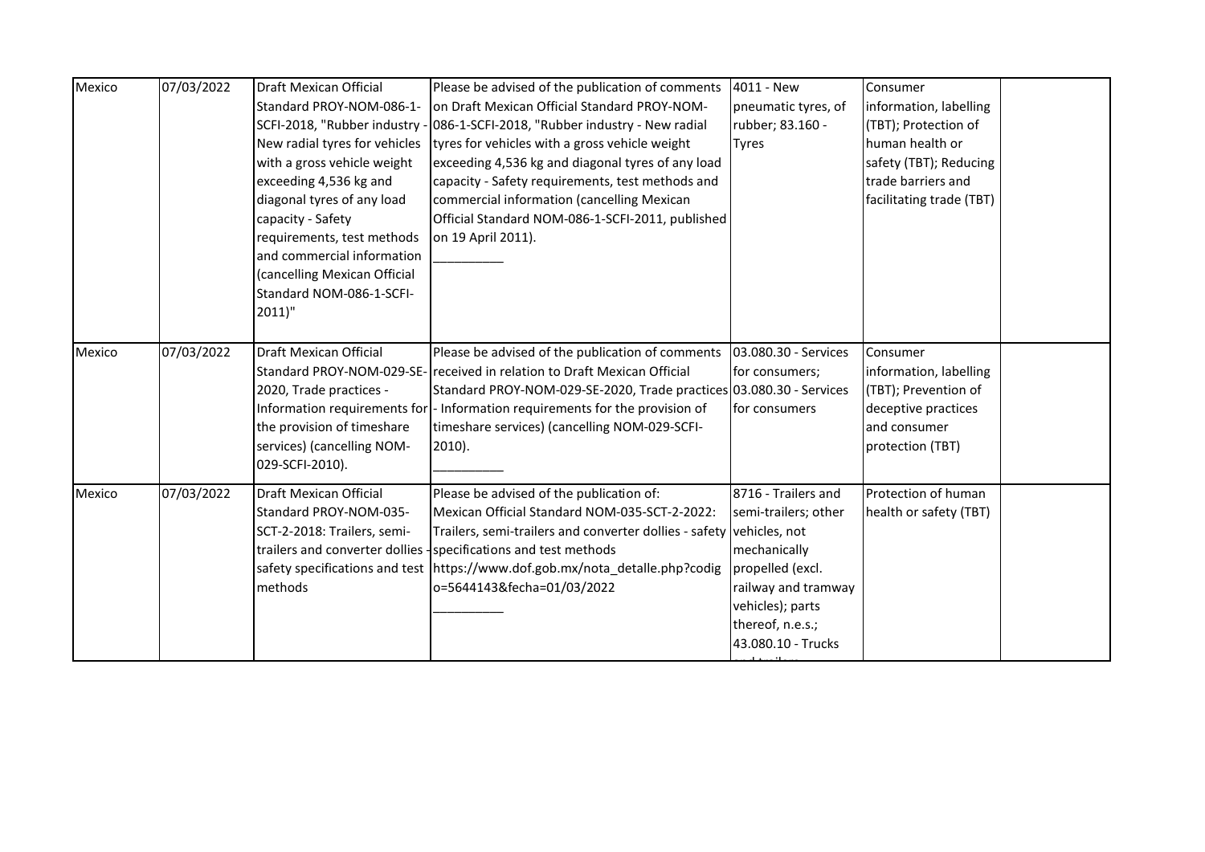| Mexico | 07/03/2022 | Draft Mexican Official Standard PROY-NOM-086-1-SCFI-2018, "Rubber industry - New radial tyres for vehicles with a gross vehicle weight exceeding 4,536 kg and diagonal tyres of any load capacity - Safety requirements, test methods and commercial information (cancelling Mexican Official Standard NOM-086-1-SCFI-2011)" | Please be advised of the publication of comments on Draft Mexican Official Standard PROY-NOM-086-1-SCFI-2018, "Rubber industry - New radial tyres for vehicles with a gross vehicle weight exceeding 4,536 kg and diagonal tyres of any load capacity - Safety requirements, test methods and commercial information (cancelling Mexican Official Standard NOM-086-1-SCFI-2011, published on 19 April 2011). __________ | 4011 - New pneumatic tyres, of rubber; 83.160 - Tyres | Consumer information, labelling (TBT); Protection of human health or safety (TBT); Reducing trade barriers and facilitating trade (TBT) | |
|---|---|---|---|---|---|---|
| Mexico | 07/03/2022 | Draft Mexican Official Standard PROY-NOM-029-SE-2020, Trade practices - Information requirements for the provision of timeshare services) (cancelling NOM-029-SCFI-2010). | Please be advised of the publication of comments received in relation to Draft Mexican Official Standard PROY-NOM-029-SE-2020, Trade practices - Information requirements for the provision of timeshare services) (cancelling NOM-029-SCFI-2010). __________ | 03.080.30 - Services for consumers; 03.080.30 - Services for consumers | Consumer information, labelling (TBT); Prevention of deceptive practices and consumer protection (TBT) | |
| Mexico | 07/03/2022 | Draft Mexican Official Standard PROY-NOM-035-SCT-2-2018: Trailers, semi-trailers and converter dollies - safety specifications and test methods | Please be advised of the publication of: Mexican Official Standard NOM-035-SCT-2-2022: Trailers, semi-trailers and converter dollies - safety specifications and test methods https://www.dof.gob.mx/nota_detalle.php?codigo=5644143&fecha=01/03/2022 __________ | 8716 - Trailers and semi-trailers; other vehicles, not mechanically propelled (excl. railway and tramway vehicles); parts thereof, n.e.s.; 43.080.10 - Trucks and trailers | Protection of human health or safety (TBT) | |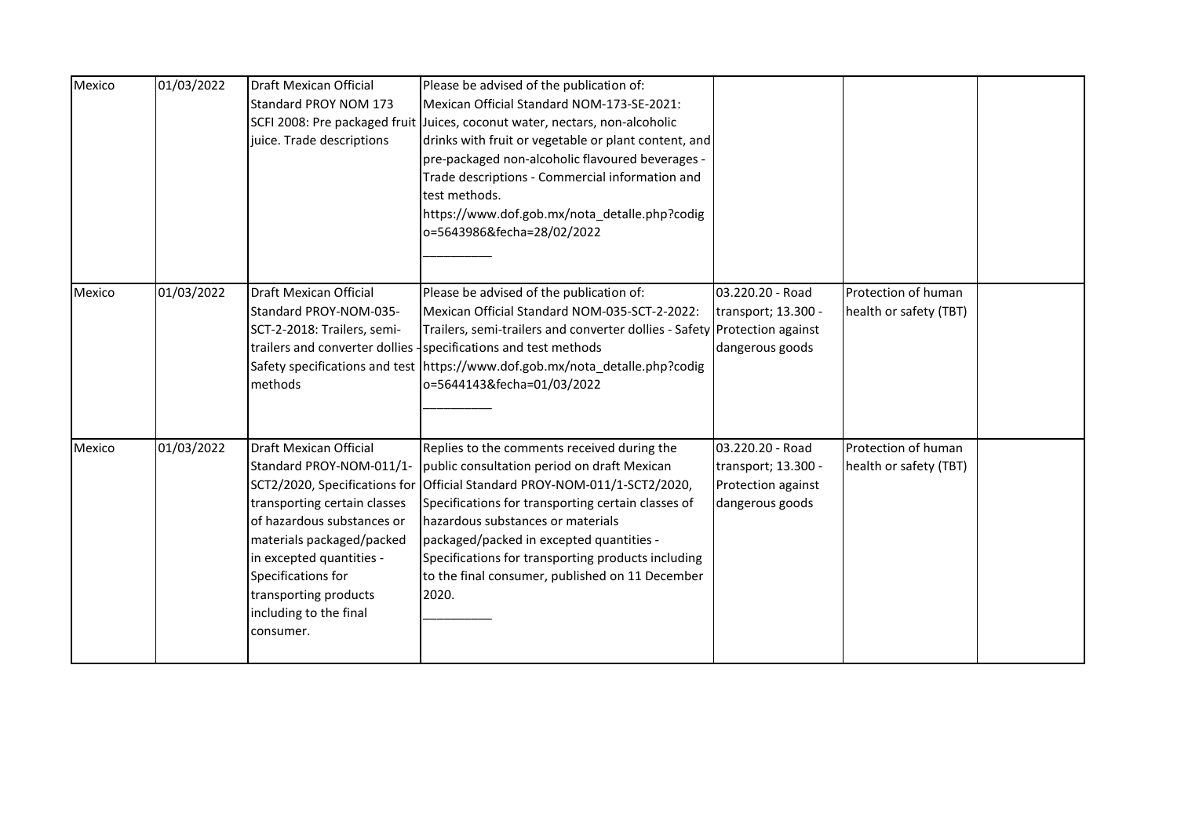| | | | | | | |
|---|---|---|---|---|---|---|
| Mexico | 01/03/2022 | Draft Mexican Official Standard PROY NOM 173 SCFI 2008: Pre packaged fruit juice. Trade descriptions | Please be advised of the publication of: Mexican Official Standard NOM-173-SE-2021: Juices, coconut water, nectars, non-alcoholic drinks with fruit or vegetable or plant content, and pre-packaged non-alcoholic flavoured beverages - Trade descriptions - Commercial information and test methods. https://www.dof.gob.mx/nota_detalle.php?codigo=5643986&fecha=28/02/2022 __________ | | | |
| Mexico | 01/03/2022 | Draft Mexican Official Standard PROY-NOM-035-SCT-2-2018: Trailers, semi-trailers and converter dollies - Safety specifications and test methods | Please be advised of the publication of: Mexican Official Standard NOM-035-SCT-2-2022: Trailers, semi-trailers and converter dollies - Safety specifications and test methods https://www.dof.gob.mx/nota_detalle.php?codigo=5644143&fecha=01/03/2022 __________ | 03.220.20 - Road transport; 13.300 - Protection against dangerous goods | Protection of human health or safety (TBT) | |
| Mexico | 01/03/2022 | Draft Mexican Official Standard PROY-NOM-011/1-SCT2/2020, Specifications for transporting certain classes of hazardous substances or materials packaged/packed in excepted quantities - Specifications for transporting products including to the final consumer. | Replies to the comments received during the public consultation period on draft Mexican Official Standard PROY-NOM-011/1-SCT2/2020, Specifications for transporting certain classes of hazardous substances or materials packaged/packed in excepted quantities - Specifications for transporting products including to the final consumer, published on 11 December 2020. __________ | 03.220.20 - Road transport; 13.300 - Protection against dangerous goods | Protection of human health or safety (TBT) | |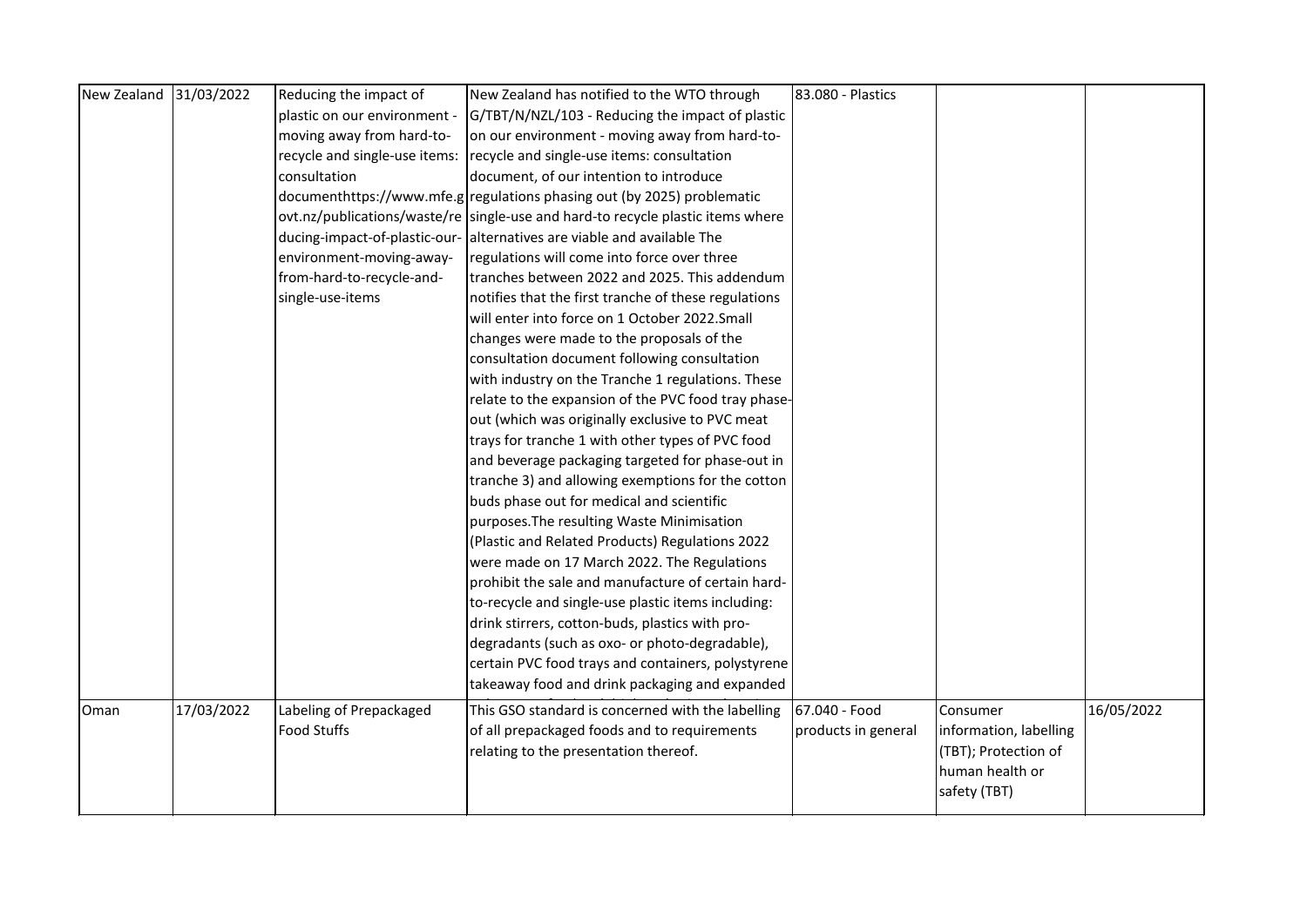| New Zealand | 31/03/2022 | Reducing the impact of plastic on our environment - moving away from hard-to-recycle and single-use items: consultation documenthttps://www.mfe.govt.nz/publications/waste/reducing-impact-of-plastic-our-environment-moving-away-from-hard-to-recycle-and-single-use-items | New Zealand has notified to the WTO through G/TBT/N/NZL/103 - Reducing the impact of plastic on our environment - moving away from hard-to-recycle and single-use items: consultation document, of our intention to introduce regulations phasing out (by 2025) problematic single-use and hard-to recycle plastic items where alternatives are viable and available The regulations will come into force over three tranches between 2022 and 2025. This addendum notifies that the first tranche of these regulations will enter into force on 1 October 2022.Small changes were made to the proposals of the consultation document following consultation with industry on the Tranche 1 regulations. These relate to the expansion of the PVC food tray phase-out (which was originally exclusive to PVC meat trays for tranche 1 with other types of PVC food and beverage packaging targeted for phase-out in tranche 3) and allowing exemptions for the cotton buds phase out for medical and scientific purposes.The resulting Waste Minimisation (Plastic and Related Products) Regulations 2022 were made on 17 March 2022. The Regulations prohibit the sale and manufacture of certain hard-to-recycle and single-use plastic items including: drink stirrers, cotton-buds, plastics with pro-degradants (such as oxo- or photo-degradable), certain PVC food trays and containers, polystyrene takeaway food and drink packaging and expanded | 83.080 - Plastics | | |
|---|---|---|---|---|---|---|
| Oman | 17/03/2022 | Labeling of Prepackaged Food Stuffs | This GSO standard is concerned with the labelling of all prepackaged foods and to requirements relating to the presentation thereof. | 67.040 - Food products in general | Consumer information, labelling (TBT); Protection of human health or safety (TBT) | 16/05/2022 |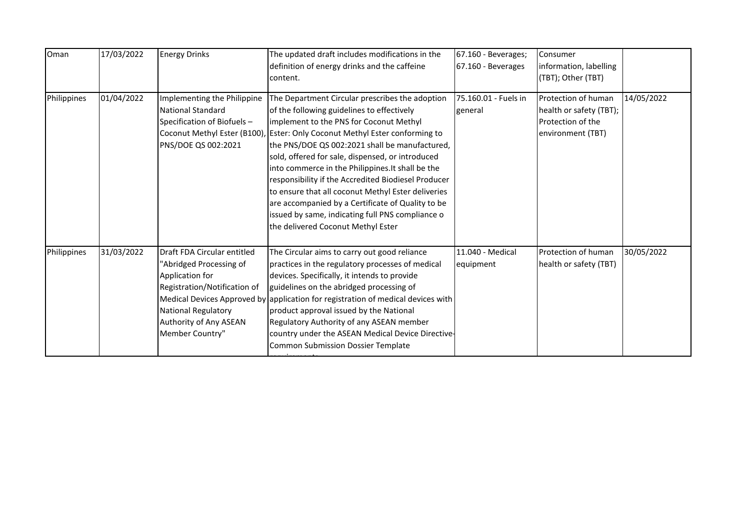| Oman | 17/03/2022 | Energy Drinks | The updated draft includes modifications in the definition of energy drinks and the caffeine content. | 67.160 - Beverages; 67.160 - Beverages | Consumer information, labelling (TBT); Other (TBT) | |
|---|---|---|---|---|---|---|
| Philippines | 01/04/2022 | Implementing the Philippine National Standard Specification of Biofuels – Coconut Methyl Ester (B100), PNS/DOE QS 002:2021 | The Department Circular prescribes the adoption of the following guidelines to effectively implement to the PNS for Coconut Methyl Ester: Only Coconut Methyl Ester conforming to the PNS/DOE QS 002:2021 shall be manufactured, sold, offered for sale, dispensed, or introduced into commerce in the Philippines.It shall be the responsibility if the Accredited Biodiesel Producer to ensure that all coconut Methyl Ester deliveries are accompanied by a Certificate of Quality to be issued by same, indicating full PNS compliance o the delivered Coconut Methyl Ester | 75.160.01 - Fuels in general | Protection of human health or safety (TBT); Protection of the environment (TBT) | 14/05/2022 |
| Philippines | 31/03/2022 | Draft FDA Circular entitled "Abridged Processing of Application for Registration/Notification of Medical Devices Approved by National Regulatory Authority of Any ASEAN Member Country" | The Circular aims to carry out good reliance practices in the regulatory processes of medical devices. Specifically, it intends to provide guidelines on the abridged processing of application for registration of medical devices with product approval issued by the National Regulatory Authority of any ASEAN member country under the ASEAN Medical Device Directive-Common Submission Dossier Template requirements | 11.040 - Medical equipment | Protection of human health or safety (TBT) | 30/05/2022 |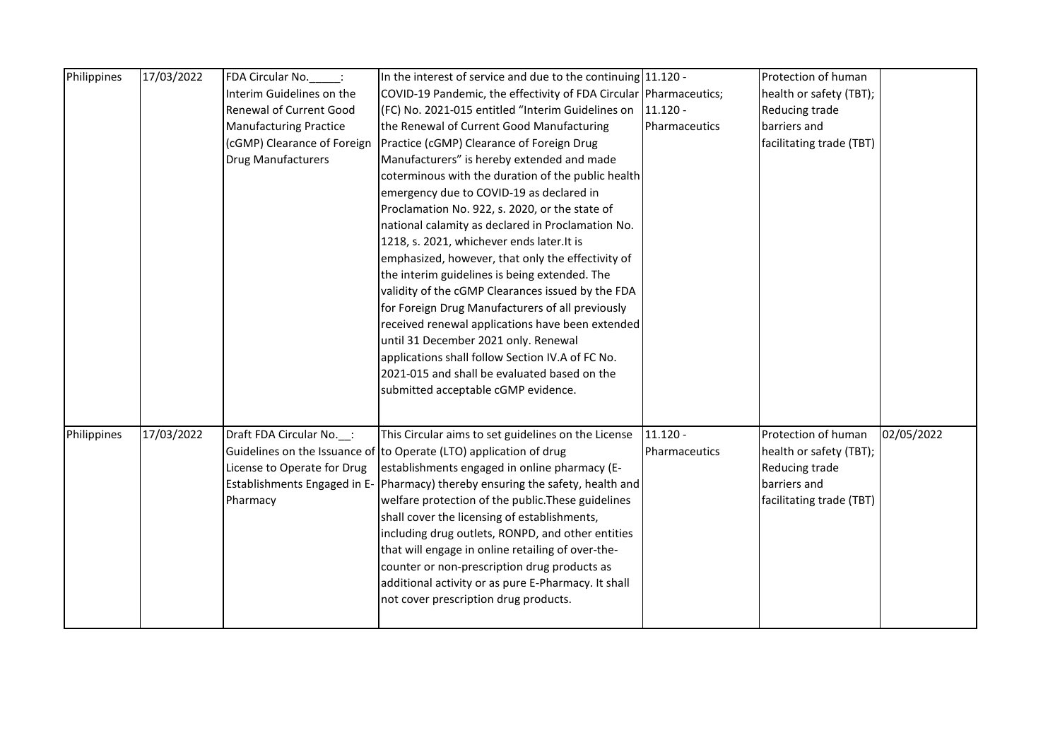| Philippines | 17/03/2022 | FDA Circular No._____: Interim Guidelines on the Renewal of Current Good Manufacturing Practice (cGMP) Clearance of Foreign Drug Manufacturers | In the interest of service and due to the continuing COVID-19 Pandemic, the effectivity of FDA Circular (FC) No. 2021-015 entitled "Interim Guidelines on the Renewal of Current Good Manufacturing Practice (cGMP) Clearance of Foreign Drug Manufacturers" is hereby extended and made coterminous with the duration of the public health emergency due to COVID-19 as declared in Proclamation No. 922, s. 2020, or the state of national calamity as declared in Proclamation No. 1218, s. 2021, whichever ends later.It is emphasized, however, that only the effectivity of the interim guidelines is being extended. The validity of the cGMP Clearances issued by the FDA for Foreign Drug Manufacturers of all previously received renewal applications have been extended until 31 December 2021 only. Renewal applications shall follow Section IV.A of FC No. 2021-015 and shall be evaluated based on the submitted acceptable cGMP evidence. | 11.120 - Pharmaceutics; 11.120 - Pharmaceutics | Protection of human health or safety (TBT); Reducing trade barriers and facilitating trade (TBT) | |
|---|---|---|---|---|---|---|
| Philippines | 17/03/2022 | Draft FDA Circular No.__: Guidelines on the Issuance of License to Operate for Drug Establishments Engaged in E-Pharmacy | This Circular aims to set guidelines on the License to Operate (LTO) application of drug establishments engaged in online pharmacy (E-Pharmacy) thereby ensuring the safety, health and welfare protection of the public.These guidelines shall cover the licensing of establishments, including drug outlets, RONPD, and other entities that will engage in online retailing of over-the-counter or non-prescription drug products as additional activity or as pure E-Pharmacy. It shall not cover prescription drug products. | 11.120 - Pharmaceutics | Protection of human health or safety (TBT); Reducing trade barriers and facilitating trade (TBT) | 02/05/2022 |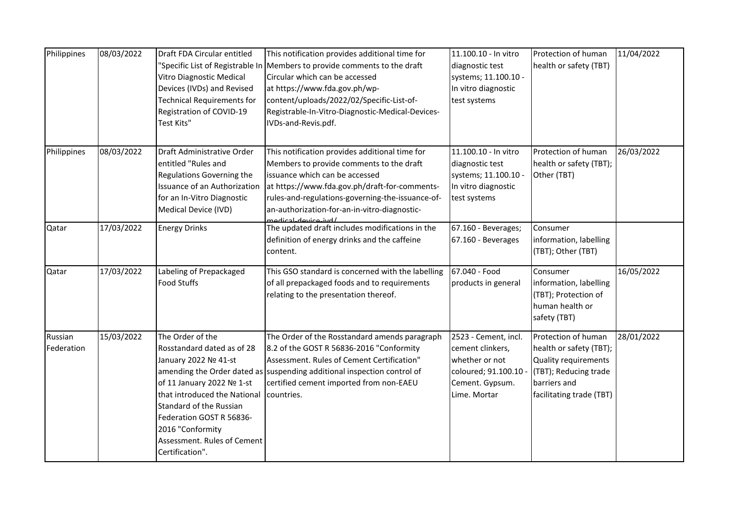| Philippines | 08/03/2022 | Draft FDA Circular entitled "Specific List of Registrable In Vitro Diagnostic Medical Devices (IVDs) and Revised Technical Requirements for Registration of COVID-19 Test Kits" | This notification provides additional time for Members to provide comments to the draft Circular which can be accessed at https://www.fda.gov.ph/wp-content/uploads/2022/02/Specific-List-of-Registrable-In-Vitro-Diagnostic-Medical-Devices-IVDs-and-Revis.pdf. | 11.100.10 - In vitro diagnostic test systems; 11.100.10 - In vitro diagnostic test systems | Protection of human health or safety (TBT) | 11/04/2022 |
|---|---|---|---|---|---|---|
| Philippines | 08/03/2022 | Draft Administrative Order entitled "Rules and Regulations Governing the Issuance of an Authorization for an In-Vitro Diagnostic Medical Device (IVD) | This notification provides additional time for Members to provide comments to the draft issuance which can be accessed at https://www.fda.gov.ph/draft-for-comments-rules-and-regulations-governing-the-issuance-of-an-authorization-for-an-in-vitro-diagnostic-medical-device-ivd/ | 11.100.10 - In vitro diagnostic test systems; 11.100.10 - In vitro diagnostic test systems | Protection of human health or safety (TBT); Other (TBT) | 26/03/2022 |
| Qatar | 17/03/2022 | Energy Drinks | The updated draft includes modifications in the definition of energy drinks and the caffeine content. | 67.160 - Beverages; 67.160 - Beverages | Consumer information, labelling (TBT); Other (TBT) | |
| Qatar | 17/03/2022 | Labeling of Prepackaged Food Stuffs | This GSO standard is concerned with the labelling of all prepackaged foods and to requirements relating to the presentation thereof. | 67.040 - Food products in general | Consumer information, labelling (TBT); Protection of human health or safety (TBT) | 16/05/2022 |
| Russian Federation | 15/03/2022 | The Order of the Rosstandard dated as of 28 January 2022 № 41-st amending the Order dated as of 11 January 2022 № 1-st that introduced the National Standard of the Russian Federation GOST R 56836-2016 "Conformity Assessment. Rules of Cement Certification". | The Order of the Rosstandard amends paragraph 8.2 of the GOST R 56836-2016 "Conformity Assessment. Rules of Cement Certification" suspending additional inspection control of certified cement imported from non-EAEU countries. | 2523 - Cement, incl. cement clinkers, whether or not coloured; 91.100.10 - Cement. Gypsum. Lime. Mortar | Protection of human health or safety (TBT); Quality requirements (TBT); Reducing trade barriers and facilitating trade (TBT) | 28/01/2022 |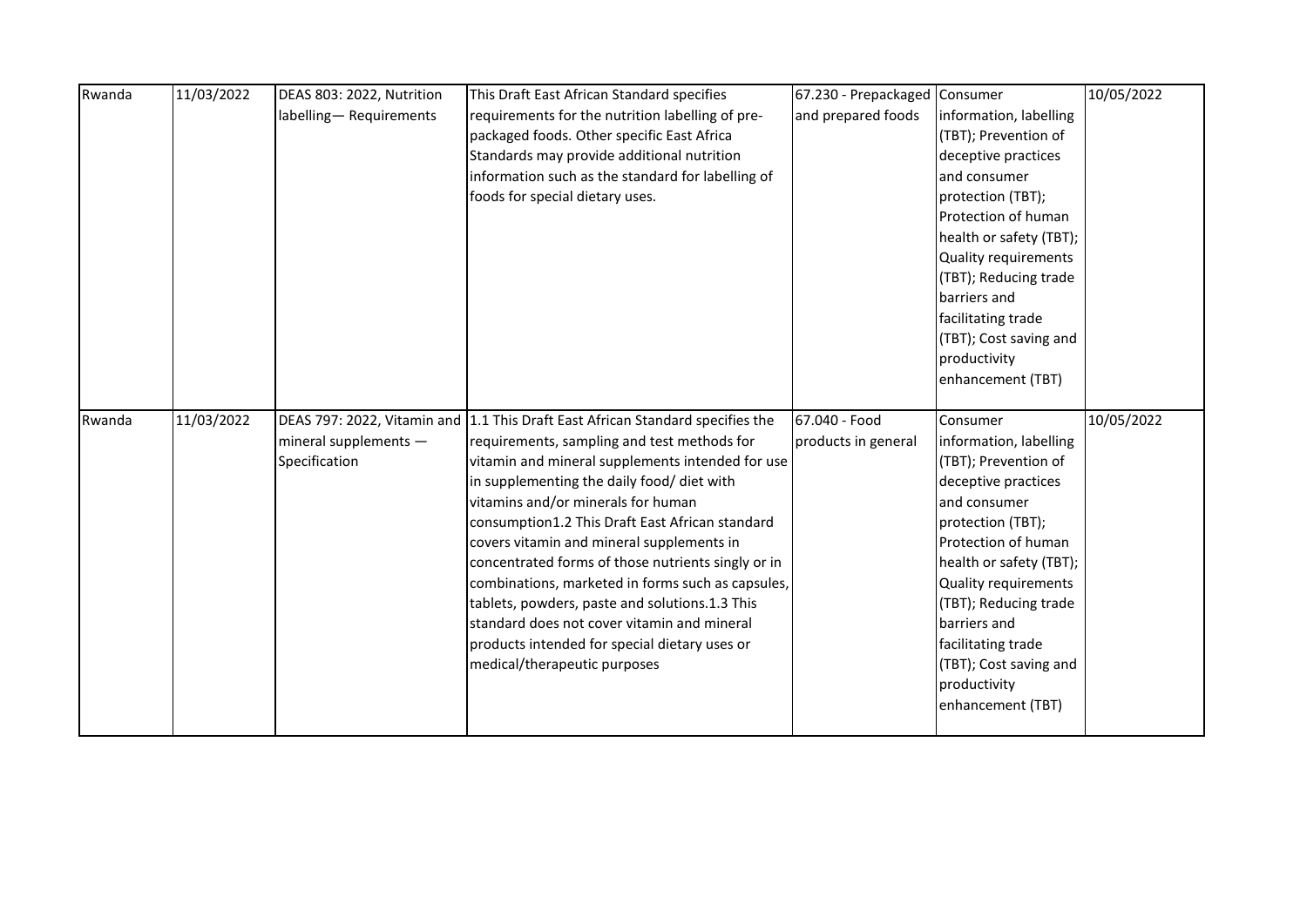| Rwanda | 11/03/2022 | DEAS 803: 2022, Nutrition labelling— Requirements | This Draft East African Standard specifies requirements for the nutrition labelling of pre-packaged foods. Other specific East Africa Standards may provide additional nutrition information such as the standard for labelling of foods for special dietary uses. | 67.230 - Prepackaged and prepared foods | Consumer information, labelling (TBT); Prevention of deceptive practices and consumer protection (TBT); Protection of human health or safety (TBT); Quality requirements (TBT); Reducing trade barriers and facilitating trade (TBT); Cost saving and productivity enhancement (TBT) | 10/05/2022 |
|---|---|---|---|---|---|---|
| Rwanda | 11/03/2022 | DEAS 797: 2022, Vitamin and mineral supplements — Specification | 1.1 This Draft East African Standard specifies the requirements, sampling and test methods for vitamin and mineral supplements intended for use in supplementing the daily food/ diet with vitamins and/or minerals for human consumption1.2 This Draft East African standard covers vitamin and mineral supplements in concentrated forms of those nutrients singly or in combinations, marketed in forms such as capsules, tablets, powders, paste and solutions.1.3 This standard does not cover vitamin and mineral products intended for special dietary uses or medical/therapeutic purposes | 67.040 - Food products in general | Consumer information, labelling (TBT); Prevention of deceptive practices and consumer protection (TBT); Protection of human health or safety (TBT); Quality requirements (TBT); Reducing trade barriers and facilitating trade (TBT); Cost saving and productivity enhancement (TBT) | 10/05/2022 |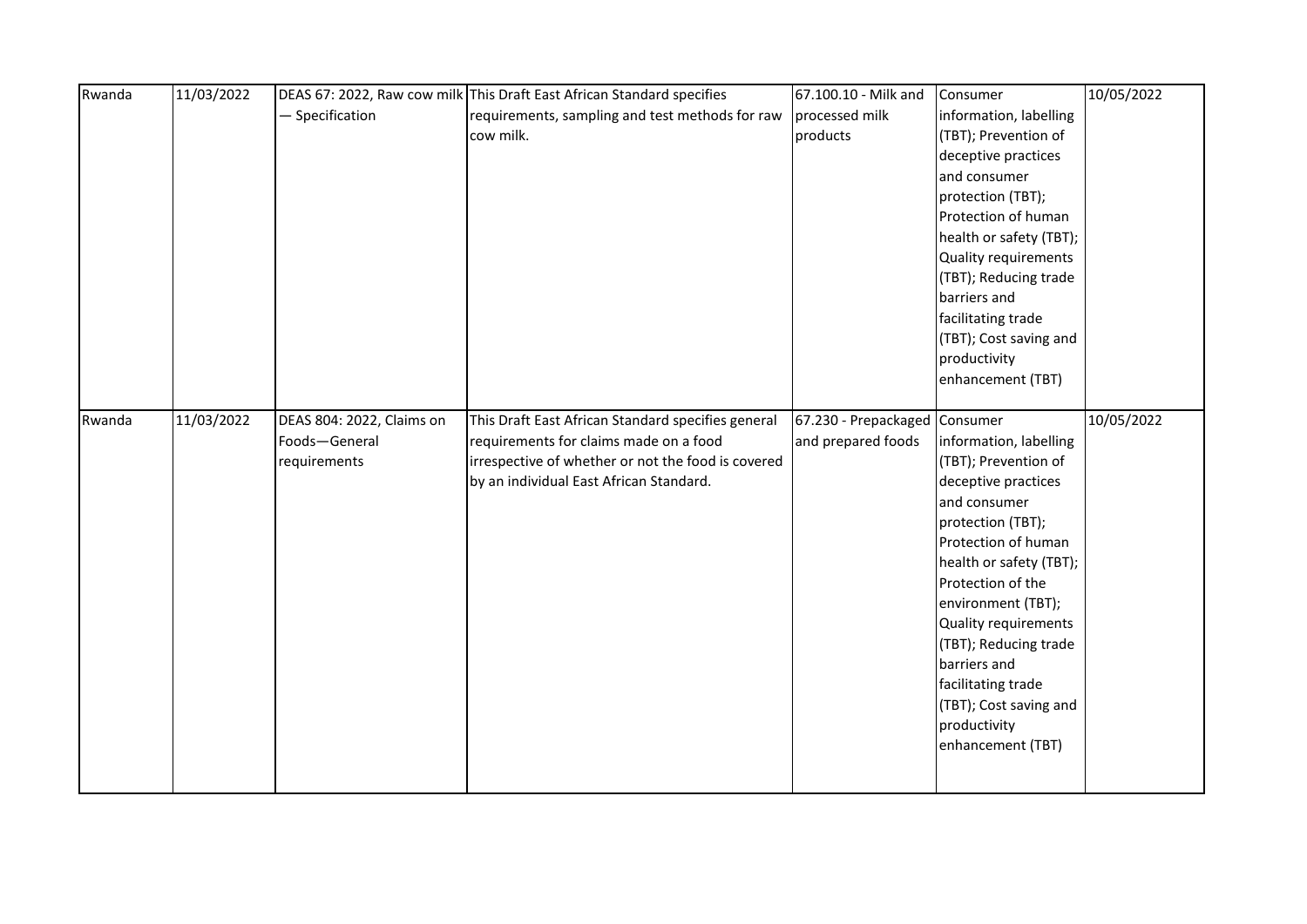| | | | | | | |
|---|---|---|---|---|---|---|
| Rwanda | 11/03/2022 | DEAS 67: 2022, Raw cow milk — Specification | This Draft East African Standard specifies requirements, sampling and test methods for raw cow milk. | 67.100.10 - Milk and processed milk products | Consumer information, labelling (TBT); Prevention of deceptive practices and consumer protection (TBT); Protection of human health or safety (TBT); Quality requirements (TBT); Reducing trade barriers and facilitating trade (TBT); Cost saving and productivity enhancement (TBT) | 10/05/2022 |
| Rwanda | 11/03/2022 | DEAS 804: 2022, Claims on Foods—General requirements | This Draft East African Standard specifies general requirements for claims made on a food irrespective of whether or not the food is covered by an individual East African Standard. | 67.230 - Prepackaged and prepared foods | Consumer information, labelling (TBT); Prevention of deceptive practices and consumer protection (TBT); Protection of human health or safety (TBT); Protection of the environment (TBT); Quality requirements (TBT); Reducing trade barriers and facilitating trade (TBT); Cost saving and productivity enhancement (TBT) | 10/05/2022 |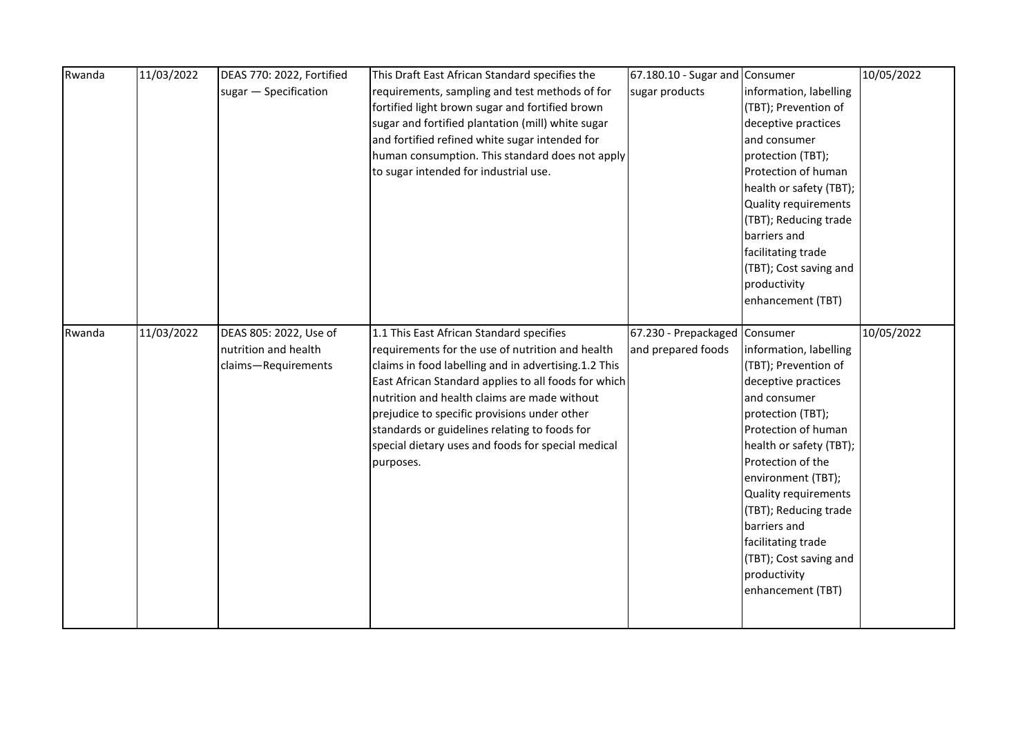| Rwanda | 11/03/2022 | DEAS 770: 2022, Fortified sugar — Specification | This Draft East African Standard specifies the requirements, sampling and test methods of for fortified light brown sugar and fortified brown sugar and fortified plantation (mill) white sugar and fortified refined white sugar intended for human consumption. This standard does not apply to sugar intended for industrial use. | 67.180.10 - Sugar and sugar products | Consumer information, labelling (TBT); Prevention of deceptive practices and consumer protection (TBT); Protection of human health or safety (TBT); Quality requirements (TBT); Reducing trade barriers and facilitating trade (TBT); Cost saving and productivity enhancement (TBT) | 10/05/2022 |
|---|---|---|---|---|---|---|
| Rwanda | 11/03/2022 | DEAS 805: 2022, Use of nutrition and health claims—Requirements | 1.1 This East African Standard specifies requirements for the use of nutrition and health claims in food labelling and in advertising.1.2 This East African Standard applies to all foods for which nutrition and health claims are made without prejudice to specific provisions under other standards or guidelines relating to foods for special dietary uses and foods for special medical purposes. | 67.230 - Prepackaged and prepared foods | Consumer information, labelling (TBT); Prevention of deceptive practices and consumer protection (TBT); Protection of human health or safety (TBT); Protection of the environment (TBT); Quality requirements (TBT); Reducing trade barriers and facilitating trade (TBT); Cost saving and productivity enhancement (TBT) | 10/05/2022 |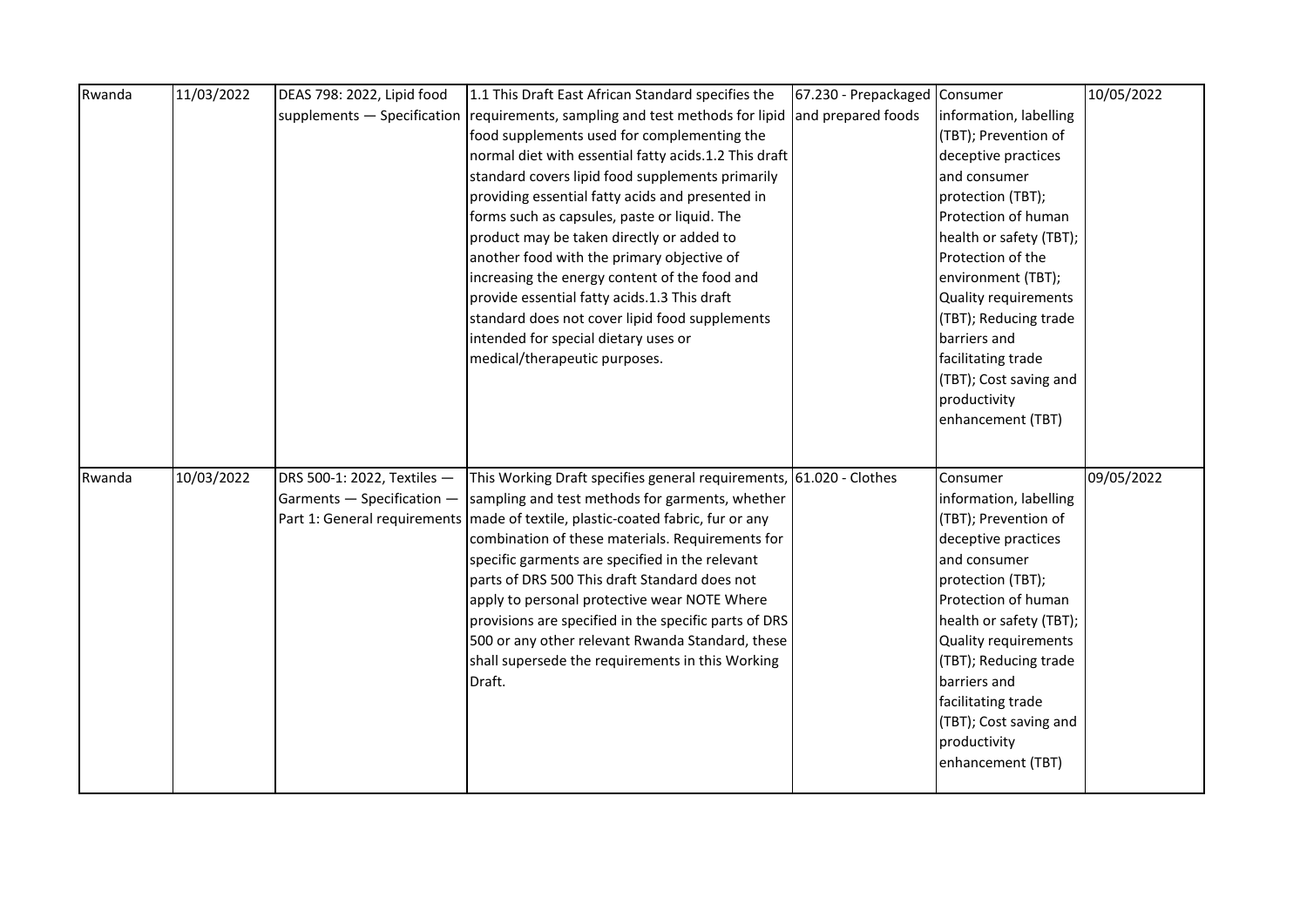| Rwanda | 11/03/2022 | DEAS 798: 2022, Lipid food supplements — Specification | 1.1 This Draft East African Standard specifies the requirements, sampling and test methods for lipid food supplements used for complementing the normal diet with essential fatty acids.1.2 This draft standard covers lipid food supplements primarily providing essential fatty acids and presented in forms such as capsules, paste or liquid. The product may be taken directly or added to another food with the primary objective of increasing the energy content of the food and provide essential fatty acids.1.3 This draft standard does not cover lipid food supplements intended for special dietary uses or medical/therapeutic purposes. | 67.230 - Prepackaged and prepared foods | Consumer information, labelling (TBT); Prevention of deceptive practices and consumer protection (TBT); Protection of human health or safety (TBT); Protection of the environment (TBT); Quality requirements (TBT); Reducing trade barriers and facilitating trade (TBT); Cost saving and productivity enhancement (TBT) | 10/05/2022 |
|---|---|---|---|---|---|---|
| Rwanda | 10/03/2022 | DRS 500-1: 2022, Textiles — Garments — Specification — Part 1: General requirements | This Working Draft specifies general requirements, sampling and test methods for garments, whether made of textile, plastic-coated fabric, fur or any combination of these materials. Requirements for specific garments are specified in the relevant parts of DRS 500 This draft Standard does not apply to personal protective wear NOTE Where provisions are specified in the specific parts of DRS 500 or any other relevant Rwanda Standard, these shall supersede the requirements in this Working Draft. | 61.020 - Clothes | Consumer information, labelling (TBT); Prevention of deceptive practices and consumer protection (TBT); Protection of human health or safety (TBT); Quality requirements (TBT); Reducing trade barriers and facilitating trade (TBT); Cost saving and productivity enhancement (TBT) | 09/05/2022 |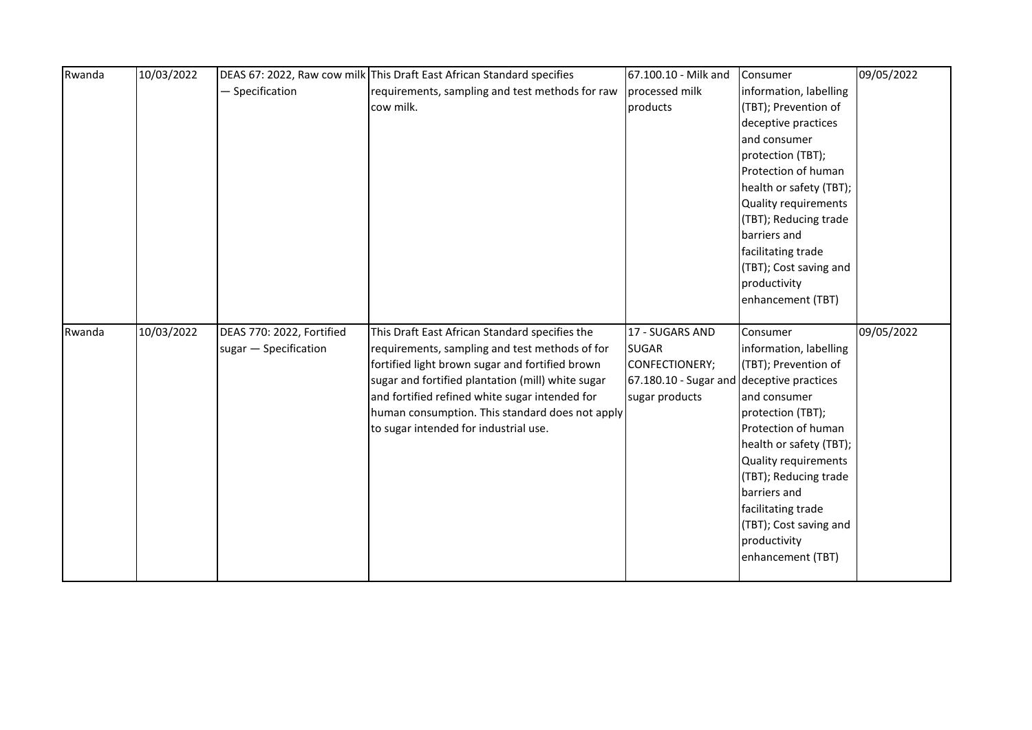| | | | | | | |
|---|---|---|---|---|---|---|
| Rwanda | 10/03/2022 | DEAS 67: 2022, Raw cow milk — Specification | This Draft East African Standard specifies requirements, sampling and test methods for raw cow milk. | 67.100.10 - Milk and processed milk products | Consumer information, labelling (TBT); Prevention of deceptive practices and consumer protection (TBT); Protection of human health or safety (TBT); Quality requirements (TBT); Reducing trade barriers and facilitating trade (TBT); Cost saving and productivity enhancement (TBT) | 09/05/2022 |
| Rwanda | 10/03/2022 | DEAS 770: 2022, Fortified sugar — Specification | This Draft East African Standard specifies the requirements, sampling and test methods of for fortified light brown sugar and fortified brown sugar and fortified plantation (mill) white sugar and fortified refined white sugar intended for human consumption. This standard does not apply to sugar intended for industrial use. | 17 - SUGARS AND SUGAR CONFECTIONERY; 67.180.10 - Sugar and sugar products | Consumer information, labelling (TBT); Prevention of deceptive practices and consumer protection (TBT); Protection of human health or safety (TBT); Quality requirements (TBT); Reducing trade barriers and facilitating trade (TBT); Cost saving and productivity enhancement (TBT) | 09/05/2022 |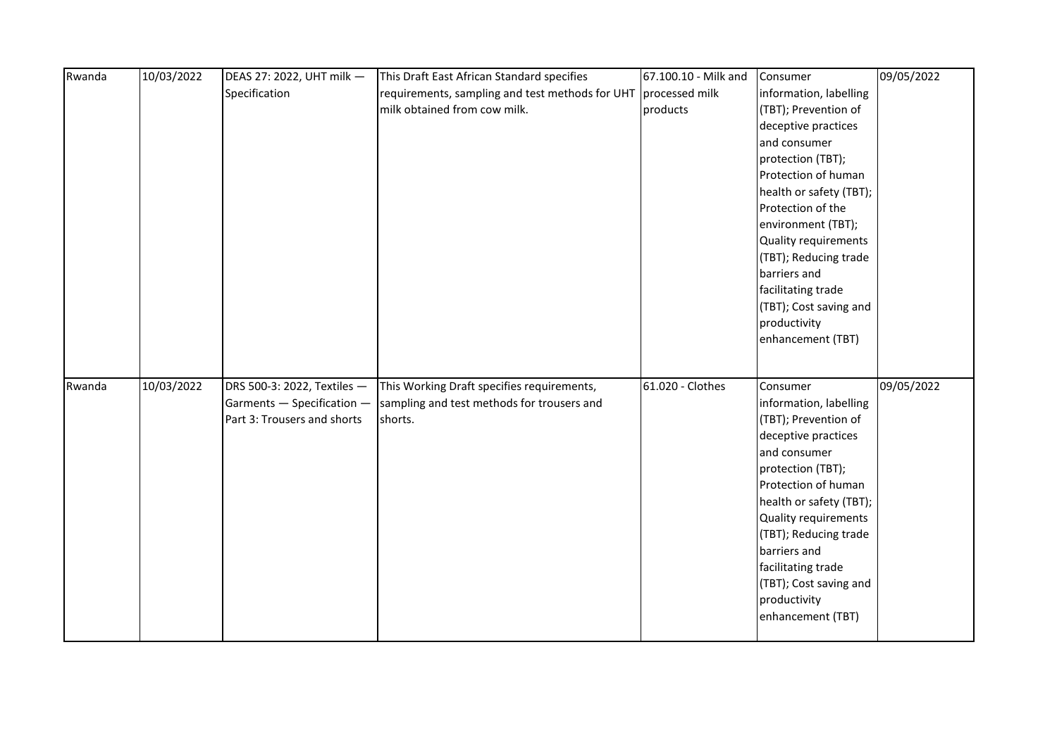| Rwanda | 10/03/2022 | DEAS 27: 2022, UHT milk — Specification | This Draft East African Standard specifies requirements, sampling and test methods for UHT milk obtained from cow milk. | 67.100.10 - Milk and processed milk products | Consumer information, labelling (TBT); Prevention of deceptive practices and consumer protection (TBT); Protection of human health or safety (TBT); Protection of the environment (TBT); Quality requirements (TBT); Reducing trade barriers and facilitating trade (TBT); Cost saving and productivity enhancement (TBT) | 09/05/2022 |
|---|---|---|---|---|---|---|
| Rwanda | 10/03/2022 | DRS 500-3: 2022, Textiles — Garments — Specification — Part 3: Trousers and shorts | This Working Draft specifies requirements, sampling and test methods for trousers and shorts. | 61.020 - Clothes | Consumer information, labelling (TBT); Prevention of deceptive practices and consumer protection (TBT); Protection of human health or safety (TBT); Quality requirements (TBT); Reducing trade barriers and facilitating trade (TBT); Cost saving and productivity enhancement (TBT) | 09/05/2022 |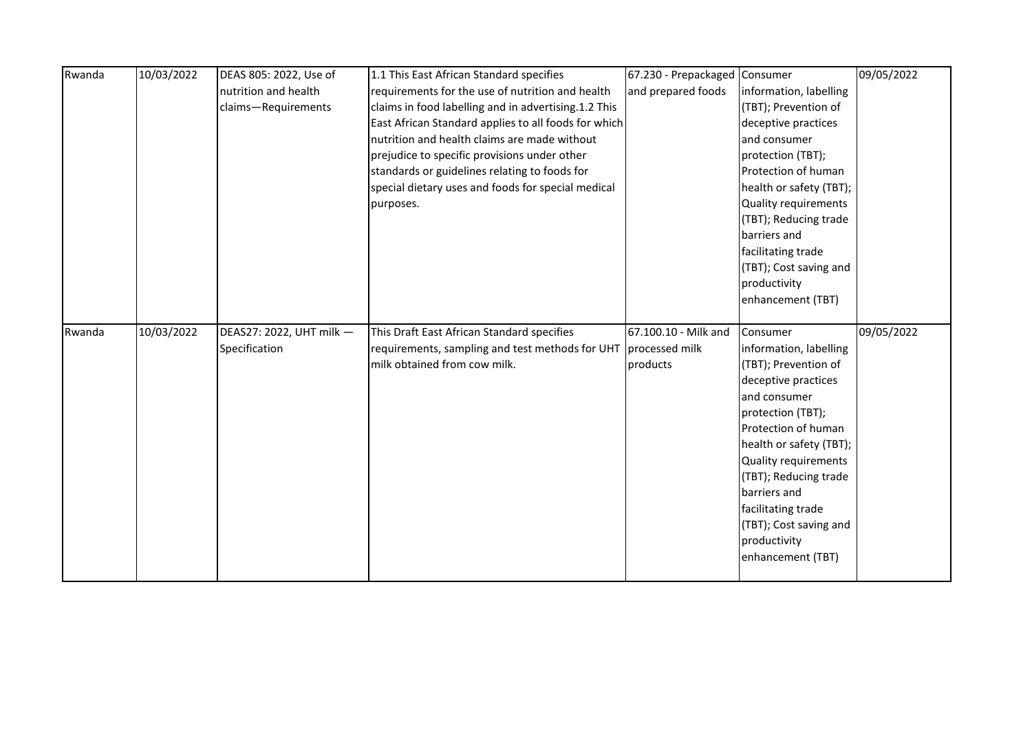| Rwanda | 10/03/2022 | DEAS 805: 2022, Use of nutrition and health claims—Requirements | 1.1 This East African Standard specifies requirements for the use of nutrition and health claims in food labelling and in advertising.1.2 This East African Standard applies to all foods for which nutrition and health claims are made without prejudice to specific provisions under other standards or guidelines relating to foods for special dietary uses and foods for special medical purposes. | 67.230 - Prepackaged and prepared foods | Consumer information, labelling (TBT); Prevention of deceptive practices and consumer protection (TBT); Protection of human health or safety (TBT); Quality requirements (TBT); Reducing trade barriers and facilitating trade (TBT); Cost saving and productivity enhancement (TBT) | 09/05/2022 |
|---|---|---|---|---|---|---|
| Rwanda | 10/03/2022 | DEAS27: 2022, UHT milk — Specification | This Draft East African Standard specifies requirements, sampling and test methods for UHT milk obtained from cow milk. | 67.100.10 - Milk and processed milk products | Consumer information, labelling (TBT); Prevention of deceptive practices and consumer protection (TBT); Protection of human health or safety (TBT); Quality requirements (TBT); Reducing trade barriers and facilitating trade (TBT); Cost saving and productivity enhancement (TBT) | 09/05/2022 |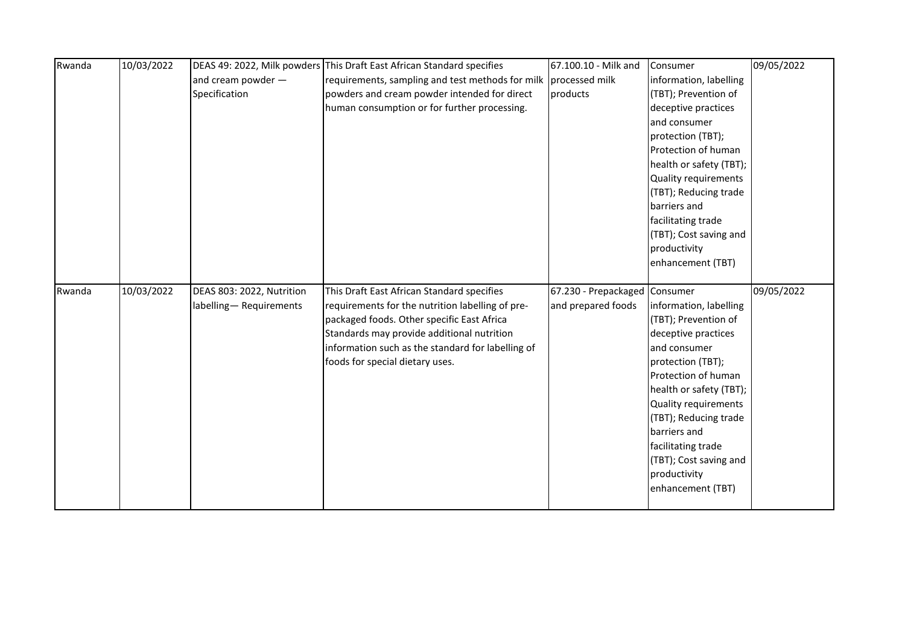| Rwanda | 10/03/2022 | DEAS 49: 2022, Milk powders and cream powder — Specification | This Draft East African Standard specifies requirements, sampling and test methods for milk powders and cream powder intended for direct human consumption or for further processing. | 67.100.10 - Milk and processed milk products | Consumer information, labelling (TBT); Prevention of deceptive practices and consumer protection (TBT); Protection of human health or safety (TBT); Quality requirements (TBT); Reducing trade barriers and facilitating trade (TBT); Cost saving and productivity enhancement (TBT) | 09/05/2022 |
|---|---|---|---|---|---|---|
| Rwanda | 10/03/2022 | DEAS 803: 2022, Nutrition labelling— Requirements | This Draft East African Standard specifies requirements for the nutrition labelling of pre-packaged foods. Other specific East Africa Standards may provide additional nutrition information such as the standard for labelling of foods for special dietary uses. | 67.230 - Prepackaged and prepared foods | Consumer information, labelling (TBT); Prevention of deceptive practices and consumer protection (TBT); Protection of human health or safety (TBT); Quality requirements (TBT); Reducing trade barriers and facilitating trade (TBT); Cost saving and productivity enhancement (TBT) | 09/05/2022 |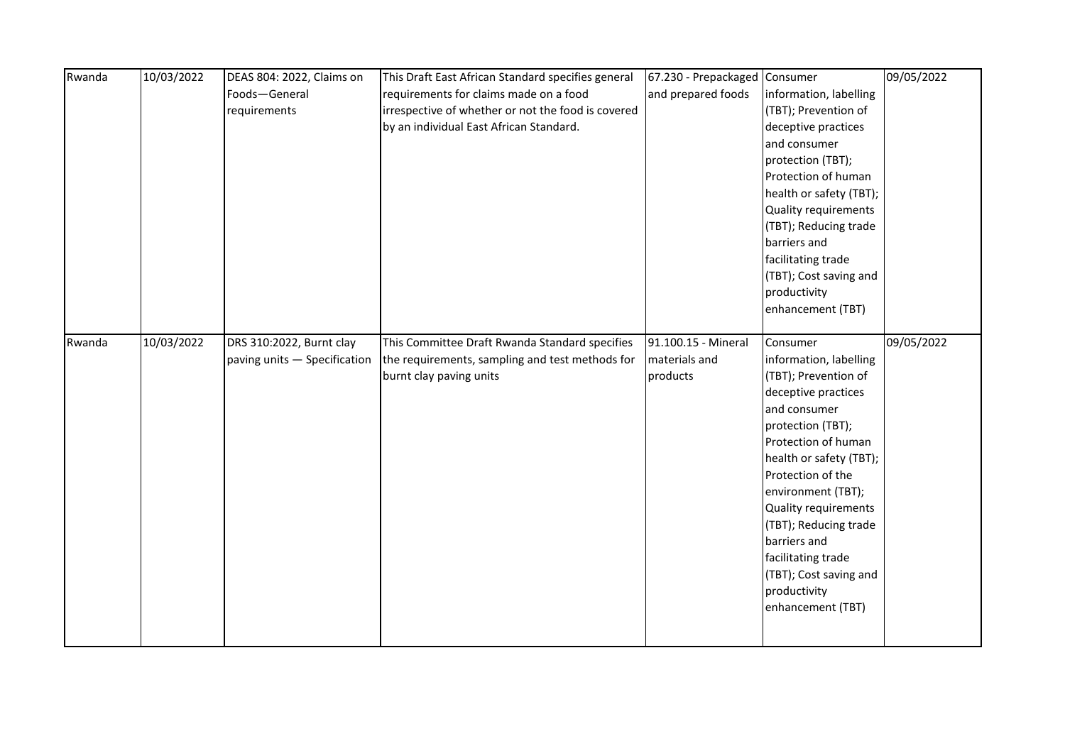| | | | | | | |
|---|---|---|---|---|---|---|
| Rwanda | 10/03/2022 | DEAS 804: 2022, Claims on Foods—General requirements | This Draft East African Standard specifies general requirements for claims made on a food irrespective of whether or not the food is covered by an individual East African Standard. | 67.230 - Prepackaged and prepared foods | Consumer information, labelling (TBT); Prevention of deceptive practices and consumer protection (TBT); Protection of human health or safety (TBT); Quality requirements (TBT); Reducing trade barriers and facilitating trade (TBT); Cost saving and productivity enhancement (TBT) | 09/05/2022 |
| Rwanda | 10/03/2022 | DRS 310:2022, Burnt clay paving units — Specification | This Committee Draft Rwanda Standard specifies the requirements, sampling and test methods for burnt clay paving units | 91.100.15 - Mineral materials and products | Consumer information, labelling (TBT); Prevention of deceptive practices and consumer protection (TBT); Protection of human health or safety (TBT); Protection of the environment (TBT); Quality requirements (TBT); Reducing trade barriers and facilitating trade (TBT); Cost saving and productivity enhancement (TBT) | 09/05/2022 |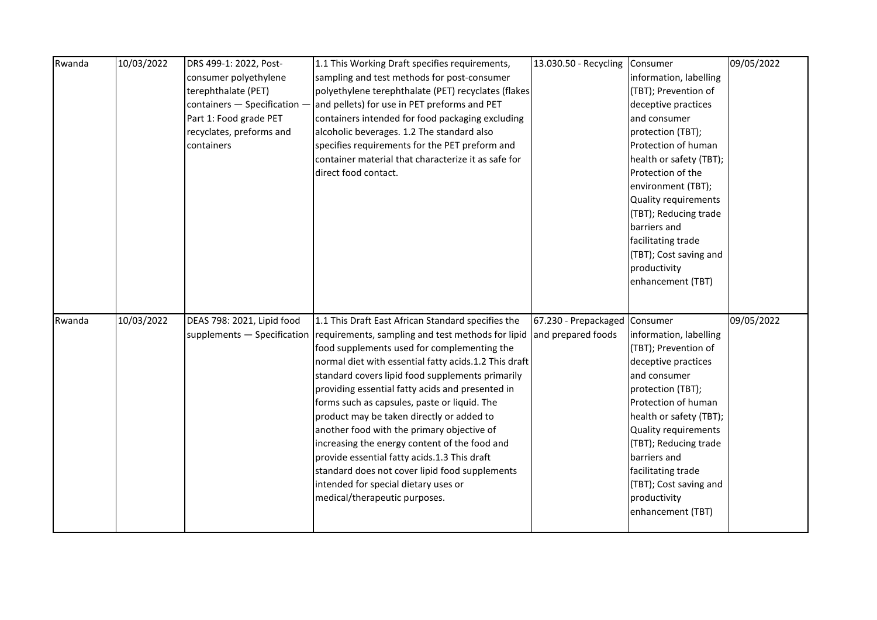| Rwanda | 10/03/2022 | DRS 499-1: 2022, Post-consumer polyethylene terephthalate (PET) containers — Specification — Part 1: Food grade PET recyclates, preforms and containers | 1.1 This Working Draft specifies requirements, sampling and test methods for post-consumer polyethylene terephthalate (PET) recyclates (flakes and pellets) for use in PET preforms and PET containers intended for food packaging excluding alcoholic beverages. 1.2 The standard also specifies requirements for the PET preform and container material that characterize it as safe for direct food contact. | 13.030.50 - Recycling | Consumer information, labelling (TBT); Prevention of deceptive practices and consumer protection (TBT); Protection of human health or safety (TBT); Protection of the environment (TBT); Quality requirements (TBT); Reducing trade barriers and facilitating trade (TBT); Cost saving and productivity enhancement (TBT) | 09/05/2022 |
|---|---|---|---|---|---|---|
| Rwanda | 10/03/2022 | DEAS 798: 2021, Lipid food supplements — Specification | 1.1 This Draft East African Standard specifies the requirements, sampling and test methods for lipid food supplements used for complementing the normal diet with essential fatty acids.1.2 This draft standard covers lipid food supplements primarily providing essential fatty acids and presented in forms such as capsules, paste or liquid. The product may be taken directly or added to another food with the primary objective of increasing the energy content of the food and provide essential fatty acids.1.3 This draft standard does not cover lipid food supplements intended for special dietary uses or medical/therapeutic purposes. | 67.230 - Prepackaged and prepared foods | Consumer information, labelling (TBT); Prevention of deceptive practices and consumer protection (TBT); Protection of human health or safety (TBT); Quality requirements (TBT); Reducing trade barriers and facilitating trade (TBT); Cost saving and productivity enhancement (TBT) | 09/05/2022 |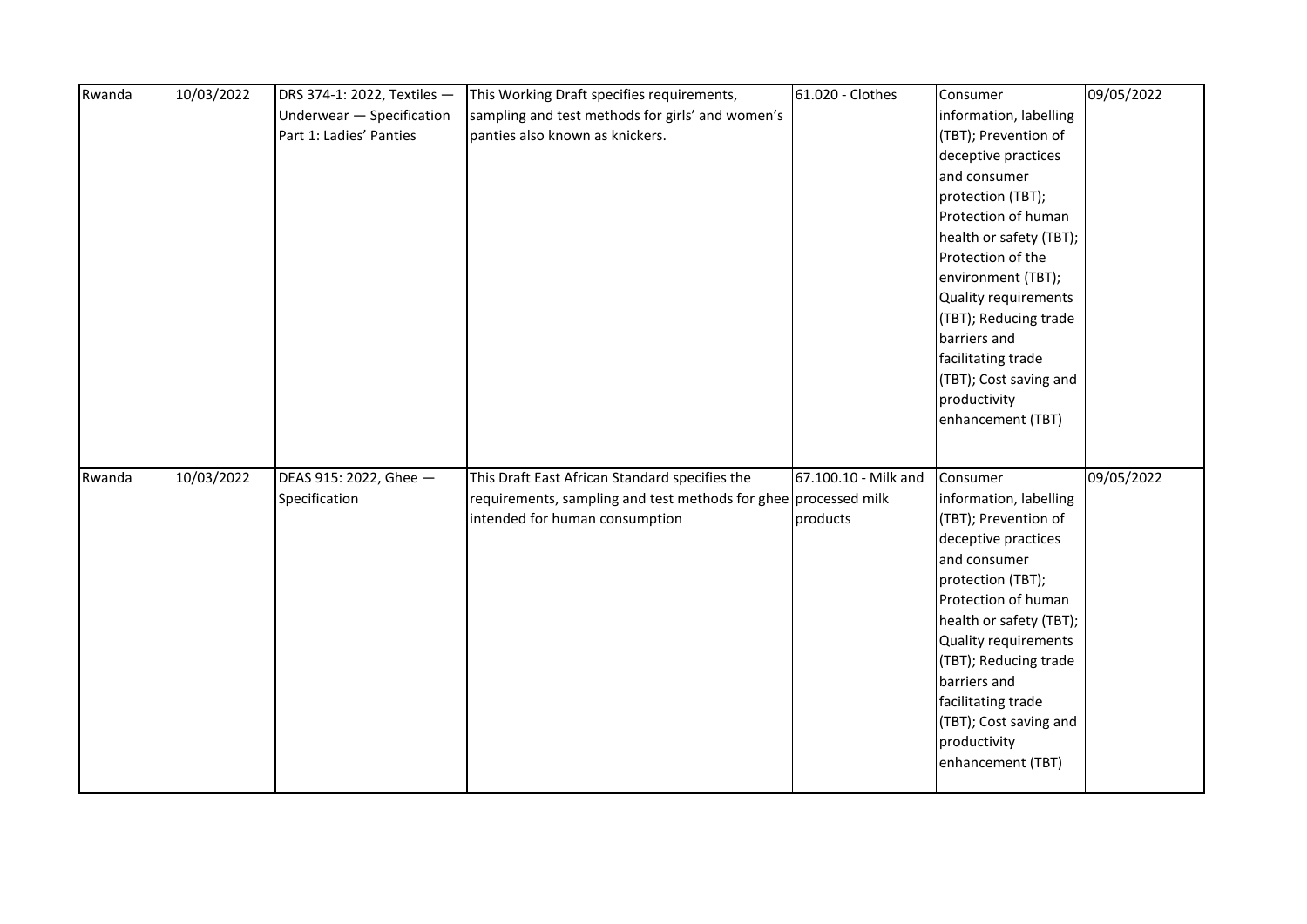| Rwanda | 10/03/2022 | DRS 374-1: 2022, Textiles — Underwear — Specification Part 1: Ladies' Panties | This Working Draft specifies requirements, sampling and test methods for girls' and women's panties also known as knickers. | 61.020 - Clothes | Consumer information, labelling (TBT); Prevention of deceptive practices and consumer protection (TBT); Protection of human health or safety (TBT); Protection of the environment (TBT); Quality requirements (TBT); Reducing trade barriers and facilitating trade (TBT); Cost saving and productivity enhancement (TBT) | 09/05/2022 |
|---|---|---|---|---|---|---|
| Rwanda | 10/03/2022 | DEAS 915: 2022, Ghee — Specification | This Draft East African Standard specifies the requirements, sampling and test methods for ghee intended for human consumption | 67.100.10 - Milk and processed milk products | Consumer information, labelling (TBT); Prevention of deceptive practices and consumer protection (TBT); Protection of human health or safety (TBT); Quality requirements (TBT); Reducing trade barriers and facilitating trade (TBT); Cost saving and productivity enhancement (TBT) | 09/05/2022 |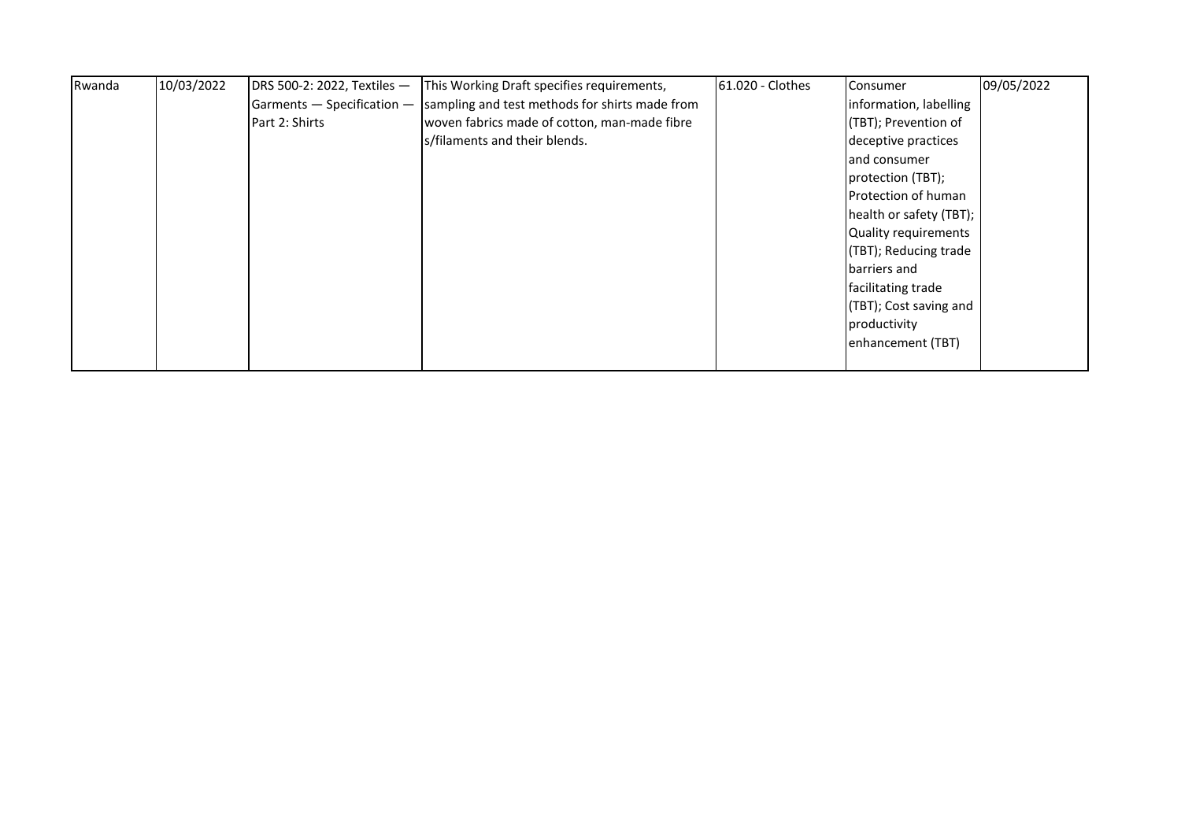| Rwanda | 10/03/2022 | DRS 500-2: 2022, Textiles — Garments — Specification — Part 2: Shirts | This Working Draft specifies requirements, sampling and test methods for shirts made from woven fabrics made of cotton, man-made fibre s/filaments and their blends. | 61.020 - Clothes | Consumer information, labelling (TBT); Prevention of deceptive practices and consumer protection (TBT); Protection of human health or safety (TBT); Quality requirements (TBT); Reducing trade barriers and facilitating trade (TBT); Cost saving and productivity enhancement (TBT) | 09/05/2022 |
|---|---|---|---|---|---|---|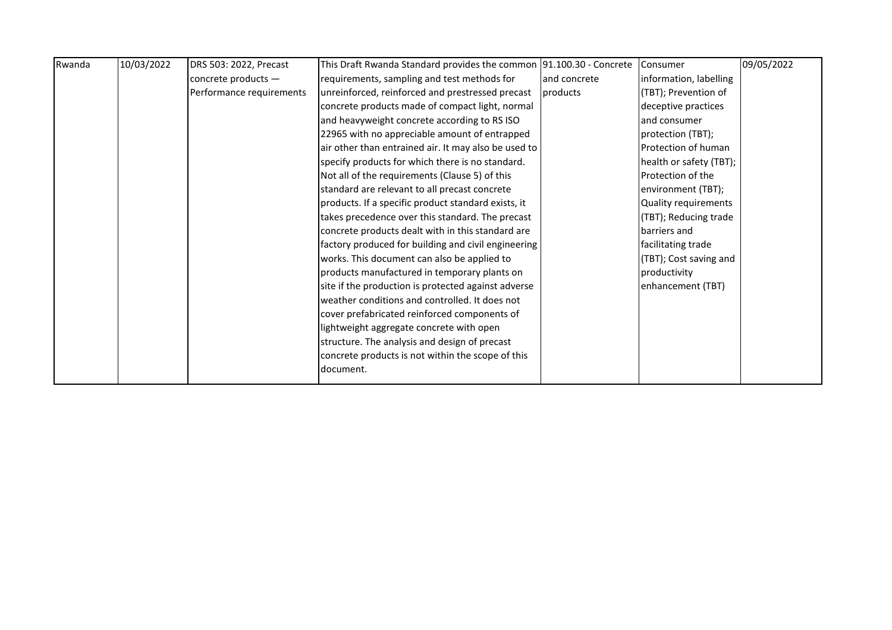| Rwanda | 10/03/2022 | DRS 503: 2022, Precast concrete products — Performance requirements | This Draft Rwanda Standard provides the common requirements, sampling and test methods for unreinforced, reinforced and prestressed precast concrete products made of compact light, normal and heavyweight concrete according to RS ISO 22965 with no appreciable amount of entrapped air other than entrained air. It may also be used to specify products for which there is no standard. Not all of the requirements (Clause 5) of this standard are relevant to all precast concrete products. If a specific product standard exists, it takes precedence over this standard. The precast concrete products dealt with in this standard are factory produced for building and civil engineering works. This document can also be applied to products manufactured in temporary plants on site if the production is protected against adverse weather conditions and controlled. It does not cover prefabricated reinforced components of lightweight aggregate concrete with open structure. The analysis and design of precast concrete products is not within the scope of this document. | 91.100.30 - Concrete and concrete products | Consumer information, labelling (TBT); Prevention of deceptive practices and consumer protection (TBT); Protection of human health or safety (TBT); Protection of the environment (TBT); Quality requirements (TBT); Reducing trade barriers and facilitating trade (TBT); Cost saving and productivity enhancement (TBT) | 09/05/2022 |
|---|---|---|---|---|---|---|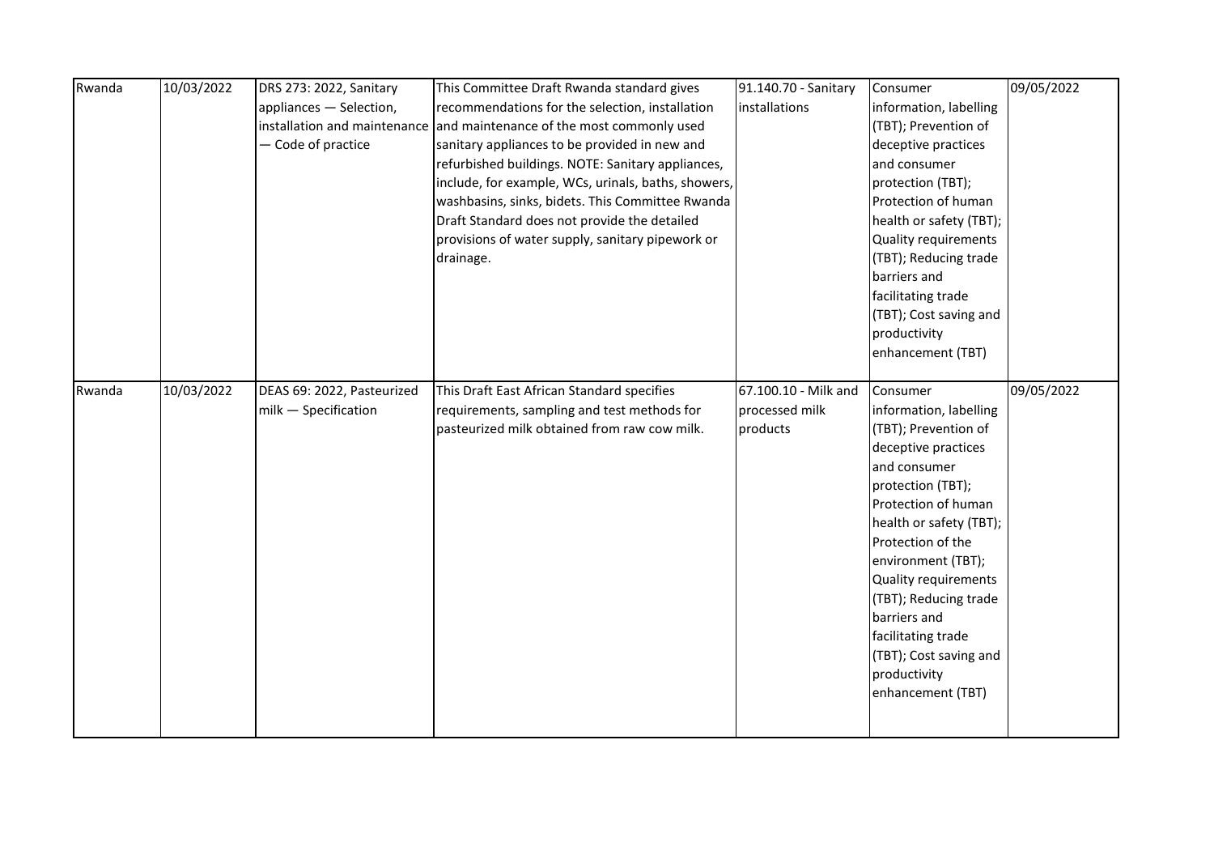| | | | | | | |
|---|---|---|---|---|---|---|
| Rwanda | 10/03/2022 | DRS 273: 2022, Sanitary appliances — Selection, installation and maintenance — Code of practice | This Committee Draft Rwanda standard gives recommendations for the selection, installation and maintenance of the most commonly used sanitary appliances to be provided in new and refurbished buildings. NOTE: Sanitary appliances, include, for example, WCs, urinals, baths, showers, washbasins, sinks, bidets. This Committee Rwanda Draft Standard does not provide the detailed provisions of water supply, sanitary pipework or drainage. | 91.140.70 - Sanitary installations | Consumer information, labelling (TBT); Prevention of deceptive practices and consumer protection (TBT); Protection of human health or safety (TBT); Quality requirements (TBT); Reducing trade barriers and facilitating trade (TBT); Cost saving and productivity enhancement (TBT) | 09/05/2022 |
| Rwanda | 10/03/2022 | DEAS 69: 2022, Pasteurized milk — Specification | This Draft East African Standard specifies requirements, sampling and test methods for pasteurized milk obtained from raw cow milk. | 67.100.10 - Milk and processed milk products | Consumer information, labelling (TBT); Prevention of deceptive practices and consumer protection (TBT); Protection of human health or safety (TBT); Protection of the environment (TBT); Quality requirements (TBT); Reducing trade barriers and facilitating trade (TBT); Cost saving and productivity enhancement (TBT) | 09/05/2022 |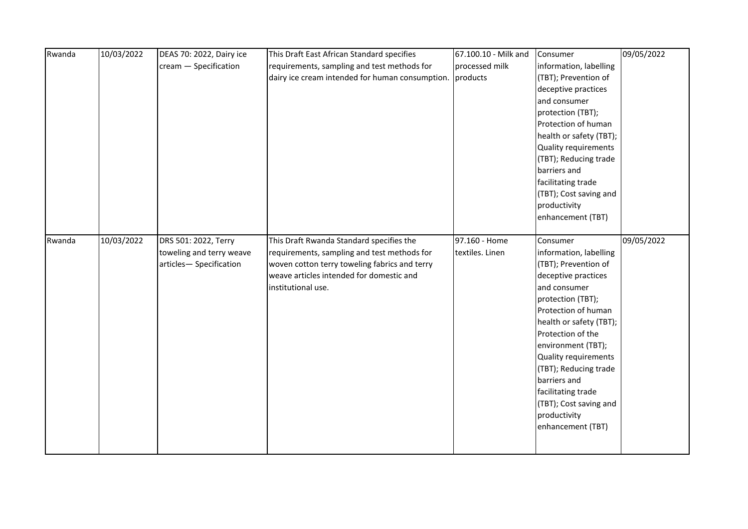| Rwanda | 10/03/2022 | DEAS 70: 2022, Dairy ice cream — Specification | This Draft East African Standard specifies requirements, sampling and test methods for dairy ice cream intended for human consumption. | 67.100.10 - Milk and processed milk products | Consumer information, labelling (TBT); Prevention of deceptive practices and consumer protection (TBT); Protection of human health or safety (TBT); Quality requirements (TBT); Reducing trade barriers and facilitating trade (TBT); Cost saving and productivity enhancement (TBT) | 09/05/2022 |
|---|---|---|---|---|---|---|
| Rwanda | 10/03/2022 | DRS 501: 2022, Terry toweling and terry weave articles— Specification | This Draft Rwanda Standard specifies the requirements, sampling and test methods for woven cotton terry toweling fabrics and terry weave articles intended for domestic and institutional use. | 97.160 - Home textiles. Linen | Consumer information, labelling (TBT); Prevention of deceptive practices and consumer protection (TBT); Protection of human health or safety (TBT); Protection of the environment (TBT); Quality requirements (TBT); Reducing trade barriers and facilitating trade (TBT); Cost saving and productivity enhancement (TBT) | 09/05/2022 |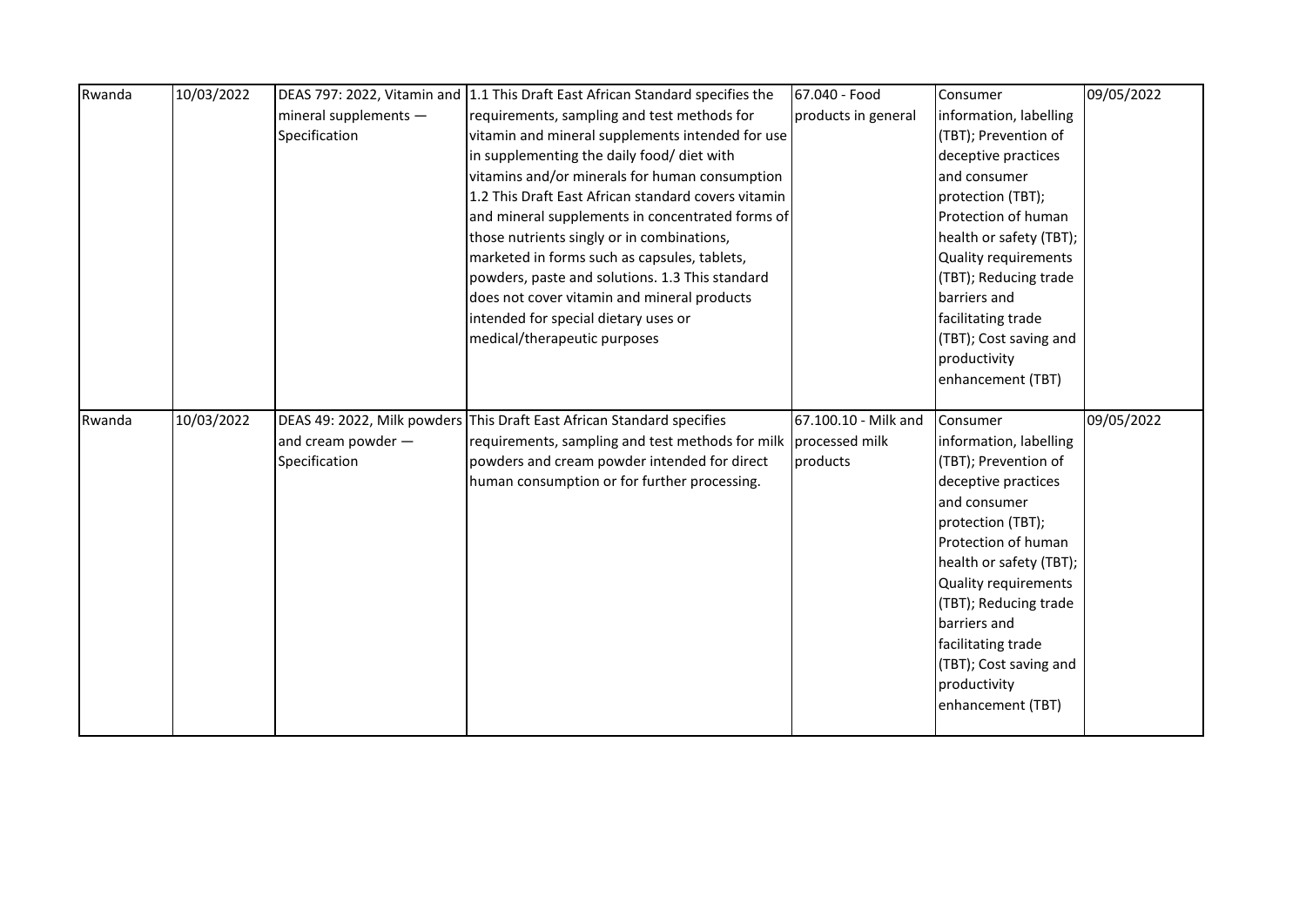| | | | | | | |
|---|---|---|---|---|---|---|
| Rwanda | 10/03/2022 | DEAS 797: 2022, Vitamin and mineral supplements — Specification | 1.1 This Draft East African Standard specifies the requirements, sampling and test methods for vitamin and mineral supplements intended for use in supplementing the daily food/ diet with vitamins and/or minerals for human consumption 1.2 This Draft East African standard covers vitamin and mineral supplements in concentrated forms of those nutrients singly or in combinations, marketed in forms such as capsules, tablets, powders, paste and solutions. 1.3 This standard does not cover vitamin and mineral products intended for special dietary uses or medical/therapeutic purposes | 67.040 - Food products in general | Consumer information, labelling (TBT); Prevention of deceptive practices and consumer protection (TBT); Protection of human health or safety (TBT); Quality requirements (TBT); Reducing trade barriers and facilitating trade (TBT); Cost saving and productivity enhancement (TBT) | 09/05/2022 |
| Rwanda | 10/03/2022 | DEAS 49: 2022, Milk powders and cream powder — Specification | This Draft East African Standard specifies requirements, sampling and test methods for milk powders and cream powder intended for direct human consumption or for further processing. | 67.100.10 - Milk and processed milk products | Consumer information, labelling (TBT); Prevention of deceptive practices and consumer protection (TBT); Protection of human health or safety (TBT); Quality requirements (TBT); Reducing trade barriers and facilitating trade (TBT); Cost saving and productivity enhancement (TBT) | 09/05/2022 |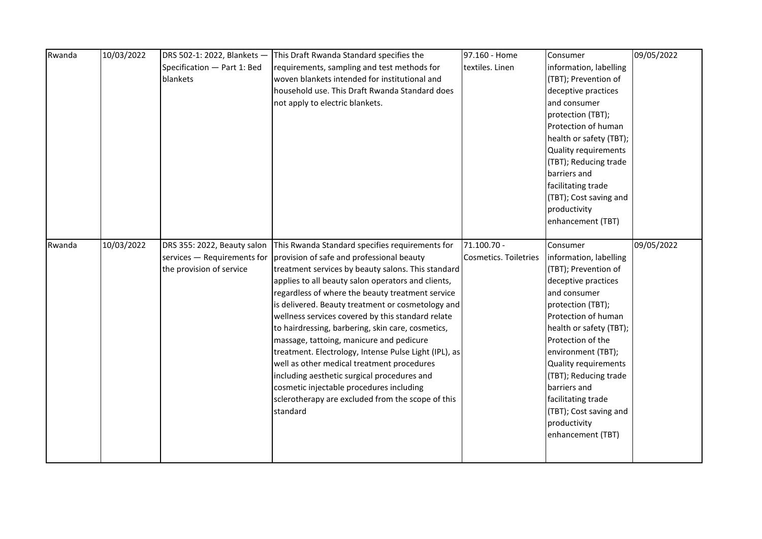| | | | | | | |
|---|---|---|---|---|---|---|
| Rwanda | 10/03/2022 | DRS 502-1: 2022, Blankets — Specification — Part 1: Bed blankets | This Draft Rwanda Standard specifies the requirements, sampling and test methods for woven blankets intended for institutional and household use. This Draft Rwanda Standard does not apply to electric blankets. | 97.160 - Home textiles. Linen | Consumer information, labelling (TBT); Prevention of deceptive practices and consumer protection (TBT); Protection of human health or safety (TBT); Quality requirements (TBT); Reducing trade barriers and facilitating trade (TBT); Cost saving and productivity enhancement (TBT) | 09/05/2022 |
| Rwanda | 10/03/2022 | DRS 355: 2022, Beauty salon services — Requirements for the provision of service | This Rwanda Standard specifies requirements for provision of safe and professional beauty treatment services by beauty salons. This standard applies to all beauty salon operators and clients, regardless of where the beauty treatment service is delivered. Beauty treatment or cosmetology and wellness services covered by this standard relate to hairdressing, barbering, skin care, cosmetics, massage, tattoing, manicure and pedicure treatment. Electrology, Intense Pulse Light (IPL), as well as other medical treatment procedures including aesthetic surgical procedures and cosmetic injectable procedures including sclerotherapy are excluded from the scope of this standard | 71.100.70 - Cosmetics. Toiletries | Consumer information, labelling (TBT); Prevention of deceptive practices and consumer protection (TBT); Protection of human health or safety (TBT); Protection of the environment (TBT); Quality requirements (TBT); Reducing trade barriers and facilitating trade (TBT); Cost saving and productivity enhancement (TBT) | 09/05/2022 |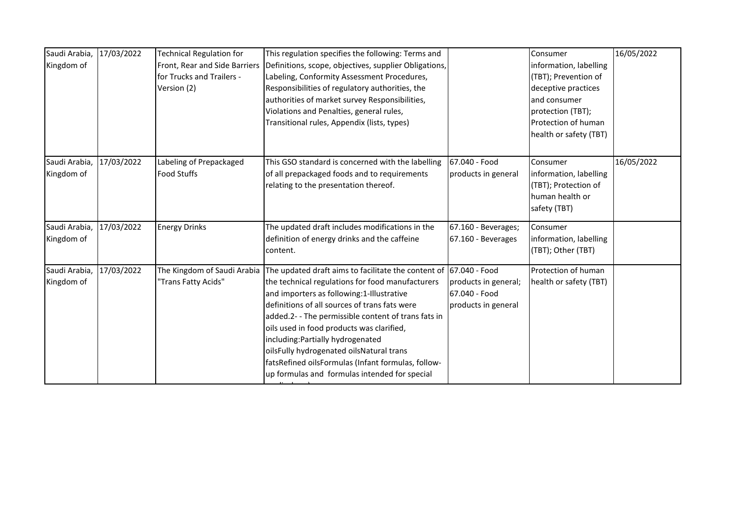| Saudi Arabia, Kingdom of | 17/03/2022 | Technical Regulation for Front, Rear and Side Barriers for Trucks and Trailers - Version (2) | This regulation specifies the following: Terms and Definitions, scope, objectives, supplier Obligations, Labeling, Conformity Assessment Procedures, Responsibilities of regulatory authorities, the authorities of market survey Responsibilities, Violations and Penalties, general rules, Transitional rules, Appendix (lists, types) | | Consumer information, labelling (TBT); Prevention of deceptive practices and consumer protection (TBT); Protection of human health or safety (TBT) | 16/05/2022 |
|---|---|---|---|---|---|---|
| Saudi Arabia, Kingdom of | 17/03/2022 | Labeling of Prepackaged Food Stuffs | This GSO standard is concerned with the labelling of all prepackaged foods and to requirements relating to the presentation thereof. | 67.040 - Food products in general | Consumer information, labelling (TBT); Protection of human health or safety (TBT) | 16/05/2022 |
| Saudi Arabia, Kingdom of | 17/03/2022 | Energy Drinks | The updated draft includes modifications in the definition of energy drinks and the caffeine content. | 67.160 - Beverages; 67.160 - Beverages | Consumer information, labelling (TBT); Other (TBT) | |
| Saudi Arabia, Kingdom of | 17/03/2022 | The Kingdom of Saudi Arabia "Trans Fatty Acids" | The updated draft aims to facilitate the content of the technical regulations for food manufacturers and importers as following:1-Illustrative definitions of all sources of trans fats were added.2- - The permissible content of trans fats in oils used in food products was clarified, including:Partially hydrogenated oilsFully hydrogenated oilsNatural trans fatsRefined oilsFormulas (Infant formulas, follow-up formulas and formulas intended for special | 67.040 - Food products in general; 67.040 - Food products in general | Protection of human health or safety (TBT) | |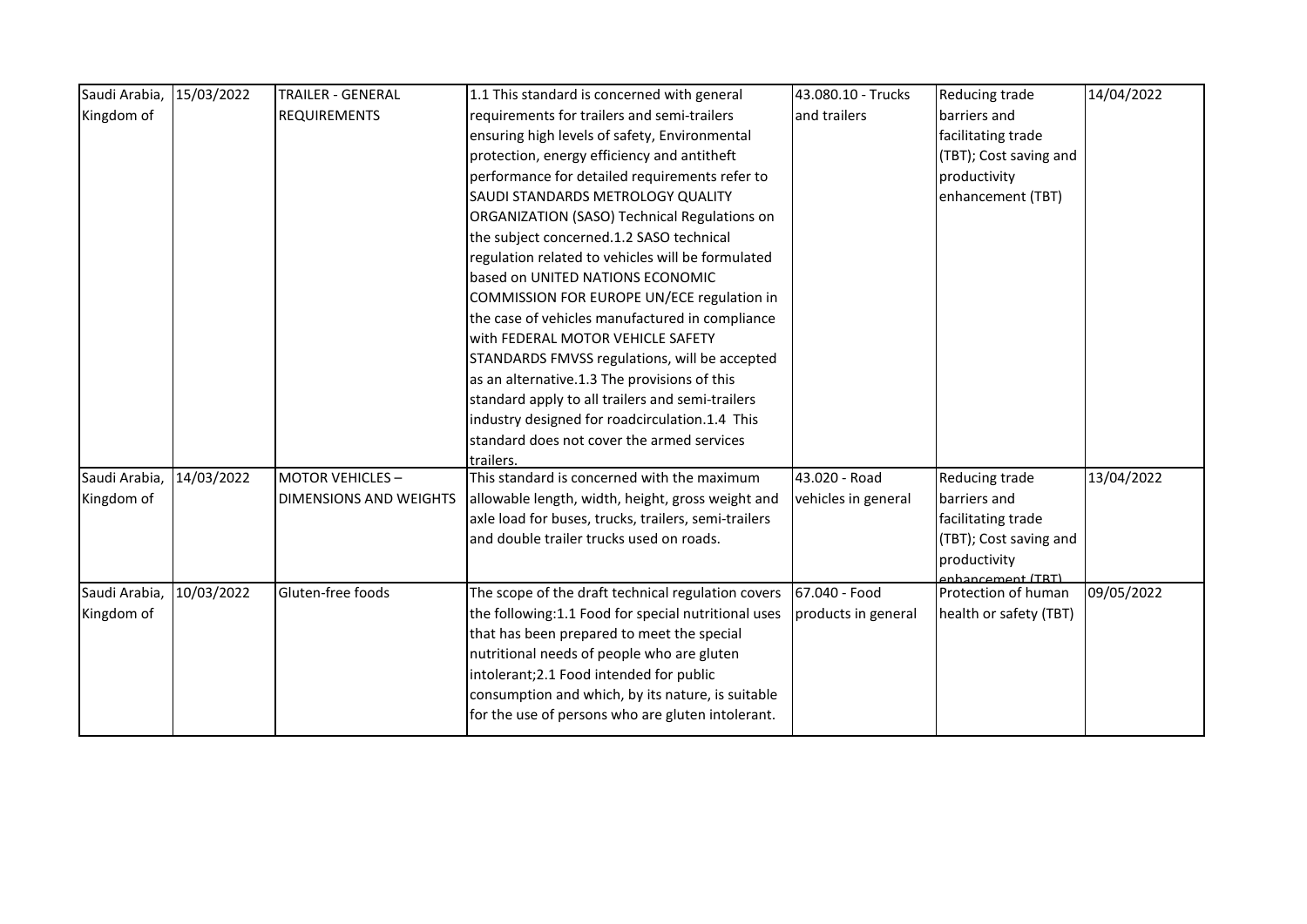| Saudi Arabia, Kingdom of | 15/03/2022 | TRAILER - GENERAL REQUIREMENTS | 1.1 This standard is concerned with general requirements for trailers and semi-trailers ensuring high levels of safety, Environmental protection, energy efficiency and antitheft performance for detailed requirements refer to SAUDI STANDARDS METROLOGY QUALITY ORGANIZATION (SASO) Technical Regulations on the subject concerned.1.2 SASO technical regulation related to vehicles will be formulated based on UNITED NATIONS ECONOMIC COMMISSION FOR EUROPE UN/ECE regulation in the case of vehicles manufactured in compliance with FEDERAL MOTOR VEHICLE SAFETY STANDARDS FMVSS regulations, will be accepted as an alternative.1.3 The provisions of this standard apply to all trailers and semi-trailers industry designed for roadcirculation.1.4 This standard does not cover the armed services trailers. | 43.080.10 - Trucks and trailers | Reducing trade barriers and facilitating trade (TBT); Cost saving and productivity enhancement (TBT) | 14/04/2022 |
|---|---|---|---|---|---|---|
| Saudi Arabia, Kingdom of | 14/03/2022 | MOTOR VEHICLES – DIMENSIONS AND WEIGHTS | This standard is concerned with the maximum allowable length, width, height, gross weight and axle load for buses, trucks, trailers, semi-trailers and double trailer trucks used on roads. | 43.020 - Road vehicles in general | Reducing trade barriers and facilitating trade (TBT); Cost saving and productivity enhancement (TBT) | 13/04/2022 |
| Saudi Arabia, Kingdom of | 10/03/2022 | Gluten-free foods | The scope of the draft technical regulation covers the following:1.1 Food for special nutritional uses that has been prepared to meet the special nutritional needs of people who are gluten intolerant;2.1 Food intended for public consumption and which, by its nature, is suitable for the use of persons who are gluten intolerant. | 67.040 - Food products in general | Protection of human health or safety (TBT) | 09/05/2022 |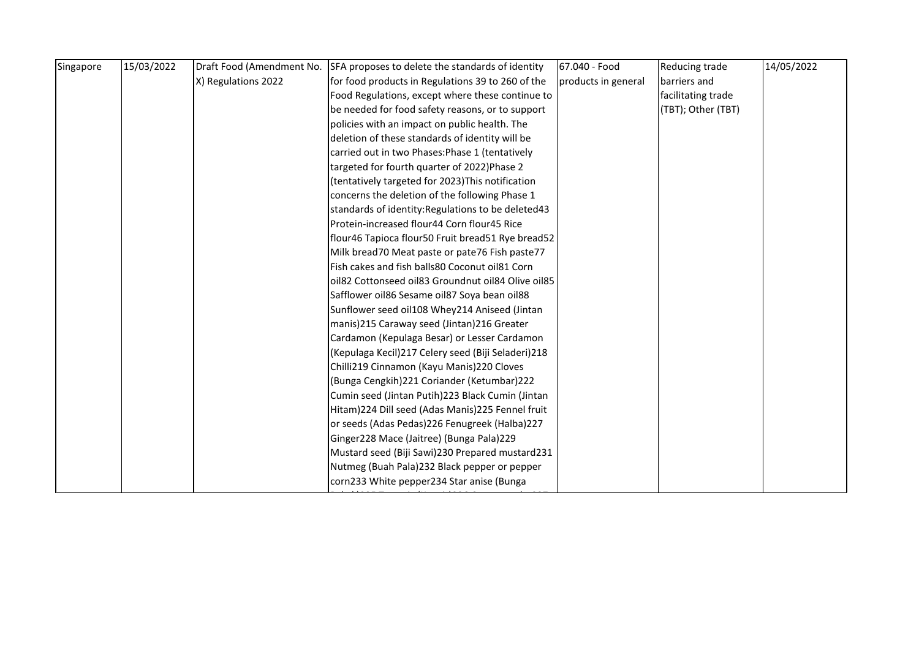| Singapore | 15/03/2022 | Draft Food (Amendment No. X) Regulations 2022 | SFA proposes to delete the standards of identity for food products in Regulations 39 to 260 of the Food Regulations, except where these continue to be needed for food safety reasons, or to support policies with an impact on public health. The deletion of these standards of identity will be carried out in two Phases:Phase 1 (tentatively targeted for fourth quarter of 2022)Phase 2 (tentatively targeted for 2023)This notification concerns the deletion of the following Phase 1 standards of identity:Regulations to be deleted43 Protein-increased flour44 Corn flour45 Rice flour46 Tapioca flour50 Fruit bread51 Rye bread52 Milk bread70 Meat paste or pate76 Fish paste77 Fish cakes and fish balls80 Coconut oil81 Corn oil82 Cottonseed oil83 Groundnut oil84 Olive oil85 Safflower oil86 Sesame oil87 Soya bean oil88 Sunflower seed oil108 Whey214 Aniseed (Jintan manis)215 Caraway seed (Jintan)216 Greater Cardamon (Kepulaga Besar) or Lesser Cardamon (Kepulaga Kecil)217 Celery seed (Biji Seladeri)218 Chilli219 Cinnamon (Kayu Manis)220 Cloves (Bunga Cengkih)221 Coriander (Ketumbar)222 Cumin seed (Jintan Putih)223 Black Cumin (Jintan Hitam)224 Dill seed (Adas Manis)225 Fennel fruit or seeds (Adas Pedas)226 Fenugreek (Halba)227 Ginger228 Mace (Jaitree) (Bunga Pala)229 Mustard seed (Biji Sawi)230 Prepared mustard231 Nutmeg (Buah Pala)232 Black pepper or pepper corn233 White pepper234 Star anise (Bunga | 67.040 - Food products in general | Reducing trade barriers and facilitating trade (TBT); Other (TBT) | 14/05/2022 |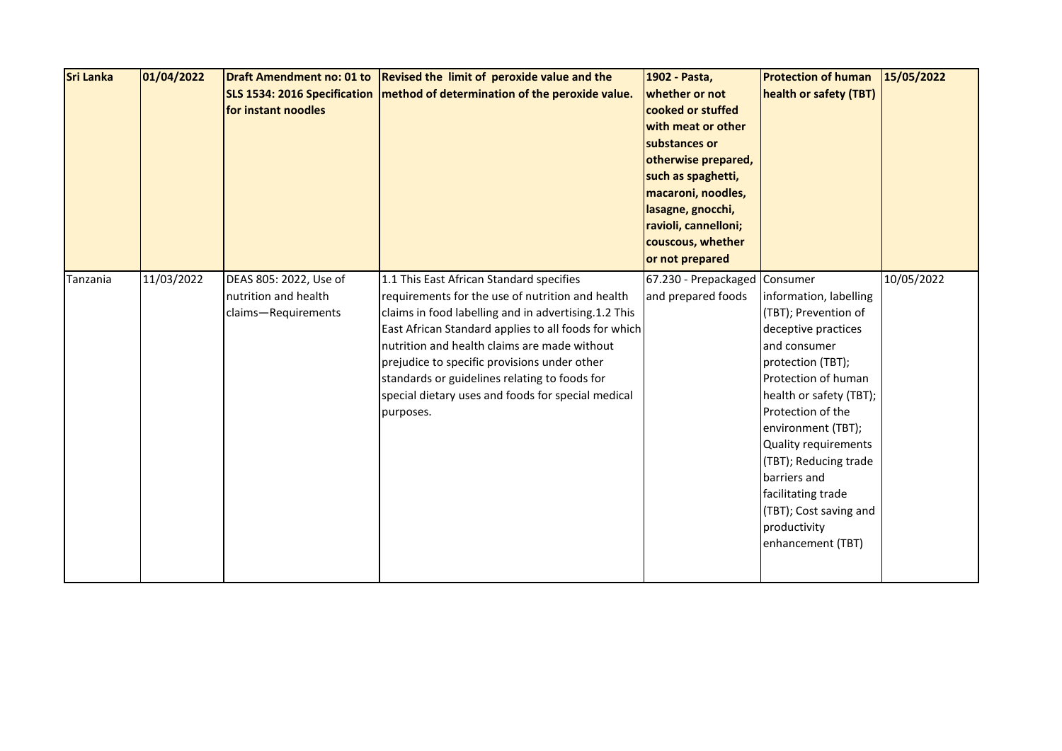| **Sri Lanka** | **01/04/2022** | **Draft Amendment no: 01 to SLS 1534: 2016 Specification for instant noodles** | **Revised the limit of peroxide value and the method of determination of the peroxide value.** | **1902 - Pasta, whether or not cooked or stuffed with meat or other substances or otherwise prepared, such as spaghetti, macaroni, noodles, lasagne, gnocchi, ravioli, cannelloni; couscous, whether or not prepared** | **Protection of human health or safety (TBT)** | **15/05/2022** |
|---|---|---|---|---|---|---|
| Tanzania | 11/03/2022 | DEAS 805: 2022, Use of nutrition and health claims—Requirements | 1.1 This East African Standard specifies requirements for the use of nutrition and health claims in food labelling and in advertising.1.2 This East African Standard applies to all foods for which nutrition and health claims are made without prejudice to specific provisions under other standards or guidelines relating to foods for special dietary uses and foods for special medical purposes. | 67.230 - Prepackaged and prepared foods | Consumer information, labelling (TBT); Prevention of deceptive practices and consumer protection (TBT); Protection of human health or safety (TBT); Protection of the environment (TBT); Quality requirements (TBT); Reducing trade barriers and facilitating trade (TBT); Cost saving and productivity enhancement (TBT) | 10/05/2022 |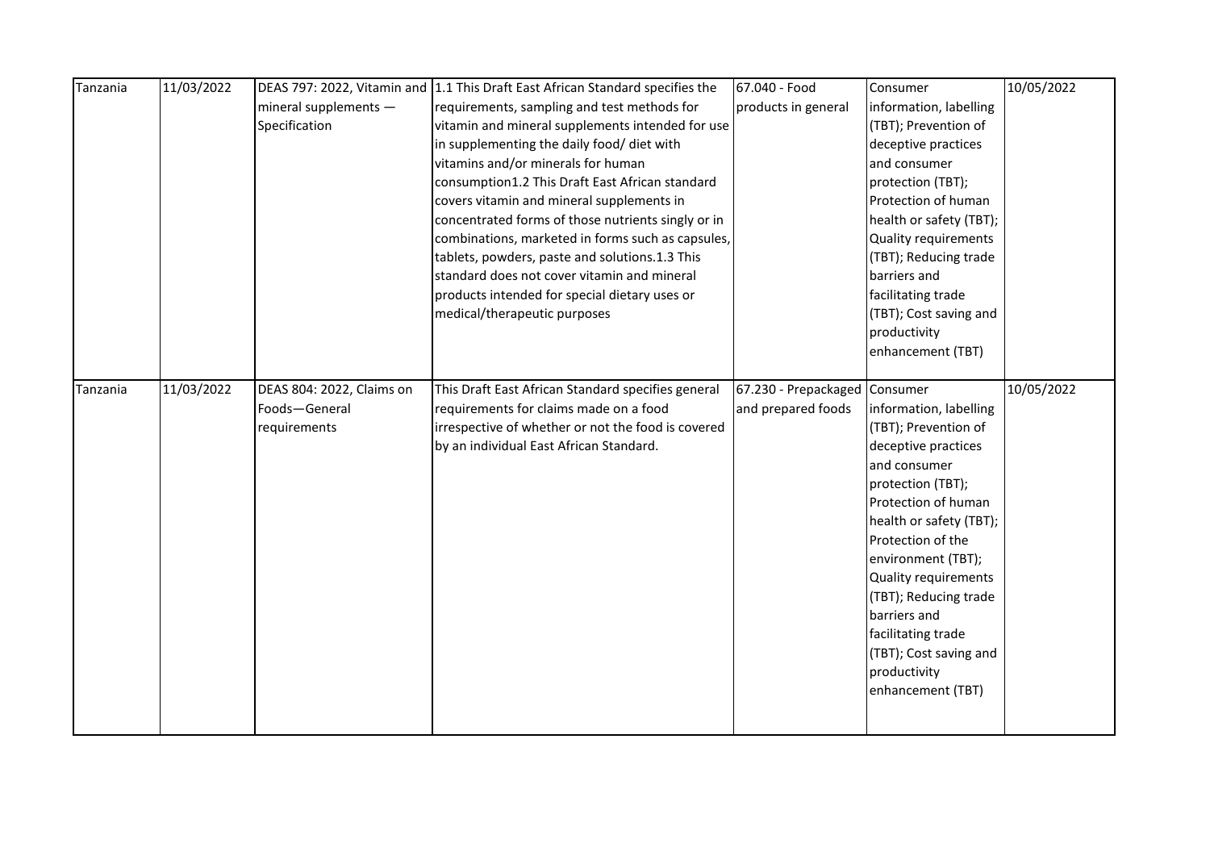| Tanzania | 11/03/2022 | DEAS 797: 2022, Vitamin and mineral supplements — Specification | 1.1 This Draft East African Standard specifies the requirements, sampling and test methods for vitamin and mineral supplements intended for use in supplementing the daily food/ diet with vitamins and/or minerals for human consumption1.2 This Draft East African standard covers vitamin and mineral supplements in concentrated forms of those nutrients singly or in combinations, marketed in forms such as capsules, tablets, powders, paste and solutions.1.3 This standard does not cover vitamin and mineral products intended for special dietary uses or medical/therapeutic purposes | 67.040 - Food products in general | Consumer information, labelling (TBT); Prevention of deceptive practices and consumer protection (TBT); Protection of human health or safety (TBT); Quality requirements (TBT); Reducing trade barriers and facilitating trade (TBT); Cost saving and productivity enhancement (TBT) | 10/05/2022 |
|---|---|---|---|---|---|---|
| Tanzania | 11/03/2022 | DEAS 804: 2022, Claims on Foods—General requirements | This Draft East African Standard specifies general requirements for claims made on a food irrespective of whether or not the food is covered by an individual East African Standard. | 67.230 - Prepackaged and prepared foods | Consumer information, labelling (TBT); Prevention of deceptive practices and consumer protection (TBT); Protection of human health or safety (TBT); Protection of the environment (TBT); Quality requirements (TBT); Reducing trade barriers and facilitating trade (TBT); Cost saving and productivity enhancement (TBT) | 10/05/2022 |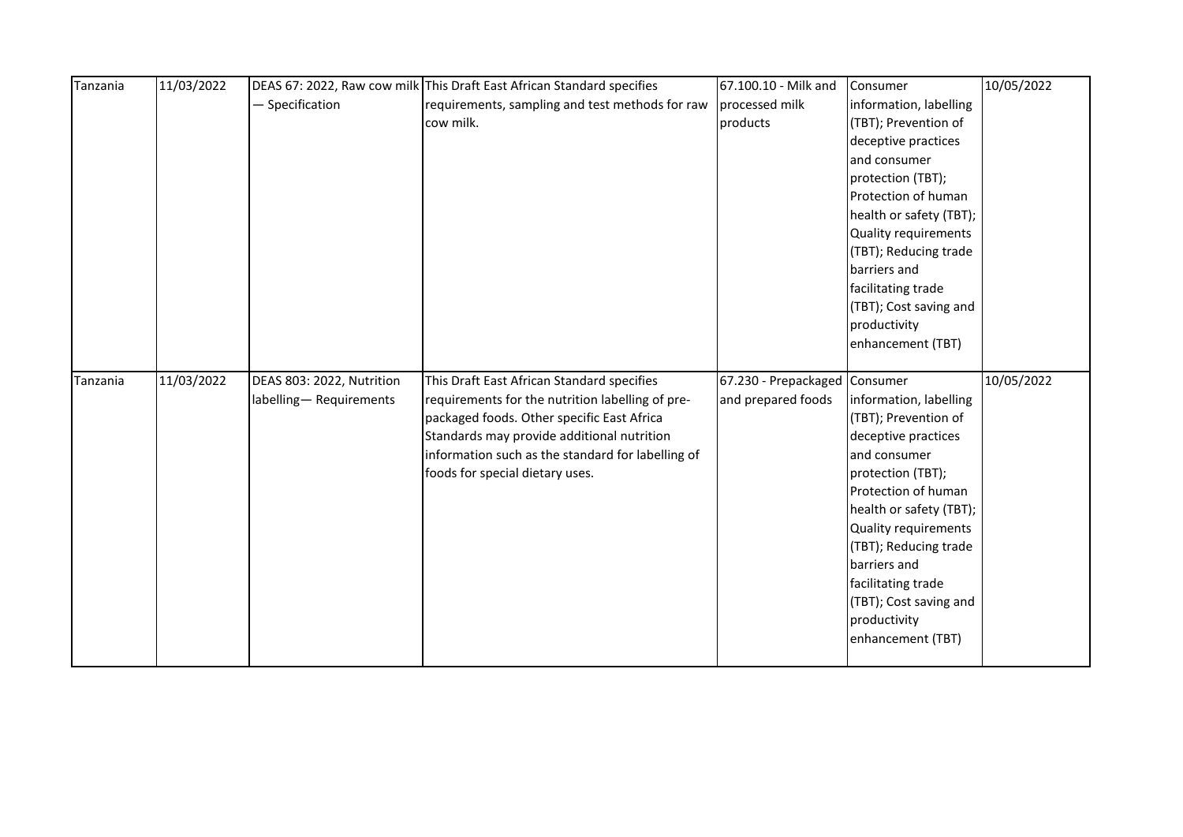| | | | | | | |
|---|---|---|---|---|---|---|
| Tanzania | 11/03/2022 | DEAS 67: 2022, Raw cow milk — Specification | This Draft East African Standard specifies requirements, sampling and test methods for raw cow milk. | 67.100.10 - Milk and processed milk products | Consumer information, labelling (TBT); Prevention of deceptive practices and consumer protection (TBT); Protection of human health or safety (TBT); Quality requirements (TBT); Reducing trade barriers and facilitating trade (TBT); Cost saving and productivity enhancement (TBT) | 10/05/2022 |
| Tanzania | 11/03/2022 | DEAS 803: 2022, Nutrition labelling— Requirements | This Draft East African Standard specifies requirements for the nutrition labelling of pre-packaged foods. Other specific East Africa Standards may provide additional nutrition information such as the standard for labelling of foods for special dietary uses. | 67.230 - Prepackaged and prepared foods | Consumer information, labelling (TBT); Prevention of deceptive practices and consumer protection (TBT); Protection of human health or safety (TBT); Quality requirements (TBT); Reducing trade barriers and facilitating trade (TBT); Cost saving and productivity enhancement (TBT) | 10/05/2022 |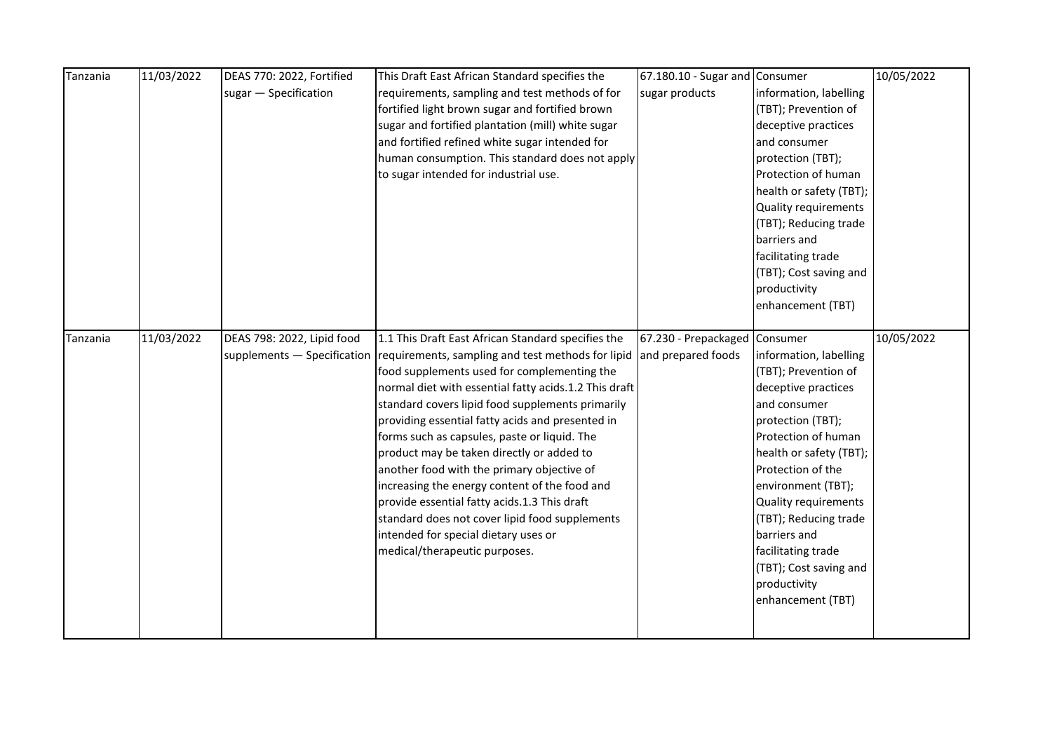| | | | | | | |
|---|---|---|---|---|---|---|
| Tanzania | 11/03/2022 | DEAS 770: 2022, Fortified sugar — Specification | This Draft East African Standard specifies the requirements, sampling and test methods of for fortified light brown sugar and fortified brown sugar and fortified plantation (mill) white sugar and fortified refined white sugar intended for human consumption. This standard does not apply to sugar intended for industrial use. | 67.180.10 - Sugar and sugar products | Consumer information, labelling (TBT); Prevention of deceptive practices and consumer protection (TBT); Protection of human health or safety (TBT); Quality requirements (TBT); Reducing trade barriers and facilitating trade (TBT); Cost saving and productivity enhancement (TBT) | 10/05/2022 |
| Tanzania | 11/03/2022 | DEAS 798: 2022, Lipid food supplements — Specification | 1.1 This Draft East African Standard specifies the requirements, sampling and test methods for lipid food supplements used for complementing the normal diet with essential fatty acids.1.2 This draft standard covers lipid food supplements primarily providing essential fatty acids and presented in forms such as capsules, paste or liquid. The product may be taken directly or added to another food with the primary objective of increasing the energy content of the food and provide essential fatty acids.1.3 This draft standard does not cover lipid food supplements intended for special dietary uses or medical/therapeutic purposes. | 67.230 - Prepackaged and prepared foods | Consumer information, labelling (TBT); Prevention of deceptive practices and consumer protection (TBT); Protection of human health or safety (TBT); Protection of the environment (TBT); Quality requirements (TBT); Reducing trade barriers and facilitating trade (TBT); Cost saving and productivity enhancement (TBT) | 10/05/2022 |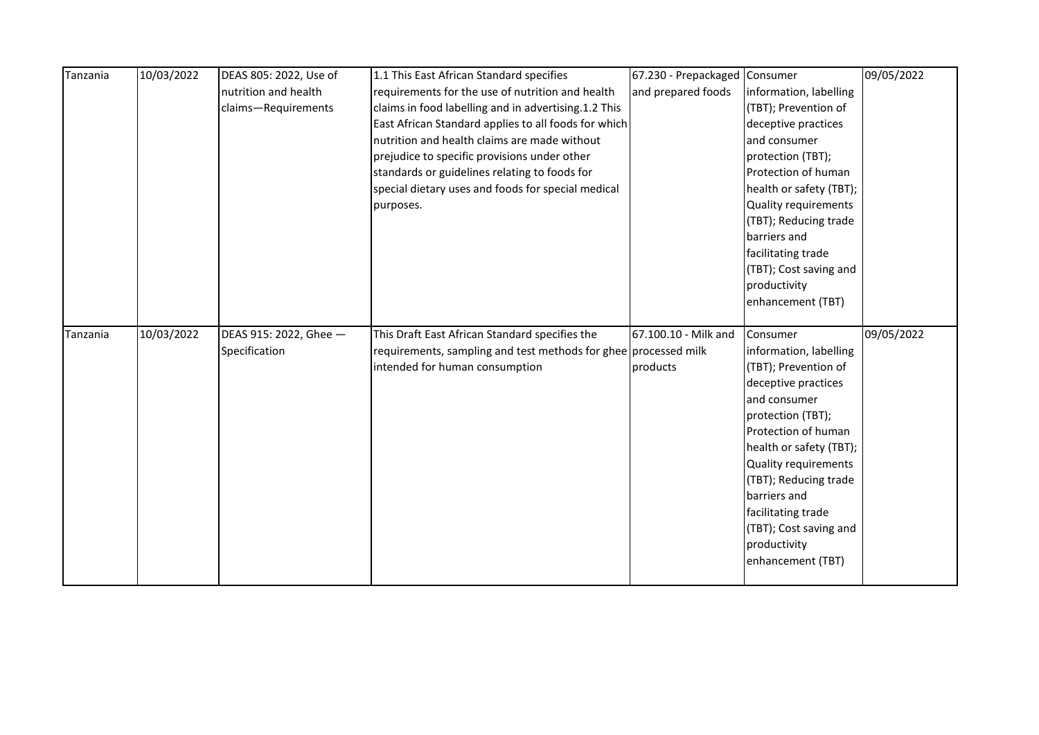| Tanzania | 10/03/2022 | DEAS 805: 2022, Use of nutrition and health claims—Requirements | 1.1 This East African Standard specifies requirements for the use of nutrition and health claims in food labelling and in advertising.1.2 This East African Standard applies to all foods for which nutrition and health claims are made without prejudice to specific provisions under other standards or guidelines relating to foods for special dietary uses and foods for special medical purposes. | 67.230 - Prepackaged and prepared foods | Consumer information, labelling (TBT); Prevention of deceptive practices and consumer protection (TBT); Protection of human health or safety (TBT); Quality requirements (TBT); Reducing trade barriers and facilitating trade (TBT); Cost saving and productivity enhancement (TBT) | 09/05/2022 |
|---|---|---|---|---|---|---|
| Tanzania | 10/03/2022 | DEAS 915: 2022, Ghee — Specification | This Draft East African Standard specifies the requirements, sampling and test methods for ghee intended for human consumption | 67.100.10 - Milk and processed milk products | Consumer information, labelling (TBT); Prevention of deceptive practices and consumer protection (TBT); Protection of human health or safety (TBT); Quality requirements (TBT); Reducing trade barriers and facilitating trade (TBT); Cost saving and productivity enhancement (TBT) | 09/05/2022 |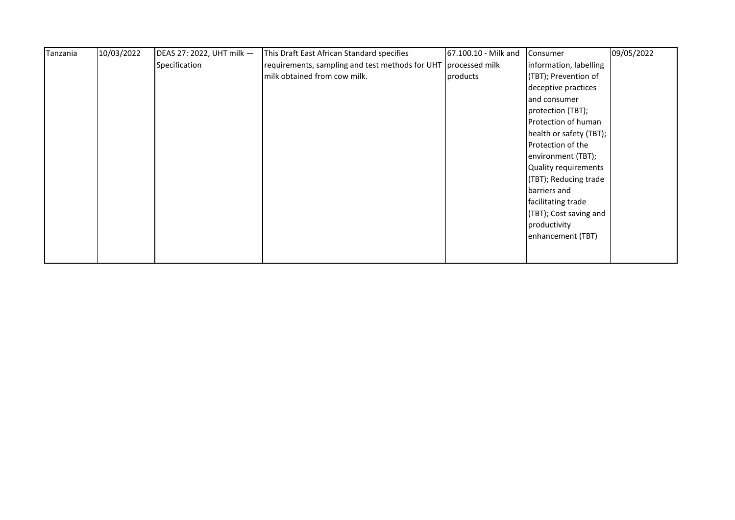| Tanzania | 10/03/2022 | DEAS 27: 2022, UHT milk — Specification | This Draft East African Standard specifies requirements, sampling and test methods for UHT milk obtained from cow milk. | 67.100.10 - Milk and processed milk products | Consumer information, labelling (TBT); Prevention of deceptive practices and consumer protection (TBT); Protection of human health or safety (TBT); Protection of the environment (TBT); Quality requirements (TBT); Reducing trade barriers and facilitating trade (TBT); Cost saving and productivity enhancement (TBT) | 09/05/2022 |
|---|---|---|---|---|---|---|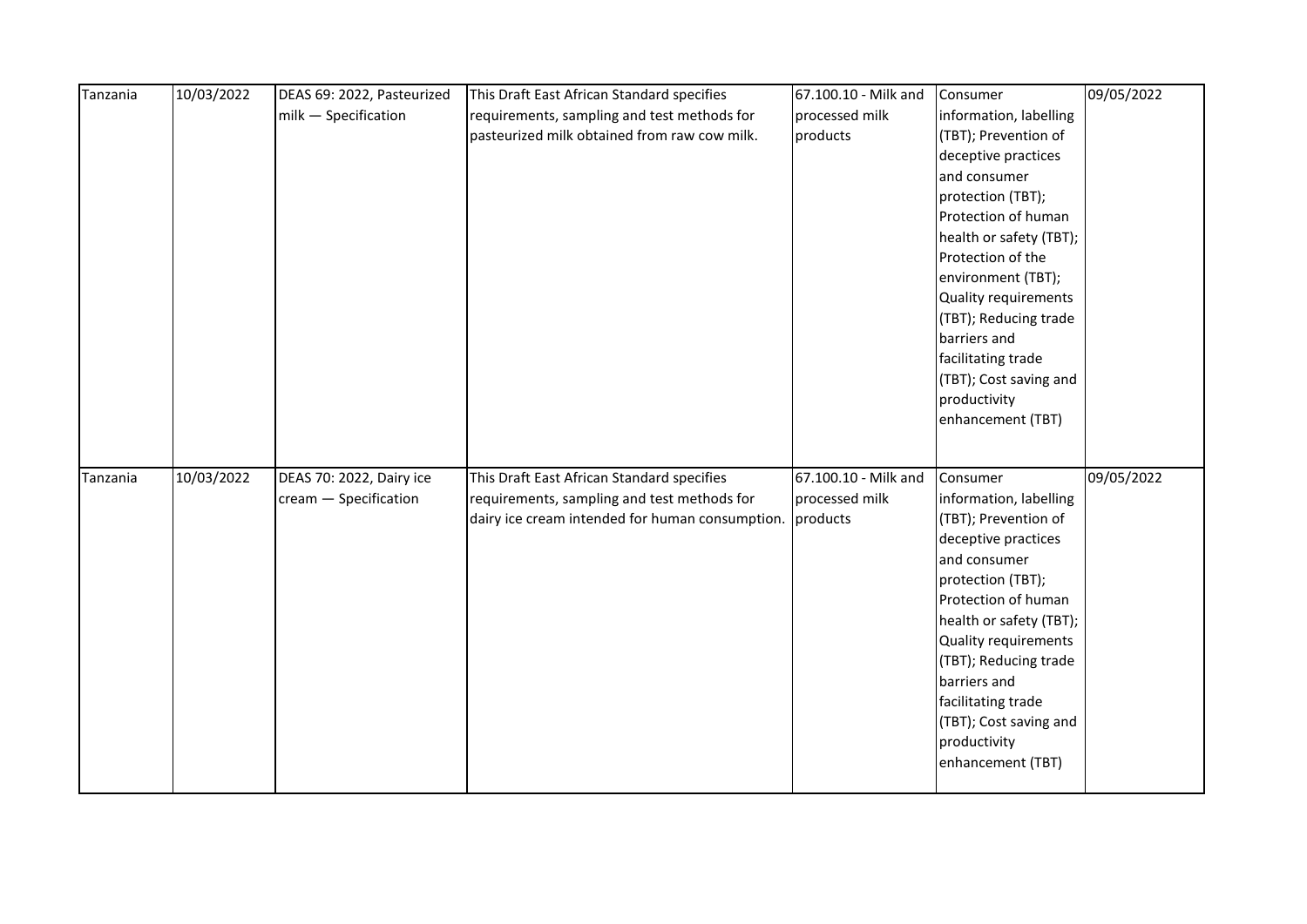| Tanzania | 10/03/2022 | DEAS 69: 2022, Pasteurized milk — Specification | This Draft East African Standard specifies requirements, sampling and test methods for pasteurized milk obtained from raw cow milk. | 67.100.10 - Milk and processed milk products | Consumer information, labelling (TBT); Prevention of deceptive practices and consumer protection (TBT); Protection of human health or safety (TBT); Protection of the environment (TBT); Quality requirements (TBT); Reducing trade barriers and facilitating trade (TBT); Cost saving and productivity enhancement (TBT) | 09/05/2022 |
|---|---|---|---|---|---|---|
| Tanzania | 10/03/2022 | DEAS 70: 2022, Dairy ice cream — Specification | This Draft East African Standard specifies requirements, sampling and test methods for dairy ice cream intended for human consumption. | 67.100.10 - Milk and processed milk products | Consumer information, labelling (TBT); Prevention of deceptive practices and consumer protection (TBT); Protection of human health or safety (TBT); Quality requirements (TBT); Reducing trade barriers and facilitating trade (TBT); Cost saving and productivity enhancement (TBT) | 09/05/2022 |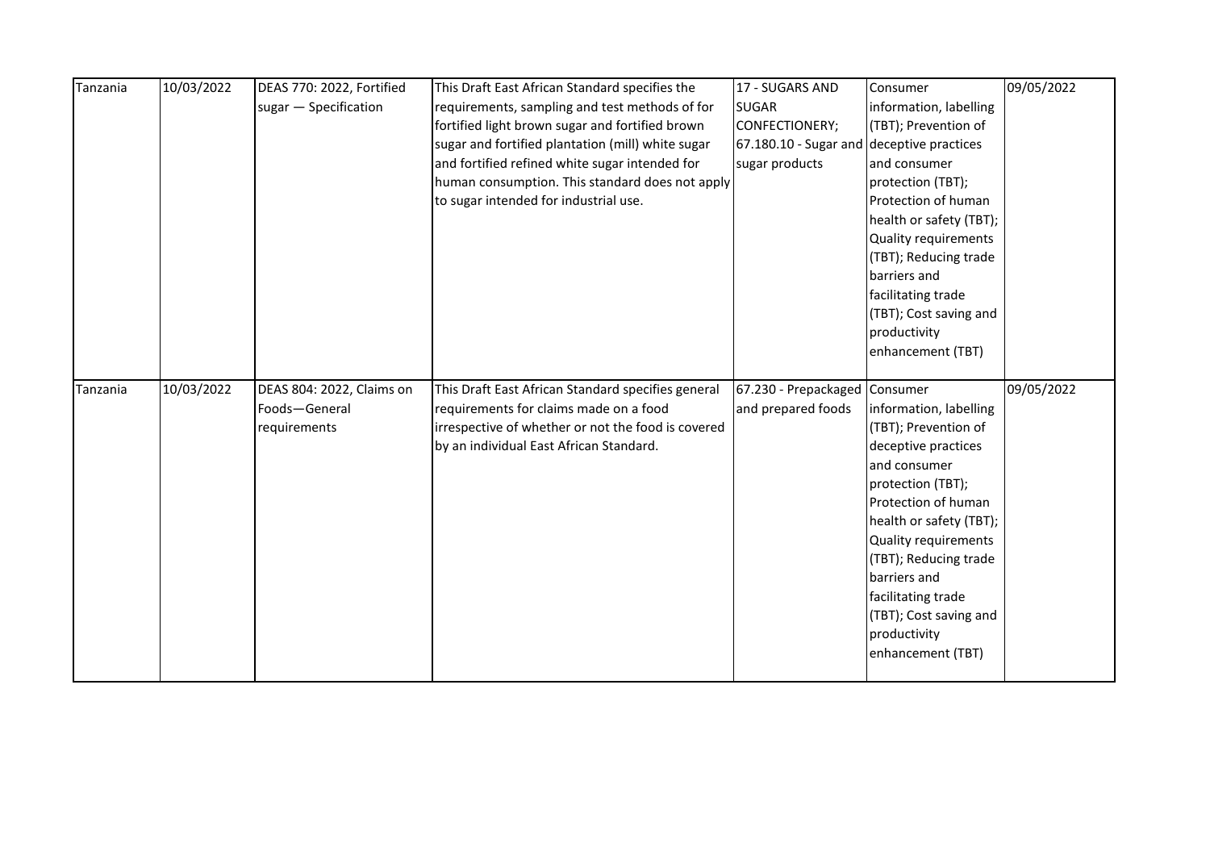| | | | | | | |
|---|---|---|---|---|---|---|
| Tanzania | 10/03/2022 | DEAS 770: 2022, Fortified sugar — Specification | This Draft East African Standard specifies the requirements, sampling and test methods of for fortified light brown sugar and fortified brown sugar and fortified plantation (mill) white sugar and fortified refined white sugar intended for human consumption. This standard does not apply to sugar intended for industrial use. | 17 - SUGARS AND SUGAR CONFECTIONERY; 67.180.10 - Sugar and sugar products | Consumer information, labelling (TBT); Prevention of deceptive practices and consumer protection (TBT); Protection of human health or safety (TBT); Quality requirements (TBT); Reducing trade barriers and facilitating trade (TBT); Cost saving and productivity enhancement (TBT) | 09/05/2022 |
| Tanzania | 10/03/2022 | DEAS 804: 2022, Claims on Foods—General requirements | This Draft East African Standard specifies general requirements for claims made on a food irrespective of whether or not the food is covered by an individual East African Standard. | 67.230 - Prepackaged and prepared foods | Consumer information, labelling (TBT); Prevention of deceptive practices and consumer protection (TBT); Protection of human health or safety (TBT); Quality requirements (TBT); Reducing trade barriers and facilitating trade (TBT); Cost saving and productivity enhancement (TBT) | 09/05/2022 |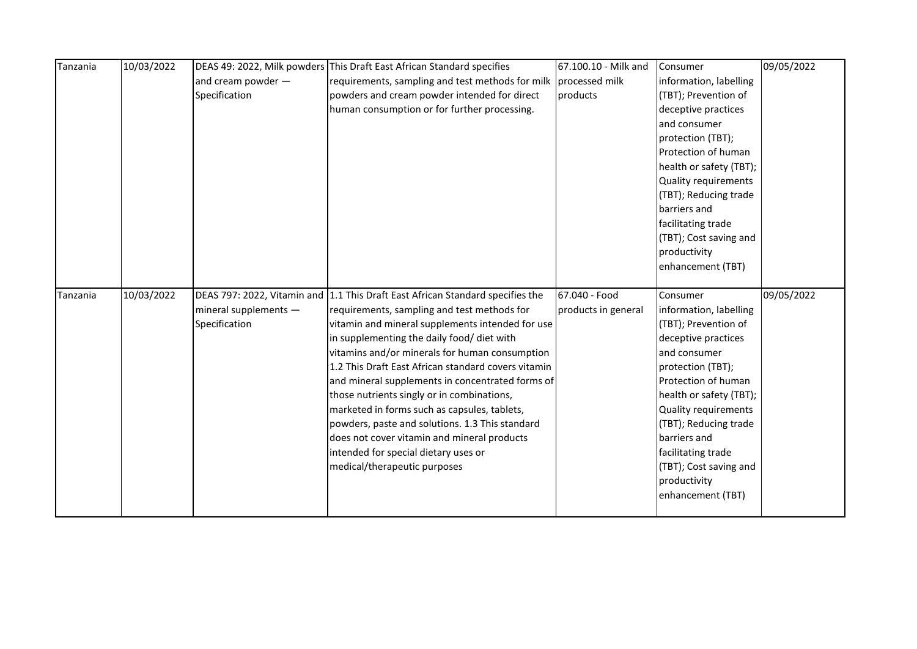| Tanzania | 10/03/2022 | DEAS 49: 2022, Milk powders and cream powder — Specification | This Draft East African Standard specifies requirements, sampling and test methods for milk powders and cream powder intended for direct human consumption or for further processing. | 67.100.10 - Milk and processed milk products | Consumer information, labelling (TBT); Prevention of deceptive practices and consumer protection (TBT); Protection of human health or safety (TBT); Quality requirements (TBT); Reducing trade barriers and facilitating trade (TBT); Cost saving and productivity enhancement (TBT) | 09/05/2022 |
|---|---|---|---|---|---|---|
| Tanzania | 10/03/2022 | DEAS 797: 2022, Vitamin and mineral supplements — Specification | 1.1 This Draft East African Standard specifies the requirements, sampling and test methods for vitamin and mineral supplements intended for use in supplementing the daily food/ diet with vitamins and/or minerals for human consumption 1.2 This Draft East African standard covers vitamin and mineral supplements in concentrated forms of those nutrients singly or in combinations, marketed in forms such as capsules, tablets, powders, paste and solutions. 1.3 This standard does not cover vitamin and mineral products intended for special dietary uses or medical/therapeutic purposes | 67.040 - Food products in general | Consumer information, labelling (TBT); Prevention of deceptive practices and consumer protection (TBT); Protection of human health or safety (TBT); Quality requirements (TBT); Reducing trade barriers and facilitating trade (TBT); Cost saving and productivity enhancement (TBT) | 09/05/2022 |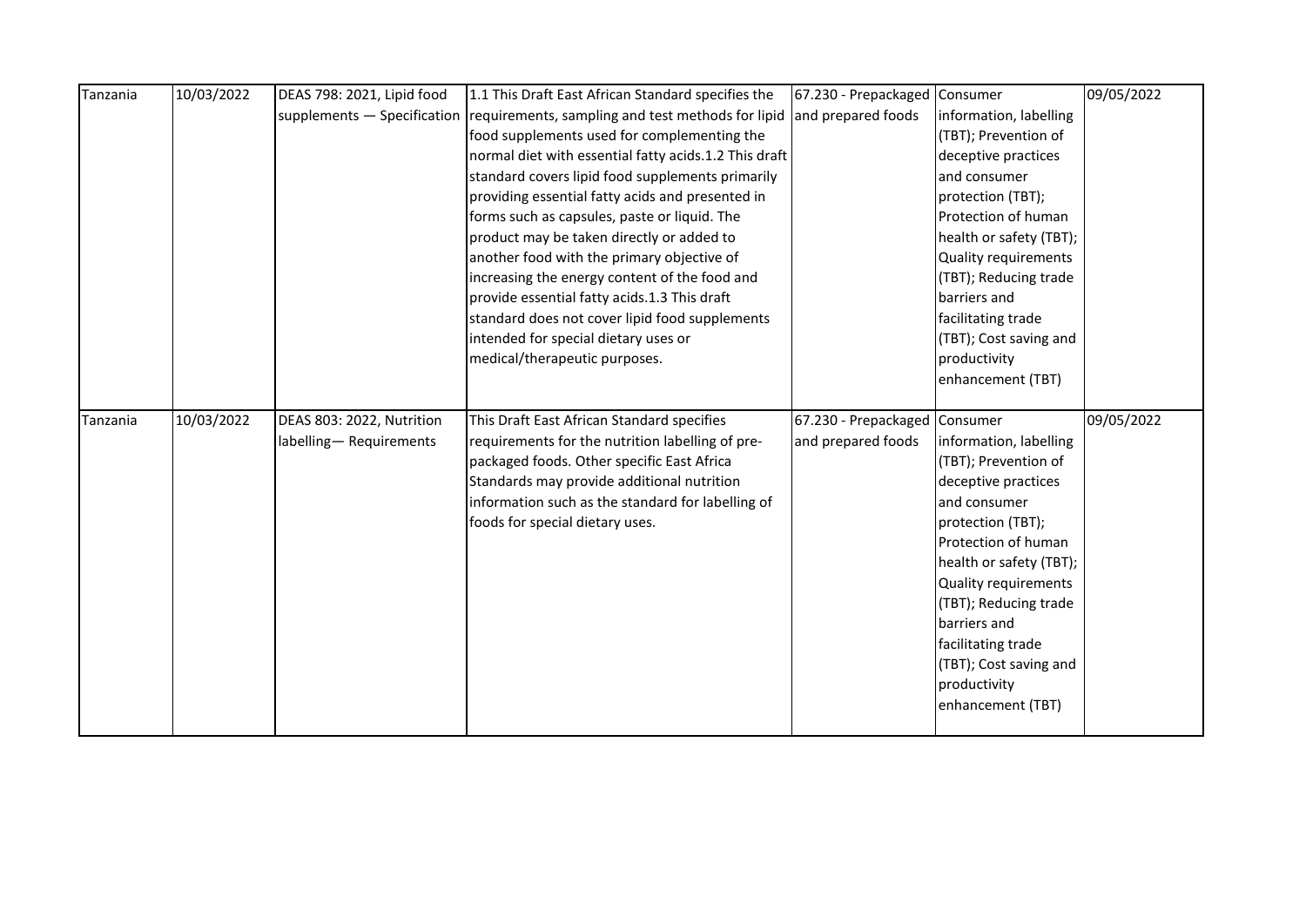| Tanzania | 10/03/2022 | DEAS 798: 2021, Lipid food supplements — Specification | 1.1 This Draft East African Standard specifies the requirements, sampling and test methods for lipid food supplements used for complementing the normal diet with essential fatty acids.1.2 This draft standard covers lipid food supplements primarily providing essential fatty acids and presented in forms such as capsules, paste or liquid. The product may be taken directly or added to another food with the primary objective of increasing the energy content of the food and provide essential fatty acids.1.3 This draft standard does not cover lipid food supplements intended for special dietary uses or medical/therapeutic purposes. | 67.230 - Prepackaged and prepared foods | Consumer information, labelling (TBT); Prevention of deceptive practices and consumer protection (TBT); Protection of human health or safety (TBT); Quality requirements (TBT); Reducing trade barriers and facilitating trade (TBT); Cost saving and productivity enhancement (TBT) | 09/05/2022 |
|---|---|---|---|---|---|---|
| Tanzania | 10/03/2022 | DEAS 803: 2022, Nutrition labelling— Requirements | This Draft East African Standard specifies requirements for the nutrition labelling of pre-packaged foods. Other specific East Africa Standards may provide additional nutrition information such as the standard for labelling of foods for special dietary uses. | 67.230 - Prepackaged and prepared foods | Consumer information, labelling (TBT); Prevention of deceptive practices and consumer protection (TBT); Protection of human health or safety (TBT); Quality requirements (TBT); Reducing trade barriers and facilitating trade (TBT); Cost saving and productivity enhancement (TBT) | 09/05/2022 |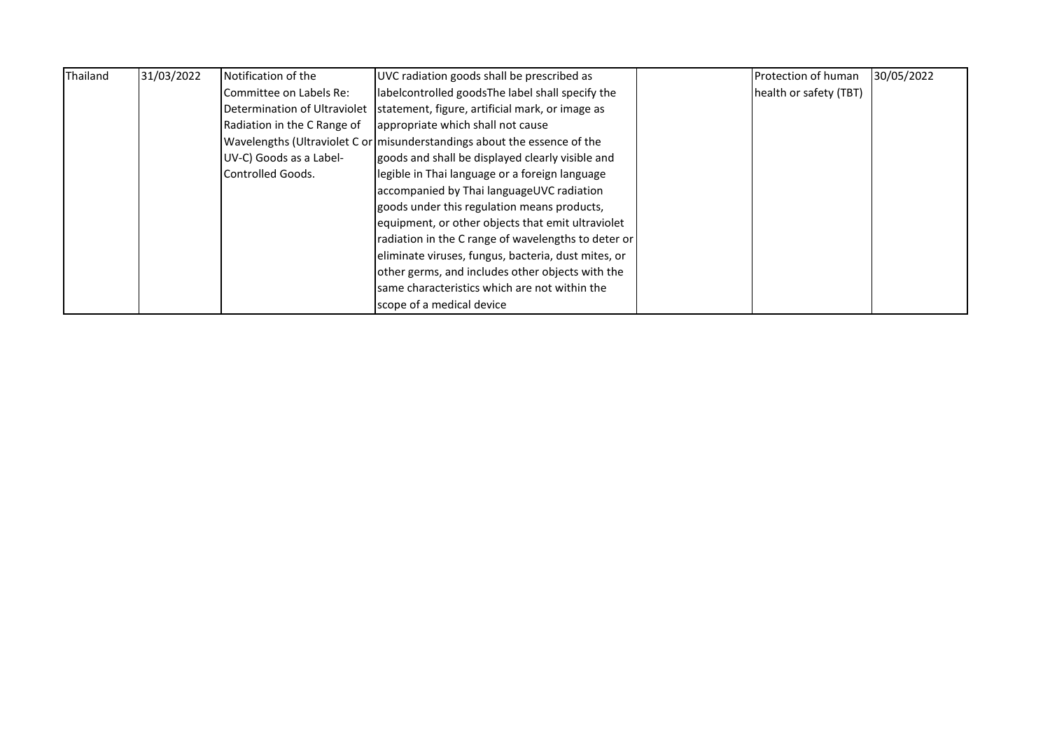| Thailand | 31/03/2022 | Notification of the Committee on Labels Re: Determination of Ultraviolet Radiation in the C Range of Wavelengths (Ultraviolet C or UV-C) Goods as a Label-Controlled Goods. | UVC radiation goods shall be prescribed as labelcontrolled goodsThe label shall specify the statement, figure, artificial mark, or image as appropriate which shall not cause misunderstandings about the essence of the goods and shall be displayed clearly visible and legible in Thai language or a foreign language accompanied by Thai languageUVC radiation goods under this regulation means products, equipment, or other objects that emit ultraviolet radiation in the C range of wavelengths to deter or eliminate viruses, fungus, bacteria, dust mites, or other germs, and includes other objects with the same characteristics which are not within the scope of a medical device | | Protection of human health or safety (TBT) | 30/05/2022 |
|---|---|---|---|---|---|---|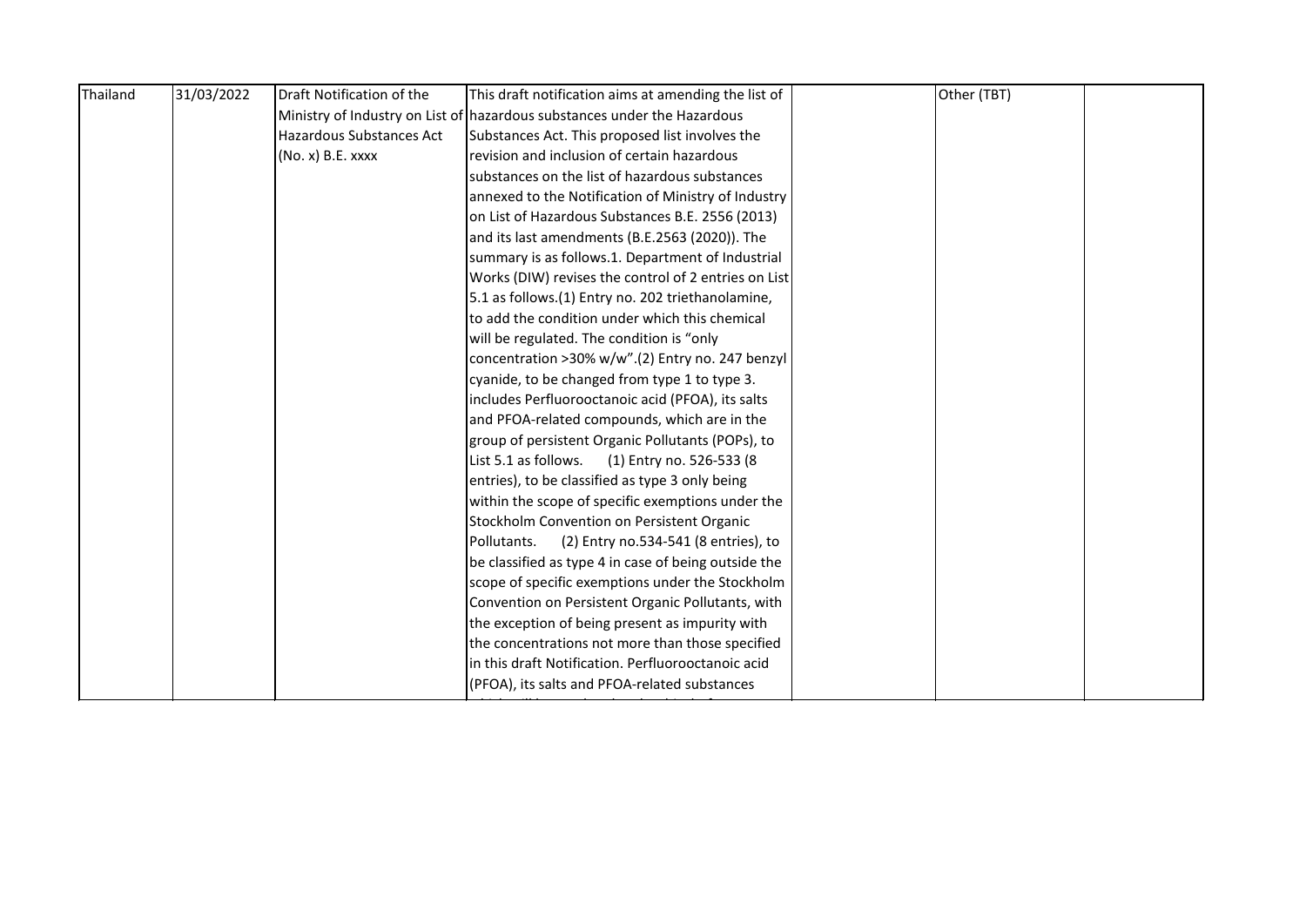| Thailand | 31/03/2022 | Draft Notification of the Ministry of Industry on List of Hazardous Substances Act (No. x) B.E. xxxx | This draft notification aims at amending the list of hazardous substances under the Hazardous Substances Act. This proposed list involves the revision and inclusion of certain hazardous substances on the list of hazardous substances annexed to the Notification of Ministry of Industry on List of Hazardous Substances B.E. 2556 (2013) and its last amendments (B.E.2563 (2020)). The summary is as follows.1. Department of Industrial Works (DIW) revises the control of 2 entries on List 5.1 as follows.(1) Entry no. 202 triethanolamine, to add the condition under which this chemical will be regulated. The condition is "only concentration >30% w/w".(2) Entry no. 247 benzyl cyanide, to be changed from type 1 to type 3. includes Perfluorooctanoic acid (PFOA), its salts and PFOA-related compounds, which are in the group of persistent Organic Pollutants (POPs), to List 5.1 as follows. (1) Entry no. 526-533 (8 entries), to be classified as type 3 only being within the scope of specific exemptions under the Stockholm Convention on Persistent Organic Pollutants. (2) Entry no.534-541 (8 entries), to be classified as type 4 in case of being outside the scope of specific exemptions under the Stockholm Convention on Persistent Organic Pollutants, with the exception of being present as impurity with the concentrations not more than those specified in this draft Notification. Perfluorooctanoic acid (PFOA), its salts and PFOA-related substances | | Other (TBT) | |
|---|---|---|---|---|---|---|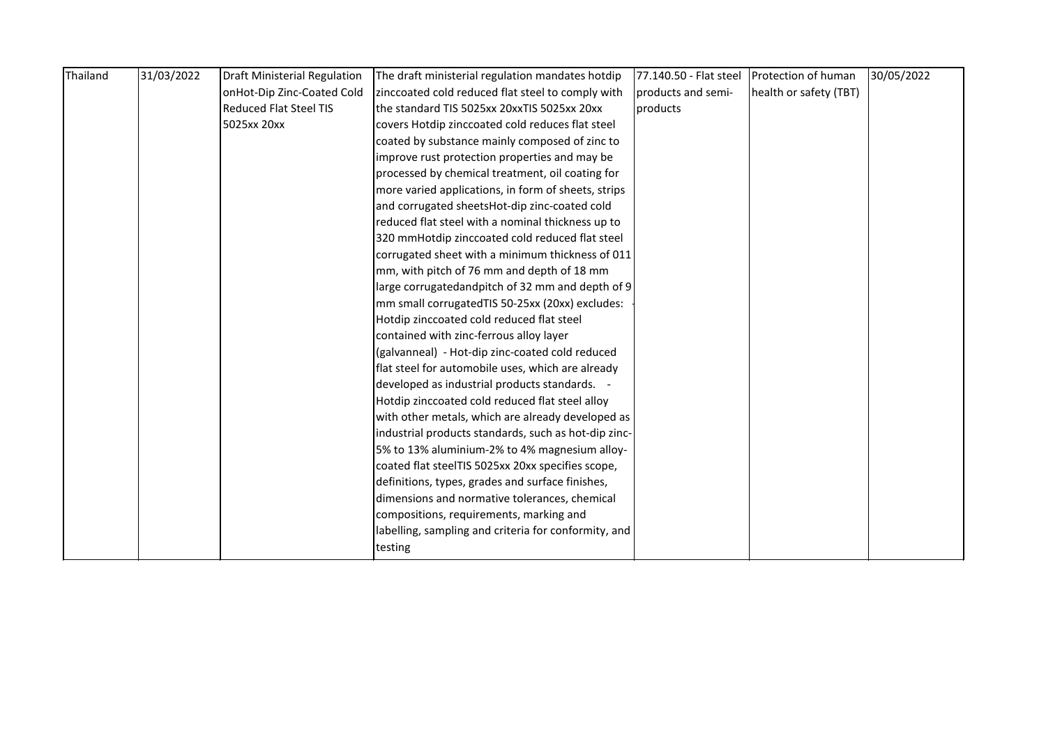| Thailand | 31/03/2022 | Draft Ministerial Regulation onHot-Dip Zinc-Coated Cold Reduced Flat Steel TIS 5025xx 20xx | The draft ministerial regulation mandates hotdip zinccoated cold reduced flat steel to comply with the standard TIS 5025xx 20xxTIS 5025xx 20xx covers Hotdip zinccoated cold reduces flat steel coated by substance mainly composed of zinc to improve rust protection properties and may be processed by chemical treatment, oil coating for more varied applications, in form of sheets, strips and corrugated sheetsHot-dip zinc-coated cold reduced flat steel with a nominal thickness up to 320 mmHotdip zinccoated cold reduced flat steel corrugated sheet with a minimum thickness of 011 mm, with pitch of 76 mm and depth of 18 mm large corrugatedandpitch of 32 mm and depth of 9 mm small corrugatedTIS 50-25xx (20xx) excludes: - Hotdip zinccoated cold reduced flat steel contained with zinc-ferrous alloy layer (galvanneal) - Hot-dip zinc-coated cold reduced flat steel for automobile uses, which are already developed as industrial products standards. - Hotdip zinccoated cold reduced flat steel alloy with other metals, which are already developed as industrial products standards, such as hot-dip zinc-5% to 13% aluminium-2% to 4% magnesium alloy-coated flat steelTIS 5025xx 20xx specifies scope, definitions, types, grades and surface finishes, dimensions and normative tolerances, chemical compositions, requirements, marking and labelling, sampling and criteria for conformity, and testing | 77.140.50 - Flat steel products and semi-products | Protection of human health or safety (TBT) | 30/05/2022 |
|---|---|---|---|---|---|---|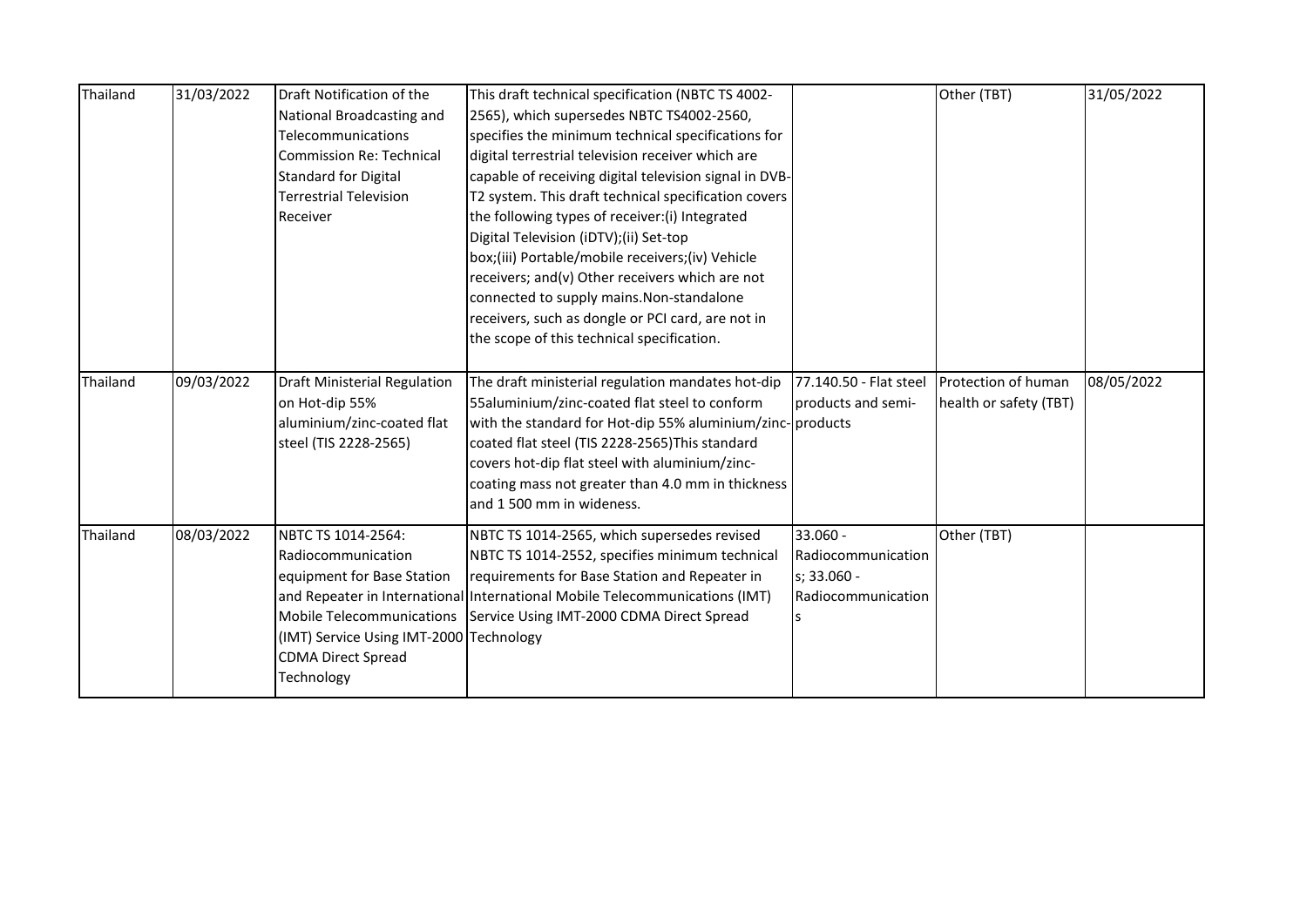| Thailand | 31/03/2022 | Draft Notification of the National Broadcasting and Telecommunications Commission Re: Technical Standard for Digital Terrestrial Television Receiver | This draft technical specification (NBTC TS 4002-2565), which supersedes NBTC TS4002-2560, specifies the minimum technical specifications for digital terrestrial television receiver which are capable of receiving digital television signal in DVB-T2 system. This draft technical specification covers the following types of receiver:(i) Integrated Digital Television (iDTV);(ii) Set-top box;(iii) Portable/mobile receivers;(iv) Vehicle receivers; and(v) Other receivers which are not connected to supply mains.Non-standalone receivers, such as dongle or PCI card, are not in the scope of this technical specification. | | Other (TBT) | 31/05/2022 |
|---|---|---|---|---|---|---|
| Thailand | 09/03/2022 | Draft Ministerial Regulation on Hot-dip 55% aluminium/zinc-coated flat steel (TIS 2228-2565) | The draft ministerial regulation mandates hot-dip 55aluminium/zinc-coated flat steel to conform with the standard for Hot-dip 55% aluminium/zinc-coated flat steel (TIS 2228-2565)This standard covers hot-dip flat steel with aluminium/zinc-coating mass not greater than 4.0 mm in thickness and 1 500 mm in wideness. | 77.140.50 - Flat steel products and semi-products | Protection of human health or safety (TBT) | 08/05/2022 |
| Thailand | 08/03/2022 | NBTC TS 1014-2564: Radiocommunication equipment for Base Station and Repeater in International Mobile Telecommunications (IMT) Service Using IMT-2000 CDMA Direct Spread Technology | NBTC TS 1014-2565, which supersedes revised NBTC TS 1014-2552, specifies minimum technical requirements for Base Station and Repeater in International Mobile Telecommunications (IMT) Service Using IMT-2000 CDMA Direct Spread Technology | 33.060 - Radiocommunications; 33.060 - Radiocommunications | Other (TBT) | |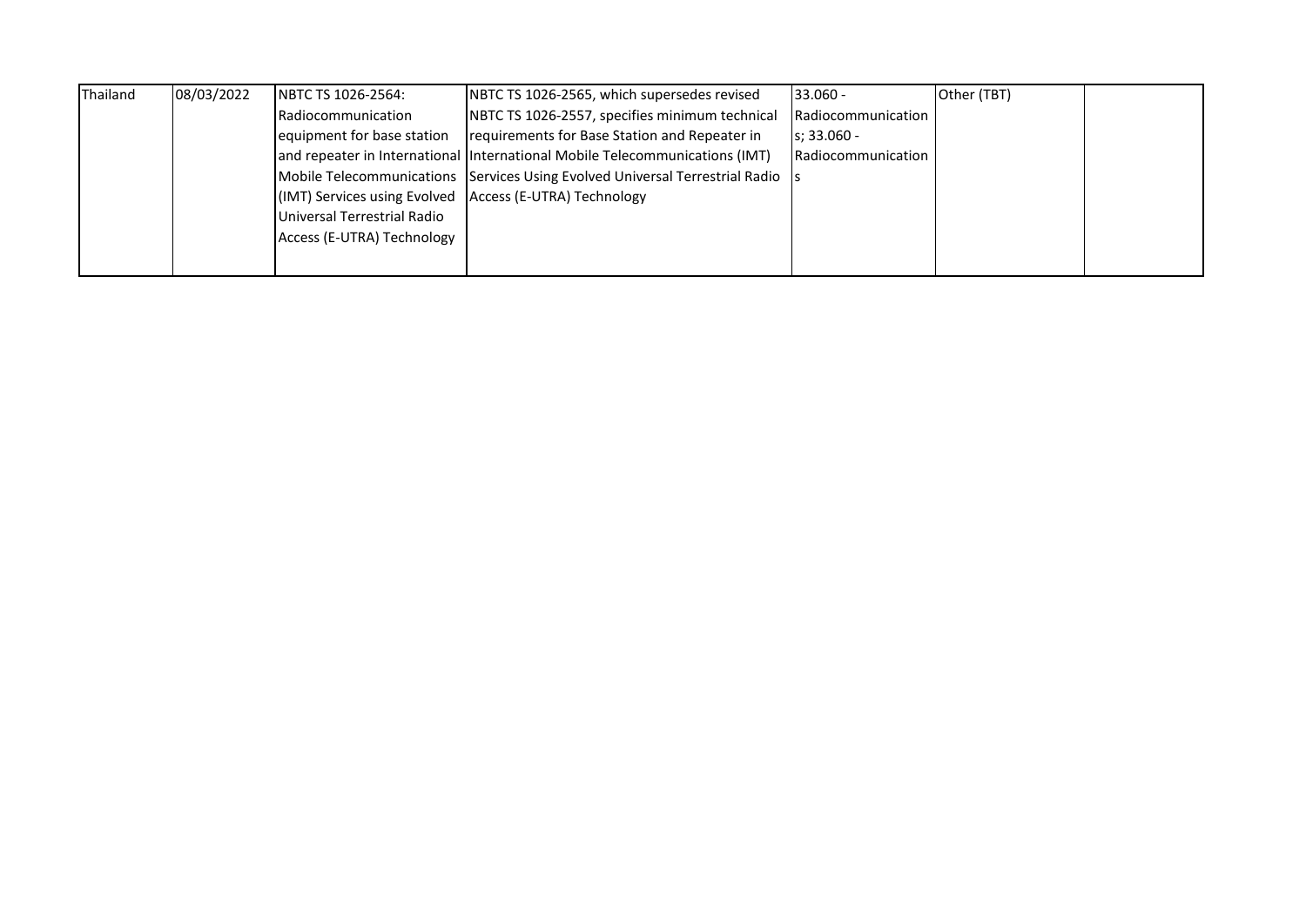| Thailand | 08/03/2022 | NBTC TS 1026-2564: Radiocommunication equipment for base station and repeater in International Mobile Telecommunications (IMT) Services using Evolved Universal Terrestrial Radio Access (E-UTRA) Technology | NBTC TS 1026-2565, which supersedes revised NBTC TS 1026-2557, specifies minimum technical requirements for Base Station and Repeater in International Mobile Telecommunications (IMT) Services Using Evolved Universal Terrestrial Radio Access (E-UTRA) Technology | 33.060 - Radiocommunications; 33.060 - Radiocommunications | Other (TBT) | |
|---|---|---|---|---|---|---|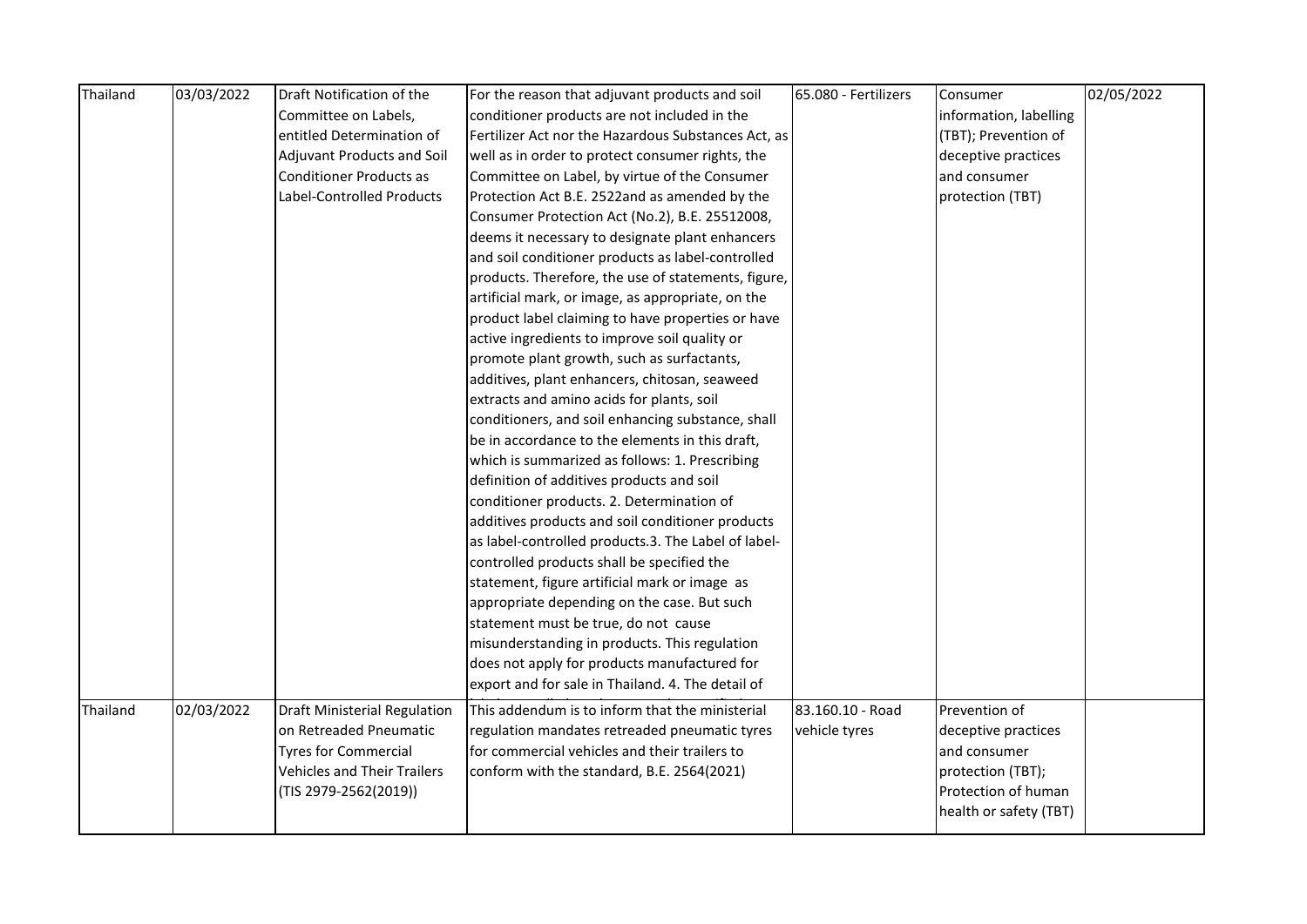| Thailand | 03/03/2022 | Draft Notification of the Committee on Labels, entitled Determination of Adjuvant Products and Soil Conditioner Products as Label-Controlled Products | For the reason that adjuvant products and soil conditioner products are not included in the Fertilizer Act nor the Hazardous Substances Act, as well as in order to protect consumer rights, the Committee on Label, by virtue of the Consumer Protection Act B.E. 2522and as amended by the Consumer Protection Act (No.2), B.E. 25512008, deems it necessary to designate plant enhancers and soil conditioner products as label-controlled products. Therefore, the use of statements, figure, artificial mark, or image, as appropriate, on the product label claiming to have properties or have active ingredients to improve soil quality or promote plant growth, such as surfactants, additives, plant enhancers, chitosan, seaweed extracts and amino acids for plants, soil conditioners, and soil enhancing substance, shall be in accordance to the elements in this draft, which is summarized as follows: 1. Prescribing definition of additives products and soil conditioner products. 2. Determination of additives products and soil conditioner products as label-controlled products.3. The Label of label-controlled products shall be specified the statement, figure artificial mark or image as appropriate depending on the case. But such statement must be true, do not cause misunderstanding in products. This regulation does not apply for products manufactured for export and for sale in Thailand. 4. The detail of | 65.080 - Fertilizers | Consumer information, labelling (TBT); Prevention of deceptive practices and consumer protection (TBT) | 02/05/2022 |
|---|---|---|---|---|---|---|
| Thailand | 02/03/2022 | Draft Ministerial Regulation on Retreaded Pneumatic Tyres for Commercial Vehicles and Their Trailers (TIS 2979-2562(2019)) | This addendum is to inform that the ministerial regulation mandates retreaded pneumatic tyres for commercial vehicles and their trailers to conform with the standard, B.E. 2564(2021) | 83.160.10 - Road vehicle tyres | Prevention of deceptive practices and consumer protection (TBT); Protection of human health or safety (TBT) | |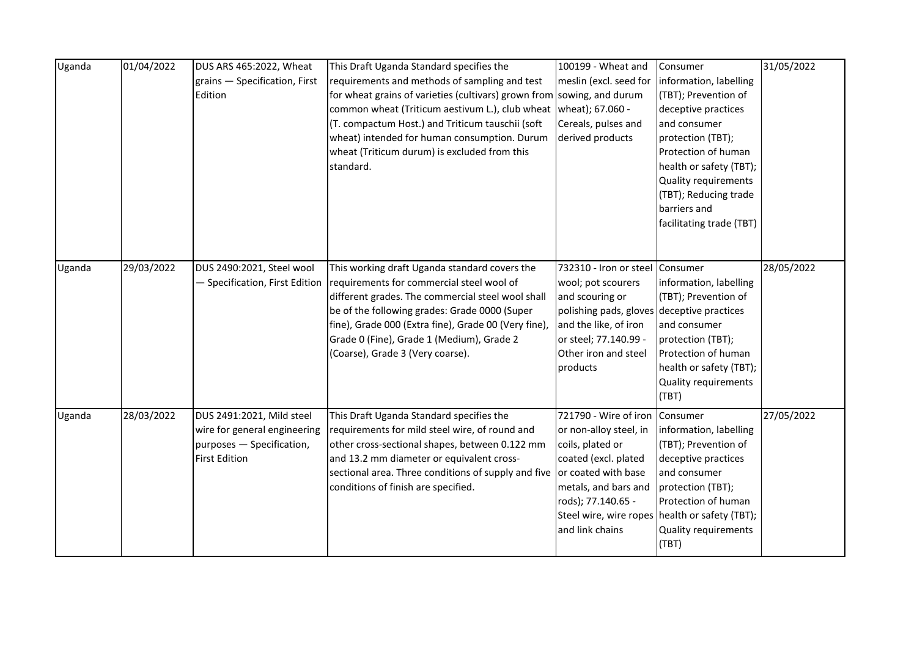| Uganda | 01/04/2022 | DUS ARS 465:2022, Wheat grains — Specification, First Edition | This Draft Uganda Standard specifies the requirements and methods of sampling and test for wheat grains of varieties (cultivars) grown from common wheat (Triticum aestivum L.), club wheat (T. compactum Host.) and Triticum tauschii (soft wheat) intended for human consumption. Durum wheat (Triticum durum) is excluded from this standard. | 100199 - Wheat and meslin (excl. seed for sowing, and durum wheat); 67.060 - Cereals, pulses and derived products | Consumer information, labelling (TBT); Prevention of deceptive practices and consumer protection (TBT); Protection of human health or safety (TBT); Quality requirements (TBT); Reducing trade barriers and facilitating trade (TBT) | 31/05/2022 |
|---|---|---|---|---|---|---|
| Uganda | 29/03/2022 | DUS 2490:2021, Steel wool — Specification, First Edition | This working draft Uganda standard covers the requirements for commercial steel wool of different grades. The commercial steel wool shall be of the following grades: Grade 0000 (Super fine), Grade 000 (Extra fine), Grade 00 (Very fine), Grade 0 (Fine), Grade 1 (Medium), Grade 2 (Coarse), Grade 3 (Very coarse). | 732310 - Iron or steel wool; pot scourers and scouring or polishing pads, gloves and the like, of iron or steel; 77.140.99 - Other iron and steel products | Consumer information, labelling (TBT); Prevention of deceptive practices and consumer protection (TBT); Protection of human health or safety (TBT); Quality requirements (TBT) | 28/05/2022 |
| Uganda | 28/03/2022 | DUS 2491:2021, Mild steel wire for general engineering purposes — Specification, First Edition | This Draft Uganda Standard specifies the requirements for mild steel wire, of round and other cross-sectional shapes, between 0.122 mm and 13.2 mm diameter or equivalent cross-sectional area. Three conditions of supply and five conditions of finish are specified. | 721790 - Wire of iron or non-alloy steel, in coils, plated or coated (excl. plated or coated with base metals, and bars and rods); 77.140.65 - Steel wire, wire ropes and link chains | Consumer information, labelling (TBT); Prevention of deceptive practices and consumer protection (TBT); Protection of human health or safety (TBT); Quality requirements (TBT) | 27/05/2022 |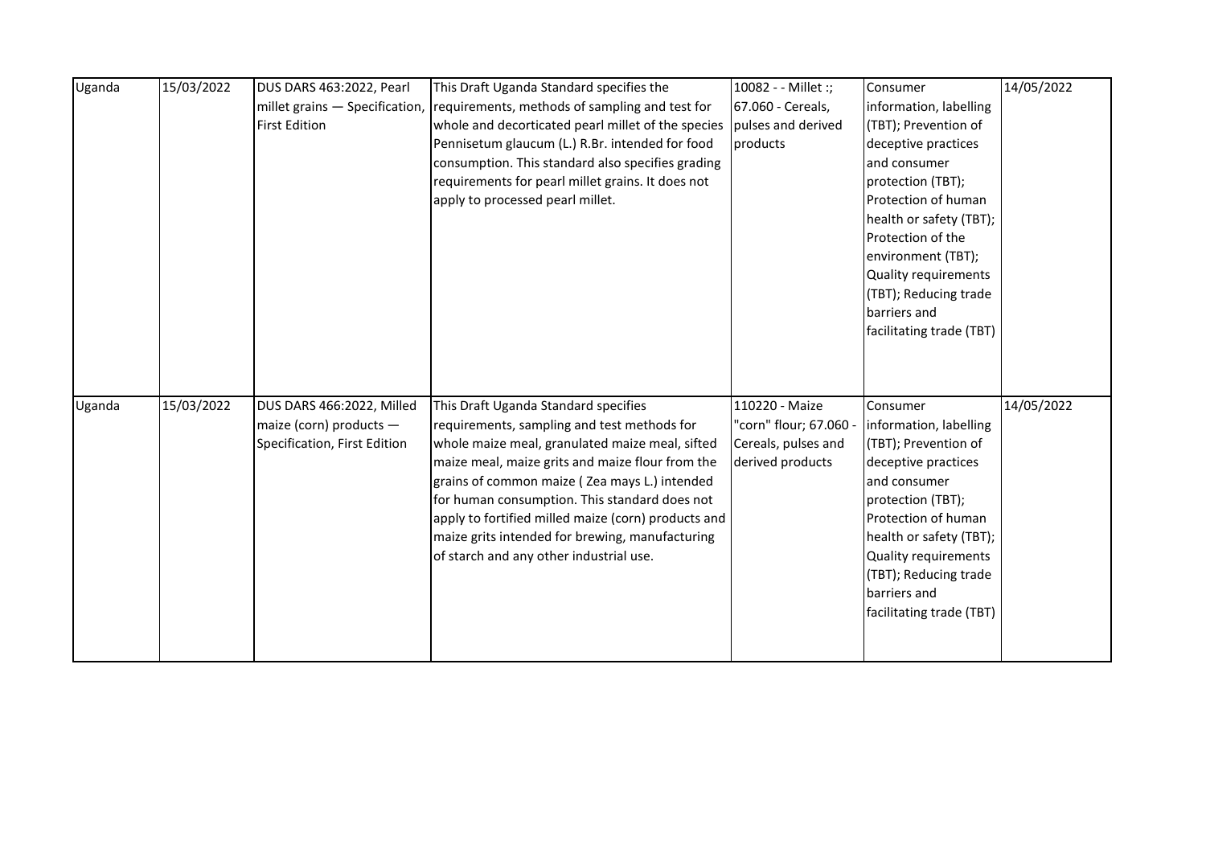| Uganda | 15/03/2022 | DUS DARS 463:2022, Pearl millet grains — Specification, First Edition | This Draft Uganda Standard specifies the requirements, methods of sampling and test for whole and decorticated pearl millet of the species Pennisetum glaucum (L.) R.Br. intended for food consumption. This standard also specifies grading requirements for pearl millet grains. It does not apply to processed pearl millet. | 10082 - - Millet :; 67.060 - Cereals, pulses and derived products | Consumer information, labelling (TBT); Prevention of deceptive practices and consumer protection (TBT); Protection of human health or safety (TBT); Protection of the environment (TBT); Quality requirements (TBT); Reducing trade barriers and facilitating trade (TBT) | 14/05/2022 |
|---|---|---|---|---|---|---|
| Uganda | 15/03/2022 | DUS DARS 466:2022, Milled maize (corn) products — Specification, First Edition | This Draft Uganda Standard specifies requirements, sampling and test methods for whole maize meal, granulated maize meal, sifted maize meal, maize grits and maize flour from the grains of common maize ( Zea mays L.) intended for human consumption. This standard does not apply to fortified milled maize (corn) products and maize grits intended for brewing, manufacturing of starch and any other industrial use. | 110220 - Maize "corn" flour; 67.060 - Cereals, pulses and derived products | Consumer information, labelling (TBT); Prevention of deceptive practices and consumer protection (TBT); Protection of human health or safety (TBT); Quality requirements (TBT); Reducing trade barriers and facilitating trade (TBT) | 14/05/2022 |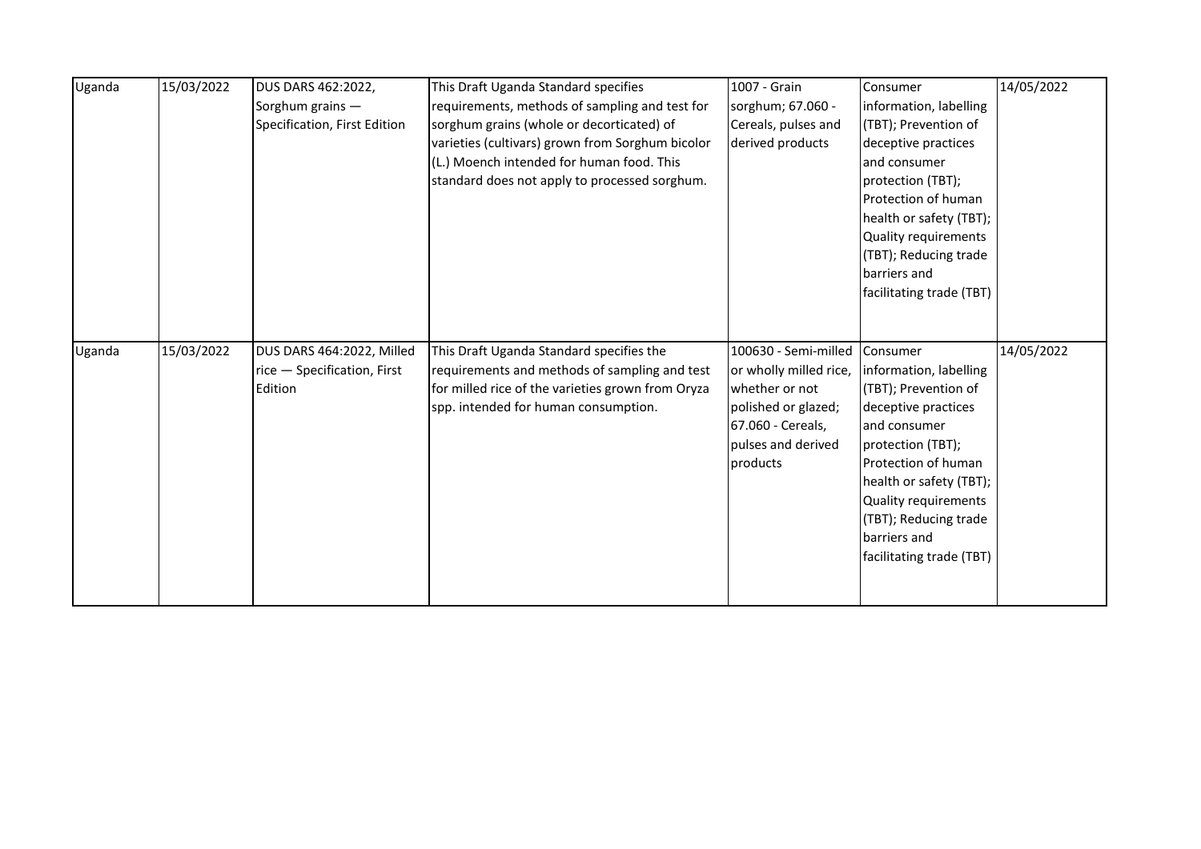| Uganda | 15/03/2022 | DUS DARS 462:2022, Sorghum grains — Specification, First Edition | This Draft Uganda Standard specifies requirements, methods of sampling and test for sorghum grains (whole or decorticated) of varieties (cultivars) grown from Sorghum bicolor (L.) Moench intended for human food. This standard does not apply to processed sorghum. | 1007 - Grain sorghum; 67.060 - Cereals, pulses and derived products | Consumer information, labelling (TBT); Prevention of deceptive practices and consumer protection (TBT); Protection of human health or safety (TBT); Quality requirements (TBT); Reducing trade barriers and facilitating trade (TBT) | 14/05/2022 |
|---|---|---|---|---|---|---|
| Uganda | 15/03/2022 | DUS DARS 464:2022, Milled rice — Specification, First Edition | This Draft Uganda Standard specifies the requirements and methods of sampling and test for milled rice of the varieties grown from Oryza spp. intended for human consumption. | 100630 - Semi-milled or wholly milled rice, whether or not polished or glazed; 67.060 - Cereals, pulses and derived products | Consumer information, labelling (TBT); Prevention of deceptive practices and consumer protection (TBT); Protection of human health or safety (TBT); Quality requirements (TBT); Reducing trade barriers and facilitating trade (TBT) | 14/05/2022 |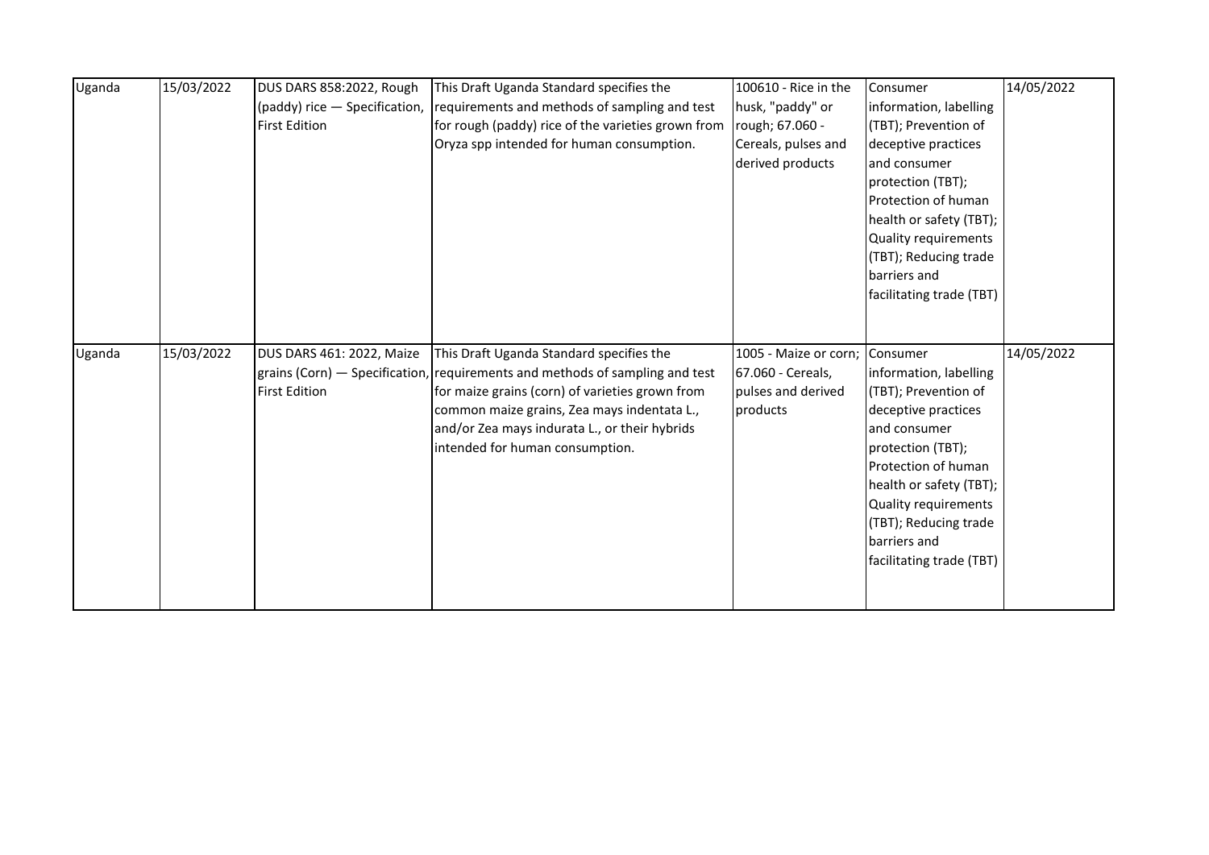| | | | | | | |
|---|---|---|---|---|---|---|
| Uganda | 15/03/2022 | DUS DARS 858:2022, Rough (paddy) rice — Specification, First Edition | This Draft Uganda Standard specifies the requirements and methods of sampling and test for rough (paddy) rice of the varieties grown from Oryza spp intended for human consumption. | 100610 - Rice in the husk, "paddy" or rough; 67.060 - Cereals, pulses and derived products | Consumer information, labelling (TBT); Prevention of deceptive practices and consumer protection (TBT); Protection of human health or safety (TBT); Quality requirements (TBT); Reducing trade barriers and facilitating trade (TBT) | 14/05/2022 |
| Uganda | 15/03/2022 | DUS DARS 461: 2022, Maize grains (Corn) — Specification, First Edition | This Draft Uganda Standard specifies the requirements and methods of sampling and test for maize grains (corn) of varieties grown from common maize grains, Zea mays indentata L., and/or Zea mays indurata L., or their hybrids intended for human consumption. | 1005 - Maize or corn; 67.060 - Cereals, pulses and derived products | Consumer information, labelling (TBT); Prevention of deceptive practices and consumer protection (TBT); Protection of human health or safety (TBT); Quality requirements (TBT); Reducing trade barriers and facilitating trade (TBT) | 14/05/2022 |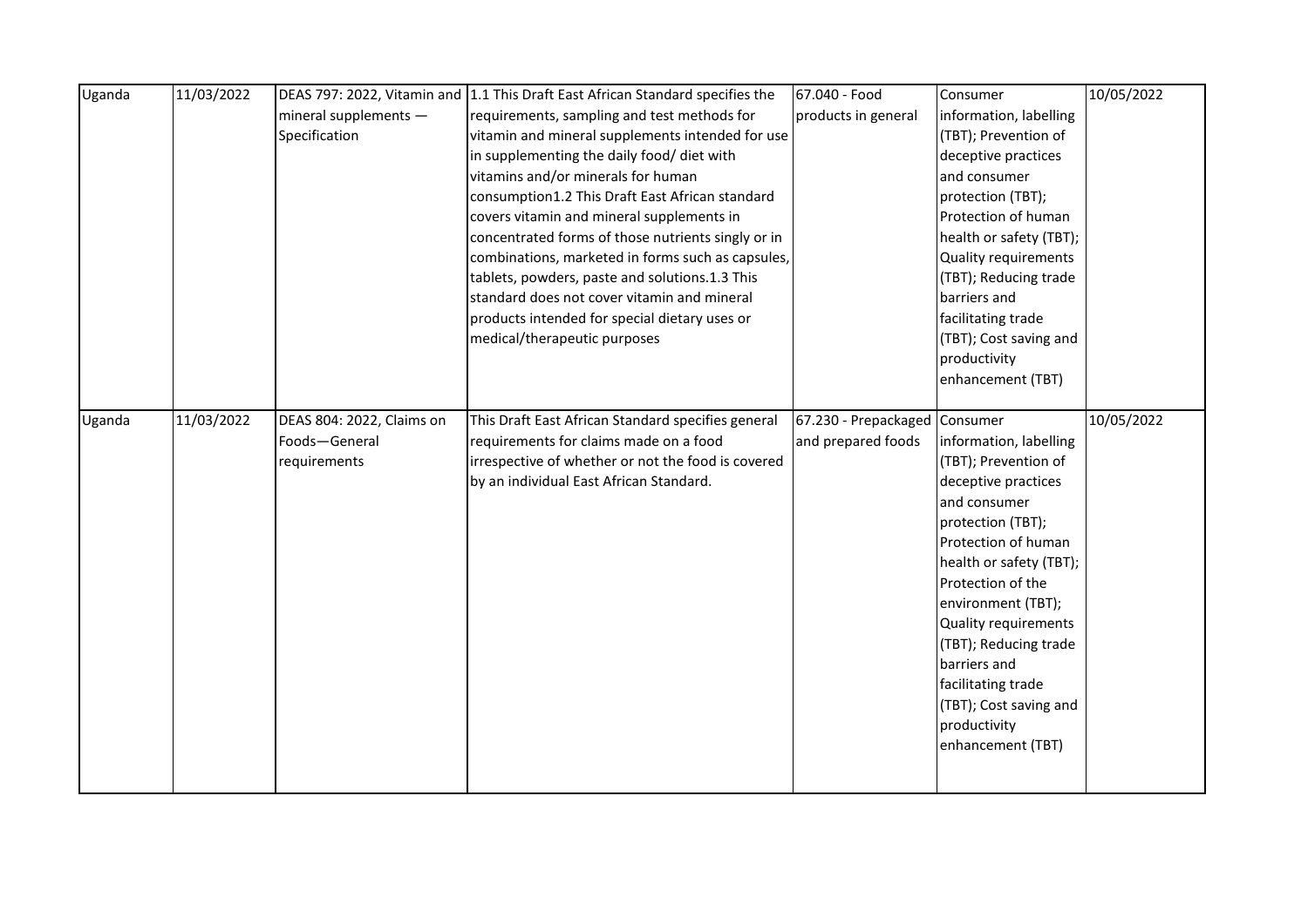| Uganda | 11/03/2022 | DEAS 797: 2022, Vitamin and mineral supplements — Specification | 1.1 This Draft East African Standard specifies the requirements, sampling and test methods for vitamin and mineral supplements intended for use in supplementing the daily food/ diet with vitamins and/or minerals for human consumption1.2 This Draft East African standard covers vitamin and mineral supplements in concentrated forms of those nutrients singly or in combinations, marketed in forms such as capsules, tablets, powders, paste and solutions.1.3 This standard does not cover vitamin and mineral products intended for special dietary uses or medical/therapeutic purposes | 67.040 - Food products in general | Consumer information, labelling (TBT); Prevention of deceptive practices and consumer protection (TBT); Protection of human health or safety (TBT); Quality requirements (TBT); Reducing trade barriers and facilitating trade (TBT); Cost saving and productivity enhancement (TBT) | 10/05/2022 |
|---|---|---|---|---|---|---|
| Uganda | 11/03/2022 | DEAS 804: 2022, Claims on Foods—General requirements | This Draft East African Standard specifies general requirements for claims made on a food irrespective of whether or not the food is covered by an individual East African Standard. | 67.230 - Prepackaged and prepared foods | Consumer information, labelling (TBT); Prevention of deceptive practices and consumer protection (TBT); Protection of human health or safety (TBT); Protection of the environment (TBT); Quality requirements (TBT); Reducing trade barriers and facilitating trade (TBT); Cost saving and productivity enhancement (TBT) | 10/05/2022 |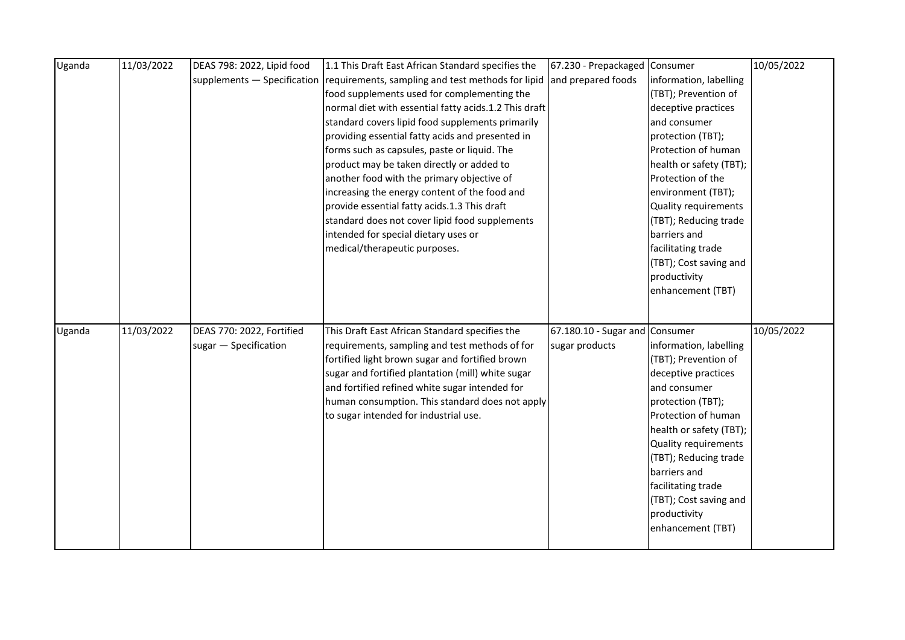| Uganda | 11/03/2022 | DEAS 798: 2022, Lipid food supplements — Specification | 1.1 This Draft East African Standard specifies the requirements, sampling and test methods for lipid food supplements used for complementing the normal diet with essential fatty acids.1.2 This draft standard covers lipid food supplements primarily providing essential fatty acids and presented in forms such as capsules, paste or liquid. The product may be taken directly or added to another food with the primary objective of increasing the energy content of the food and provide essential fatty acids.1.3 This draft standard does not cover lipid food supplements intended for special dietary uses or medical/therapeutic purposes. | 67.230 - Prepackaged and prepared foods | Consumer information, labelling (TBT); Prevention of deceptive practices and consumer protection (TBT); Protection of human health or safety (TBT); Protection of the environment (TBT); Quality requirements (TBT); Reducing trade barriers and facilitating trade (TBT); Cost saving and productivity enhancement (TBT) | 10/05/2022 |
|---|---|---|---|---|---|---|
| Uganda | 11/03/2022 | DEAS 770: 2022, Fortified sugar — Specification | This Draft East African Standard specifies the requirements, sampling and test methods of for fortified light brown sugar and fortified brown sugar and fortified plantation (mill) white sugar and fortified refined white sugar intended for human consumption. This standard does not apply to sugar intended for industrial use. | 67.180.10 - Sugar and sugar products | Consumer information, labelling (TBT); Prevention of deceptive practices and consumer protection (TBT); Protection of human health or safety (TBT); Quality requirements (TBT); Reducing trade barriers and facilitating trade (TBT); Cost saving and productivity enhancement (TBT) | 10/05/2022 |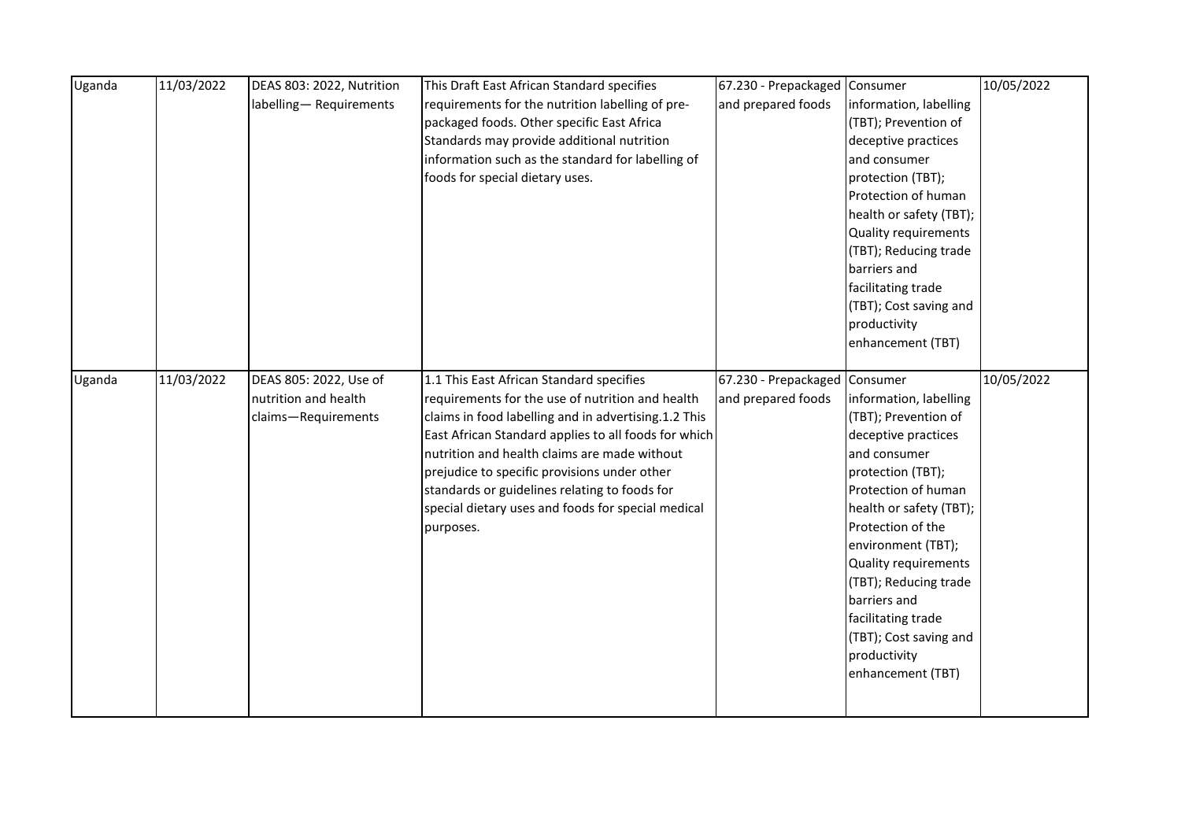| Uganda | 11/03/2022 | DEAS 803: 2022, Nutrition labelling— Requirements | This Draft East African Standard specifies requirements for the nutrition labelling of pre-packaged foods. Other specific East Africa Standards may provide additional nutrition information such as the standard for labelling of foods for special dietary uses. | 67.230 - Prepackaged and prepared foods | Consumer information, labelling (TBT); Prevention of deceptive practices and consumer protection (TBT); Protection of human health or safety (TBT); Quality requirements (TBT); Reducing trade barriers and facilitating trade (TBT); Cost saving and productivity enhancement (TBT) | 10/05/2022 |
|---|---|---|---|---|---|---|
| Uganda | 11/03/2022 | DEAS 805: 2022, Use of nutrition and health claims—Requirements | 1.1 This East African Standard specifies requirements for the use of nutrition and health claims in food labelling and in advertising.1.2 This East African Standard applies to all foods for which nutrition and health claims are made without prejudice to specific provisions under other standards or guidelines relating to foods for special dietary uses and foods for special medical purposes. | 67.230 - Prepackaged and prepared foods | Consumer information, labelling (TBT); Prevention of deceptive practices and consumer protection (TBT); Protection of human health or safety (TBT); Protection of the environment (TBT); Quality requirements (TBT); Reducing trade barriers and facilitating trade (TBT); Cost saving and productivity enhancement (TBT) | 10/05/2022 |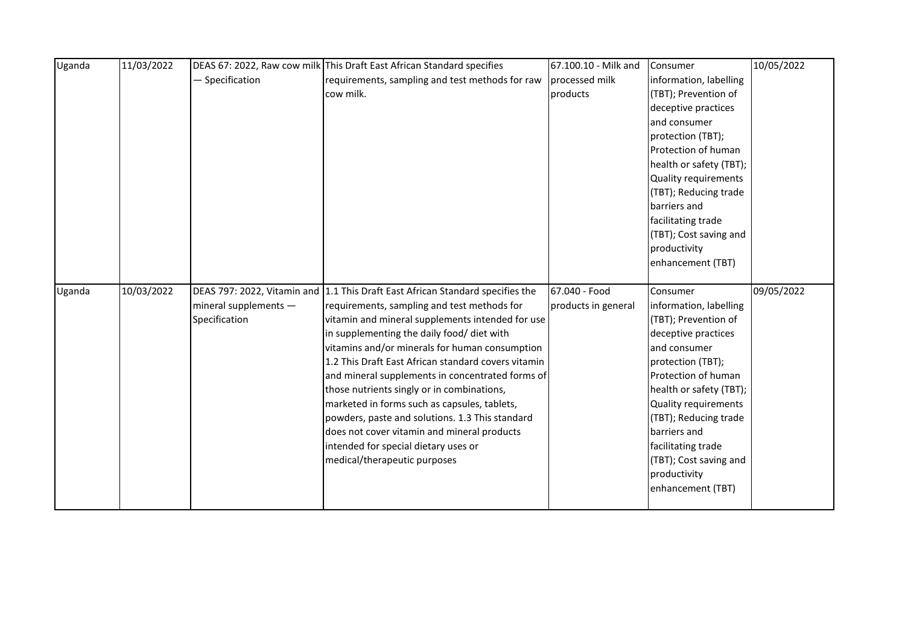| Uganda | 11/03/2022 | DEAS 67: 2022, Raw cow milk — Specification | This Draft East African Standard specifies requirements, sampling and test methods for raw cow milk. | 67.100.10 - Milk and processed milk products | Consumer information, labelling (TBT); Prevention of deceptive practices and consumer protection (TBT); Protection of human health or safety (TBT); Quality requirements (TBT); Reducing trade barriers and facilitating trade (TBT); Cost saving and productivity enhancement (TBT) | 10/05/2022 |
|---|---|---|---|---|---|---|
| Uganda | 10/03/2022 | DEAS 797: 2022, Vitamin and mineral supplements — Specification | 1.1 This Draft East African Standard specifies the requirements, sampling and test methods for vitamin and mineral supplements intended for use in supplementing the daily food/ diet with vitamins and/or minerals for human consumption 1.2 This Draft East African standard covers vitamin and mineral supplements in concentrated forms of those nutrients singly or in combinations, marketed in forms such as capsules, tablets, powders, paste and solutions. 1.3 This standard does not cover vitamin and mineral products intended for special dietary uses or medical/therapeutic purposes | 67.040 - Food products in general | Consumer information, labelling (TBT); Prevention of deceptive practices and consumer protection (TBT); Protection of human health or safety (TBT); Quality requirements (TBT); Reducing trade barriers and facilitating trade (TBT); Cost saving and productivity enhancement (TBT) | 09/05/2022 |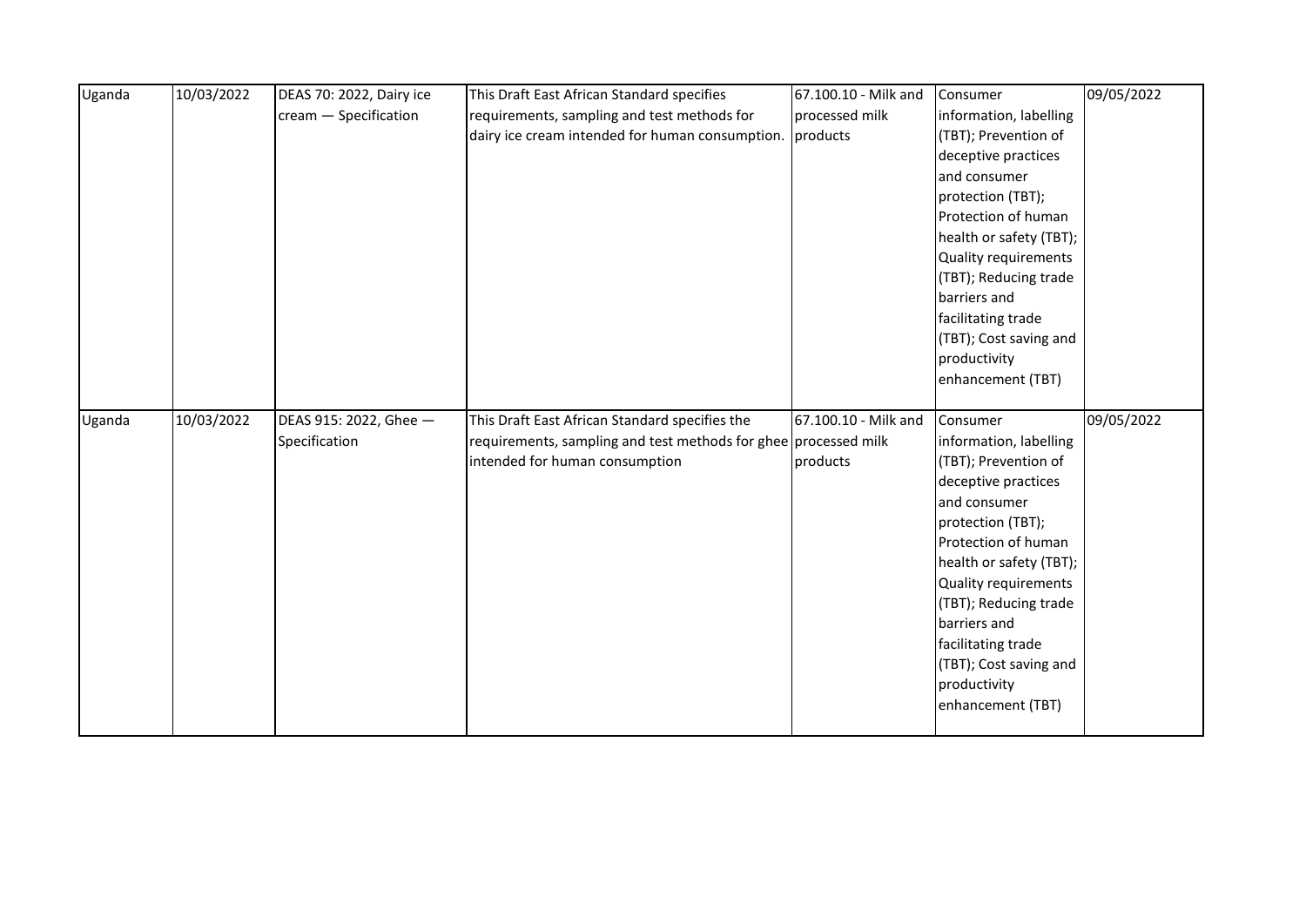| Uganda | 10/03/2022 | DEAS 70: 2022, Dairy ice cream — Specification | This Draft East African Standard specifies requirements, sampling and test methods for dairy ice cream intended for human consumption. | 67.100.10 - Milk and processed milk products | Consumer information, labelling (TBT); Prevention of deceptive practices and consumer protection (TBT); Protection of human health or safety (TBT); Quality requirements (TBT); Reducing trade barriers and facilitating trade (TBT); Cost saving and productivity enhancement (TBT) | 09/05/2022 |
|---|---|---|---|---|---|---|
| Uganda | 10/03/2022 | DEAS 915: 2022, Ghee — Specification | This Draft East African Standard specifies the requirements, sampling and test methods for ghee intended for human consumption | 67.100.10 - Milk and processed milk products | Consumer information, labelling (TBT); Prevention of deceptive practices and consumer protection (TBT); Protection of human health or safety (TBT); Quality requirements (TBT); Reducing trade barriers and facilitating trade (TBT); Cost saving and productivity enhancement (TBT) | 09/05/2022 |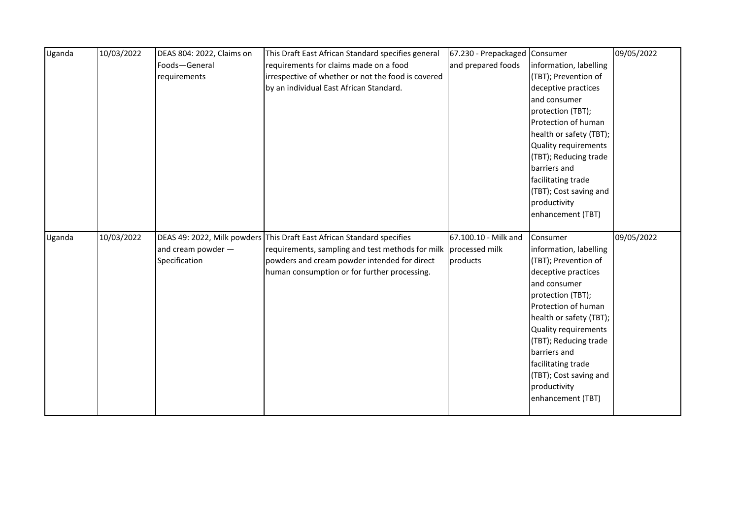| Uganda | 10/03/2022 | DEAS 804: 2022, Claims on Foods—General requirements | This Draft East African Standard specifies general requirements for claims made on a food irrespective of whether or not the food is covered by an individual East African Standard. | 67.230 - Prepackaged and prepared foods | Consumer information, labelling (TBT); Prevention of deceptive practices and consumer protection (TBT); Protection of human health or safety (TBT); Quality requirements (TBT); Reducing trade barriers and facilitating trade (TBT); Cost saving and productivity enhancement (TBT) | 09/05/2022 |
|---|---|---|---|---|---|---|
| Uganda | 10/03/2022 | DEAS 49: 2022, Milk powders and cream powder — Specification | This Draft East African Standard specifies requirements, sampling and test methods for milk powders and cream powder intended for direct human consumption or for further processing. | 67.100.10 - Milk and processed milk products | Consumer information, labelling (TBT); Prevention of deceptive practices and consumer protection (TBT); Protection of human health or safety (TBT); Quality requirements (TBT); Reducing trade barriers and facilitating trade (TBT); Cost saving and productivity enhancement (TBT) | 09/05/2022 |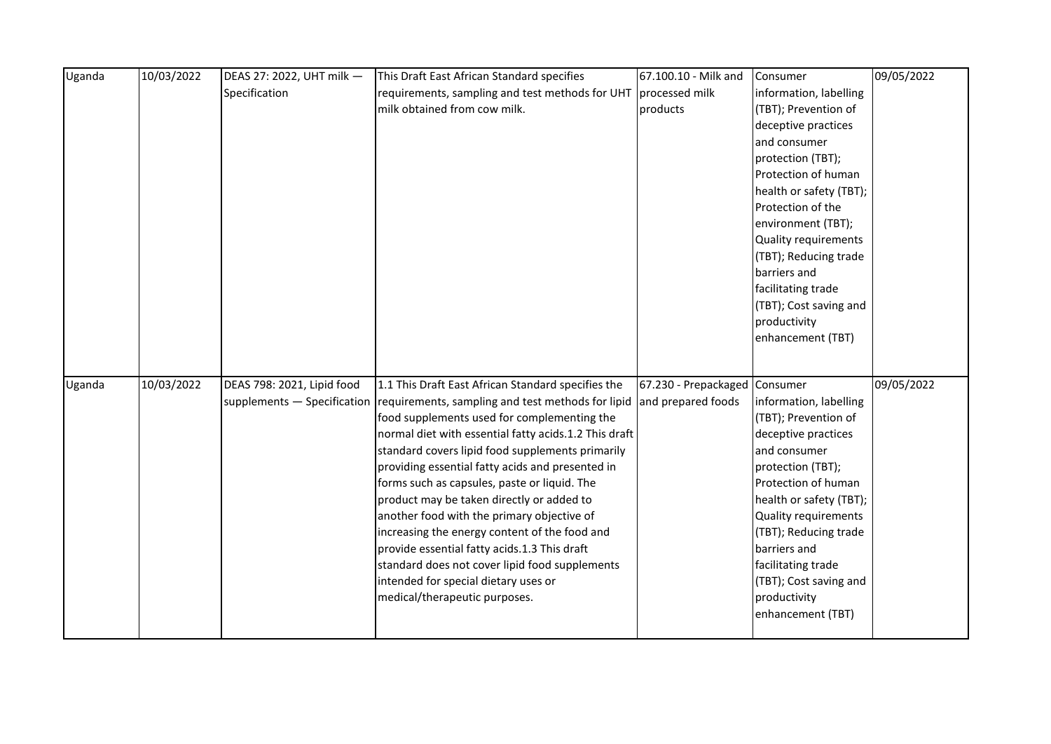| | | | | | | |
|---|---|---|---|---|---|---|
| Uganda | 10/03/2022 | DEAS 27: 2022, UHT milk — Specification | This Draft East African Standard specifies requirements, sampling and test methods for UHT milk obtained from cow milk. | 67.100.10 - Milk and processed milk products | Consumer information, labelling (TBT); Prevention of deceptive practices and consumer protection (TBT); Protection of human health or safety (TBT); Protection of the environment (TBT); Quality requirements (TBT); Reducing trade barriers and facilitating trade (TBT); Cost saving and productivity enhancement (TBT) | 09/05/2022 |
| Uganda | 10/03/2022 | DEAS 798: 2021, Lipid food supplements — Specification | 1.1 This Draft East African Standard specifies the requirements, sampling and test methods for lipid food supplements used for complementing the normal diet with essential fatty acids.1.2 This draft standard covers lipid food supplements primarily providing essential fatty acids and presented in forms such as capsules, paste or liquid. The product may be taken directly or added to another food with the primary objective of increasing the energy content of the food and provide essential fatty acids.1.3 This draft standard does not cover lipid food supplements intended for special dietary uses or medical/therapeutic purposes. | 67.230 - Prepackaged and prepared foods | Consumer information, labelling (TBT); Prevention of deceptive practices and consumer protection (TBT); Protection of human health or safety (TBT); Quality requirements (TBT); Reducing trade barriers and facilitating trade (TBT); Cost saving and productivity enhancement (TBT) | 09/05/2022 |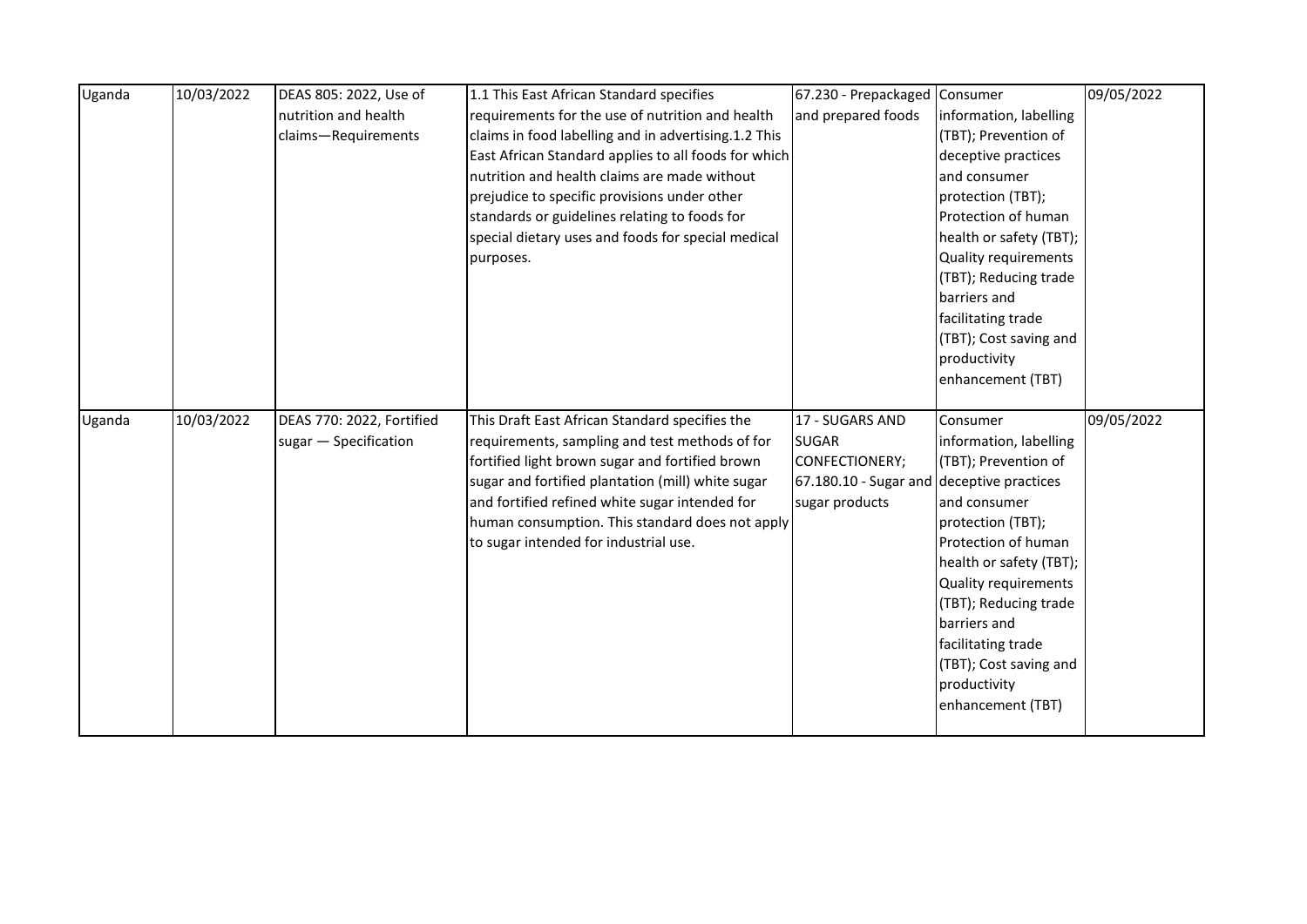| Uganda | 10/03/2022 | DEAS 805: 2022, Use of nutrition and health claims—Requirements | 1.1 This East African Standard specifies requirements for the use of nutrition and health claims in food labelling and in advertising.1.2 This East African Standard applies to all foods for which nutrition and health claims are made without prejudice to specific provisions under other standards or guidelines relating to foods for special dietary uses and foods for special medical purposes. | 67.230 - Prepackaged and prepared foods | Consumer information, labelling (TBT); Prevention of deceptive practices and consumer protection (TBT); Protection of human health or safety (TBT); Quality requirements (TBT); Reducing trade barriers and facilitating trade (TBT); Cost saving and productivity enhancement (TBT) | 09/05/2022 |
|---|---|---|---|---|---|---|
| Uganda | 10/03/2022 | DEAS 770: 2022, Fortified sugar — Specification | This Draft East African Standard specifies the requirements, sampling and test methods of for fortified light brown sugar and fortified brown sugar and fortified plantation (mill) white sugar and fortified refined white sugar intended for human consumption. This standard does not apply to sugar intended for industrial use. | 17 - SUGARS AND SUGAR CONFECTIONERY; 67.180.10 - Sugar and sugar products | Consumer information, labelling (TBT); Prevention of deceptive practices and consumer protection (TBT); Protection of human health or safety (TBT); Quality requirements (TBT); Reducing trade barriers and facilitating trade (TBT); Cost saving and productivity enhancement (TBT) | 09/05/2022 |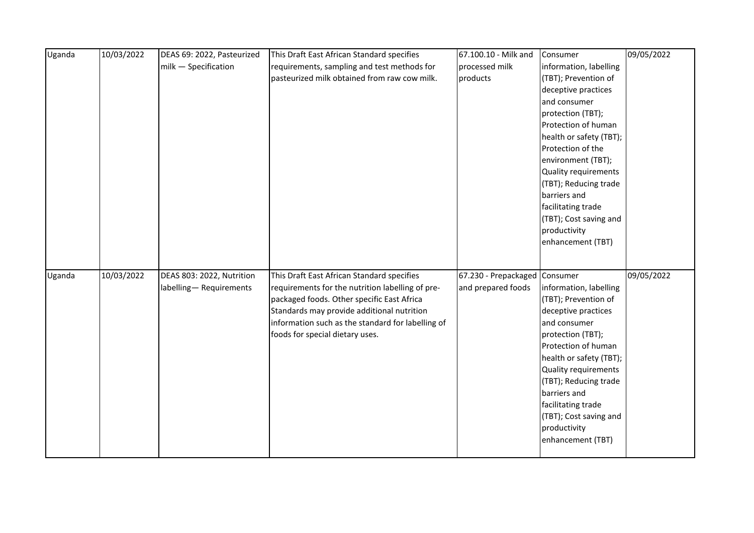| Uganda | 10/03/2022 | DEAS 69: 2022, Pasteurized milk — Specification | This Draft East African Standard specifies requirements, sampling and test methods for pasteurized milk obtained from raw cow milk. | 67.100.10 - Milk and processed milk products | Consumer information, labelling (TBT); Prevention of deceptive practices and consumer protection (TBT); Protection of human health or safety (TBT); Protection of the environment (TBT); Quality requirements (TBT); Reducing trade barriers and facilitating trade (TBT); Cost saving and productivity enhancement (TBT) | 09/05/2022 |
|---|---|---|---|---|---|---|
| Uganda | 10/03/2022 | DEAS 803: 2022, Nutrition labelling— Requirements | This Draft East African Standard specifies requirements for the nutrition labelling of pre-packaged foods. Other specific East Africa Standards may provide additional nutrition information such as the standard for labelling of foods for special dietary uses. | 67.230 - Prepackaged and prepared foods | Consumer information, labelling (TBT); Prevention of deceptive practices and consumer protection (TBT); Protection of human health or safety (TBT); Quality requirements (TBT); Reducing trade barriers and facilitating trade (TBT); Cost saving and productivity enhancement (TBT) | 09/05/2022 |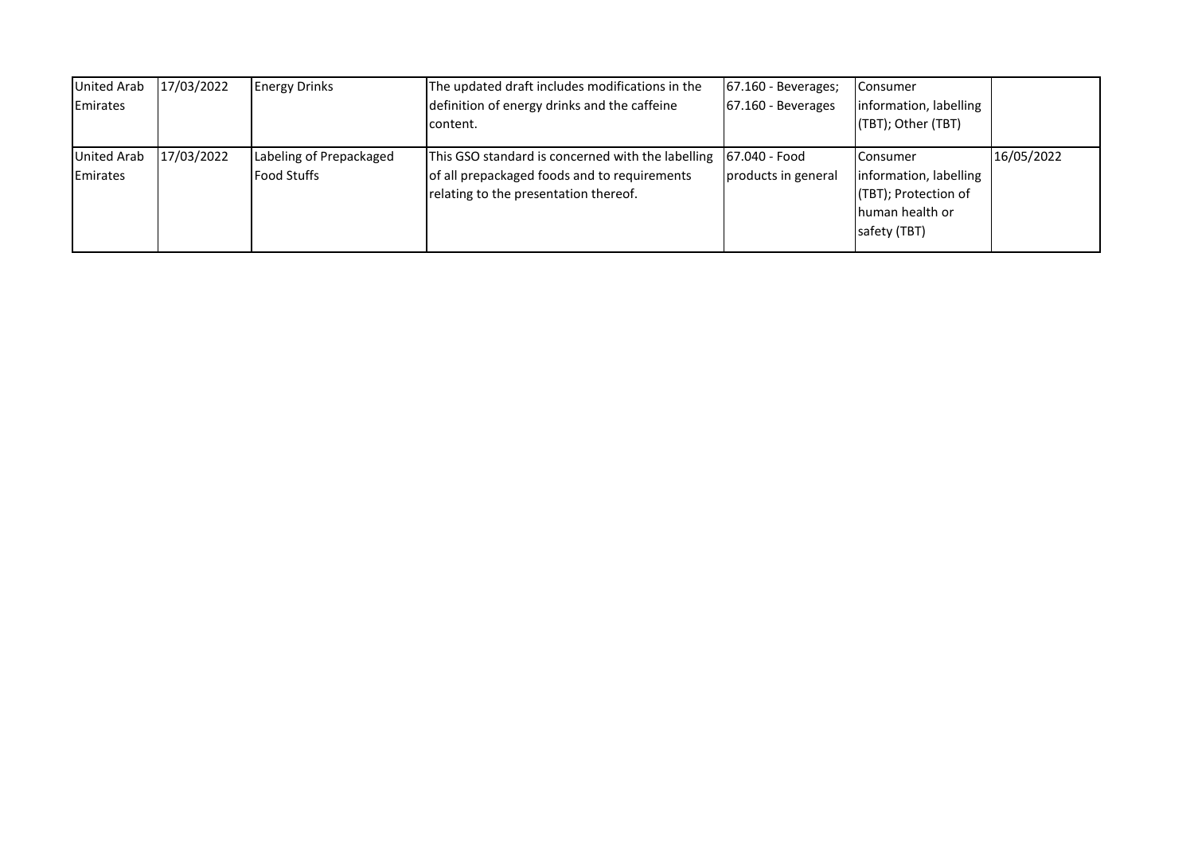| | | | | | | |
|---|---|---|---|---|---|---|
| United Arab Emirates | 17/03/2022 | Energy Drinks | The updated draft includes modifications in the definition of energy drinks and the caffeine content. | 67.160 - Beverages; 67.160 - Beverages | Consumer information, labelling (TBT); Other (TBT) | |
| United Arab Emirates | 17/03/2022 | Labeling of Prepackaged Food Stuffs | This GSO standard is concerned with the labelling of all prepackaged foods and to requirements relating to the presentation thereof. | 67.040 - Food products in general | Consumer information, labelling (TBT); Protection of human health or safety (TBT) | 16/05/2022 |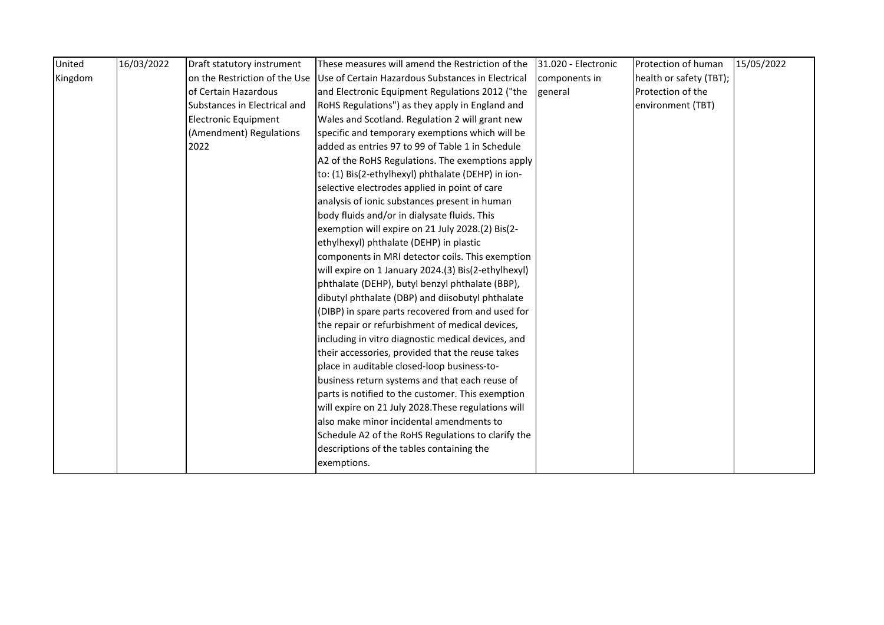| United Kingdom | 16/03/2022 | Draft statutory instrument on the Restriction of the Use of Certain Hazardous Substances in Electrical and Electronic Equipment (Amendment) Regulations 2022 | These measures will amend the Restriction of the Use of Certain Hazardous Substances in Electrical and Electronic Equipment Regulations 2012 ("the RoHS Regulations") as they apply in England and Wales and Scotland. Regulation 2 will grant new specific and temporary exemptions which will be added as entries 97 to 99 of Table 1 in Schedule A2 of the RoHS Regulations. The exemptions apply to: (1) Bis(2-ethylhexyl) phthalate (DEHP) in ion-selective electrodes applied in point of care analysis of ionic substances present in human body fluids and/or in dialysate fluids. This exemption will expire on 21 July 2028.(2) Bis(2-ethylhexyl) phthalate (DEHP) in plastic components in MRI detector coils. This exemption will expire on 1 January 2024.(3) Bis(2-ethylhexyl) phthalate (DEHP), butyl benzyl phthalate (BBP), dibutyl phthalate (DBP) and diisobutyl phthalate (DIBP) in spare parts recovered from and used for the repair or refurbishment of medical devices, including in vitro diagnostic medical devices, and their accessories, provided that the reuse takes place in auditable closed-loop business-to-business return systems and that each reuse of parts is notified to the customer. This exemption will expire on 21 July 2028.These regulations will also make minor incidental amendments to Schedule A2 of the RoHS Regulations to clarify the descriptions of the tables containing the exemptions. | 31.020 - Electronic components in general | Protection of human health or safety (TBT); Protection of the environment (TBT) | 15/05/2022 |
|---|---|---|---|---|---|---|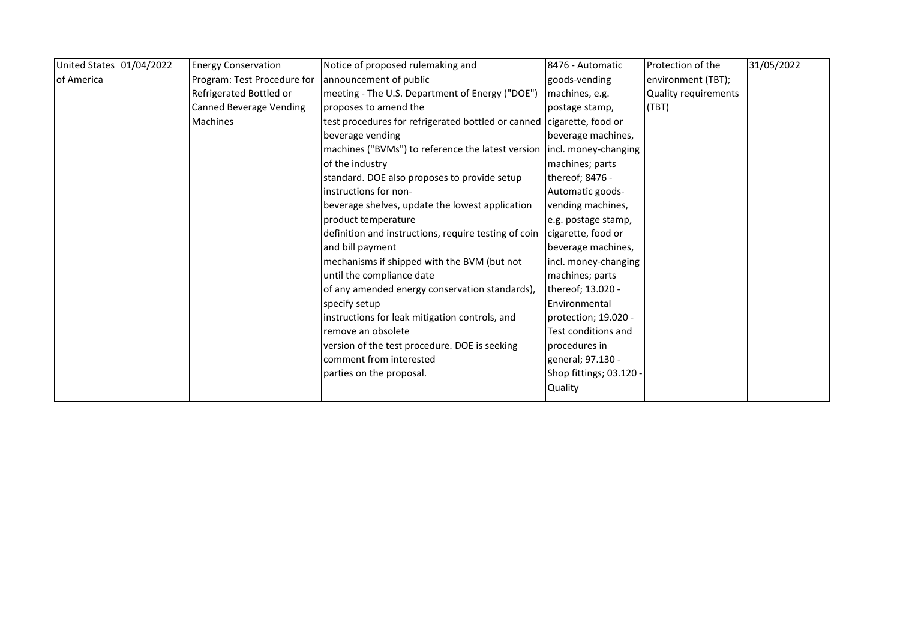| United States of America | 01/04/2022 | Energy Conservation Program: Test Procedure for Refrigerated Bottled or Canned Beverage Vending Machines | Notice of proposed rulemaking and announcement of public meeting - The U.S. Department of Energy ("DOE") proposes to amend the test procedures for refrigerated bottled or canned beverage vending machines ("BVMs") to reference the latest version of the industry standard. DOE also proposes to provide setup instructions for non-beverage shelves, update the lowest application product temperature definition and instructions, require testing of coin and bill payment mechanisms if shipped with the BVM (but not until the compliance date of any amended energy conservation standards), specify setup instructions for leak mitigation controls, and remove an obsolete version of the test procedure. DOE is seeking comment from interested parties on the proposal. | 8476 - Automatic goods-vending machines, e.g. postage stamp, cigarette, food or beverage machines, incl. money-changing machines; parts thereof; 8476 - Automatic goods-vending machines, e.g. postage stamp, cigarette, food or beverage machines, incl. money-changing machines; parts thereof; 13.020 - Environmental protection; 19.020 - Test conditions and procedures in general; 97.130 - Shop fittings; 03.120 - Quality | Protection of the environment (TBT); Quality requirements (TBT) | 31/05/2022 |
|---|---|---|---|---|---|---|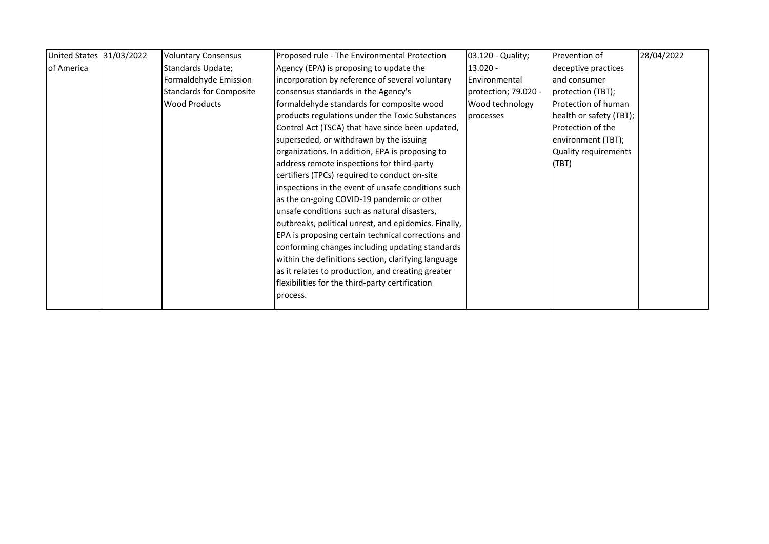| | | | | | | |
|---|---|---|---|---|---|---|
| United States of America | 31/03/2022 | Voluntary Consensus Standards Update; Formaldehyde Emission Standards for Composite Wood Products | Proposed rule - The Environmental Protection Agency (EPA) is proposing to update the incorporation by reference of several voluntary consensus standards in the Agency's formaldehyde standards for composite wood products regulations under the Toxic Substances Control Act (TSCA) that have since been updated, superseded, or withdrawn by the issuing organizations. In addition, EPA is proposing to address remote inspections for third-party certifiers (TPCs) required to conduct on-site inspections in the event of unsafe conditions such as the on-going COVID-19 pandemic or other unsafe conditions such as natural disasters, outbreaks, political unrest, and epidemics. Finally, EPA is proposing certain technical corrections and conforming changes including updating standards within the definitions section, clarifying language as it relates to production, and creating greater flexibilities for the third-party certification process. | 03.120 - Quality; 13.020 - Environmental protection; 79.020 - Wood technology processes | Prevention of deceptive practices and consumer protection (TBT); Protection of human health or safety (TBT); Protection of the environment (TBT); Quality requirements (TBT) | 28/04/2022 |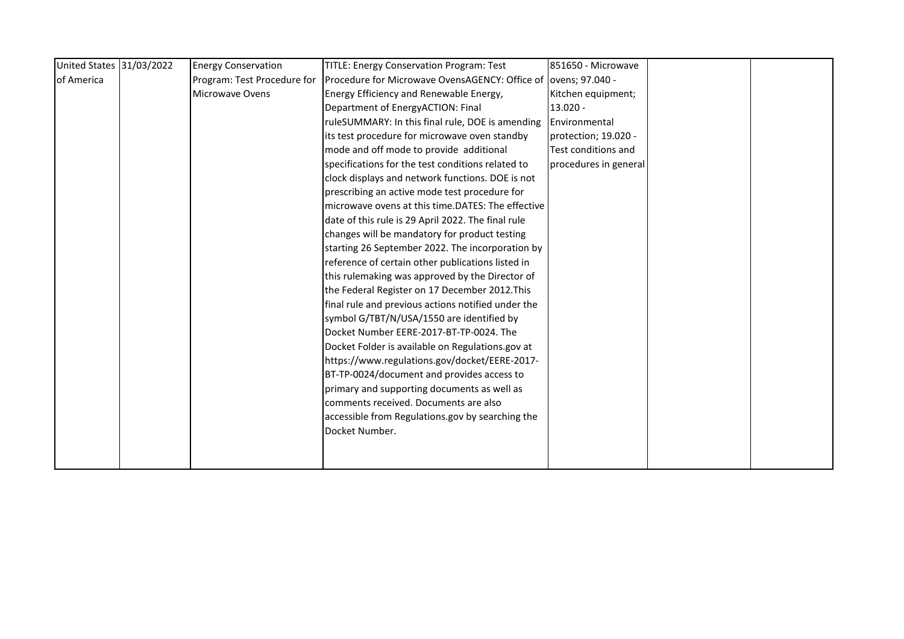| | | | | | | |
|---|---|---|---|---|---|---|
| United States of America | 31/03/2022 | Energy Conservation Program: Test Procedure for Microwave Ovens | TITLE: Energy Conservation Program: Test Procedure for Microwave OvensAGENCY: Office of Energy Efficiency and Renewable Energy, Department of EnergyACTION: Final ruleSUMMARY: In this final rule, DOE is amending its test procedure for microwave oven standby mode and off mode to provide additional specifications for the test conditions related to clock displays and network functions. DOE is not prescribing an active mode test procedure for microwave ovens at this time.DATES: The effective date of this rule is 29 April 2022. The final rule changes will be mandatory for product testing starting 26 September 2022. The incorporation by reference of certain other publications listed in this rulemaking was approved by the Director of the Federal Register on 17 December 2012.This final rule and previous actions notified under the symbol G/TBT/N/USA/1550 are identified by Docket Number EERE-2017-BT-TP-0024. The Docket Folder is available on Regulations.gov at https://www.regulations.gov/docket/EERE-2017-BT-TP-0024/document and provides access to primary and supporting documents as well as comments received. Documents are also accessible from Regulations.gov by searching the Docket Number. | 851650 - Microwave ovens; 97.040 - Kitchen equipment; 13.020 - Environmental protection; 19.020 - Test conditions and procedures in general | | |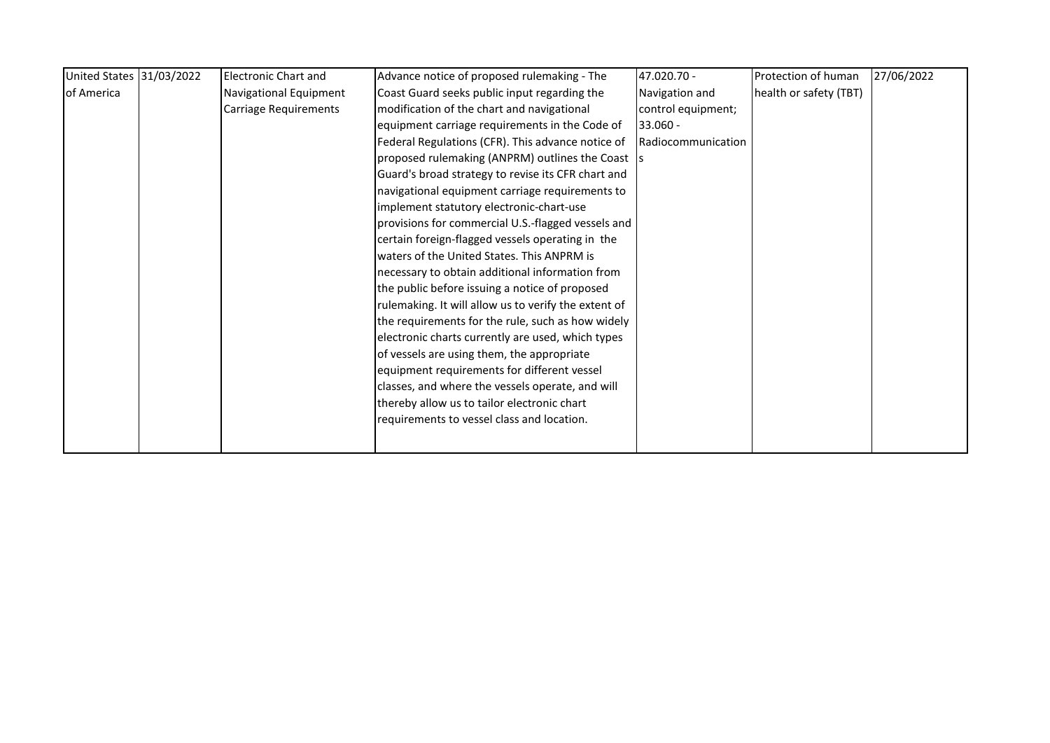| United States of America | 31/03/2022 | Electronic Chart and Navigational Equipment Carriage Requirements | Advance notice of proposed rulemaking - The Coast Guard seeks public input regarding the modification of the chart and navigational equipment carriage requirements in the Code of Federal Regulations (CFR). This advance notice of proposed rulemaking (ANPRM) outlines the Coast Guard's broad strategy to revise its CFR chart and navigational equipment carriage requirements to implement statutory electronic-chart-use provisions for commercial U.S.-flagged vessels and certain foreign-flagged vessels operating in the waters of the United States. This ANPRM is necessary to obtain additional information from the public before issuing a notice of proposed rulemaking. It will allow us to verify the extent of the requirements for the rule, such as how widely electronic charts currently are used, which types of vessels are using them, the appropriate equipment requirements for different vessel classes, and where the vessels operate, and will thereby allow us to tailor electronic chart requirements to vessel class and location. | 47.020.70 - Navigation and control equipment; 33.060 - Radiocommunications | Protection of human health or safety (TBT) | 27/06/2022 |
|---|---|---|---|---|---|---|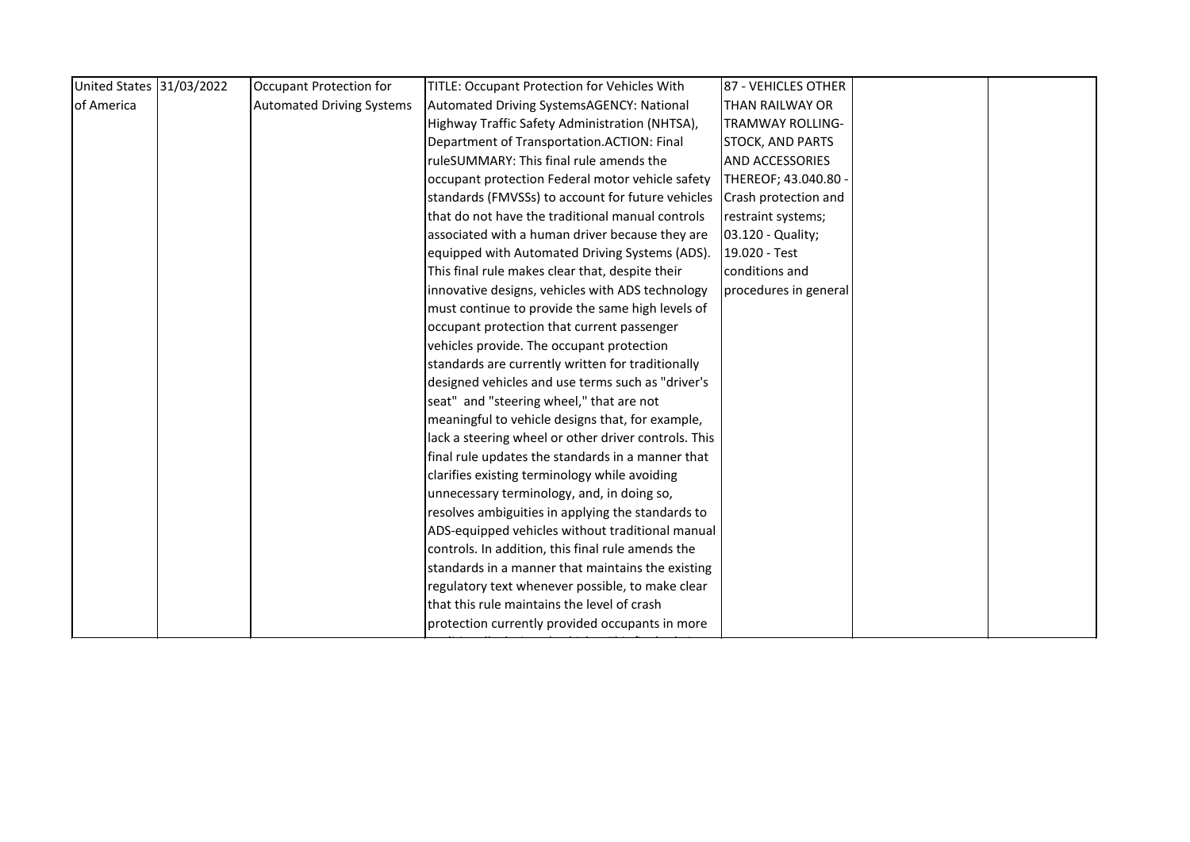| United States of America | 31/03/2022 | Occupant Protection for Automated Driving Systems | TITLE: Occupant Protection for Vehicles With Automated Driving SystemsAGENCY: National Highway Traffic Safety Administration (NHTSA), Department of Transportation.ACTION: Final ruleSUMMARY: This final rule amends the occupant protection Federal motor vehicle safety standards (FMVSSs) to account for future vehicles that do not have the traditional manual controls associated with a human driver because they are equipped with Automated Driving Systems (ADS). This final rule makes clear that, despite their innovative designs, vehicles with ADS technology must continue to provide the same high levels of occupant protection that current passenger vehicles provide. The occupant protection standards are currently written for traditionally designed vehicles and use terms such as "driver's seat" and "steering wheel," that are not meaningful to vehicle designs that, for example, lack a steering wheel or other driver controls. This final rule updates the standards in a manner that clarifies existing terminology while avoiding unnecessary terminology, and, in doing so, resolves ambiguities in applying the standards to ADS-equipped vehicles without traditional manual controls. In addition, this final rule amends the standards in a manner that maintains the existing regulatory text whenever possible, to make clear that this rule maintains the level of crash protection currently provided occupants in more | 87 - VEHICLES OTHER THAN RAILWAY OR TRAMWAY ROLLING-STOCK, AND PARTS AND ACCESSORIES THEREOF; 43.040.80 - Crash protection and restraint systems; 03.120 - Quality; 19.020 - Test conditions and procedures in general | | |
|---|---|---|---|---|---|---|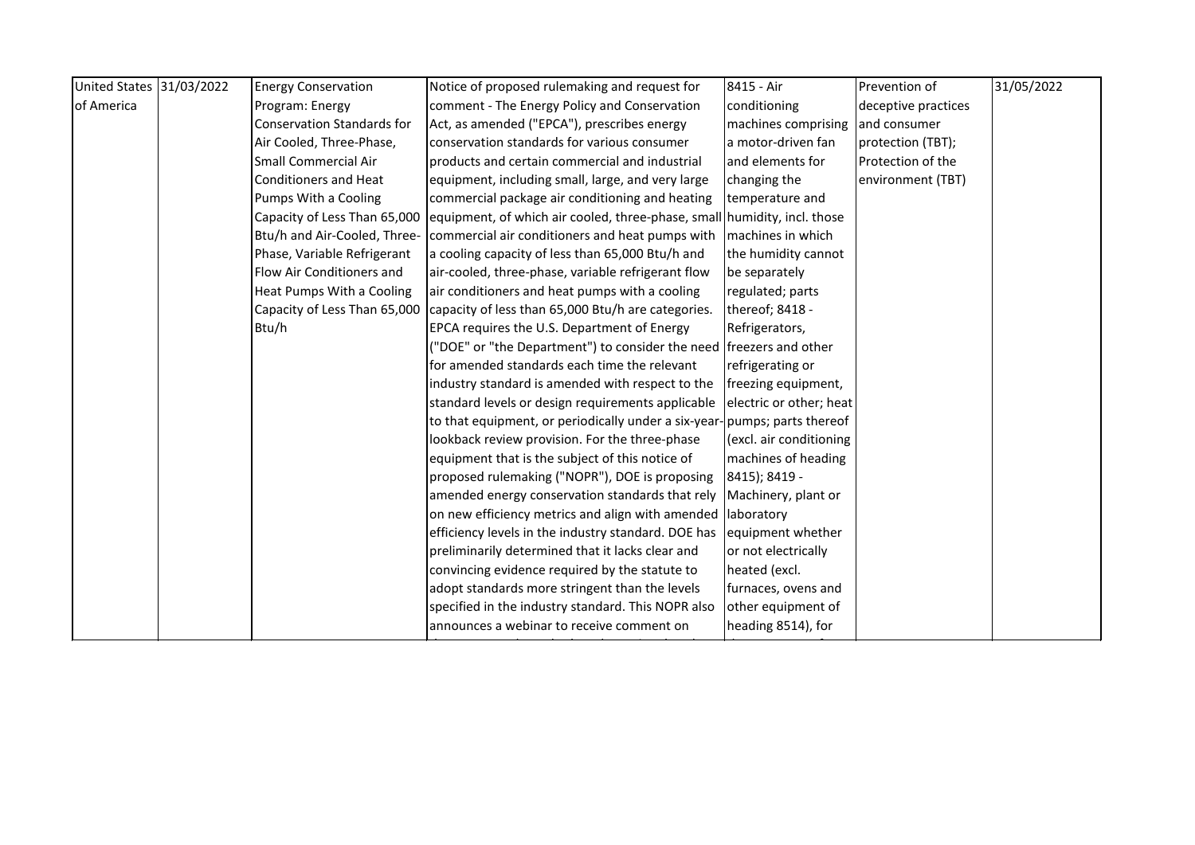| United States of America | 31/03/2022 | Energy Conservation Program: Energy Conservation Standards for Air Cooled, Three-Phase, Small Commercial Air Conditioners and Heat Pumps With a Cooling Capacity of Less Than 65,000 Btu/h and Air-Cooled, Three-Phase, Variable Refrigerant Flow Air Conditioners and Heat Pumps With a Cooling Capacity of Less Than 65,000 Btu/h | Notice of proposed rulemaking and request for comment - The Energy Policy and Conservation Act, as amended ("EPCA"), prescribes energy conservation standards for various consumer products and certain commercial and industrial equipment, including small, large, and very large commercial package air conditioning and heating equipment, of which air cooled, three-phase, small commercial air conditioners and heat pumps with a cooling capacity of less than 65,000 Btu/h and air-cooled, three-phase, variable refrigerant flow air conditioners and heat pumps with a cooling capacity of less than 65,000 Btu/h are categories. EPCA requires the U.S. Department of Energy ("DOE" or "the Department") to consider the need for amended standards each time the relevant industry standard is amended with respect to the standard levels or design requirements applicable to that equipment, or periodically under a six-year-lookback review provision. For the three-phase equipment that is the subject of this notice of proposed rulemaking ("NOPR"), DOE is proposing amended energy conservation standards that rely on new efficiency metrics and align with amended efficiency levels in the industry standard. DOE has preliminarily determined that it lacks clear and convincing evidence required by the statute to adopt standards more stringent than the levels specified in the industry standard. This NOPR also announces a webinar to receive comment on | 8415 - Air conditioning machines comprising a motor-driven fan and elements for changing the temperature and humidity, incl. those machines in which the humidity cannot be separately regulated; parts thereof; 8418 - Refrigerators, freezers and other refrigerating or freezing equipment, electric or other; heat pumps; parts thereof (excl. air conditioning machines of heading 8415); 8419 - Machinery, plant or laboratory equipment whether or not electrically heated (excl. furnaces, ovens and other equipment of heading 8514), for | Prevention of deceptive practices and consumer protection (TBT); Protection of the environment (TBT) | 31/05/2022 |
|---|---|---|---|---|---|---|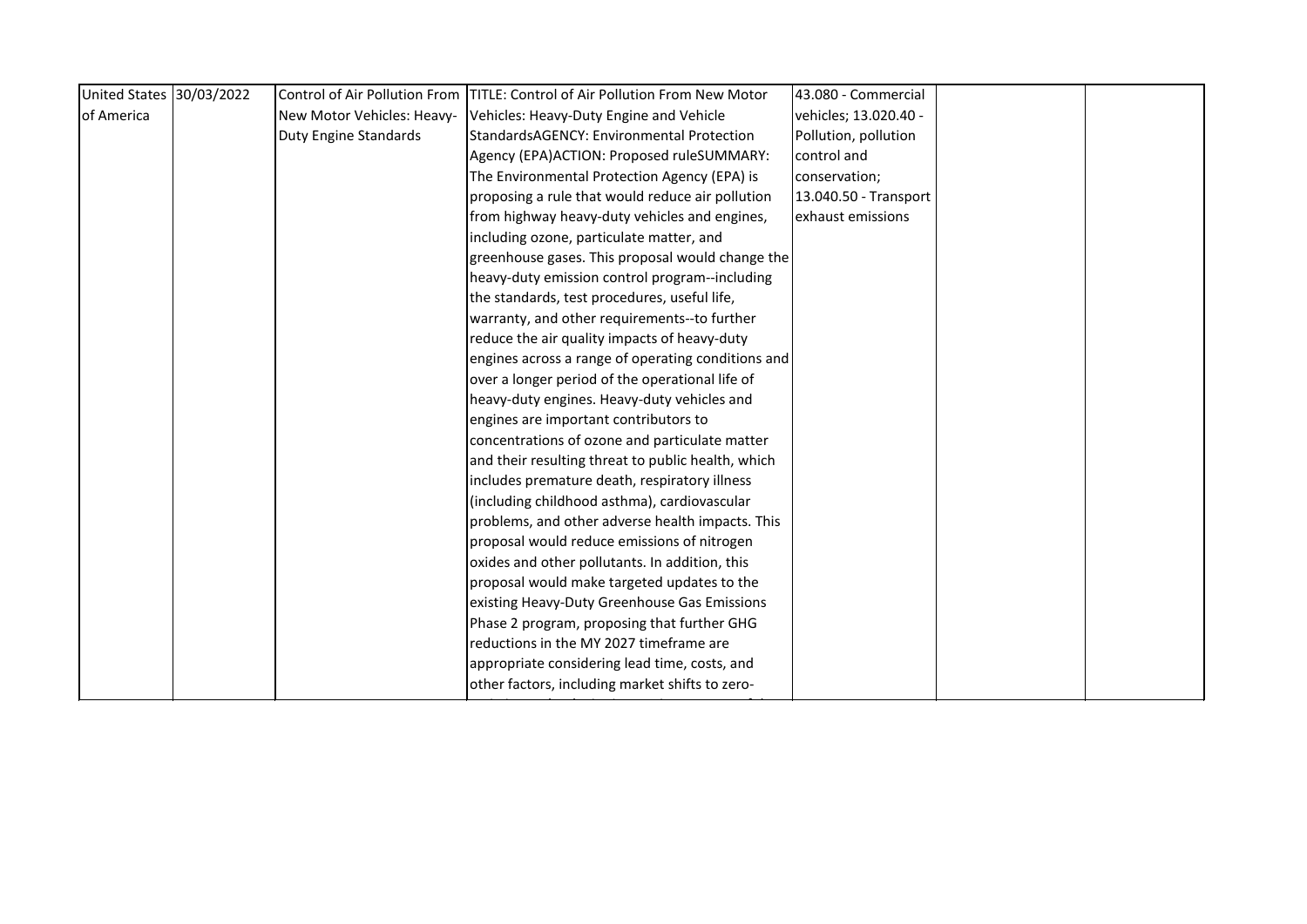| United States of America | 30/03/2022 | Control of Air Pollution From New Motor Vehicles: Heavy-Duty Engine Standards | TITLE: Control of Air Pollution From New Motor Vehicles: Heavy-Duty Engine and Vehicle StandardsAGENCY: Environmental Protection Agency (EPA)ACTION: Proposed ruleSUMMARY: The Environmental Protection Agency (EPA) is proposing a rule that would reduce air pollution from highway heavy-duty vehicles and engines, including ozone, particulate matter, and greenhouse gases. This proposal would change the heavy-duty emission control program--including the standards, test procedures, useful life, warranty, and other requirements--to further reduce the air quality impacts of heavy-duty engines across a range of operating conditions and over a longer period of the operational life of heavy-duty engines. Heavy-duty vehicles and engines are important contributors to concentrations of ozone and particulate matter and their resulting threat to public health, which includes premature death, respiratory illness (including childhood asthma), cardiovascular problems, and other adverse health impacts. This proposal would reduce emissions of nitrogen oxides and other pollutants. In addition, this proposal would make targeted updates to the existing Heavy-Duty Greenhouse Gas Emissions Phase 2 program, proposing that further GHG reductions in the MY 2027 timeframe are appropriate considering lead time, costs, and other factors, including market shifts to zero- | 43.080 - Commercial vehicles; 13.020.40 - Pollution, pollution control and conservation; 13.040.50 - Transport exhaust emissions | | |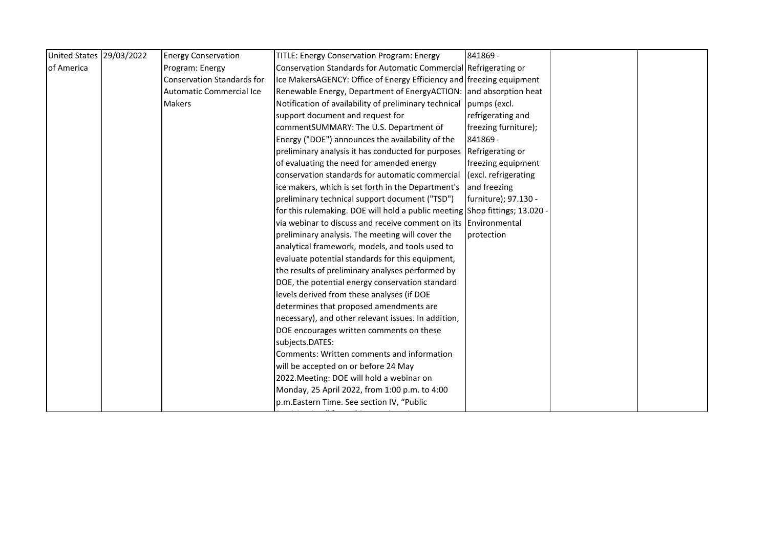| United States of America | 29/03/2022 | Energy Conservation Program: Energy Conservation Standards for Automatic Commercial Ice Makers | TITLE: Energy Conservation Program: Energy Conservation Standards for Automatic Commercial Ice MakersAGENCY: Office of Energy Efficiency and Renewable Energy, Department of EnergyACTION: Notification of availability of preliminary technical support document and request for commentSUMMARY: The U.S. Department of Energy ("DOE") announces the availability of the preliminary analysis it has conducted for purposes of evaluating the need for amended energy conservation standards for automatic commercial ice makers, which is set forth in the Department's preliminary technical support document ("TSD") for this rulemaking. DOE will hold a public meeting via webinar to discuss and receive comment on its preliminary analysis. The meeting will cover the analytical framework, models, and tools used to evaluate potential standards for this equipment, the results of preliminary analyses performed by DOE, the potential energy conservation standard levels derived from these analyses (if DOE determines that proposed amendments are necessary), and other relevant issues. In addition, DOE encourages written comments on these subjects.DATES:<br>Comments: Written comments and information will be accepted on or before 24 May 2022.Meeting: DOE will hold a webinar on Monday, 25 April 2022, from 1:00 p.m. to 4:00 p.m.Eastern Time. See section IV, "Public | 841869 - Refrigerating or freezing equipment and absorption heat pumps (excl. refrigerating and freezing furniture); 841869 - Refrigerating or freezing equipment (excl. refrigerating and freezing furniture); 97.130 - Shop fittings; 13.020 - Environmental protection | | |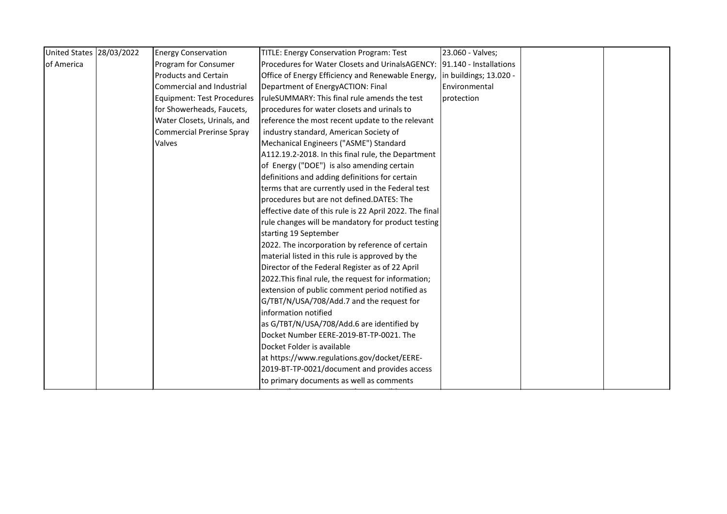| United States of America | 28/03/2022 | Energy Conservation Program for Consumer Products and Certain Commercial and Industrial Equipment: Test Procedures for Showerheads, Faucets, Water Closets, Urinals, and Commercial Prerinse Spray Valves | TITLE: Energy Conservation Program: Test Procedures for Water Closets and UrinalsAGENCY: Office of Energy Efficiency and Renewable Energy, Department of EnergyACTION: Final ruleSUMMARY: This final rule amends the test procedures for water closets and urinals to reference the most recent update to the relevant industry standard, American Society of Mechanical Engineers ("ASME") Standard A112.19.2-2018. In this final rule, the Department of Energy ("DOE") is also amending certain definitions and adding definitions for certain terms that are currently used in the Federal test procedures but are not defined.DATES: The effective date of this rule is 22 April 2022. The final rule changes will be mandatory for product testing starting 19 September 2022. The incorporation by reference of certain material listed in this rule is approved by the Director of the Federal Register as of 22 April 2022.This final rule, the request for information; extension of public comment period notified as G/TBT/N/USA/708/Add.7 and the request for information notified as G/TBT/N/USA/708/Add.6 are identified by Docket Number EERE-2019-BT-TP-0021. The Docket Folder is available at https://www.regulations.gov/docket/EERE-2019-BT-TP-0021/document and provides access to primary documents as well as comments | 23.060 - Valves; 91.140 - Installations in buildings; 13.020 - Environmental protection | | |
|---|---|---|---|---|---|---|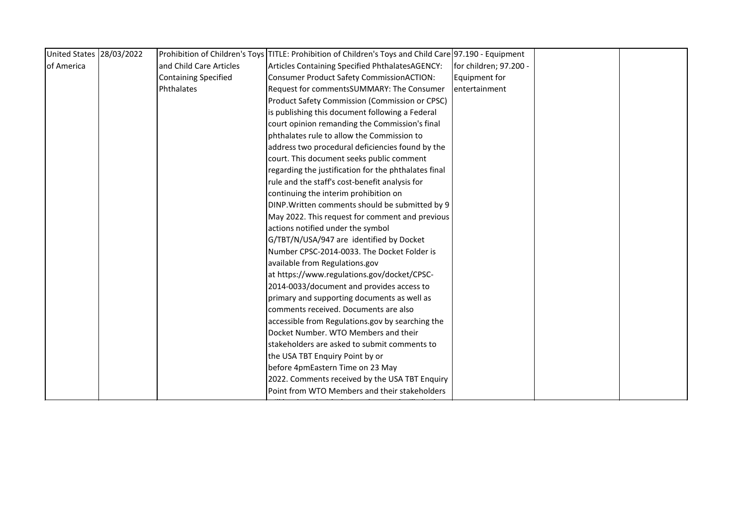| United States of America | 28/03/2022 | Prohibition of Children's Toys and Child Care Articles Containing Specified Phthalates | TITLE: Prohibition of Children's Toys and Child Care Articles Containing Specified PhthalatesAGENCY: Consumer Product Safety CommissionACTION: Request for commentsSUMMARY: The Consumer Product Safety Commission (Commission or CPSC) is publishing this document following a Federal court opinion remanding the Commission's final phthalates rule to allow the Commission to address two procedural deficiencies found by the court. This document seeks public comment regarding the justification for the phthalates final rule and the staff's cost-benefit analysis for continuing the interim prohibition on DINP.Written comments should be submitted by 9 May 2022. This request for comment and previous actions notified under the symbol G/TBT/N/USA/947 are identified by Docket Number CPSC-2014-0033. The Docket Folder is available from Regulations.gov at https://www.regulations.gov/docket/CPSC-2014-0033/document and provides access to primary and supporting documents as well as comments received. Documents are also accessible from Regulations.gov by searching the Docket Number. WTO Members and their stakeholders are asked to submit comments to the USA TBT Enquiry Point by or before 4pmEastern Time on 23 May 2022. Comments received by the USA TBT Enquiry Point from WTO Members and their stakeholders | 97.190 - Equipment for children; 97.200 - Equipment for entertainment | | |
|---|---|---|---|---|---|---|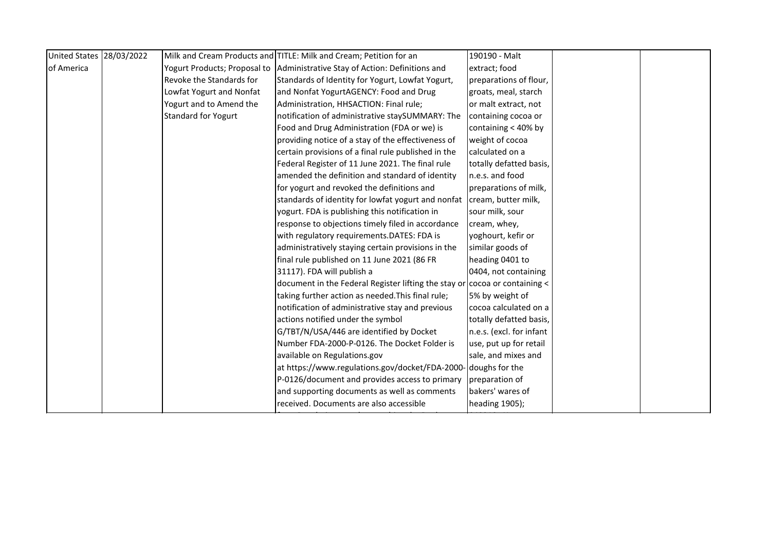| United States of America | 28/03/2022 | Milk and Cream Products and Yogurt Products; Proposal to Revoke the Standards for Lowfat Yogurt and Nonfat Yogurt and to Amend the Standard for Yogurt | TITLE: Milk and Cream; Petition for an Administrative Stay of Action: Definitions and Standards of Identity for Yogurt, Lowfat Yogurt, and Nonfat YogurtAGENCY: Food and Drug Administration, HHSACTION: Final rule; notification of administrative staySUMMARY: The Food and Drug Administration (FDA or we) is providing notice of a stay of the effectiveness of certain provisions of a final rule published in the Federal Register of 11 June 2021. The final rule amended the definition and standard of identity for yogurt and revoked the definitions and standards of identity for lowfat yogurt and nonfat yogurt. FDA is publishing this notification in response to objections timely filed in accordance with regulatory requirements.DATES: FDA is administratively staying certain provisions in the final rule published on 11 June 2021 (86 FR 31117). FDA will publish a document in the Federal Register lifting the stay or taking further action as needed.This final rule; notification of administrative stay and previous actions notified under the symbol G/TBT/N/USA/446 are identified by Docket Number FDA-2000-P-0126. The Docket Folder is available on Regulations.gov at https://www.regulations.gov/docket/FDA-2000-P-0126/document and provides access to primary and supporting documents as well as comments received. Documents are also accessible | 190190 - Malt extract; food preparations of flour, groats, meal, starch or malt extract, not containing cocoa or containing < 40% by weight of cocoa calculated on a totally defatted basis, n.e.s. and food preparations of milk, cream, butter milk, sour milk, sour cream, whey, yoghourt, kefir or similar goods of heading 0401 to 0404, not containing cocoa or containing < 5% by weight of cocoa calculated on a totally defatted basis, n.e.s. (excl. for infant use, put up for retail sale, and mixes and doughs for the preparation of bakers' wares of heading 1905); | | |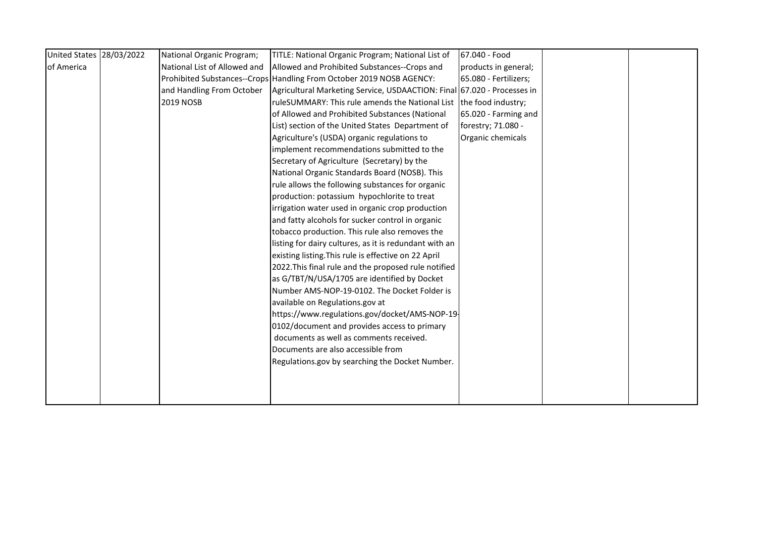| United States of America | 28/03/2022 | National Organic Program; National List of Allowed and Prohibited Substances--Crops and Handling From October 2019 NOSB | TITLE: National Organic Program; National List of Allowed and Prohibited Substances--Crops and Handling From October 2019 NOSB AGENCY: Agricultural Marketing Service, USDAACTION: Final ruleSUMMARY: This rule amends the National List of Allowed and Prohibited Substances (National List) section of the United States Department of Agriculture's (USDA) organic regulations to implement recommendations submitted to the Secretary of Agriculture (Secretary) by the National Organic Standards Board (NOSB). This rule allows the following substances for organic production: potassium hypochlorite to treat irrigation water used in organic crop production and fatty alcohols for sucker control in organic tobacco production. This rule also removes the listing for dairy cultures, as it is redundant with an existing listing.This rule is effective on 22 April 2022.This final rule and the proposed rule notified as G/TBT/N/USA/1705 are identified by Docket Number AMS-NOP-19-0102. The Docket Folder is available on Regulations.gov at https://www.regulations.gov/docket/AMS-NOP-19-0102/document and provides access to primary documents as well as comments received. Documents are also accessible from Regulations.gov by searching the Docket Number. | 67.040 - Food products in general; 65.080 - Fertilizers; 67.020 - Processes in the food industry; 65.020 - Farming and forestry; 71.080 - Organic chemicals | | |
|---|---|---|---|---|---|---|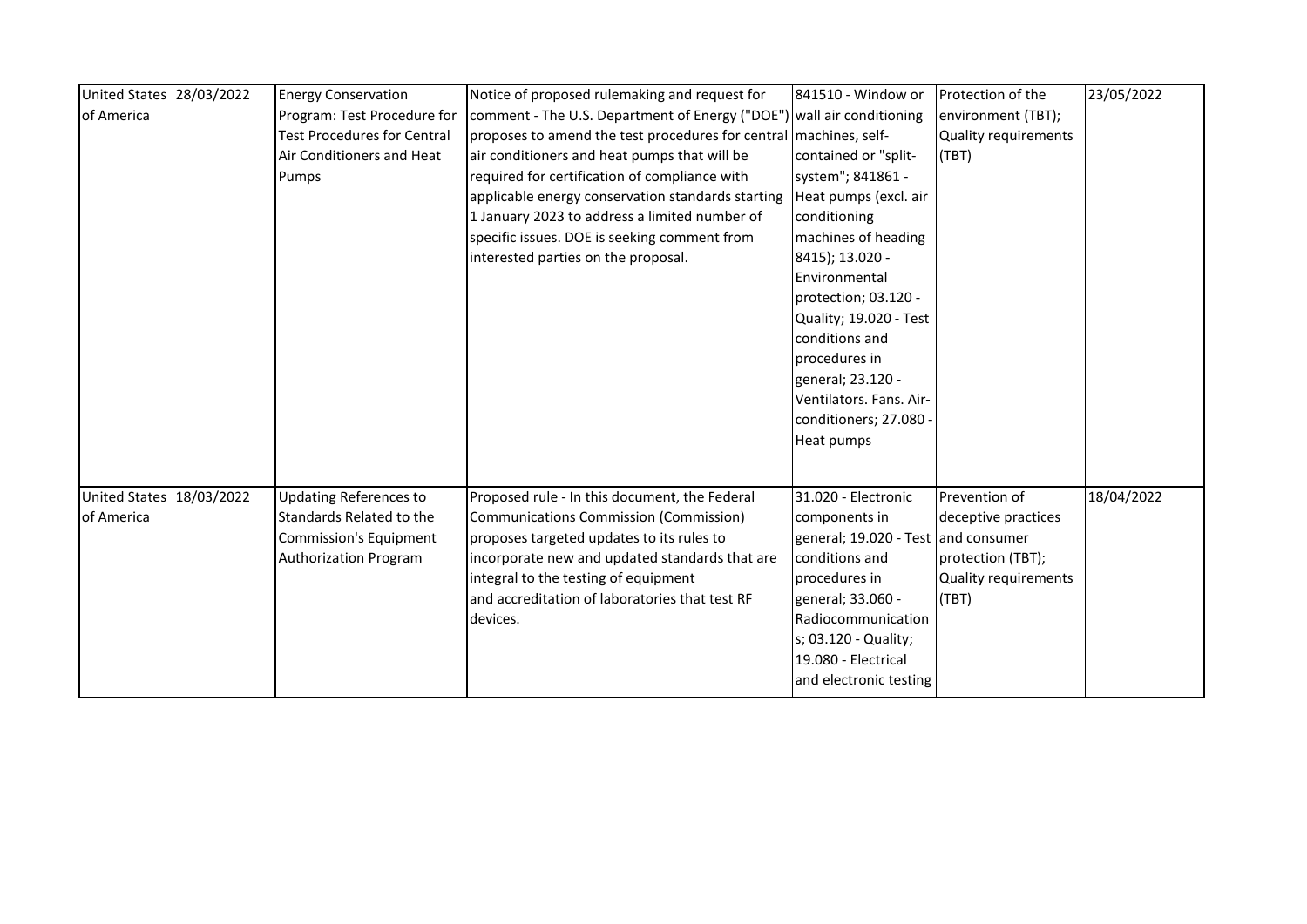| | | | | | | |
|---|---|---|---|---|---|---|
| United States of America | 28/03/2022 | Energy Conservation Program: Test Procedure for Test Procedures for Central Air Conditioners and Heat Pumps | Notice of proposed rulemaking and request for comment - The U.S. Department of Energy ("DOE") proposes to amend the test procedures for central air conditioners and heat pumps that will be required for certification of compliance with applicable energy conservation standards starting 1 January 2023 to address a limited number of specific issues. DOE is seeking comment from interested parties on the proposal. | 841510 - Window or wall air conditioning machines, self-contained or "split-system"; 841861 - Heat pumps (excl. air conditioning machines of heading 8415); 13.020 - Environmental protection; 03.120 - Quality; 19.020 - Test conditions and procedures in general; 23.120 - Ventilators. Fans. Air-conditioners; 27.080 - Heat pumps | Protection of the environment (TBT); Quality requirements (TBT) | 23/05/2022 |
| United States of America | 18/03/2022 | Updating References to Standards Related to the Commission's Equipment Authorization Program | Proposed rule - In this document, the Federal Communications Commission (Commission) proposes targeted updates to its rules to incorporate new and updated standards that are integral to the testing of equipment and accreditation of laboratories that test RF devices. | 31.020 - Electronic components in general; 19.020 - Test conditions and procedures in general; 33.060 - Radiocommunications; 03.120 - Quality; 19.080 - Electrical and electronic testing | Prevention of deceptive practices and consumer protection (TBT); Quality requirements (TBT) | 18/04/2022 |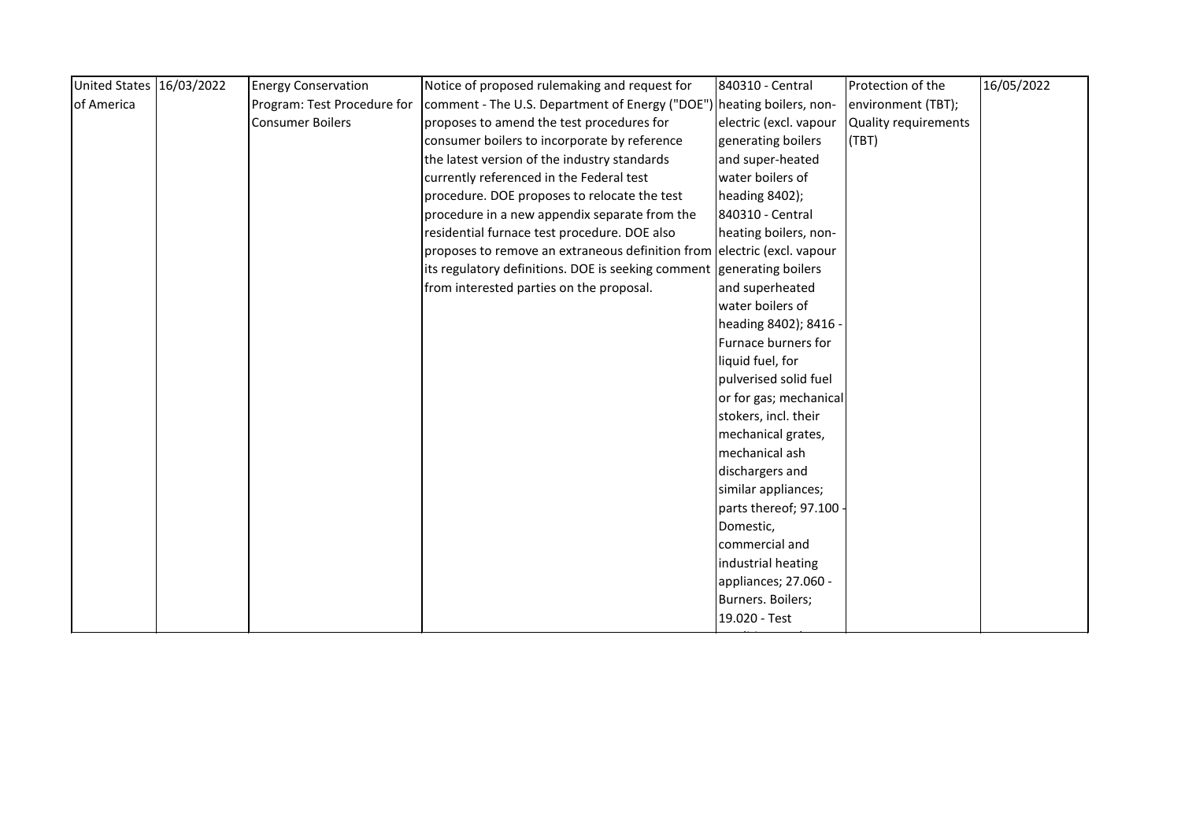| United States of America | 16/03/2022 | Energy Conservation Program: Test Procedure for Consumer Boilers | Notice of proposed rulemaking and request for comment - The U.S. Department of Energy ("DOE") proposes to amend the test procedures for consumer boilers to incorporate by reference the latest version of the industry standards currently referenced in the Federal test procedure. DOE proposes to relocate the test procedure in a new appendix separate from the residential furnace test procedure. DOE also proposes to remove an extraneous definition from its regulatory definitions. DOE is seeking comment from interested parties on the proposal. | 840310 - Central heating boilers, non-electric (excl. vapour generating boilers and super-heated water boilers of heading 8402); 840310 - Central heating boilers, non-electric (excl. vapour generating boilers and superheated water boilers of heading 8402); 8416 - Furnace burners for liquid fuel, for pulverised solid fuel or for gas; mechanical stokers, incl. their mechanical grates, mechanical ash dischargers and similar appliances; parts thereof; 97.100 - Domestic, commercial and industrial heating appliances; 27.060 - Burners. Boilers; 19.020 - Test | Protection of the environment (TBT); Quality requirements (TBT) | 16/05/2022 |
|---|---|---|---|---|---|---|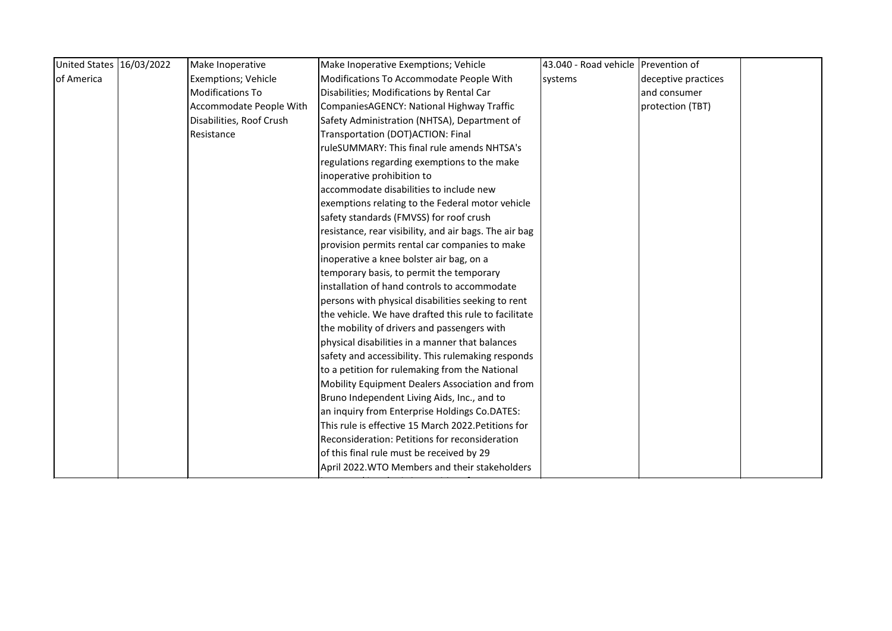| United States of America | 16/03/2022 | Make Inoperative Exemptions; Vehicle Modifications To Accommodate People With Disabilities, Roof Crush Resistance | Make Inoperative Exemptions; Vehicle Modifications To Accommodate People With Disabilities; Modifications by Rental Car CompaniesAGENCY: National Highway Traffic Safety Administration (NHTSA), Department of Transportation (DOT)ACTION: Final ruleSUMMARY: This final rule amends NHTSA's regulations regarding exemptions to the make inoperative prohibition to accommodate disabilities to include new exemptions relating to the Federal motor vehicle safety standards (FMVSS) for roof crush resistance, rear visibility, and air bags. The air bag provision permits rental car companies to make inoperative a knee bolster air bag, on a temporary basis, to permit the temporary installation of hand controls to accommodate persons with physical disabilities seeking to rent the vehicle. We have drafted this rule to facilitate the mobility of drivers and passengers with physical disabilities in a manner that balances safety and accessibility. This rulemaking responds to a petition for rulemaking from the National Mobility Equipment Dealers Association and from Bruno Independent Living Aids, Inc., and to an inquiry from Enterprise Holdings Co.DATES: This rule is effective 15 March 2022.Petitions for Reconsideration: Petitions for reconsideration of this final rule must be received by 29 April 2022.WTO Members and their stakeholders | 43.040 - Road vehicle systems | Prevention of deceptive practices and consumer protection (TBT) | |
|---|---|---|---|---|---|---|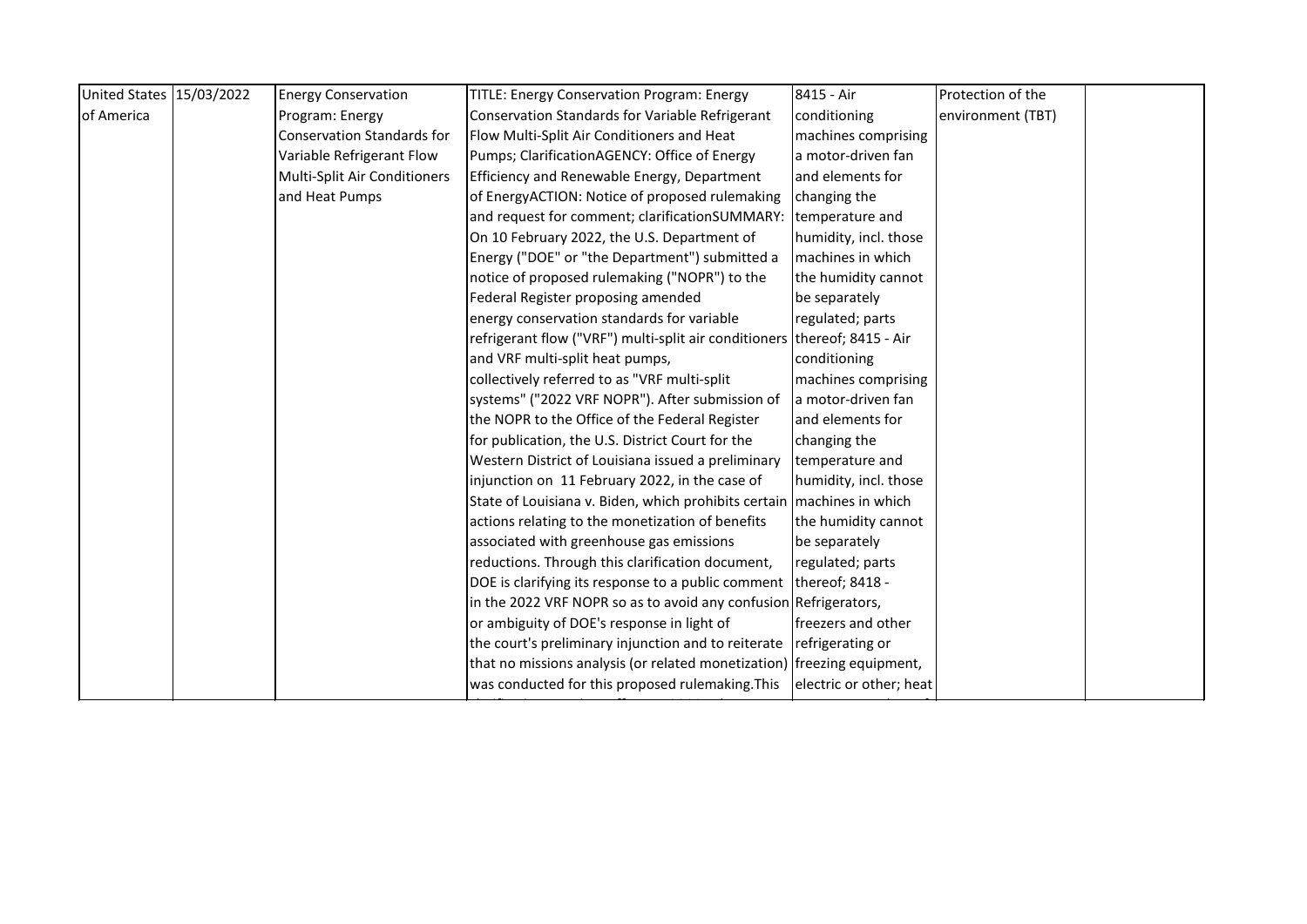| United States of America | 15/03/2022 | Energy Conservation Program: Energy Conservation Standards for Variable Refrigerant Flow Multi-Split Air Conditioners and Heat Pumps | TITLE: Energy Conservation Program: Energy Conservation Standards for Variable Refrigerant Flow Multi-Split Air Conditioners and Heat Pumps; ClarificationAGENCY: Office of Energy Efficiency and Renewable Energy, Department of EnergyACTION: Notice of proposed rulemaking and request for comment; clarificationSUMMARY: On 10 February 2022, the U.S. Department of Energy ("DOE" or "the Department") submitted a notice of proposed rulemaking ("NOPR") to the Federal Register proposing amended energy conservation standards for variable refrigerant flow ("VRF") multi-split air conditioners and VRF multi-split heat pumps, collectively referred to as "VRF multi-split systems" ("2022 VRF NOPR"). After submission of the NOPR to the Office of the Federal Register for publication, the U.S. District Court for the Western District of Louisiana issued a preliminary injunction on 11 February 2022, in the case of State of Louisiana v. Biden, which prohibits certain actions relating to the monetization of benefits associated with greenhouse gas emissions reductions. Through this clarification document, DOE is clarifying its response to a public comment in the 2022 VRF NOPR so as to avoid any confusion or ambiguity of DOE's response in light of the court's preliminary injunction and to reiterate that no missions analysis (or related monetization) was conducted for this proposed rulemaking.This | 8415 - Air conditioning machines comprising a motor-driven fan and elements for changing the temperature and humidity, incl. those machines in which the humidity cannot be separately regulated; parts thereof; 8415 - Air conditioning machines comprising a motor-driven fan and elements for changing the temperature and humidity, incl. those machines in which the humidity cannot be separately regulated; parts thereof; 8418 - Refrigerators, freezers and other refrigerating or freezing equipment, electric or other; heat | Protection of the environment (TBT) | |
|---|---|---|---|---|---|---|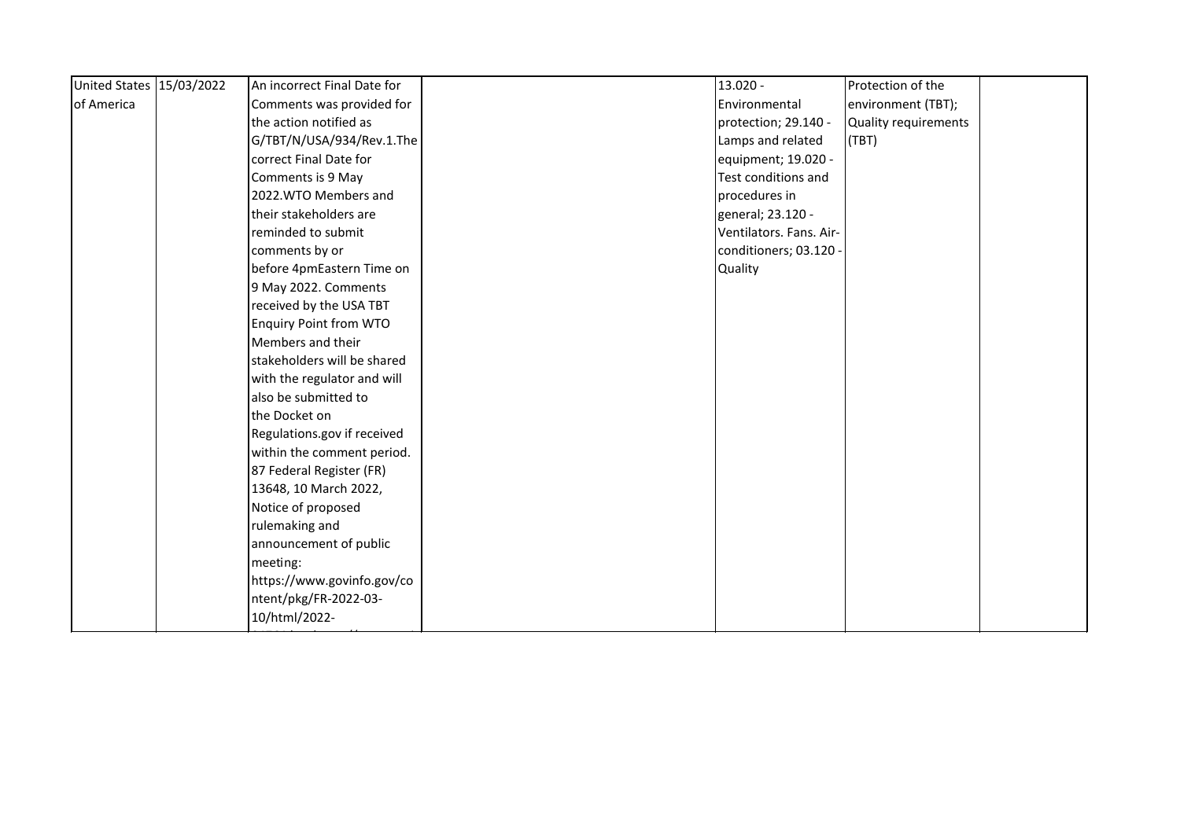| United States of America | 15/03/2022 | An incorrect Final Date for Comments was provided for the action notified as G/TBT/N/USA/934/Rev.1.The correct Final Date for Comments is 9 May 2022.WTO Members and their stakeholders are reminded to submit comments by or before 4pmEastern Time on 9 May 2022. Comments received by the USA TBT Enquiry Point from WTO Members and their stakeholders will be shared with the regulator and will also be submitted to the Docket on Regulations.gov if received within the comment period. 87 Federal Register (FR) 13648, 10 March 2022, Notice of proposed rulemaking and announcement of public meeting: https://www.govinfo.gov/content/pkg/FR-2022-03-10/html/2022- | | 13.020 - Environmental protection; 29.140 - Lamps and related equipment; 19.020 - Test conditions and procedures in general; 23.120 - Ventilators. Fans. Air-conditioners; 03.120 - Quality | Protection of the environment (TBT); Quality requirements (TBT) | |
|---|---|---|---|---|---|---|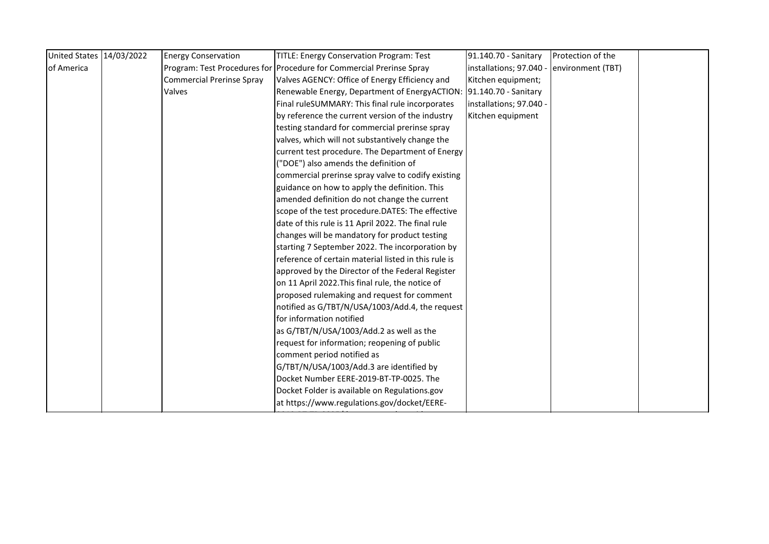| United States of America | 14/03/2022 | Energy Conservation Program: Test Procedures for Commercial Prerinse Spray Valves | TITLE: Energy Conservation Program: Test Procedure for Commercial Prerinse Spray Valves AGENCY: Office of Energy Efficiency and Renewable Energy, Department of EnergyACTION: Final ruleSUMMARY: This final rule incorporates by reference the current version of the industry testing standard for commercial prerinse spray valves, which will not substantively change the current test procedure. The Department of Energy ("DOE") also amends the definition of commercial prerinse spray valve to codify existing guidance on how to apply the definition. This amended definition do not change the current scope of the test procedure.DATES: The effective date of this rule is 11 April 2022. The final rule changes will be mandatory for product testing starting 7 September 2022. The incorporation by reference of certain material listed in this rule is approved by the Director of the Federal Register on 11 April 2022.This final rule, the notice of proposed rulemaking and request for comment notified as G/TBT/N/USA/1003/Add.4, the request for information notified as G/TBT/N/USA/1003/Add.2 as well as the request for information; reopening of public comment period notified as G/TBT/N/USA/1003/Add.3 are identified by Docket Number EERE-2019-BT-TP-0025. The Docket Folder is available on Regulations.gov at https://www.regulations.gov/docket/EERE- | 91.140.70 - Sanitary installations; 97.040 - Kitchen equipment; 91.140.70 - Sanitary installations; 97.040 - Kitchen equipment | Protection of the environment (TBT) | |
|---|---|---|---|---|---|---|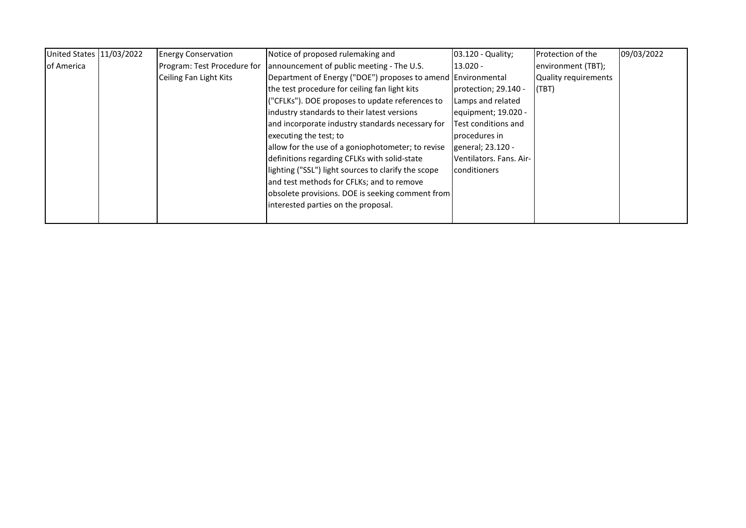| United States of America | 11/03/2022 | Energy Conservation Program: Test Procedure for Ceiling Fan Light Kits | Notice of proposed rulemaking and announcement of public meeting - The U.S. Department of Energy ("DOE") proposes to amend the test procedure for ceiling fan light kits ("CFLKs"). DOE proposes to update references to industry standards to their latest versions and incorporate industry standards necessary for executing the test; to allow for the use of a goniophotometer; to revise definitions regarding CFLKs with solid-state lighting ("SSL") light sources to clarify the scope and test methods for CFLKs; and to remove obsolete provisions. DOE is seeking comment from interested parties on the proposal. | 03.120 - Quality; 13.020 - Environmental protection; 29.140 - Lamps and related equipment; 19.020 - Test conditions and procedures in general; 23.120 - Ventilators. Fans. Air-conditioners | Protection of the environment (TBT); Quality requirements (TBT) | 09/03/2022 |
|---|---|---|---|---|---|---|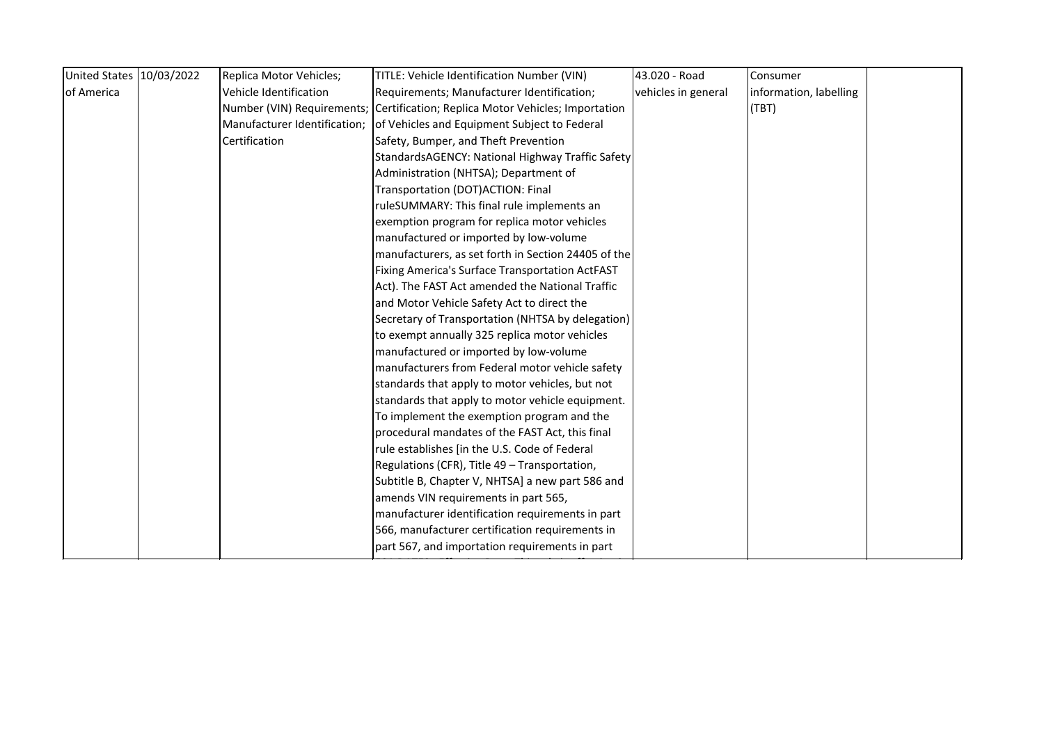| United States of America | 10/03/2022 | Replica Motor Vehicles; Vehicle Identification Number (VIN) Requirements; Manufacturer Identification; Certification | TITLE: Vehicle Identification Number (VIN) Requirements; Manufacturer Identification; Certification; Replica Motor Vehicles; Importation of Vehicles and Equipment Subject to Federal Safety, Bumper, and Theft Prevention StandardsAGENCY: National Highway Traffic Safety Administration (NHTSA); Department of Transportation (DOT)ACTION: Final ruleSUMMARY: This final rule implements an exemption program for replica motor vehicles manufactured or imported by low-volume manufacturers, as set forth in Section 24405 of the Fixing America's Surface Transportation ActFAST Act). The FAST Act amended the National Traffic and Motor Vehicle Safety Act to direct the Secretary of Transportation (NHTSA by delegation) to exempt annually 325 replica motor vehicles manufactured or imported by low-volume manufacturers from Federal motor vehicle safety standards that apply to motor vehicles, but not standards that apply to motor vehicle equipment. To implement the exemption program and the procedural mandates of the FAST Act, this final rule establishes [in the U.S. Code of Federal Regulations (CFR), Title 49 – Transportation, Subtitle B, Chapter V, NHTSA] a new part 586 and amends VIN requirements in part 565, manufacturer identification requirements in part 566, manufacturer certification requirements in part 567, and importation requirements in part | 43.020 - Road vehicles in general | Consumer information, labelling (TBT) | |
|---|---|---|---|---|---|---|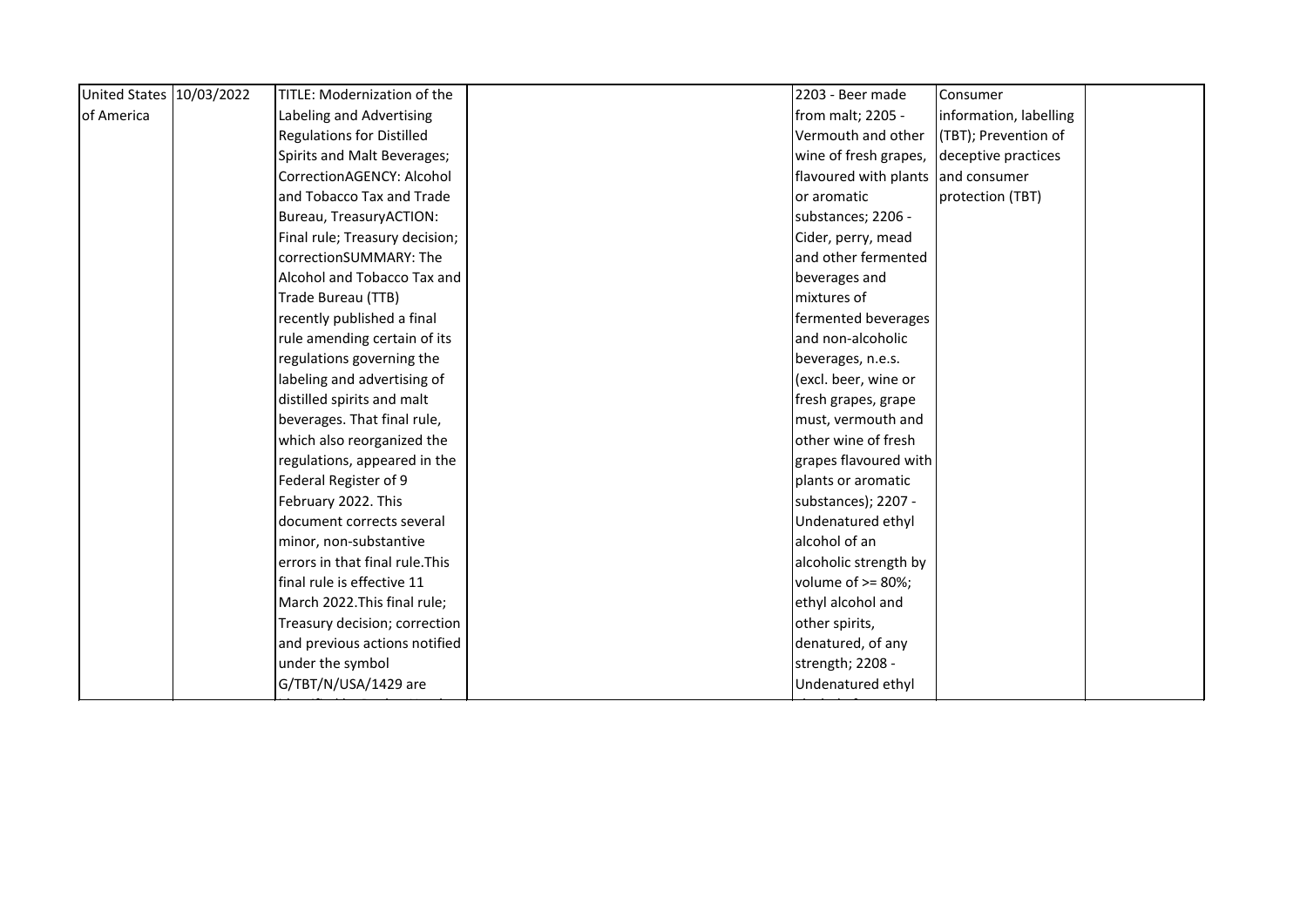| United States of America | 10/03/2022 | TITLE: Modernization of the Labeling and Advertising Regulations for Distilled Spirits and Malt Beverages; CorrectionAGENCY: Alcohol and Tobacco Tax and Trade Bureau, TreasuryACTION: Final rule; Treasury decision; correctionSUMMARY: The Alcohol and Tobacco Tax and Trade Bureau (TTB) recently published a final rule amending certain of its regulations governing the labeling and advertising of distilled spirits and malt beverages. That final rule, which also reorganized the regulations, appeared in the Federal Register of 9 February 2022. This document corrects several minor, non-substantive errors in that final rule.This final rule is effective 11 March 2022.This final rule; Treasury decision; correction and previous actions notified under the symbol G/TBT/N/USA/1429 are | | 2203 - Beer made from malt; 2205 - Vermouth and other wine of fresh grapes, flavoured with plants or aromatic substances; 2206 - Cider, perry, mead and other fermented beverages and mixtures of fermented beverages and non-alcoholic beverages, n.e.s. (excl. beer, wine or fresh grapes, grape must, vermouth and other wine of fresh grapes flavoured with plants or aromatic substances); 2207 - Undenatured ethyl alcohol of an alcoholic strength by volume of >= 80%; ethyl alcohol and other spirits, denatured, of any strength; 2208 - Undenatured ethyl | Consumer information, labelling (TBT); Prevention of deceptive practices and consumer protection (TBT) | |
|---|---|---|---|---|---|---|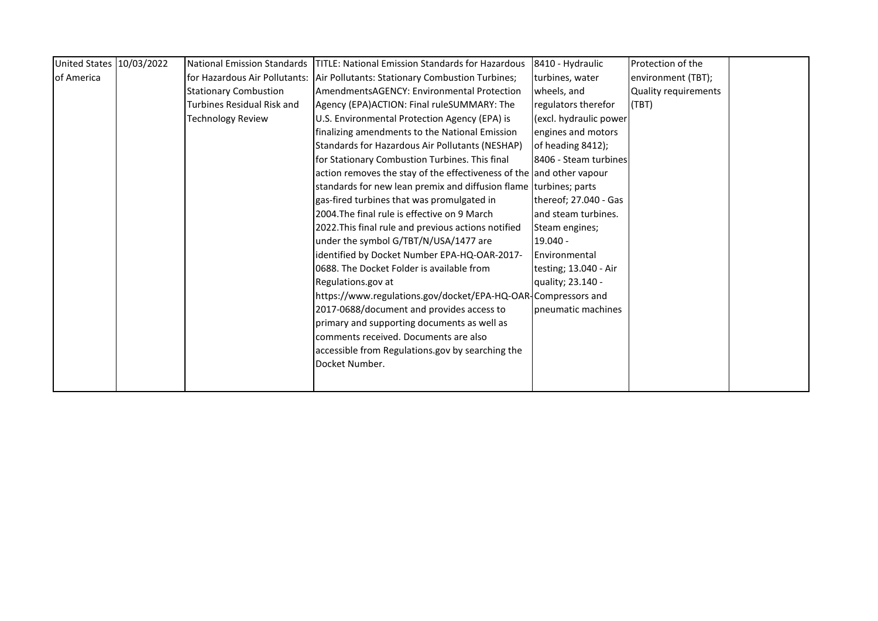| United States of America | 10/03/2022 | National Emission Standards for Hazardous Air Pollutants: Stationary Combustion Turbines Residual Risk and Technology Review | TITLE: National Emission Standards for Hazardous Air Pollutants: Stationary Combustion Turbines; AmendmentsAGENCY: Environmental Protection Agency (EPA)ACTION: Final ruleSUMMARY: The U.S. Environmental Protection Agency (EPA) is finalizing amendments to the National Emission Standards for Hazardous Air Pollutants (NESHAP) for Stationary Combustion Turbines. This final action removes the stay of the effectiveness of the standards for new lean premix and diffusion flame gas-fired turbines that was promulgated in 2004.The final rule is effective on 9 March 2022.This final rule and previous actions notified under the symbol G/TBT/N/USA/1477 are identified by Docket Number EPA-HQ-OAR-2017-0688. The Docket Folder is available from Regulations.gov at https://www.regulations.gov/docket/EPA-HQ-OAR-2017-0688/document and provides access to primary and supporting documents as well as comments received. Documents are also accessible from Regulations.gov by searching the Docket Number. | 8410 - Hydraulic turbines, water wheels, and regulators therefor (excl. hydraulic power engines and motors of heading 8412); 8406 - Steam turbines and other vapour turbines; parts thereof; 27.040 - Gas and steam turbines. Steam engines; 19.040 - Environmental testing; 13.040 - Air quality; 23.140 - Compressors and pneumatic machines | Protection of the environment (TBT); Quality requirements (TBT) | |
|---|---|---|---|---|---|---|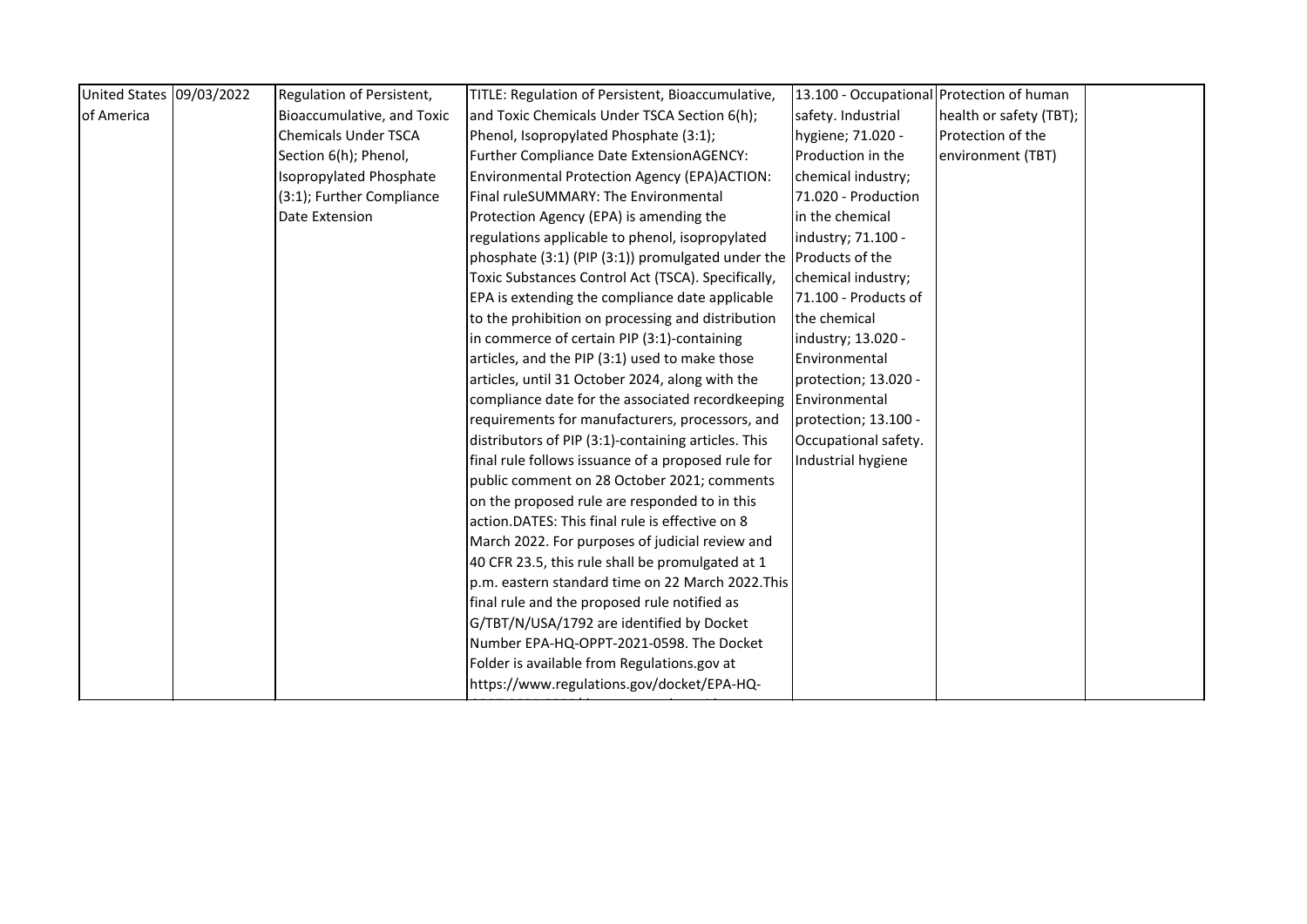| United States of America | 09/03/2022 | Regulation of Persistent, Bioaccumulative, and Toxic Chemicals Under TSCA Section 6(h); Phenol, Isopropylated Phosphate (3:1); Further Compliance Date Extension | TITLE: Regulation of Persistent, Bioaccumulative, and Toxic Chemicals Under TSCA Section 6(h); Phenol, Isopropylated Phosphate (3:1); Further Compliance Date ExtensionAGENCY: Environmental Protection Agency (EPA)ACTION: Final ruleSUMMARY: The Environmental Protection Agency (EPA) is amending the regulations applicable to phenol, isopropylated phosphate (3:1) (PIP (3:1)) promulgated under the Toxic Substances Control Act (TSCA). Specifically, EPA is extending the compliance date applicable to the prohibition on processing and distribution in commerce of certain PIP (3:1)-containing articles, and the PIP (3:1) used to make those articles, until 31 October 2024, along with the compliance date for the associated recordkeeping requirements for manufacturers, processors, and distributors of PIP (3:1)-containing articles. This final rule follows issuance of a proposed rule for public comment on 28 October 2021; comments on the proposed rule are responded to in this action.DATES: This final rule is effective on 8 March 2022. For purposes of judicial review and 40 CFR 23.5, this rule shall be promulgated at 1 p.m. eastern standard time on 22 March 2022.This final rule and the proposed rule notified as G/TBT/N/USA/1792 are identified by Docket Number EPA-HQ-OPPT-2021-0598. The Docket Folder is available from Regulations.gov at https://www.regulations.gov/docket/EPA-HQ- | 13.100 - Occupational safety. Industrial hygiene; 71.020 - Production in the chemical industry; 71.020 - Production in the chemical industry; 71.100 - Products of the chemical industry; 71.100 - Products of the chemical industry; 13.020 - Environmental protection; 13.020 - Environmental protection; 13.100 - Occupational safety. Industrial hygiene | Protection of human health or safety (TBT); Protection of the environment (TBT) | |
|---|---|---|---|---|---|---|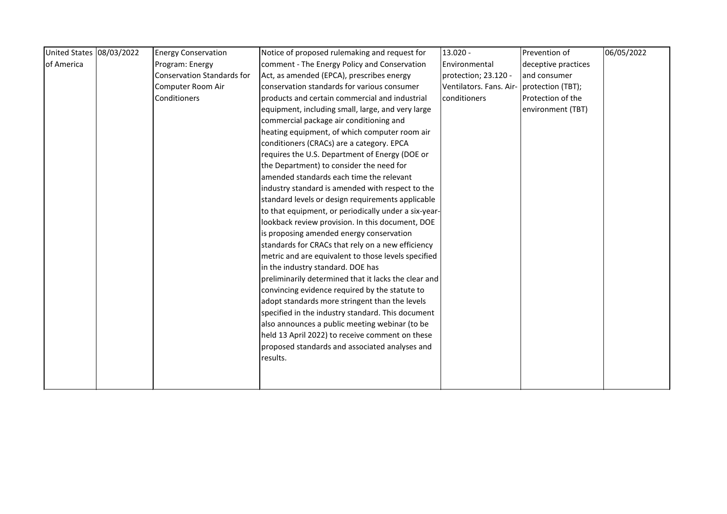| United States of America | 08/03/2022 | Energy Conservation Program: Energy Conservation Standards for Computer Room Air Conditioners | Notice of proposed rulemaking and request for comment - The Energy Policy and Conservation Act, as amended (EPCA), prescribes energy conservation standards for various consumer products and certain commercial and industrial equipment, including small, large, and very large commercial package air conditioning and heating equipment, of which computer room air conditioners (CRACs) are a category. EPCA requires the U.S. Department of Energy (DOE or the Department) to consider the need for amended standards each time the relevant industry standard is amended with respect to the standard levels or design requirements applicable to that equipment, or periodically under a six-year-lookback review provision. In this document, DOE is proposing amended energy conservation standards for CRACs that rely on a new efficiency metric and are equivalent to those levels specified in the industry standard. DOE has preliminarily determined that it lacks the clear and convincing evidence required by the statute to adopt standards more stringent than the levels specified in the industry standard. This document also announces a public meeting webinar (to be held 13 April 2022) to receive comment on these proposed standards and associated analyses and results. | 13.020 - Environmental protection; 23.120 - Ventilators. Fans. Air-conditioners | Prevention of deceptive practices and consumer protection (TBT); Protection of the environment (TBT) | 06/05/2022 |
|---|---|---|---|---|---|---|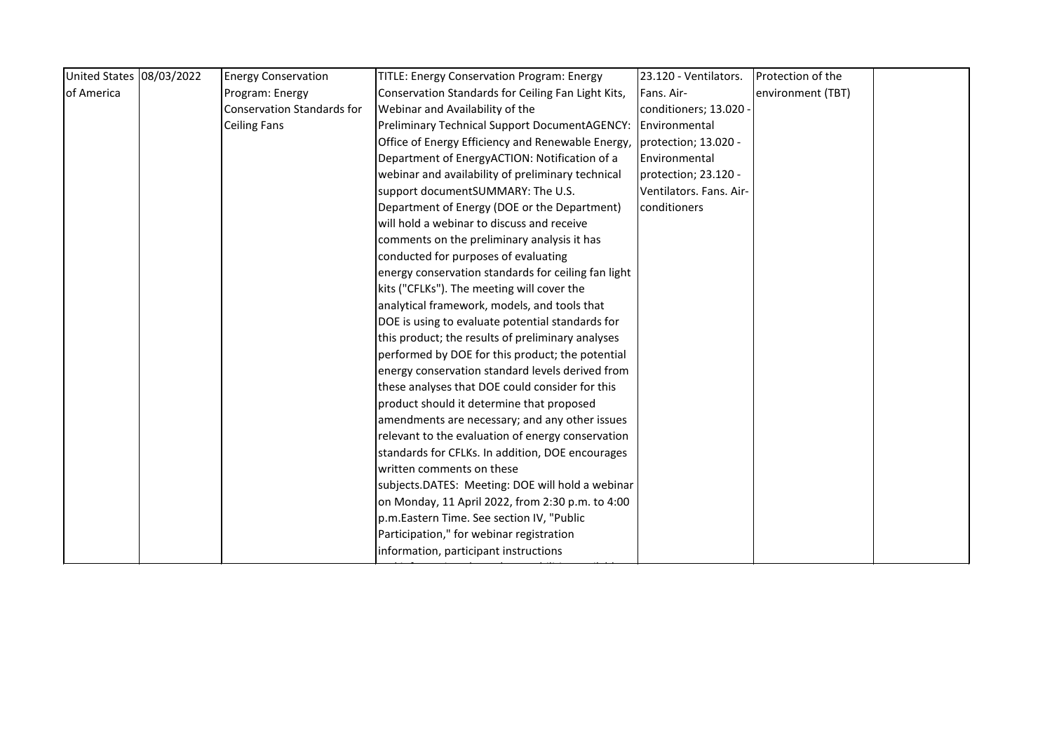| United States of America | 08/03/2022 | Energy Conservation Program: Energy Conservation Standards for Ceiling Fans | TITLE: Energy Conservation Program: Energy Conservation Standards for Ceiling Fan Light Kits, Webinar and Availability of the Preliminary Technical Support DocumentAGENCY: Office of Energy Efficiency and Renewable Energy, Department of EnergyACTION: Notification of a webinar and availability of preliminary technical support documentSUMMARY: The U.S. Department of Energy (DOE or the Department) will hold a webinar to discuss and receive comments on the preliminary analysis it has conducted for purposes of evaluating energy conservation standards for ceiling fan light kits ("CFLKs"). The meeting will cover the analytical framework, models, and tools that DOE is using to evaluate potential standards for this product; the results of preliminary analyses performed by DOE for this product; the potential energy conservation standard levels derived from these analyses that DOE could consider for this product should it determine that proposed amendments are necessary; and any other issues relevant to the evaluation of energy conservation standards for CFLKs. In addition, DOE encourages written comments on these subjects.DATES: Meeting: DOE will hold a webinar on Monday, 11 April 2022, from 2:30 p.m. to 4:00 p.m.Eastern Time. See section IV, "Public Participation," for webinar registration information, participant instructions | 23.120 - Ventilators. Fans. Air-conditioners; 13.020 - Environmental protection; 13.020 - Environmental protection; 23.120 - Ventilators. Fans. Air-conditioners | Protection of the environment (TBT) | |
|---|---|---|---|---|---|---|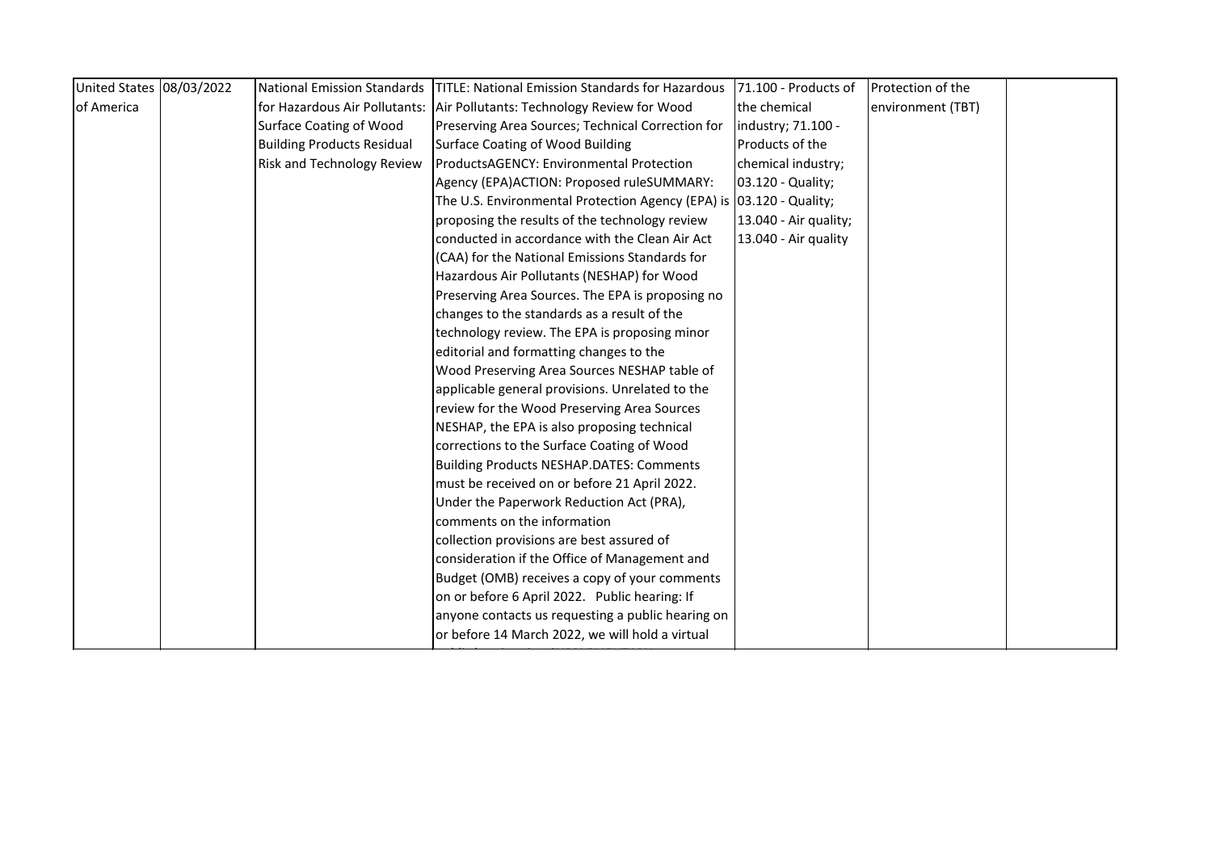| United States of America | 08/03/2022 | National Emission Standards for Hazardous Air Pollutants: Surface Coating of Wood Building Products Residual Risk and Technology Review | TITLE: National Emission Standards for Hazardous Air Pollutants: Technology Review for Wood Preserving Area Sources; Technical Correction for Surface Coating of Wood Building ProductsAGENCY: Environmental Protection Agency (EPA)ACTION: Proposed ruleSUMMARY: The U.S. Environmental Protection Agency (EPA) is proposing the results of the technology review conducted in accordance with the Clean Air Act (CAA) for the National Emissions Standards for Hazardous Air Pollutants (NESHAP) for Wood Preserving Area Sources. The EPA is proposing no changes to the standards as a result of the technology review. The EPA is proposing minor editorial and formatting changes to the Wood Preserving Area Sources NESHAP table of applicable general provisions. Unrelated to the review for the Wood Preserving Area Sources NESHAP, the EPA is also proposing technical corrections to the Surface Coating of Wood Building Products NESHAP.DATES: Comments must be received on or before 21 April 2022. Under the Paperwork Reduction Act (PRA), comments on the information collection provisions are best assured of consideration if the Office of Management and Budget (OMB) receives a copy of your comments on or before 6 April 2022. Public hearing: If anyone contacts us requesting a public hearing on or before 14 March 2022, we will hold a virtual | 71.100 - Products of the chemical industry; 71.100 - Products of the chemical industry; 03.120 - Quality; 03.120 - Quality; 13.040 - Air quality; 13.040 - Air quality | Protection of the environment (TBT) | |
|---|---|---|---|---|---|---|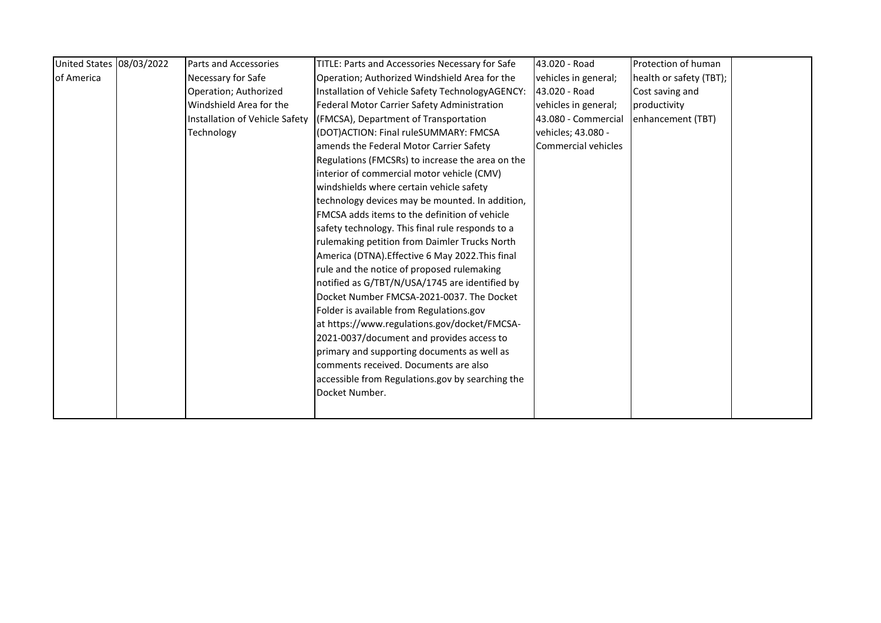| United States of America | 08/03/2022 | Parts and Accessories Necessary for Safe Operation; Authorized Windshield Area for the Installation of Vehicle Safety Technology | TITLE: Parts and Accessories Necessary for Safe Operation; Authorized Windshield Area for the Installation of Vehicle Safety TechnologyAGENCY: Federal Motor Carrier Safety Administration (FMCSA), Department of Transportation (DOT)ACTION: Final ruleSUMMARY: FMCSA amends the Federal Motor Carrier Safety Regulations (FMCSRs) to increase the area on the interior of commercial motor vehicle (CMV) windshields where certain vehicle safety technology devices may be mounted. In addition, FMCSA adds items to the definition of vehicle safety technology. This final rule responds to a rulemaking petition from Daimler Trucks North America (DTNA).Effective 6 May 2022.This final rule and the notice of proposed rulemaking notified as G/TBT/N/USA/1745 are identified by Docket Number FMCSA-2021-0037. The Docket Folder is available from Regulations.gov at https://www.regulations.gov/docket/FMCSA-2021-0037/document and provides access to primary and supporting documents as well as comments received. Documents are also accessible from Regulations.gov by searching the Docket Number. | 43.020 - Road vehicles in general; 43.020 - Road vehicles in general; 43.080 - Commercial vehicles; 43.080 - Commercial vehicles | Protection of human health or safety (TBT); Cost saving and productivity enhancement (TBT) | |
|---|---|---|---|---|---|---|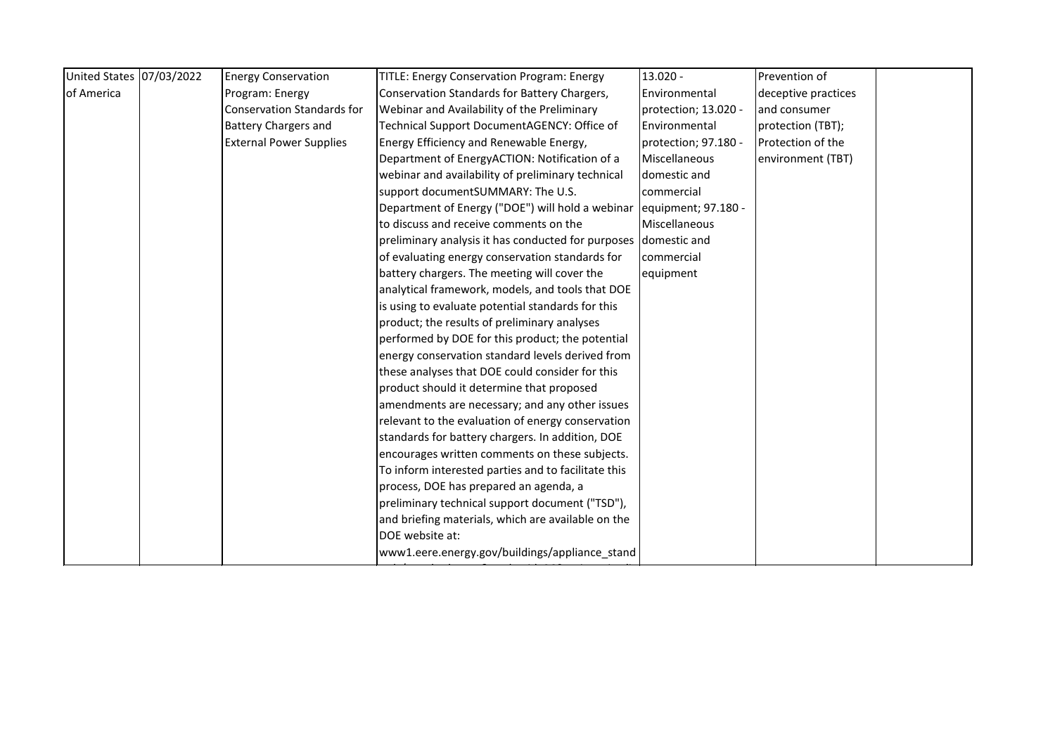| United States of America | 07/03/2022 | Energy Conservation Program: Energy Conservation Standards for Battery Chargers and External Power Supplies | TITLE: Energy Conservation Program: Energy Conservation Standards for Battery Chargers, Webinar and Availability of the Preliminary Technical Support DocumentAGENCY: Office of Energy Efficiency and Renewable Energy, Department of EnergyACTION: Notification of a webinar and availability of preliminary technical support documentSUMMARY: The U.S. Department of Energy ("DOE") will hold a webinar to discuss and receive comments on the preliminary analysis it has conducted for purposes of evaluating energy conservation standards for battery chargers. The meeting will cover the analytical framework, models, and tools that DOE is using to evaluate potential standards for this product; the results of preliminary analyses performed by DOE for this product; the potential energy conservation standard levels derived from these analyses that DOE could consider for this product should it determine that proposed amendments are necessary; and any other issues relevant to the evaluation of energy conservation standards for battery chargers. In addition, DOE encourages written comments on these subjects. To inform interested parties and to facilitate this process, DOE has prepared an agenda, a preliminary technical support document ("TSD"), and briefing materials, which are available on the DOE website at: www1.eere.energy.gov/buildings/appliance_stand | 13.020 - Environmental protection; 13.020 - Environmental protection; 97.180 - Miscellaneous domestic and commercial equipment; 97.180 - Miscellaneous domestic and commercial equipment | Prevention of deceptive practices and consumer protection (TBT); Protection of the environment (TBT) | |
|---|---|---|---|---|---|---|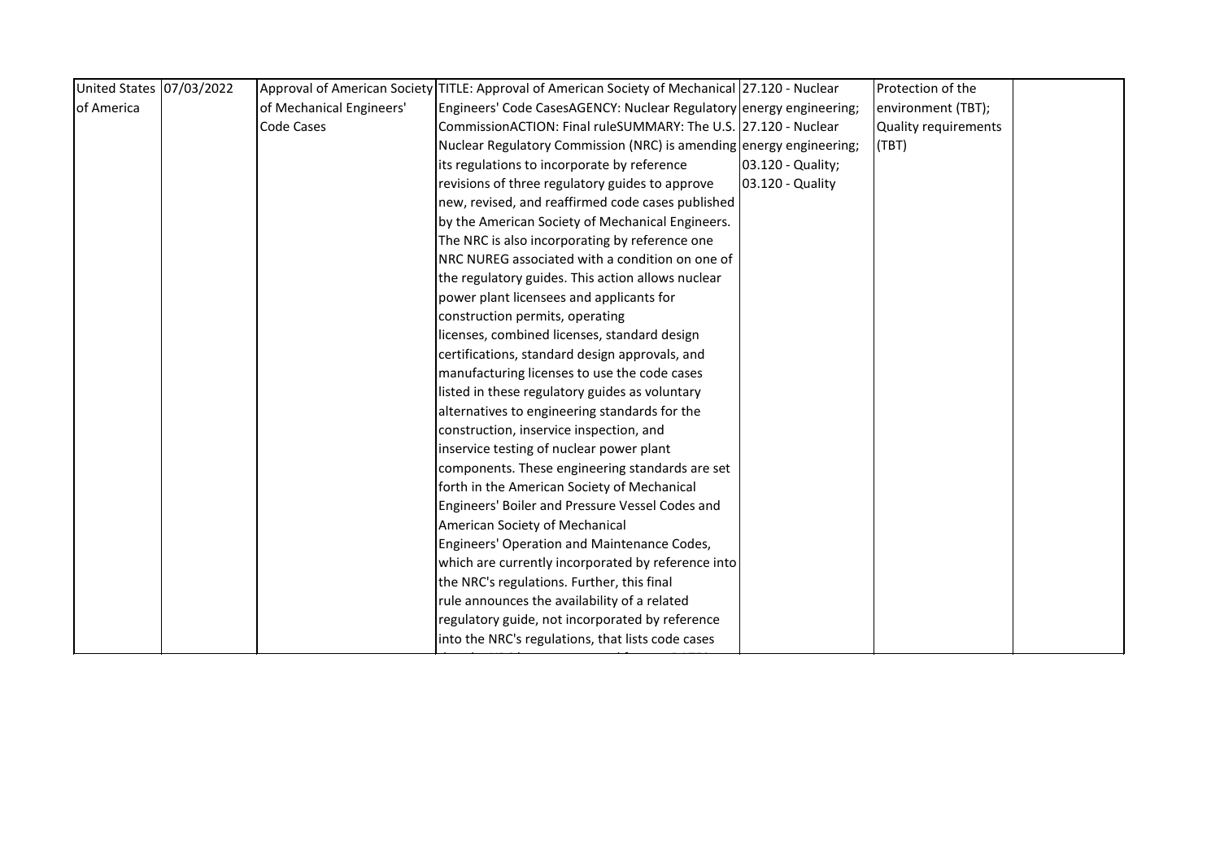| United States of America | 07/03/2022 | Approval of American Society of Mechanical Engineers' Code Cases | TITLE: Approval of American Society of Mechanical Engineers' Code CasesAGENCY: Nuclear Regulatory CommissionACTION: Final ruleSUMMARY: The U.S. Nuclear Regulatory Commission (NRC) is amending its regulations to incorporate by reference revisions of three regulatory guides to approve new, revised, and reaffirmed code cases published by the American Society of Mechanical Engineers. The NRC is also incorporating by reference one NRC NUREG associated with a condition on one of the regulatory guides. This action allows nuclear power plant licensees and applicants for construction permits, operating licenses, combined licenses, standard design certifications, standard design approvals, and manufacturing licenses to use the code cases listed in these regulatory guides as voluntary alternatives to engineering standards for the construction, inservice inspection, and inservice testing of nuclear power plant components. These engineering standards are set forth in the American Society of Mechanical Engineers' Boiler and Pressure Vessel Codes and American Society of Mechanical Engineers' Operation and Maintenance Codes, which are currently incorporated by reference into the NRC's regulations. Further, this final rule announces the availability of a related regulatory guide, not incorporated by reference into the NRC's regulations, that lists code cases | 27.120 - Nuclear energy engineering; 27.120 - Nuclear energy engineering; 03.120 - Quality; 03.120 - Quality | Protection of the environment (TBT); Quality requirements (TBT) | |
|---|---|---|---|---|---|---|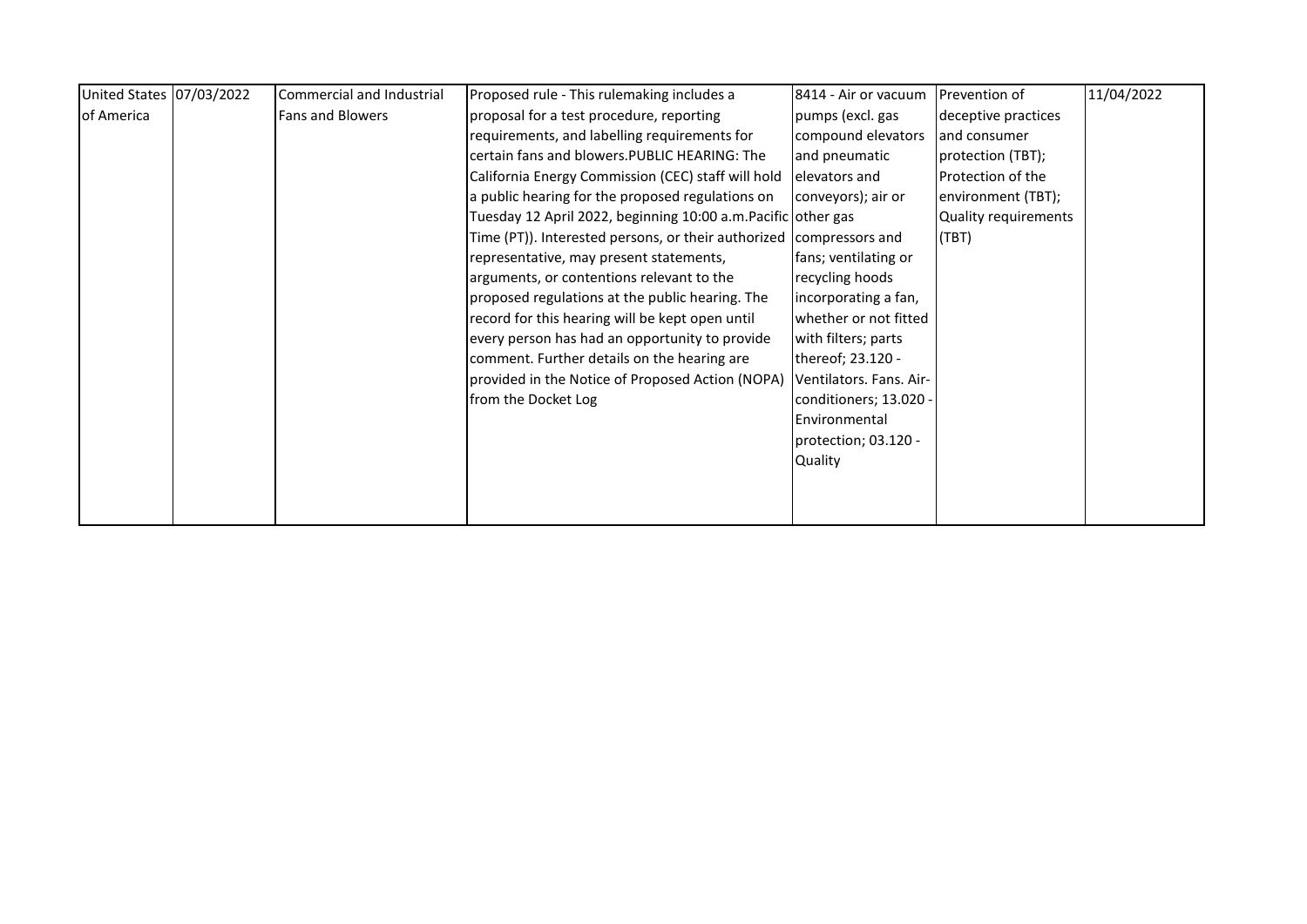| United States of America | 07/03/2022 | Commercial and Industrial Fans and Blowers | Proposed rule - This rulemaking includes a proposal for a test procedure, reporting requirements, and labelling requirements for certain fans and blowers.PUBLIC HEARING: The California Energy Commission (CEC) staff will hold a public hearing for the proposed regulations on Tuesday 12 April 2022, beginning 10:00 a.m.Pacific Time (PT)). Interested persons, or their authorized representative, may present statements, arguments, or contentions relevant to the proposed regulations at the public hearing. The record for this hearing will be kept open until every person has had an opportunity to provide comment. Further details on the hearing are provided in the Notice of Proposed Action (NOPA) from the Docket Log | 8414 - Air or vacuum pumps (excl. gas compound elevators and pneumatic elevators and conveyors); air or other gas compressors and fans; ventilating or recycling hoods incorporating a fan, whether or not fitted with filters; parts thereof; 23.120 - Ventilators. Fans. Air-conditioners; 13.020 - Environmental protection; 03.120 - Quality | Prevention of deceptive practices and consumer protection (TBT); Protection of the environment (TBT); Quality requirements (TBT) | 11/04/2022 |
|---|---|---|---|---|---|---|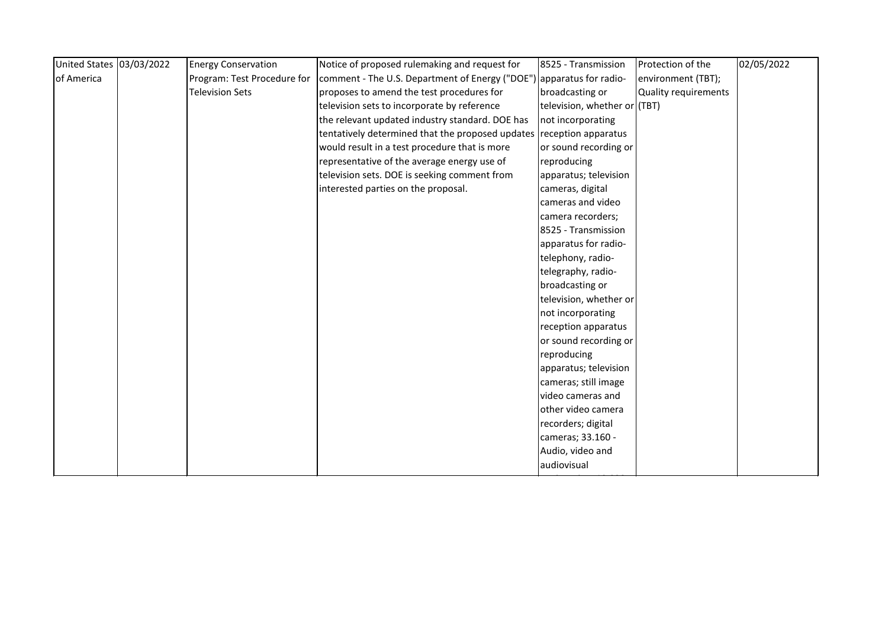| United States of America | 03/03/2022 | Energy Conservation Program: Test Procedure for Television Sets | Notice of proposed rulemaking and request for comment - The U.S. Department of Energy ("DOE") proposes to amend the test procedures for television sets to incorporate by reference the relevant updated industry standard. DOE has tentatively determined that the proposed updates would result in a test procedure that is more representative of the average energy use of television sets. DOE is seeking comment from interested parties on the proposal. | 8525 - Transmission apparatus for radio-broadcasting or television, whether or not incorporating reception apparatus or sound recording or reproducing apparatus; television cameras, digital cameras and video camera recorders; 8525 - Transmission apparatus for radio-telephony, radio-telegraphy, radio-broadcasting or television, whether or not incorporating reception apparatus or sound recording or reproducing apparatus; television cameras; still image video cameras and other video camera recorders; digital cameras; 33.160 - Audio, video and audiovisual | Protection of the environment (TBT); Quality requirements (TBT) | 02/05/2022 |
|---|---|---|---|---|---|---|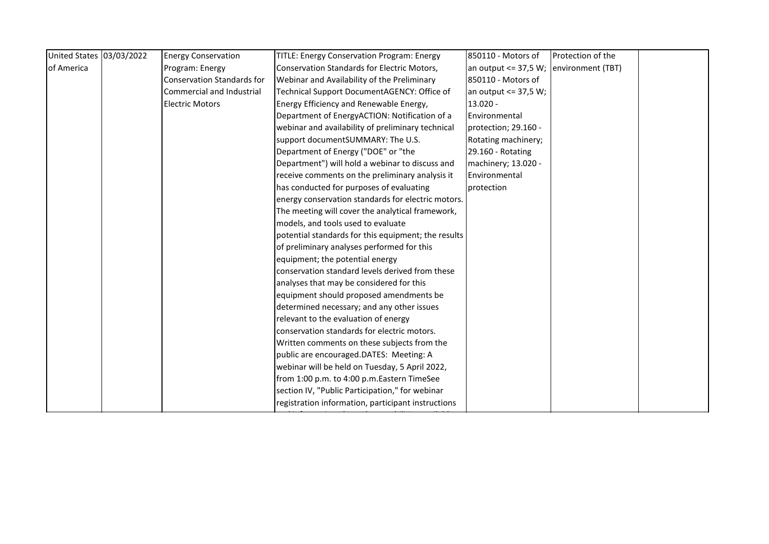| United States of America | 03/03/2022 | Energy Conservation Program: Energy Conservation Standards for Commercial and Industrial Electric Motors | TITLE: Energy Conservation Program: Energy Conservation Standards for Electric Motors, Webinar and Availability of the Preliminary Technical Support DocumentAGENCY: Office of Energy Efficiency and Renewable Energy, Department of EnergyACTION: Notification of a webinar and availability of preliminary technical support documentSUMMARY: The U.S. Department of Energy ("DOE" or "the Department") will hold a webinar to discuss and receive comments on the preliminary analysis it has conducted for purposes of evaluating energy conservation standards for electric motors. The meeting will cover the analytical framework, models, and tools used to evaluate potential standards for this equipment; the results of preliminary analyses performed for this equipment; the potential energy conservation standard levels derived from these analyses that may be considered for this equipment should proposed amendments be determined necessary; and any other issues relevant to the evaluation of energy conservation standards for electric motors. Written comments on these subjects from the public are encouraged.DATES: Meeting: A webinar will be held on Tuesday, 5 April 2022, from 1:00 p.m. to 4:00 p.m.Eastern TimeSee section IV, "Public Participation," for webinar registration information, participant instructions | 850110 - Motors of an output <= 37,5 W; 850110 - Motors of an output <= 37,5 W; 13.020 - Environmental protection; 29.160 - Rotating machinery; 29.160 - Rotating machinery; 13.020 - Environmental protection | Protection of the environment (TBT) | |
|---|---|---|---|---|---|---|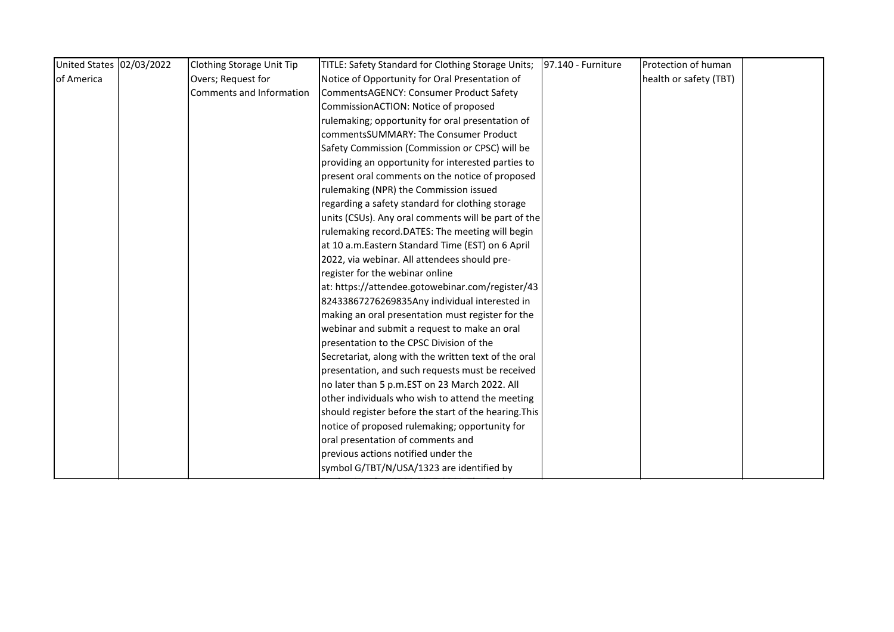| United States of America | 02/03/2022 | Clothing Storage Unit Tip Overs; Request for Comments and Information | TITLE: Safety Standard for Clothing Storage Units; Notice of Opportunity for Oral Presentation of CommentsAGENCY: Consumer Product Safety CommissionACTION: Notice of proposed rulemaking; opportunity for oral presentation of commentsSUMMARY: The Consumer Product Safety Commission (Commission or CPSC) will be providing an opportunity for interested parties to present oral comments on the notice of proposed rulemaking (NPR) the Commission issued regarding a safety standard for clothing storage units (CSUs). Any oral comments will be part of the rulemaking record.DATES: The meeting will begin at 10 a.m.Eastern Standard Time (EST) on 6 April 2022, via webinar. All attendees should pre-register for the webinar online at: https://attendee.gotowebinar.com/register/4382433867276269835Any individual interested in making an oral presentation must register for the webinar and submit a request to make an oral presentation to the CPSC Division of the Secretariat, along with the written text of the oral presentation, and such requests must be received no later than 5 p.m.EST on 23 March 2022. All other individuals who wish to attend the meeting should register before the start of the hearing.This notice of proposed rulemaking; opportunity for oral presentation of comments and previous actions notified under the symbol G/TBT/N/USA/1323 are identified by | 97.140 - Furniture | Protection of human health or safety (TBT) | |
|---|---|---|---|---|---|---|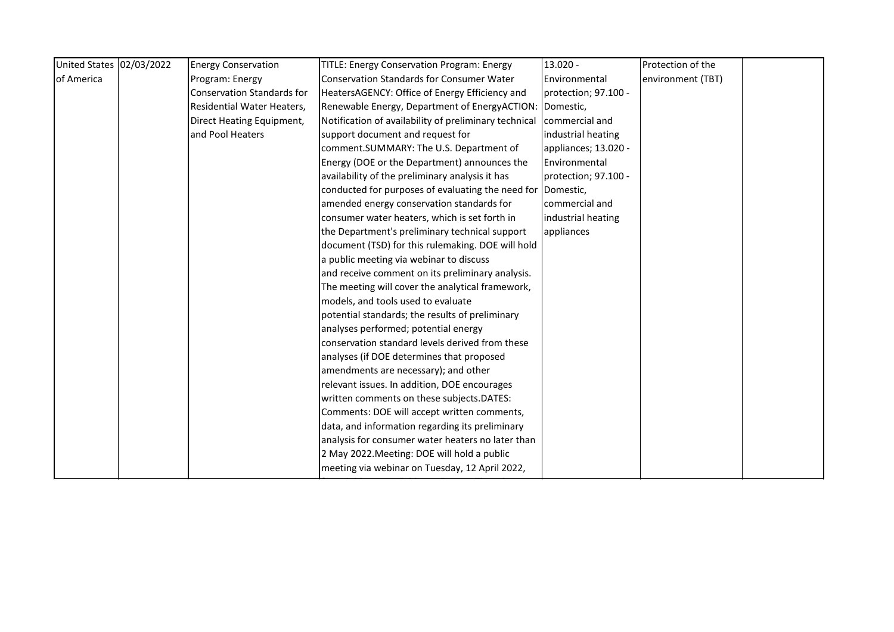| United States of America | 02/03/2022 | Energy Conservation Program: Energy Conservation Standards for Residential Water Heaters, Direct Heating Equipment, and Pool Heaters | TITLE: Energy Conservation Program: Energy Conservation Standards for Consumer Water HeatersAGENCY: Office of Energy Efficiency and Renewable Energy, Department of EnergyACTION: Notification of availability of preliminary technical support document and request for comment.SUMMARY: The U.S. Department of Energy (DOE or the Department) announces the availability of the preliminary analysis it has conducted for purposes of evaluating the need for amended energy conservation standards for consumer water heaters, which is set forth in the Department's preliminary technical support document (TSD) for this rulemaking. DOE will hold a public meeting via webinar to discuss and receive comment on its preliminary analysis. The meeting will cover the analytical framework, models, and tools used to evaluate potential standards; the results of preliminary analyses performed; potential energy conservation standard levels derived from these analyses (if DOE determines that proposed amendments are necessary); and other relevant issues. In addition, DOE encourages written comments on these subjects.DATES: Comments: DOE will accept written comments, data, and information regarding its preliminary analysis for consumer water heaters no later than 2 May 2022.Meeting: DOE will hold a public meeting via webinar on Tuesday, 12 April 2022, | 13.020 - Environmental protection; 97.100 - Domestic, commercial and industrial heating appliances; 13.020 - Environmental protection; 97.100 - Domestic, commercial and industrial heating appliances | Protection of the environment (TBT) | |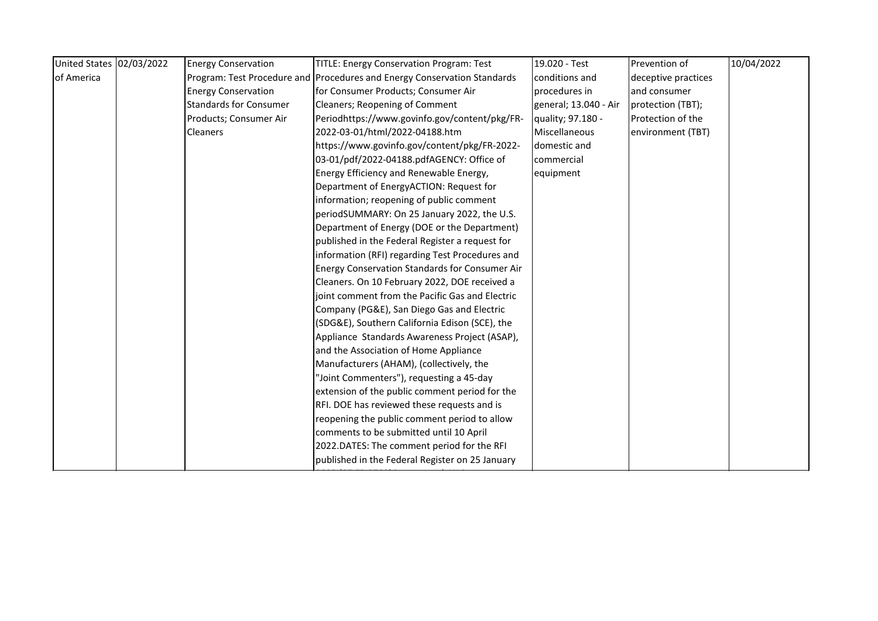| United States of America | 02/03/2022 | Energy Conservation Program: Test Procedure and Energy Conservation Standards for Consumer Products; Consumer Air Cleaners | TITLE: Energy Conservation Program: Test Procedures and Energy Conservation Standards for Consumer Products; Consumer Air Cleaners; Reopening of Comment Periodhttps://www.govinfo.gov/content/pkg/FR-2022-03-01/html/2022-04188.htm https://www.govinfo.gov/content/pkg/FR-2022-03-01/pdf/2022-04188.pdfAGENCY: Office of Energy Efficiency and Renewable Energy, Department of EnergyACTION: Request for information; reopening of public comment periodSUMMARY: On 25 January 2022, the U.S. Department of Energy (DOE or the Department) published in the Federal Register a request for information (RFI) regarding Test Procedures and Energy Conservation Standards for Consumer Air Cleaners. On 10 February 2022, DOE received a joint comment from the Pacific Gas and Electric Company (PG&E), San Diego Gas and Electric (SDG&E), Southern California Edison (SCE), the Appliance Standards Awareness Project (ASAP), and the Association of Home Appliance Manufacturers (AHAM), (collectively, the "Joint Commenters"), requesting a 45-day extension of the public comment period for the RFI. DOE has reviewed these requests and is reopening the public comment period to allow comments to be submitted until 10 April 2022.DATES: The comment period for the RFI published in the Federal Register on 25 January | 19.020 - Test conditions and procedures in general; 13.040 - Air quality; 97.180 - Miscellaneous domestic and commercial equipment | Prevention of deceptive practices and consumer protection (TBT); Protection of the environment (TBT) | 10/04/2022 |
|---|---|---|---|---|---|---|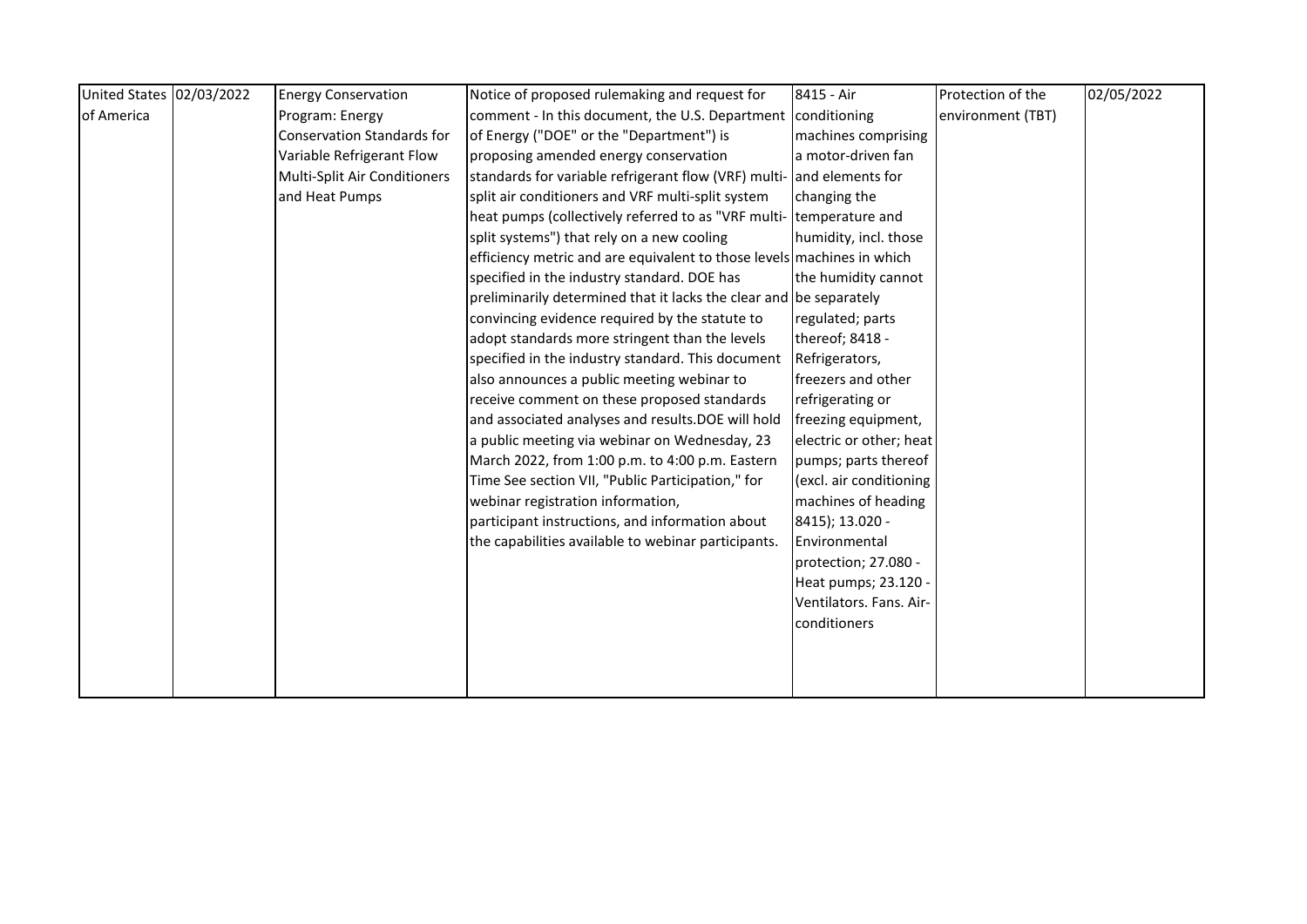| United States of America | 02/03/2022 | Energy Conservation Program: Energy Conservation Standards for Variable Refrigerant Flow Multi-Split Air Conditioners and Heat Pumps | Notice of proposed rulemaking and request for comment - In this document, the U.S. Department of Energy ("DOE" or the "Department") is proposing amended energy conservation standards for variable refrigerant flow (VRF) multi-split air conditioners and VRF multi-split system heat pumps (collectively referred to as "VRF multi-split systems") that rely on a new cooling efficiency metric and are equivalent to those levels specified in the industry standard. DOE has preliminarily determined that it lacks the clear and convincing evidence required by the statute to adopt standards more stringent than the levels specified in the industry standard. This document also announces a public meeting webinar to receive comment on these proposed standards and associated analyses and results.DOE will hold a public meeting via webinar on Wednesday, 23 March 2022, from 1:00 p.m. to 4:00 p.m. Eastern Time See section VII, "Public Participation," for webinar registration information, participant instructions, and information about the capabilities available to webinar participants. | 8415 - Air conditioning machines comprising a motor-driven fan and elements for changing the temperature and humidity, incl. those machines in which the humidity cannot be separately regulated; parts thereof; 8418 - Refrigerators, freezers and other refrigerating or freezing equipment, electric or other; heat pumps; parts thereof (excl. air conditioning machines of heading 8415); 13.020 - Environmental protection; 27.080 - Heat pumps; 23.120 - Ventilators. Fans. Air-conditioners | Protection of the environment (TBT) | 02/05/2022 |
|---|---|---|---|---|---|---|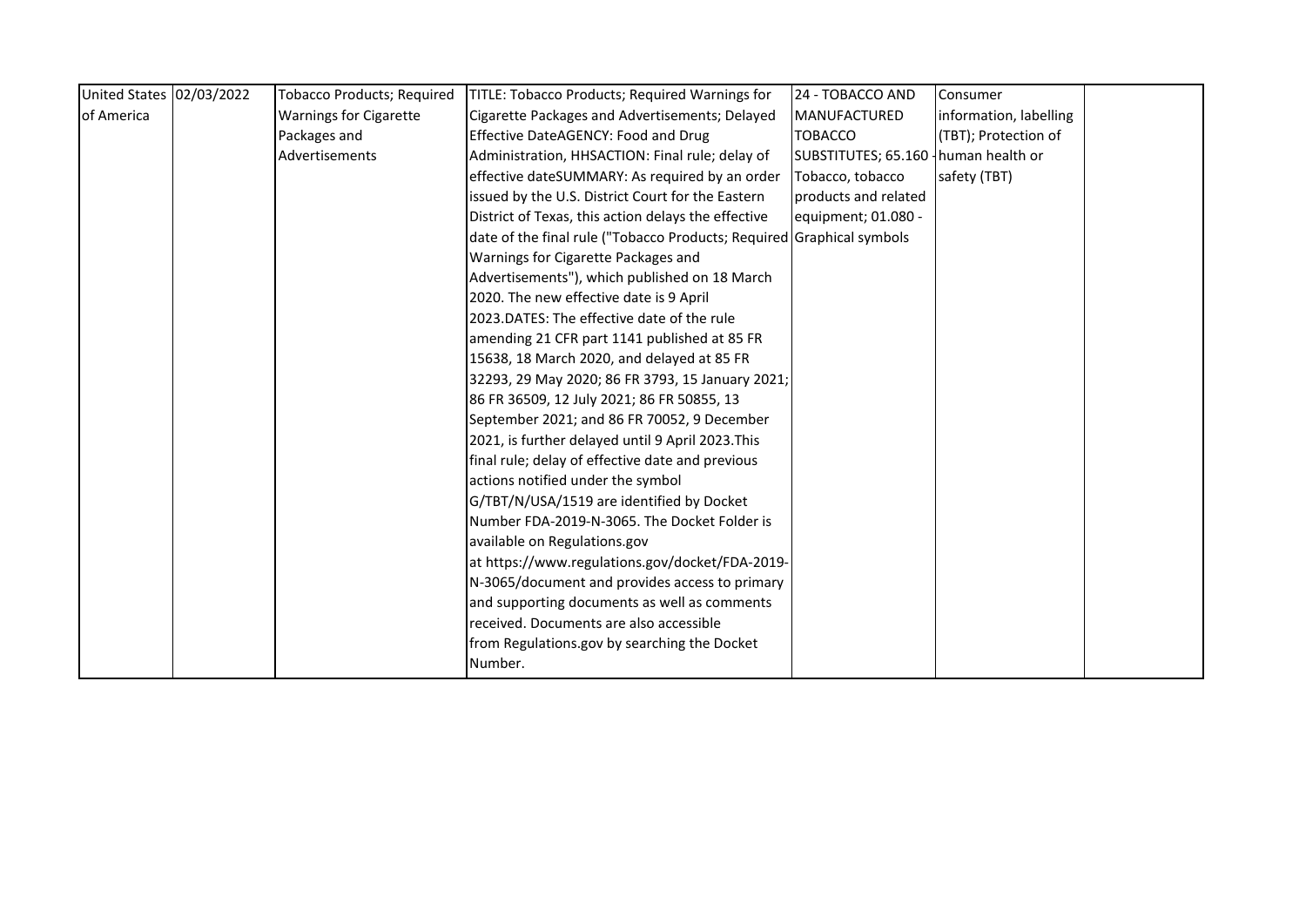| United States of America | 02/03/2022 | Tobacco Products; Required Warnings for Cigarette Packages and Advertisements | TITLE: Tobacco Products; Required Warnings for Cigarette Packages and Advertisements; Delayed Effective DateAGENCY: Food and Drug Administration, HHSACTION: Final rule; delay of effective dateSUMMARY: As required by an order issued by the U.S. District Court for the Eastern District of Texas, this action delays the effective date of the final rule ("Tobacco Products; Required Warnings for Cigarette Packages and Advertisements"), which published on 18 March 2020. The new effective date is 9 April 2023.DATES: The effective date of the rule amending 21 CFR part 1141 published at 85 FR 15638, 18 March 2020, and delayed at 85 FR 32293, 29 May 2020; 86 FR 3793, 15 January 2021; 86 FR 36509, 12 July 2021; 86 FR 50855, 13 September 2021; and 86 FR 70052, 9 December 2021, is further delayed until 9 April 2023.This final rule; delay of effective date and previous actions notified under the symbol G/TBT/N/USA/1519 are identified by Docket Number FDA-2019-N-3065. The Docket Folder is available on Regulations.gov at https://www.regulations.gov/docket/FDA-2019-N-3065/document and provides access to primary and supporting documents as well as comments received. Documents are also accessible from Regulations.gov by searching the Docket Number. | 24 - TOBACCO AND MANUFACTURED TOBACCO SUBSTITUTES; 65.160 - Tobacco, tobacco products and related equipment; 01.080 - Graphical symbols | Consumer information, labelling (TBT); Protection of human health or safety (TBT) | |
|---|---|---|---|---|---|---|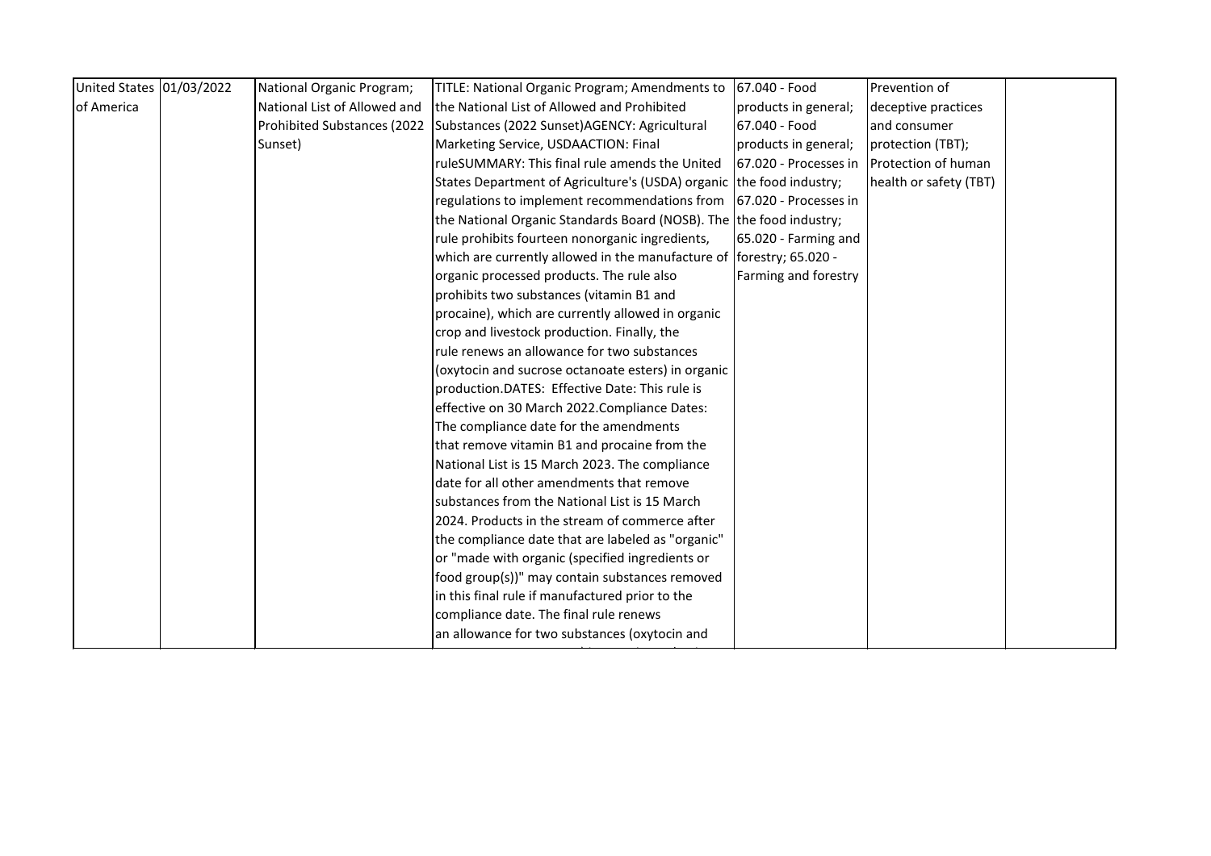| United States of America | 01/03/2022 | National Organic Program; National List of Allowed and Prohibited Substances (2022 Sunset) | TITLE: National Organic Program; Amendments to the National List of Allowed and Prohibited Substances (2022 Sunset)AGENCY: Agricultural Marketing Service, USDAACTION: Final ruleSUMMARY: This final rule amends the United States Department of Agriculture's (USDA) organic regulations to implement recommendations from the National Organic Standards Board (NOSB). The rule prohibits fourteen nonorganic ingredients, which are currently allowed in the manufacture of organic processed products. The rule also prohibits two substances (vitamin B1 and procaine), which are currently allowed in organic crop and livestock production. Finally, the rule renews an allowance for two substances (oxytocin and sucrose octanoate esters) in organic production.DATES: Effective Date: This rule is effective on 30 March 2022.Compliance Dates: The compliance date for the amendments that remove vitamin B1 and procaine from the National List is 15 March 2023. The compliance date for all other amendments that remove substances from the National List is 15 March 2024. Products in the stream of commerce after the compliance date that are labeled as "organic" or "made with organic (specified ingredients or food group(s))" may contain substances removed in this final rule if manufactured prior to the compliance date. The final rule renews an allowance for two substances (oxytocin and | 67.040 - Food products in general; 67.040 - Food products in general; 67.020 - Processes in the food industry; 67.020 - Processes in the food industry; 65.020 - Farming and forestry; 65.020 - Farming and forestry | Prevention of deceptive practices and consumer protection (TBT); Protection of human health or safety (TBT) | |
|---|---|---|---|---|---|---|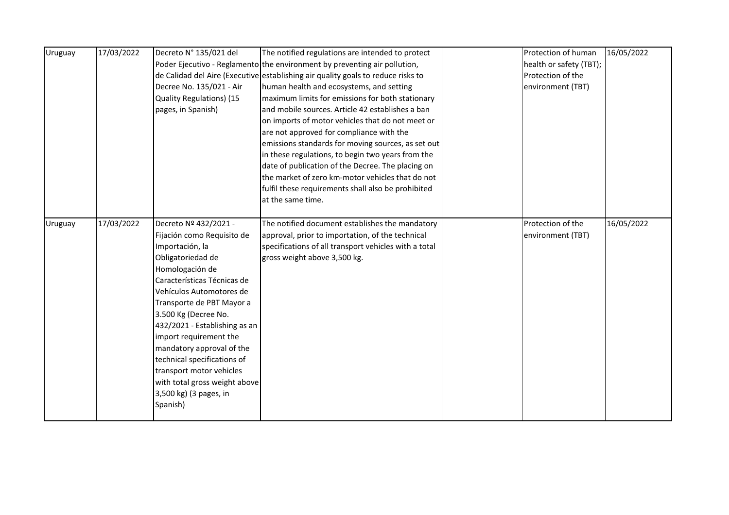| | | | | | | |
|---|---|---|---|---|---|---|
| Uruguay | 17/03/2022 | Decreto N° 135/021 del Poder Ejecutivo - Reglamento de Calidad del Aire (Executive Decree No. 135/021 - Air Quality Regulations) (15 pages, in Spanish) | The notified regulations are intended to protect the environment by preventing air pollution, establishing air quality goals to reduce risks to human health and ecosystems, and setting maximum limits for emissions for both stationary and mobile sources. Article 42 establishes a ban on imports of motor vehicles that do not meet or are not approved for compliance with the emissions standards for moving sources, as set out in these regulations, to begin two years from the date of publication of the Decree. The placing on the market of zero km-motor vehicles that do not fulfil these requirements shall also be prohibited at the same time. | | Protection of human health or safety (TBT); Protection of the environment (TBT) | 16/05/2022 |
| Uruguay | 17/03/2022 | Decreto Nº 432/2021 - Fijación como Requisito de Importación, la Obligatoriedad de Homologación de Características Técnicas de Vehículos Automotores de Transporte de PBT Mayor a 3.500 Kg (Decree No. 432/2021 - Establishing as an import requirement the mandatory approval of the technical specifications of transport motor vehicles with total gross weight above 3,500 kg) (3 pages, in Spanish) | The notified document establishes the mandatory approval, prior to importation, of the technical specifications of all transport vehicles with a total gross weight above 3,500 kg. | | Protection of the environment (TBT) | 16/05/2022 |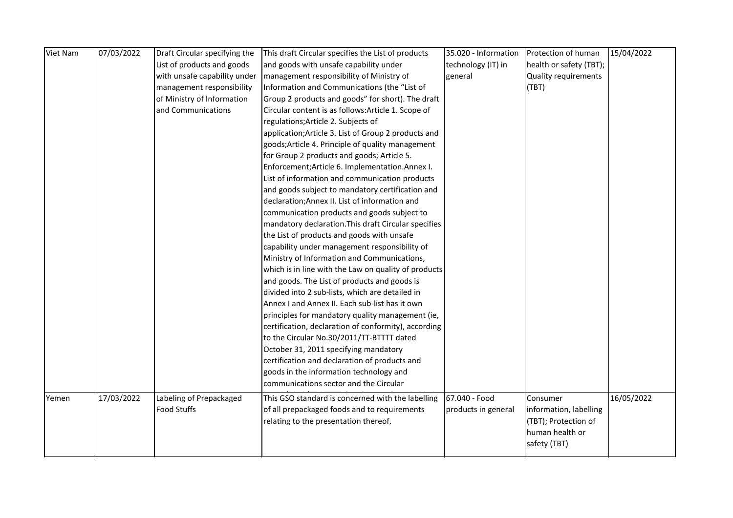| Viet Nam | 07/03/2022 | Draft Circular specifying the List of products and goods with unsafe capability under management responsibility of Ministry of Information and Communications | This draft Circular specifies the List of products and goods with unsafe capability under management responsibility of Ministry of Information and Communications (the "List of Group 2 products and goods" for short). The draft Circular content is as follows:Article 1. Scope of regulations;Article 2. Subjects of application;Article 3. List of Group 2 products and goods;Article 4. Principle of quality management for Group 2 products and goods; Article 5. Enforcement;Article 6. Implementation.Annex I. List of information and communication products and goods subject to mandatory certification and declaration;Annex II. List of information and communication products and goods subject to mandatory declaration.This draft Circular specifies the List of products and goods with unsafe capability under management responsibility of Ministry of Information and Communications, which is in line with the Law on quality of products and goods. The List of products and goods is divided into 2 sub-lists, which are detailed in Annex I and Annex II. Each sub-list has it own principles for mandatory quality management (ie, certification, declaration of conformity), according to the Circular No.30/2011/TT-BTTTT dated October 31, 2011 specifying mandatory certification and declaration of products and goods in the information technology and communications sector and the Circular | 35.020 - Information technology (IT) in general | Protection of human health or safety (TBT); Quality requirements (TBT) | 15/04/2022 |
|---|---|---|---|---|---|---|
| Yemen | 17/03/2022 | Labeling of Prepackaged Food Stuffs | This GSO standard is concerned with the labelling of all prepackaged foods and to requirements relating to the presentation thereof. | 67.040 - Food products in general | Consumer information, labelling (TBT); Protection of human health or safety (TBT) | 16/05/2022 |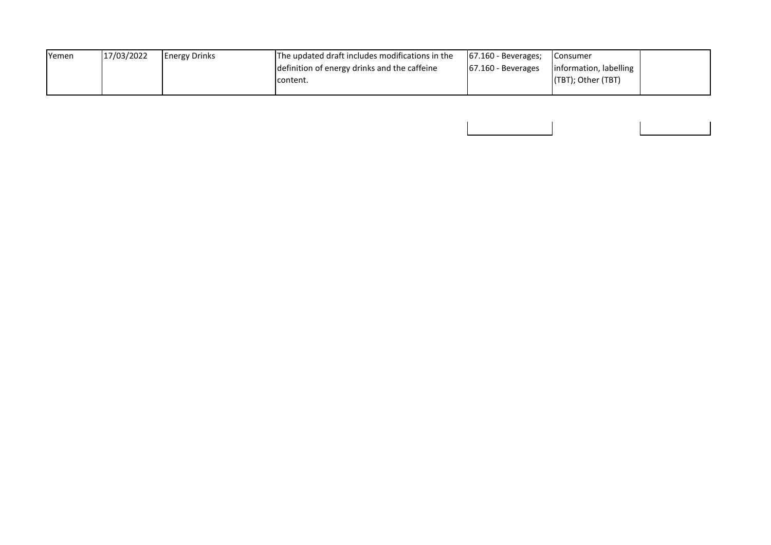| | | | | | | |
|---|---|---|---|---|---|---|
| Yemen | 17/03/2022 | Energy Drinks | The updated draft includes modifications in the definition of energy drinks and the caffeine content. | 67.160 - Beverages; 67.160 - Beverages | Consumer information, labelling (TBT); Other (TBT) | |